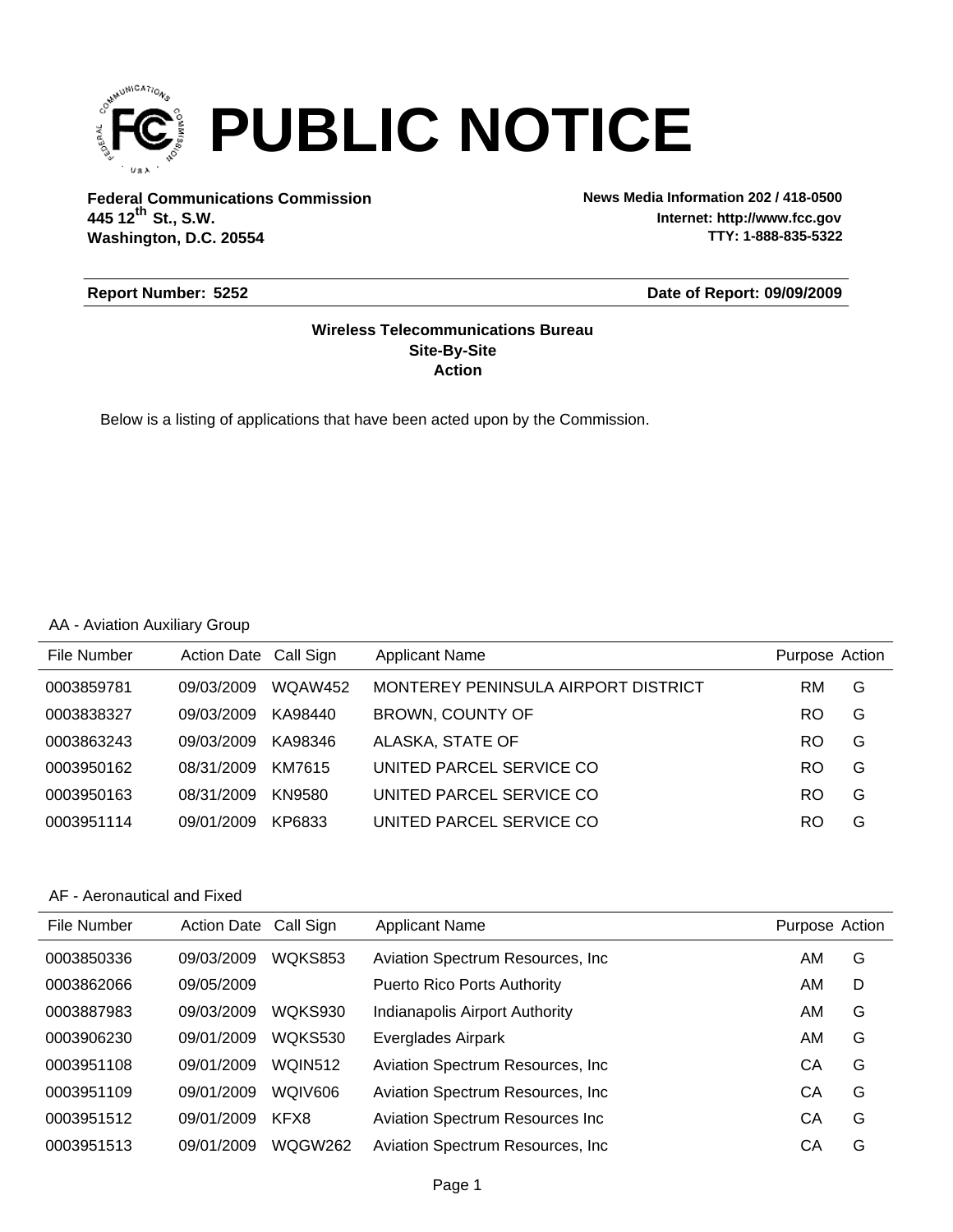# PUBLIC NOTICE

**Federal Communications Commission**
**445 12th St., S.W.**
**Washington, D.C. 20554**

**News Media Information 202 / 418-0500**
**Internet: http://www.fcc.gov**
**TTY: 1-888-835-5322**

**Report Number: 5252** | **Date of Report: 09/09/2009**

**Wireless Telecommunications Bureau**
**Site-By-Site**
**Action**

Below is a listing of applications that have been acted upon by the Commission.

AA - Aviation Auxiliary Group

| File Number | Action Date | Call Sign | Applicant Name | Purpose | Action |
|---|---|---|---|---|---|
| 0003859781 | 09/03/2009 | WQAW452 | MONTEREY PENINSULA AIRPORT DISTRICT | RM | G |
| 0003838327 | 09/03/2009 | KA98440 | BROWN, COUNTY OF | RO | G |
| 0003863243 | 09/03/2009 | KA98346 | ALASKA, STATE OF | RO | G |
| 0003950162 | 08/31/2009 | KM7615 | UNITED PARCEL SERVICE CO | RO | G |
| 0003950163 | 08/31/2009 | KN9580 | UNITED PARCEL SERVICE CO | RO | G |
| 0003951114 | 09/01/2009 | KP6833 | UNITED PARCEL SERVICE CO | RO | G |

AF - Aeronautical and Fixed

| File Number | Action Date | Call Sign | Applicant Name | Purpose | Action |
|---|---|---|---|---|---|
| 0003850336 | 09/03/2009 | WQKS853 | Aviation Spectrum Resources, Inc | AM | G |
| 0003862066 | 09/05/2009 | | Puerto Rico Ports Authority | AM | D |
| 0003887983 | 09/03/2009 | WQKS930 | Indianapolis Airport Authority | AM | G |
| 0003906230 | 09/01/2009 | WQKS530 | Everglades Airpark | AM | G |
| 0003951108 | 09/01/2009 | WQIN512 | Aviation Spectrum Resources, Inc | CA | G |
| 0003951109 | 09/01/2009 | WQIV606 | Aviation Spectrum Resources, Inc | CA | G |
| 0003951512 | 09/01/2009 | KFX8 | Aviation Spectrum Resources Inc | CA | G |
| 0003951513 | 09/01/2009 | WQGW262 | Aviation Spectrum Resources, Inc | CA | G |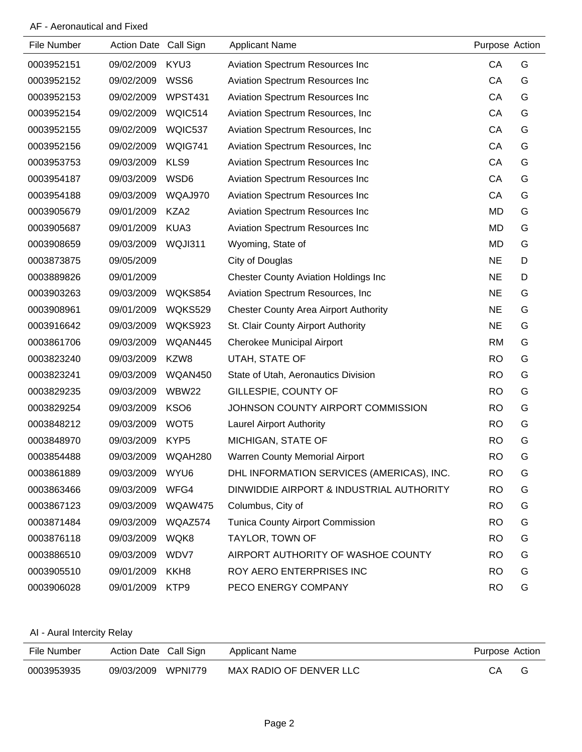AF - Aeronautical and Fixed

| File Number | Action Date | Call Sign | Applicant Name | Purpose | Action |
|---|---|---|---|---|---|
| 0003952151 | 09/02/2009 | KYU3 | Aviation Spectrum Resources Inc | CA | G |
| 0003952152 | 09/02/2009 | WSS6 | Aviation Spectrum Resources Inc | CA | G |
| 0003952153 | 09/02/2009 | WPST431 | Aviation Spectrum Resources Inc | CA | G |
| 0003952154 | 09/02/2009 | WQIC514 | Aviation Spectrum Resources, Inc | CA | G |
| 0003952155 | 09/02/2009 | WQIC537 | Aviation Spectrum Resources, Inc | CA | G |
| 0003952156 | 09/02/2009 | WQIG741 | Aviation Spectrum Resources, Inc | CA | G |
| 0003953753 | 09/03/2009 | KLS9 | Aviation Spectrum Resources Inc | CA | G |
| 0003954187 | 09/03/2009 | WSD6 | Aviation Spectrum Resources Inc | CA | G |
| 0003954188 | 09/03/2009 | WQAJ970 | Aviation Spectrum Resources Inc | CA | G |
| 0003905679 | 09/01/2009 | KZA2 | Aviation Spectrum Resources Inc | MD | G |
| 0003905687 | 09/01/2009 | KUA3 | Aviation Spectrum Resources Inc | MD | G |
| 0003908659 | 09/03/2009 | WQJI311 | Wyoming, State of | MD | G |
| 0003873875 | 09/05/2009 | | City of Douglas | NE | D |
| 0003889826 | 09/01/2009 | | Chester County Aviation Holdings Inc | NE | D |
| 0003903263 | 09/03/2009 | WQKS854 | Aviation Spectrum Resources, Inc | NE | G |
| 0003908961 | 09/01/2009 | WQKS529 | Chester County Area Airport Authority | NE | G |
| 0003916642 | 09/03/2009 | WQKS923 | St. Clair County Airport Authority | NE | G |
| 0003861706 | 09/03/2009 | WQAN445 | Cherokee Municipal Airport | RM | G |
| 0003823240 | 09/03/2009 | KZW8 | UTAH, STATE OF | RO | G |
| 0003823241 | 09/03/2009 | WQAN450 | State of Utah, Aeronautics Division | RO | G |
| 0003829235 | 09/03/2009 | WBW22 | GILLESPIE, COUNTY OF | RO | G |
| 0003829254 | 09/03/2009 | KSO6 | JOHNSON COUNTY AIRPORT COMMISSION | RO | G |
| 0003848212 | 09/03/2009 | WOT5 | Laurel Airport Authority | RO | G |
| 0003848970 | 09/03/2009 | KYP5 | MICHIGAN, STATE OF | RO | G |
| 0003854488 | 09/03/2009 | WQAH280 | Warren County Memorial Airport | RO | G |
| 0003861889 | 09/03/2009 | WYU6 | DHL INFORMATION SERVICES (AMERICAS), INC. | RO | G |
| 0003863466 | 09/03/2009 | WFG4 | DINWIDDIE AIRPORT & INDUSTRIAL AUTHORITY | RO | G |
| 0003867123 | 09/03/2009 | WQAW475 | Columbus, City of | RO | G |
| 0003871484 | 09/03/2009 | WQAZ574 | Tunica County Airport Commission | RO | G |
| 0003876118 | 09/03/2009 | WQK8 | TAYLOR, TOWN OF | RO | G |
| 0003886510 | 09/03/2009 | WDV7 | AIRPORT AUTHORITY OF WASHOE COUNTY | RO | G |
| 0003905510 | 09/01/2009 | KKH8 | ROY AERO ENTERPRISES INC | RO | G |
| 0003906028 | 09/01/2009 | KTP9 | PECO ENERGY COMPANY | RO | G |

AI - Aural Intercity Relay

| File Number | Action Date | Call Sign | Applicant Name | Purpose | Action |
|---|---|---|---|---|---|
| 0003953935 | 09/03/2009 | WPNI779 | MAX RADIO OF DENVER LLC | CA | G |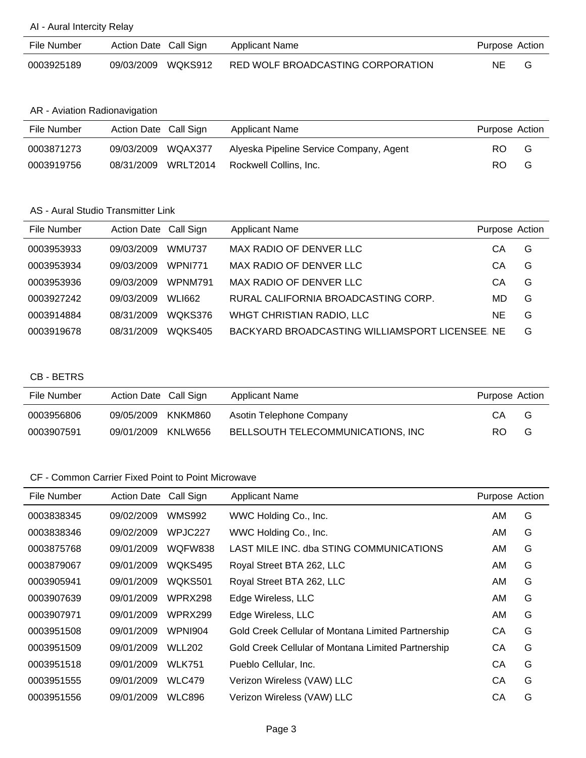## AI - Aural Intercity Relay

| File Number | Action Date | Call Sign | Applicant Name | Purpose | Action |
|---|---|---|---|---|---|
| 0003925189 | 09/03/2009 | WQKS912 | RED WOLF BROADCASTING CORPORATION | NE | G |

## AR - Aviation Radionavigation

| File Number | Action Date | Call Sign | Applicant Name | Purpose | Action |
|---|---|---|---|---|---|
| 0003871273 | 09/03/2009 | WQAX377 | Alyeska Pipeline Service Company, Agent | RO | G |
| 0003919756 | 08/31/2009 | WRLT2014 | Rockwell Collins, Inc. | RO | G |

## AS - Aural Studio Transmitter Link

| File Number | Action Date | Call Sign | Applicant Name | Purpose | Action |
|---|---|---|---|---|---|
| 0003953933 | 09/03/2009 | WMU737 | MAX RADIO OF DENVER LLC | CA | G |
| 0003953934 | 09/03/2009 | WPNI771 | MAX RADIO OF DENVER LLC | CA | G |
| 0003953936 | 09/03/2009 | WPNM791 | MAX RADIO OF DENVER LLC | CA | G |
| 0003927242 | 09/03/2009 | WLI662 | RURAL CALIFORNIA BROADCASTING CORP. | MD | G |
| 0003914884 | 08/31/2009 | WQKS376 | WHGT CHRISTIAN RADIO, LLC | NE | G |
| 0003919678 | 08/31/2009 | WQKS405 | BACKYARD BROADCASTING WILLIAMSPORT LICENSEE | NE | G |

## CB - BETRS

| File Number | Action Date | Call Sign | Applicant Name | Purpose | Action |
|---|---|---|---|---|---|
| 0003956806 | 09/05/2009 | KNKM860 | Asotin Telephone Company | CA | G |
| 0003907591 | 09/01/2009 | KNLW656 | BELLSOUTH TELECOMMUNICATIONS, INC | RO | G |

## CF - Common Carrier Fixed Point to Point Microwave

| File Number | Action Date | Call Sign | Applicant Name | Purpose | Action |
|---|---|---|---|---|---|
| 0003838345 | 09/02/2009 | WMS992 | WWC Holding Co., Inc. | AM | G |
| 0003838346 | 09/02/2009 | WPJC227 | WWC Holding Co., Inc. | AM | G |
| 0003875768 | 09/01/2009 | WQFW838 | LAST MILE INC. dba STING COMMUNICATIONS | AM | G |
| 0003879067 | 09/01/2009 | WQKS495 | Royal Street BTA 262, LLC | AM | G |
| 0003905941 | 09/01/2009 | WQKS501 | Royal Street BTA 262, LLC | AM | G |
| 0003907639 | 09/01/2009 | WPRX298 | Edge Wireless, LLC | AM | G |
| 0003907971 | 09/01/2009 | WPRX299 | Edge Wireless, LLC | AM | G |
| 0003951508 | 09/01/2009 | WPNI904 | Gold Creek Cellular of Montana Limited Partnership | CA | G |
| 0003951509 | 09/01/2009 | WLL202 | Gold Creek Cellular of Montana Limited Partnership | CA | G |
| 0003951518 | 09/01/2009 | WLK751 | Pueblo Cellular, Inc. | CA | G |
| 0003951555 | 09/01/2009 | WLC479 | Verizon Wireless (VAW) LLC | CA | G |
| 0003951556 | 09/01/2009 | WLC896 | Verizon Wireless (VAW) LLC | CA | G |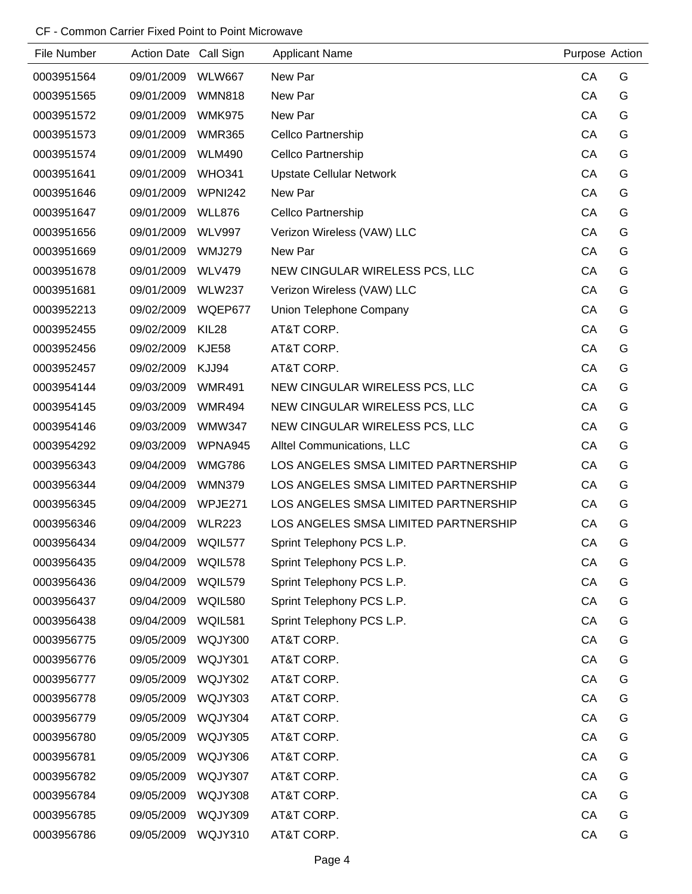CF - Common Carrier Fixed Point to Point Microwave

| File Number | Action Date | Call Sign | Applicant Name | Purpose | Action |
|---|---|---|---|---|---|
| 0003951564 | 09/01/2009 | WLW667 | New Par | CA | G |
| 0003951565 | 09/01/2009 | WMN818 | New Par | CA | G |
| 0003951572 | 09/01/2009 | WMK975 | New Par | CA | G |
| 0003951573 | 09/01/2009 | WMR365 | Cellco Partnership | CA | G |
| 0003951574 | 09/01/2009 | WLM490 | Cellco Partnership | CA | G |
| 0003951641 | 09/01/2009 | WHO341 | Upstate Cellular Network | CA | G |
| 0003951646 | 09/01/2009 | WPNI242 | New Par | CA | G |
| 0003951647 | 09/01/2009 | WLL876 | Cellco Partnership | CA | G |
| 0003951656 | 09/01/2009 | WLV997 | Verizon Wireless (VAW) LLC | CA | G |
| 0003951669 | 09/01/2009 | WMJ279 | New Par | CA | G |
| 0003951678 | 09/01/2009 | WLV479 | NEW CINGULAR WIRELESS PCS, LLC | CA | G |
| 0003951681 | 09/01/2009 | WLW237 | Verizon Wireless (VAW) LLC | CA | G |
| 0003952213 | 09/02/2009 | WQEP677 | Union Telephone Company | CA | G |
| 0003952455 | 09/02/2009 | KIL28 | AT&T CORP. | CA | G |
| 0003952456 | 09/02/2009 | KJE58 | AT&T CORP. | CA | G |
| 0003952457 | 09/02/2009 | KJJ94 | AT&T CORP. | CA | G |
| 0003954144 | 09/03/2009 | WMR491 | NEW CINGULAR WIRELESS PCS, LLC | CA | G |
| 0003954145 | 09/03/2009 | WMR494 | NEW CINGULAR WIRELESS PCS, LLC | CA | G |
| 0003954146 | 09/03/2009 | WMW347 | NEW CINGULAR WIRELESS PCS, LLC | CA | G |
| 0003954292 | 09/03/2009 | WPNA945 | Alltel Communications, LLC | CA | G |
| 0003956343 | 09/04/2009 | WMG786 | LOS ANGELES SMSA LIMITED PARTNERSHIP | CA | G |
| 0003956344 | 09/04/2009 | WMN379 | LOS ANGELES SMSA LIMITED PARTNERSHIP | CA | G |
| 0003956345 | 09/04/2009 | WPJE271 | LOS ANGELES SMSA LIMITED PARTNERSHIP | CA | G |
| 0003956346 | 09/04/2009 | WLR223 | LOS ANGELES SMSA LIMITED PARTNERSHIP | CA | G |
| 0003956434 | 09/04/2009 | WQIL577 | Sprint Telephony PCS L.P. | CA | G |
| 0003956435 | 09/04/2009 | WQIL578 | Sprint Telephony PCS L.P. | CA | G |
| 0003956436 | 09/04/2009 | WQIL579 | Sprint Telephony PCS L.P. | CA | G |
| 0003956437 | 09/04/2009 | WQIL580 | Sprint Telephony PCS L.P. | CA | G |
| 0003956438 | 09/04/2009 | WQIL581 | Sprint Telephony PCS L.P. | CA | G |
| 0003956775 | 09/05/2009 | WQJY300 | AT&T CORP. | CA | G |
| 0003956776 | 09/05/2009 | WQJY301 | AT&T CORP. | CA | G |
| 0003956777 | 09/05/2009 | WQJY302 | AT&T CORP. | CA | G |
| 0003956778 | 09/05/2009 | WQJY303 | AT&T CORP. | CA | G |
| 0003956779 | 09/05/2009 | WQJY304 | AT&T CORP. | CA | G |
| 0003956780 | 09/05/2009 | WQJY305 | AT&T CORP. | CA | G |
| 0003956781 | 09/05/2009 | WQJY306 | AT&T CORP. | CA | G |
| 0003956782 | 09/05/2009 | WQJY307 | AT&T CORP. | CA | G |
| 0003956784 | 09/05/2009 | WQJY308 | AT&T CORP. | CA | G |
| 0003956785 | 09/05/2009 | WQJY309 | AT&T CORP. | CA | G |
| 0003956786 | 09/05/2009 | WQJY310 | AT&T CORP. | CA | G |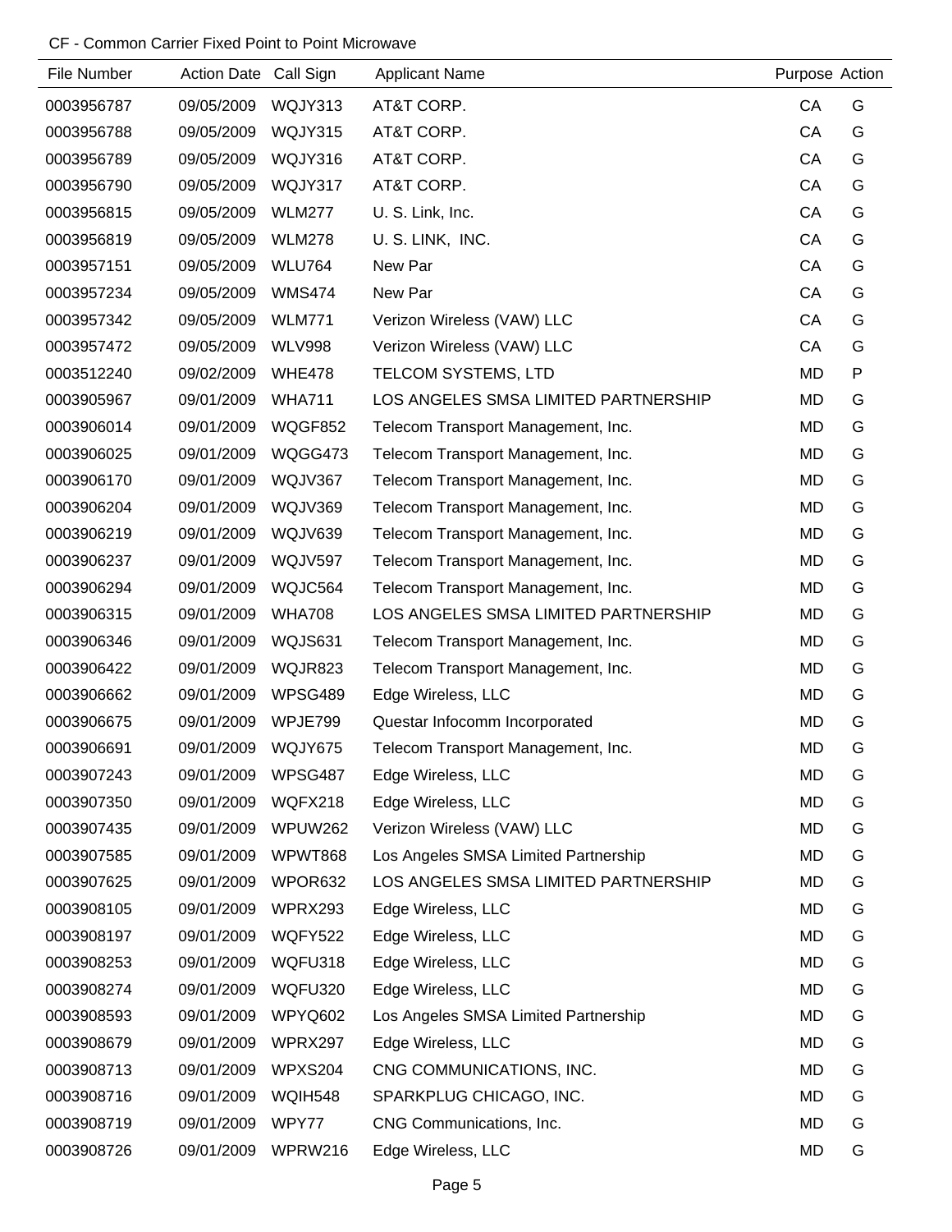CF - Common Carrier Fixed Point to Point Microwave

| File Number | Action Date | Call Sign | Applicant Name | Purpose | Action |
|---|---|---|---|---|---|
| 0003956787 | 09/05/2009 | WQJY313 | AT&T CORP. | CA | G |
| 0003956788 | 09/05/2009 | WQJY315 | AT&T CORP. | CA | G |
| 0003956789 | 09/05/2009 | WQJY316 | AT&T CORP. | CA | G |
| 0003956790 | 09/05/2009 | WQJY317 | AT&T CORP. | CA | G |
| 0003956815 | 09/05/2009 | WLM277 | U. S. Link, Inc. | CA | G |
| 0003956819 | 09/05/2009 | WLM278 | U. S. LINK, INC. | CA | G |
| 0003957151 | 09/05/2009 | WLU764 | New Par | CA | G |
| 0003957234 | 09/05/2009 | WMS474 | New Par | CA | G |
| 0003957342 | 09/05/2009 | WLM771 | Verizon Wireless (VAW) LLC | CA | G |
| 0003957472 | 09/05/2009 | WLV998 | Verizon Wireless (VAW) LLC | CA | G |
| 0003512240 | 09/02/2009 | WHE478 | TELCOM SYSTEMS, LTD | MD | P |
| 0003905967 | 09/01/2009 | WHA711 | LOS ANGELES SMSA LIMITED PARTNERSHIP | MD | G |
| 0003906014 | 09/01/2009 | WQGF852 | Telecom Transport Management, Inc. | MD | G |
| 0003906025 | 09/01/2009 | WQGG473 | Telecom Transport Management, Inc. | MD | G |
| 0003906170 | 09/01/2009 | WQJV367 | Telecom Transport Management, Inc. | MD | G |
| 0003906204 | 09/01/2009 | WQJV369 | Telecom Transport Management, Inc. | MD | G |
| 0003906219 | 09/01/2009 | WQJV639 | Telecom Transport Management, Inc. | MD | G |
| 0003906237 | 09/01/2009 | WQJV597 | Telecom Transport Management, Inc. | MD | G |
| 0003906294 | 09/01/2009 | WQJC564 | Telecom Transport Management, Inc. | MD | G |
| 0003906315 | 09/01/2009 | WHA708 | LOS ANGELES SMSA LIMITED PARTNERSHIP | MD | G |
| 0003906346 | 09/01/2009 | WQJS631 | Telecom Transport Management, Inc. | MD | G |
| 0003906422 | 09/01/2009 | WQJR823 | Telecom Transport Management, Inc. | MD | G |
| 0003906662 | 09/01/2009 | WPSG489 | Edge Wireless, LLC | MD | G |
| 0003906675 | 09/01/2009 | WPJE799 | Questar Infocomm Incorporated | MD | G |
| 0003906691 | 09/01/2009 | WQJY675 | Telecom Transport Management, Inc. | MD | G |
| 0003907243 | 09/01/2009 | WPSG487 | Edge Wireless, LLC | MD | G |
| 0003907350 | 09/01/2009 | WQFX218 | Edge Wireless, LLC | MD | G |
| 0003907435 | 09/01/2009 | WPUW262 | Verizon Wireless (VAW) LLC | MD | G |
| 0003907585 | 09/01/2009 | WPWT868 | Los Angeles SMSA Limited Partnership | MD | G |
| 0003907625 | 09/01/2009 | WPOR632 | LOS ANGELES SMSA LIMITED PARTNERSHIP | MD | G |
| 0003908105 | 09/01/2009 | WPRX293 | Edge Wireless, LLC | MD | G |
| 0003908197 | 09/01/2009 | WQFY522 | Edge Wireless, LLC | MD | G |
| 0003908253 | 09/01/2009 | WQFU318 | Edge Wireless, LLC | MD | G |
| 0003908274 | 09/01/2009 | WQFU320 | Edge Wireless, LLC | MD | G |
| 0003908593 | 09/01/2009 | WPYQ602 | Los Angeles SMSA Limited Partnership | MD | G |
| 0003908679 | 09/01/2009 | WPRX297 | Edge Wireless, LLC | MD | G |
| 0003908713 | 09/01/2009 | WPXS204 | CNG COMMUNICATIONS, INC. | MD | G |
| 0003908716 | 09/01/2009 | WQIH548 | SPARKPLUG CHICAGO, INC. | MD | G |
| 0003908719 | 09/01/2009 | WPY77 | CNG Communications, Inc. | MD | G |
| 0003908726 | 09/01/2009 | WPRW216 | Edge Wireless, LLC | MD | G |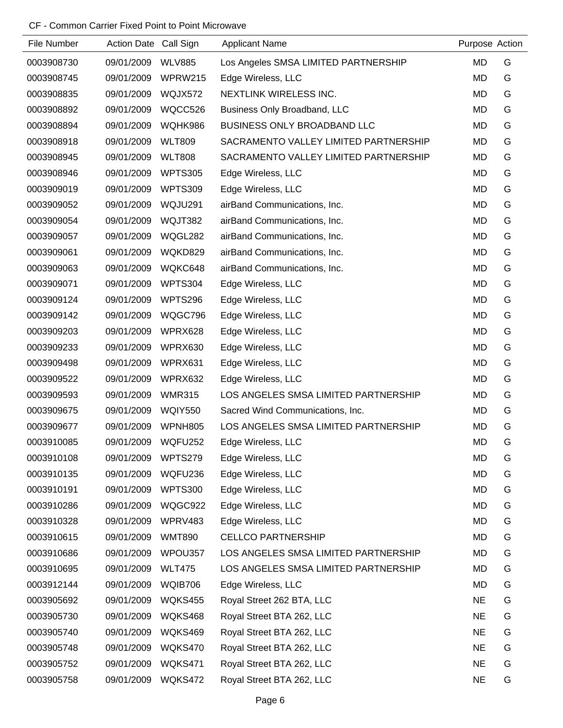CF - Common Carrier Fixed Point to Point Microwave

| File Number | Action Date | Call Sign | Applicant Name | Purpose | Action |
|---|---|---|---|---|---|
| 0003908730 | 09/01/2009 | WLV885 | Los Angeles SMSA LIMITED PARTNERSHIP | MD | G |
| 0003908745 | 09/01/2009 | WPRW215 | Edge Wireless, LLC | MD | G |
| 0003908835 | 09/01/2009 | WQJX572 | NEXTLINK WIRELESS INC. | MD | G |
| 0003908892 | 09/01/2009 | WQCC526 | Business Only Broadband, LLC | MD | G |
| 0003908894 | 09/01/2009 | WQHK986 | BUSINESS ONLY BROADBAND LLC | MD | G |
| 0003908918 | 09/01/2009 | WLT809 | SACRAMENTO VALLEY LIMITED PARTNERSHIP | MD | G |
| 0003908945 | 09/01/2009 | WLT808 | SACRAMENTO VALLEY LIMITED PARTNERSHIP | MD | G |
| 0003908946 | 09/01/2009 | WPTS305 | Edge Wireless, LLC | MD | G |
| 0003909019 | 09/01/2009 | WPTS309 | Edge Wireless, LLC | MD | G |
| 0003909052 | 09/01/2009 | WQJU291 | airBand Communications, Inc. | MD | G |
| 0003909054 | 09/01/2009 | WQJT382 | airBand Communications, Inc. | MD | G |
| 0003909057 | 09/01/2009 | WQGL282 | airBand Communications, Inc. | MD | G |
| 0003909061 | 09/01/2009 | WQKD829 | airBand Communications, Inc. | MD | G |
| 0003909063 | 09/01/2009 | WQKC648 | airBand Communications, Inc. | MD | G |
| 0003909071 | 09/01/2009 | WPTS304 | Edge Wireless, LLC | MD | G |
| 0003909124 | 09/01/2009 | WPTS296 | Edge Wireless, LLC | MD | G |
| 0003909142 | 09/01/2009 | WQGC796 | Edge Wireless, LLC | MD | G |
| 0003909203 | 09/01/2009 | WPRX628 | Edge Wireless, LLC | MD | G |
| 0003909233 | 09/01/2009 | WPRX630 | Edge Wireless, LLC | MD | G |
| 0003909498 | 09/01/2009 | WPRX631 | Edge Wireless, LLC | MD | G |
| 0003909522 | 09/01/2009 | WPRX632 | Edge Wireless, LLC | MD | G |
| 0003909593 | 09/01/2009 | WMR315 | LOS ANGELES SMSA LIMITED PARTNERSHIP | MD | G |
| 0003909675 | 09/01/2009 | WQIY550 | Sacred Wind Communications, Inc. | MD | G |
| 0003909677 | 09/01/2009 | WPNH805 | LOS ANGELES SMSA LIMITED PARTNERSHIP | MD | G |
| 0003910085 | 09/01/2009 | WQFU252 | Edge Wireless, LLC | MD | G |
| 0003910108 | 09/01/2009 | WPTS279 | Edge Wireless, LLC | MD | G |
| 0003910135 | 09/01/2009 | WQFU236 | Edge Wireless, LLC | MD | G |
| 0003910191 | 09/01/2009 | WPTS300 | Edge Wireless, LLC | MD | G |
| 0003910286 | 09/01/2009 | WQGC922 | Edge Wireless, LLC | MD | G |
| 0003910328 | 09/01/2009 | WPRV483 | Edge Wireless, LLC | MD | G |
| 0003910615 | 09/01/2009 | WMT890 | CELLCO PARTNERSHIP | MD | G |
| 0003910686 | 09/01/2009 | WPOU357 | LOS ANGELES SMSA LIMITED PARTNERSHIP | MD | G |
| 0003910695 | 09/01/2009 | WLT475 | LOS ANGELES SMSA LIMITED PARTNERSHIP | MD | G |
| 0003912144 | 09/01/2009 | WQIB706 | Edge Wireless, LLC | MD | G |
| 0003905692 | 09/01/2009 | WQKS455 | Royal Street 262 BTA, LLC | NE | G |
| 0003905730 | 09/01/2009 | WQKS468 | Royal Street BTA 262, LLC | NE | G |
| 0003905740 | 09/01/2009 | WQKS469 | Royal Street BTA 262, LLC | NE | G |
| 0003905748 | 09/01/2009 | WQKS470 | Royal Street BTA 262, LLC | NE | G |
| 0003905752 | 09/01/2009 | WQKS471 | Royal Street BTA 262, LLC | NE | G |
| 0003905758 | 09/01/2009 | WQKS472 | Royal Street BTA 262, LLC | NE | G |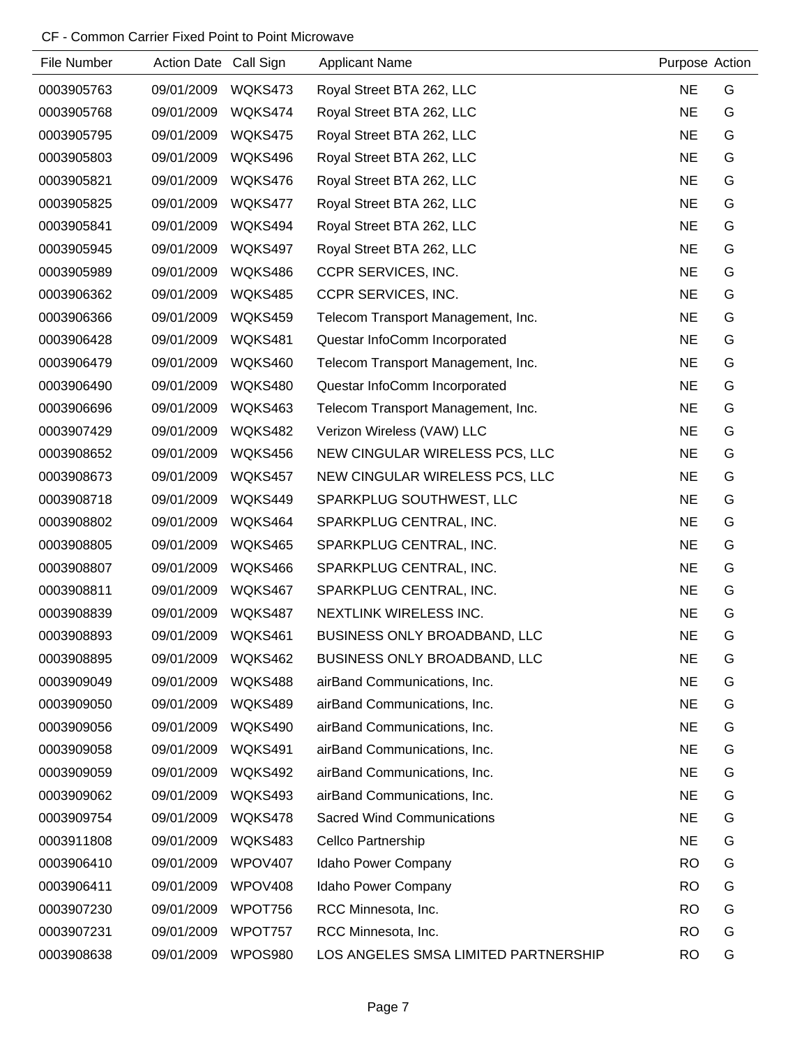CF - Common Carrier Fixed Point to Point Microwave

| File Number | Action Date | Call Sign | Applicant Name | Purpose | Action |
| --- | --- | --- | --- | --- | --- |
| 0003905763 | 09/01/2009 | WQKS473 | Royal Street BTA 262, LLC | NE | G |
| 0003905768 | 09/01/2009 | WQKS474 | Royal Street BTA 262, LLC | NE | G |
| 0003905795 | 09/01/2009 | WQKS475 | Royal Street BTA 262, LLC | NE | G |
| 0003905803 | 09/01/2009 | WQKS496 | Royal Street BTA 262, LLC | NE | G |
| 0003905821 | 09/01/2009 | WQKS476 | Royal Street BTA 262, LLC | NE | G |
| 0003905825 | 09/01/2009 | WQKS477 | Royal Street BTA 262, LLC | NE | G |
| 0003905841 | 09/01/2009 | WQKS494 | Royal Street BTA 262, LLC | NE | G |
| 0003905945 | 09/01/2009 | WQKS497 | Royal Street BTA 262, LLC | NE | G |
| 0003905989 | 09/01/2009 | WQKS486 | CCPR SERVICES, INC. | NE | G |
| 0003906362 | 09/01/2009 | WQKS485 | CCPR SERVICES, INC. | NE | G |
| 0003906366 | 09/01/2009 | WQKS459 | Telecom Transport Management, Inc. | NE | G |
| 0003906428 | 09/01/2009 | WQKS481 | Questar InfoComm Incorporated | NE | G |
| 0003906479 | 09/01/2009 | WQKS460 | Telecom Transport Management, Inc. | NE | G |
| 0003906490 | 09/01/2009 | WQKS480 | Questar InfoComm Incorporated | NE | G |
| 0003906696 | 09/01/2009 | WQKS463 | Telecom Transport Management, Inc. | NE | G |
| 0003907429 | 09/01/2009 | WQKS482 | Verizon Wireless (VAW) LLC | NE | G |
| 0003908652 | 09/01/2009 | WQKS456 | NEW CINGULAR WIRELESS PCS, LLC | NE | G |
| 0003908673 | 09/01/2009 | WQKS457 | NEW CINGULAR WIRELESS PCS, LLC | NE | G |
| 0003908718 | 09/01/2009 | WQKS449 | SPARKPLUG SOUTHWEST, LLC | NE | G |
| 0003908802 | 09/01/2009 | WQKS464 | SPARKPLUG CENTRAL, INC. | NE | G |
| 0003908805 | 09/01/2009 | WQKS465 | SPARKPLUG CENTRAL, INC. | NE | G |
| 0003908807 | 09/01/2009 | WQKS466 | SPARKPLUG CENTRAL, INC. | NE | G |
| 0003908811 | 09/01/2009 | WQKS467 | SPARKPLUG CENTRAL, INC. | NE | G |
| 0003908839 | 09/01/2009 | WQKS487 | NEXTLINK WIRELESS INC. | NE | G |
| 0003908893 | 09/01/2009 | WQKS461 | BUSINESS ONLY BROADBAND, LLC | NE | G |
| 0003908895 | 09/01/2009 | WQKS462 | BUSINESS ONLY BROADBAND, LLC | NE | G |
| 0003909049 | 09/01/2009 | WQKS488 | airBand Communications, Inc. | NE | G |
| 0003909050 | 09/01/2009 | WQKS489 | airBand Communications, Inc. | NE | G |
| 0003909056 | 09/01/2009 | WQKS490 | airBand Communications, Inc. | NE | G |
| 0003909058 | 09/01/2009 | WQKS491 | airBand Communications, Inc. | NE | G |
| 0003909059 | 09/01/2009 | WQKS492 | airBand Communications, Inc. | NE | G |
| 0003909062 | 09/01/2009 | WQKS493 | airBand Communications, Inc. | NE | G |
| 0003909754 | 09/01/2009 | WQKS478 | Sacred Wind Communications | NE | G |
| 0003911808 | 09/01/2009 | WQKS483 | Cellco Partnership | NE | G |
| 0003906410 | 09/01/2009 | WPOV407 | Idaho Power Company | RO | G |
| 0003906411 | 09/01/2009 | WPOV408 | Idaho Power Company | RO | G |
| 0003907230 | 09/01/2009 | WPOT756 | RCC Minnesota, Inc. | RO | G |
| 0003907231 | 09/01/2009 | WPOT757 | RCC Minnesota, Inc. | RO | G |
| 0003908638 | 09/01/2009 | WPOS980 | LOS ANGELES SMSA LIMITED PARTNERSHIP | RO | G |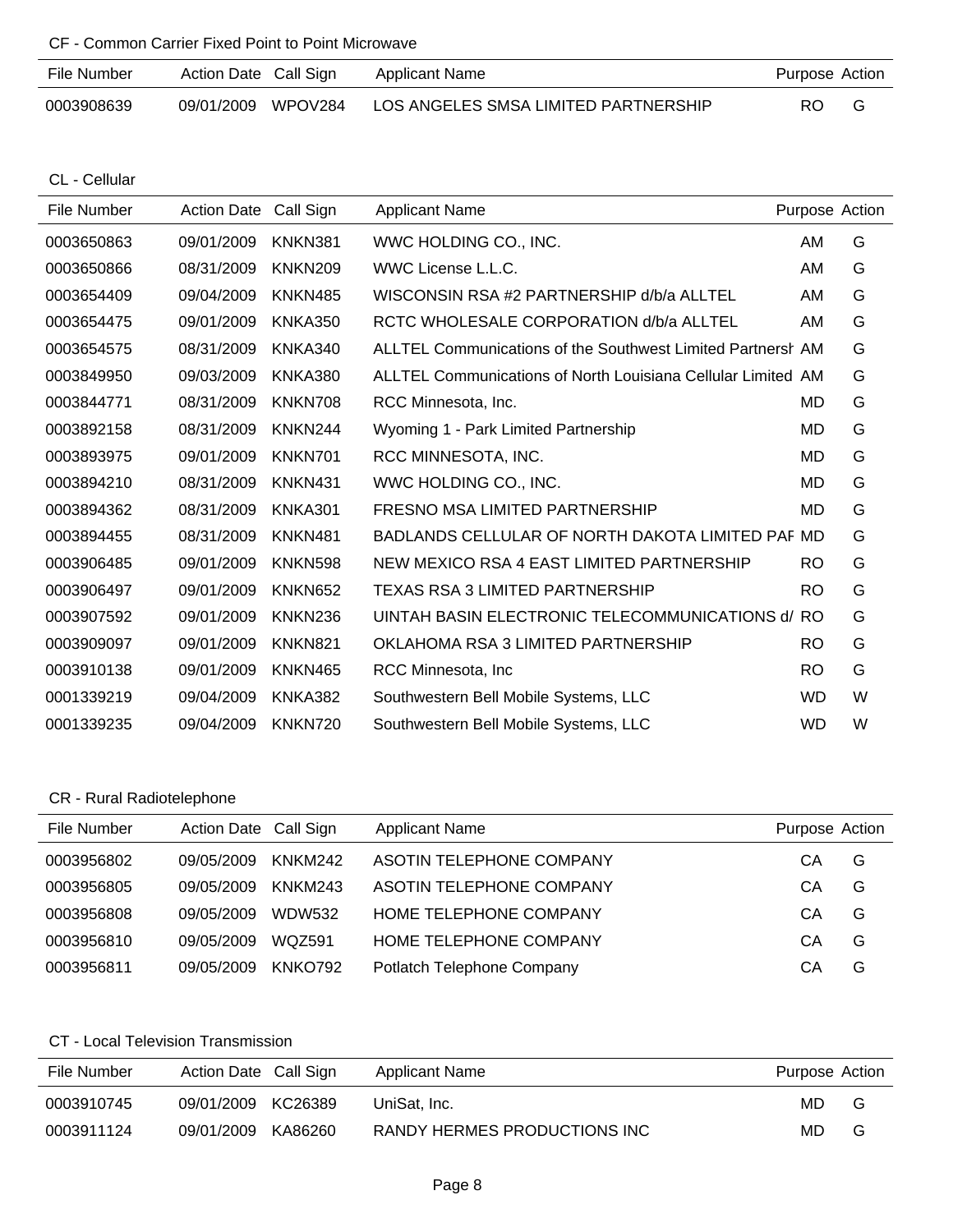CF - Common Carrier Fixed Point to Point Microwave

| File Number | Action Date | Call Sign | Applicant Name | Purpose | Action |
|---|---|---|---|---|---|
| 0003908639 | 09/01/2009 | WPOV284 | LOS ANGELES SMSA LIMITED PARTNERSHIP | RO | G |

CL - Cellular

| File Number | Action Date | Call Sign | Applicant Name | Purpose | Action |
|---|---|---|---|---|---|
| 0003650863 | 09/01/2009 | KNKN381 | WWC HOLDING CO., INC. | AM | G |
| 0003650866 | 08/31/2009 | KNKN209 | WWC License L.L.C. | AM | G |
| 0003654409 | 09/04/2009 | KNKN485 | WISCONSIN RSA #2 PARTNERSHIP d/b/a ALLTEL | AM | G |
| 0003654475 | 09/01/2009 | KNKA350 | RCTC WHOLESALE CORPORATION d/b/a ALLTEL | AM | G |
| 0003654575 | 08/31/2009 | KNKA340 | ALLTEL Communications of the Southwest Limited Partnersh | AM | G |
| 0003849950 | 09/03/2009 | KNKA380 | ALLTEL Communications of North Louisiana Cellular Limited | AM | G |
| 0003844771 | 08/31/2009 | KNKN708 | RCC Minnesota, Inc. | MD | G |
| 0003892158 | 08/31/2009 | KNKN244 | Wyoming 1 - Park Limited Partnership | MD | G |
| 0003893975 | 09/01/2009 | KNKN701 | RCC MINNESOTA, INC. | MD | G |
| 0003894210 | 08/31/2009 | KNKN431 | WWC HOLDING CO., INC. | MD | G |
| 0003894362 | 08/31/2009 | KNKA301 | FRESNO MSA LIMITED PARTNERSHIP | MD | G |
| 0003894455 | 08/31/2009 | KNKN481 | BADLANDS CELLULAR OF NORTH DAKOTA LIMITED PAF | MD | G |
| 0003906485 | 09/01/2009 | KNKN598 | NEW MEXICO RSA 4 EAST LIMITED PARTNERSHIP | RO | G |
| 0003906497 | 09/01/2009 | KNKN652 | TEXAS RSA 3 LIMITED PARTNERSHIP | RO | G |
| 0003907592 | 09/01/2009 | KNKN236 | UINTAH BASIN ELECTRONIC TELECOMMUNICATIONS d/ | RO | G |
| 0003909097 | 09/01/2009 | KNKN821 | OKLAHOMA RSA 3 LIMITED PARTNERSHIP | RO | G |
| 0003910138 | 09/01/2009 | KNKN465 | RCC Minnesota, Inc | RO | G |
| 0001339219 | 09/04/2009 | KNKA382 | Southwestern Bell Mobile Systems, LLC | WD | W |
| 0001339235 | 09/04/2009 | KNKN720 | Southwestern Bell Mobile Systems, LLC | WD | W |

CR - Rural Radiotelephone

| File Number | Action Date | Call Sign | Applicant Name | Purpose | Action |
|---|---|---|---|---|---|
| 0003956802 | 09/05/2009 | KNKM242 | ASOTIN TELEPHONE COMPANY | CA | G |
| 0003956805 | 09/05/2009 | KNKM243 | ASOTIN TELEPHONE COMPANY | CA | G |
| 0003956808 | 09/05/2009 | WDW532 | HOME TELEPHONE COMPANY | CA | G |
| 0003956810 | 09/05/2009 | WQZ591 | HOME TELEPHONE COMPANY | CA | G |
| 0003956811 | 09/05/2009 | KNKO792 | Potlatch Telephone Company | CA | G |

CT - Local Television Transmission

| File Number | Action Date | Call Sign | Applicant Name | Purpose | Action |
|---|---|---|---|---|---|
| 0003910745 | 09/01/2009 | KC26389 | UniSat, Inc. | MD | G |
| 0003911124 | 09/01/2009 | KA86260 | RANDY HERMES PRODUCTIONS INC | MD | G |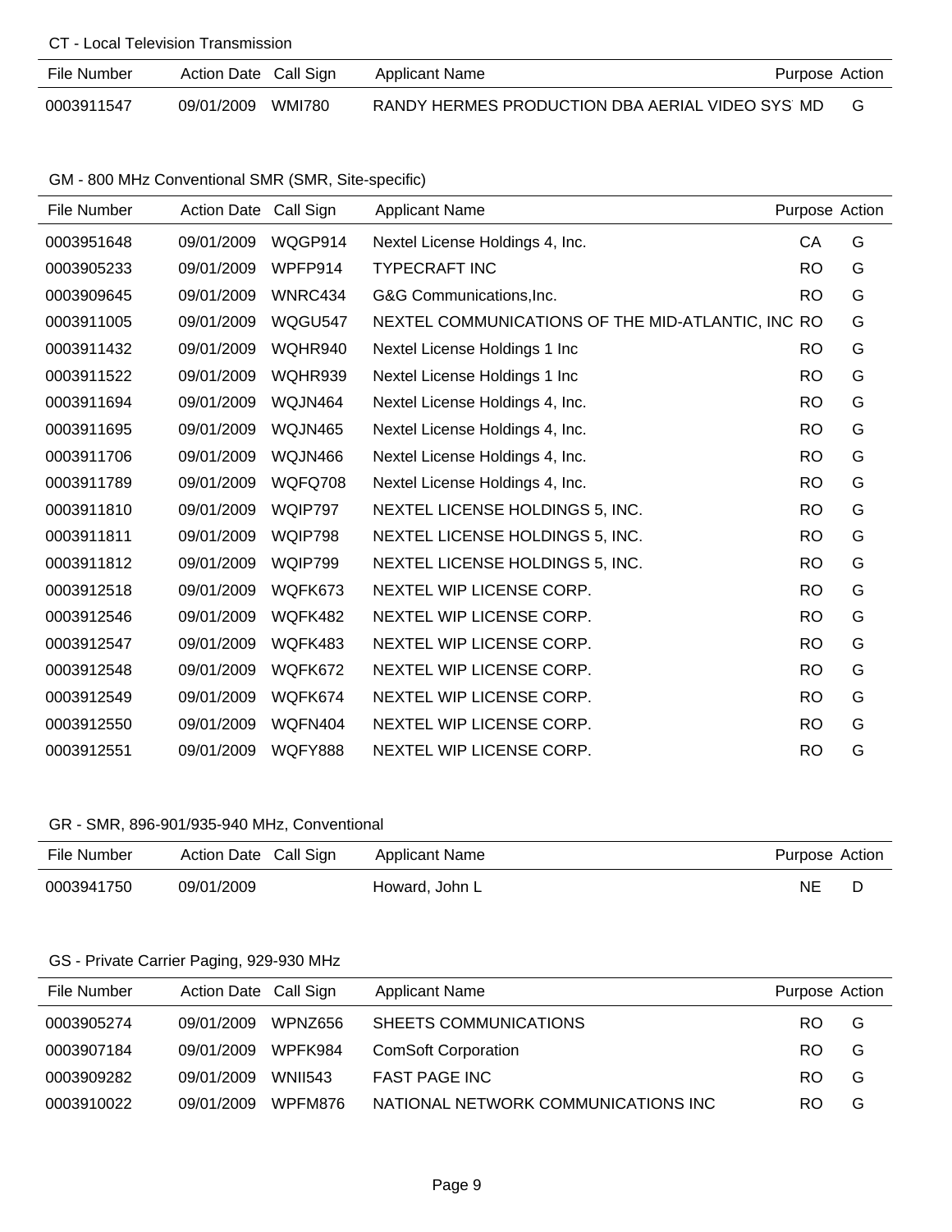CT - Local Television Transmission

| File Number | Action Date | Call Sign | Applicant Name | Purpose | Action |
|---|---|---|---|---|---|
| 0003911547 | 09/01/2009 | WMI780 | RANDY HERMES PRODUCTION DBA AERIAL VIDEO SYS | MD | G |

GM - 800 MHz Conventional SMR (SMR, Site-specific)

| File Number | Action Date | Call Sign | Applicant Name | Purpose | Action |
|---|---|---|---|---|---|
| 0003951648 | 09/01/2009 | WQGP914 | Nextel License Holdings 4, Inc. | CA | G |
| 0003905233 | 09/01/2009 | WPFP914 | TYPECRAFT INC | RO | G |
| 0003909645 | 09/01/2009 | WNRC434 | G&G Communications,Inc. | RO | G |
| 0003911005 | 09/01/2009 | WQGU547 | NEXTEL COMMUNICATIONS OF THE MID-ATLANTIC, INC | RO | G |
| 0003911432 | 09/01/2009 | WQHR940 | Nextel License Holdings 1 Inc | RO | G |
| 0003911522 | 09/01/2009 | WQHR939 | Nextel License Holdings 1 Inc | RO | G |
| 0003911694 | 09/01/2009 | WQJN464 | Nextel License Holdings 4, Inc. | RO | G |
| 0003911695 | 09/01/2009 | WQJN465 | Nextel License Holdings 4, Inc. | RO | G |
| 0003911706 | 09/01/2009 | WQJN466 | Nextel License Holdings 4, Inc. | RO | G |
| 0003911789 | 09/01/2009 | WQFQ708 | Nextel License Holdings 4, Inc. | RO | G |
| 0003911810 | 09/01/2009 | WQIP797 | NEXTEL LICENSE HOLDINGS 5, INC. | RO | G |
| 0003911811 | 09/01/2009 | WQIP798 | NEXTEL LICENSE HOLDINGS 5, INC. | RO | G |
| 0003911812 | 09/01/2009 | WQIP799 | NEXTEL LICENSE HOLDINGS 5, INC. | RO | G |
| 0003912518 | 09/01/2009 | WQFK673 | NEXTEL WIP LICENSE CORP. | RO | G |
| 0003912546 | 09/01/2009 | WQFK482 | NEXTEL WIP LICENSE CORP. | RO | G |
| 0003912547 | 09/01/2009 | WQFK483 | NEXTEL WIP LICENSE CORP. | RO | G |
| 0003912548 | 09/01/2009 | WQFK672 | NEXTEL WIP LICENSE CORP. | RO | G |
| 0003912549 | 09/01/2009 | WQFK674 | NEXTEL WIP LICENSE CORP. | RO | G |
| 0003912550 | 09/01/2009 | WQFN404 | NEXTEL WIP LICENSE CORP. | RO | G |
| 0003912551 | 09/01/2009 | WQFY888 | NEXTEL WIP LICENSE CORP. | RO | G |

GR - SMR, 896-901/935-940 MHz, Conventional

| File Number | Action Date | Call Sign | Applicant Name | Purpose | Action |
|---|---|---|---|---|---|
| 0003941750 | 09/01/2009 | | Howard, John L | NE | D |

GS - Private Carrier Paging, 929-930 MHz

| File Number | Action Date | Call Sign | Applicant Name | Purpose | Action |
|---|---|---|---|---|---|
| 0003905274 | 09/01/2009 | WPNZ656 | SHEETS COMMUNICATIONS | RO | G |
| 0003907184 | 09/01/2009 | WPFK984 | ComSoft Corporation | RO | G |
| 0003909282 | 09/01/2009 | WNII543 | FAST PAGE INC | RO | G |
| 0003910022 | 09/01/2009 | WPFM876 | NATIONAL NETWORK COMMUNICATIONS INC | RO | G |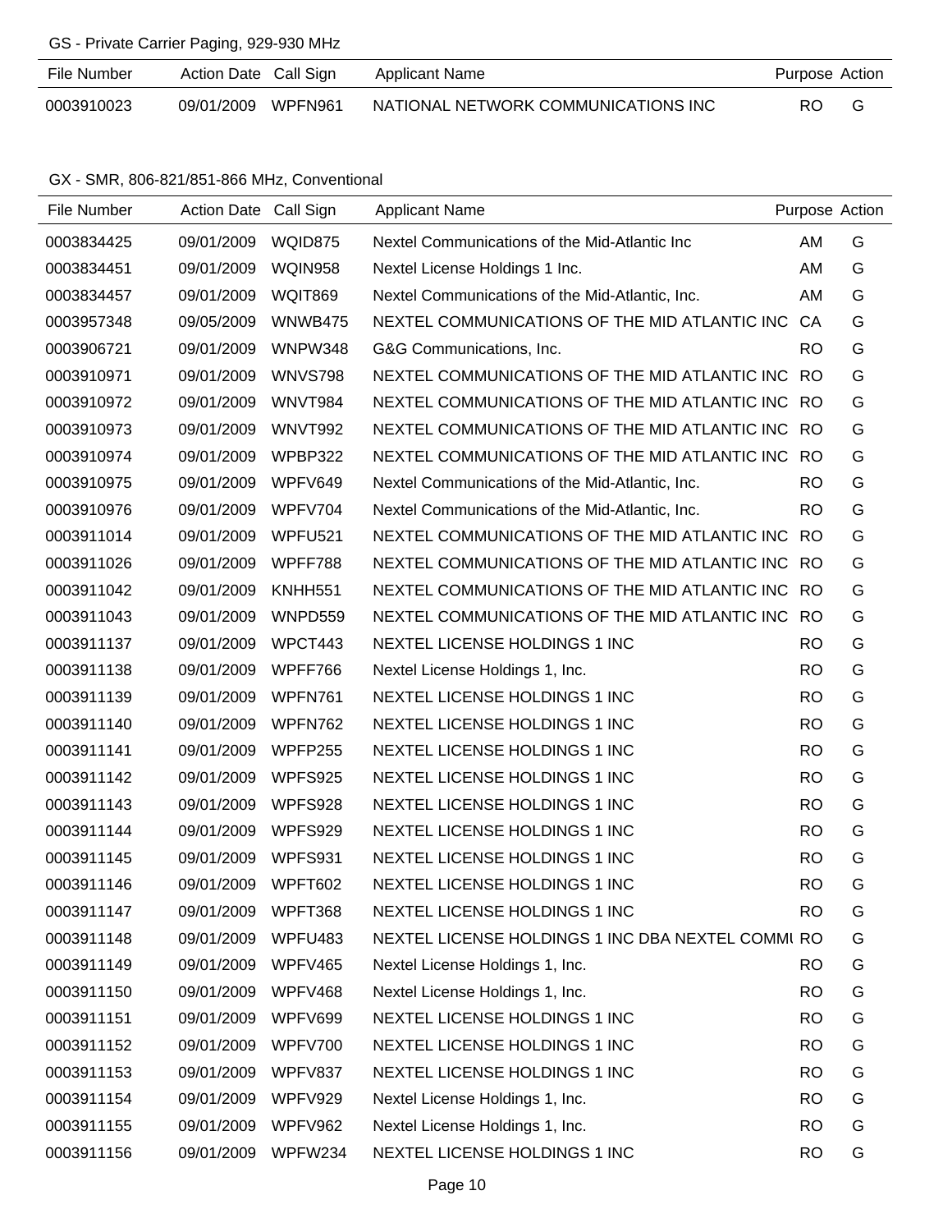GS - Private Carrier Paging, 929-930 MHz

| File Number | Action Date | Call Sign | Applicant Name | Purpose | Action |
|---|---|---|---|---|---|
| 0003910023 | 09/01/2009 | WPFN961 | NATIONAL NETWORK COMMUNICATIONS INC | RO | G |

GX - SMR, 806-821/851-866 MHz, Conventional

| File Number | Action Date | Call Sign | Applicant Name | Purpose | Action |
|---|---|---|---|---|---|
| 0003834425 | 09/01/2009 | WQID875 | Nextel Communications of the Mid-Atlantic Inc | AM | G |
| 0003834451 | 09/01/2009 | WQIN958 | Nextel License Holdings 1 Inc. | AM | G |
| 0003834457 | 09/01/2009 | WQIT869 | Nextel Communications of the Mid-Atlantic, Inc. | AM | G |
| 0003957348 | 09/05/2009 | WNWB475 | NEXTEL COMMUNICATIONS OF THE MID ATLANTIC INC | CA | G |
| 0003906721 | 09/01/2009 | WNPW348 | G&G Communications, Inc. | RO | G |
| 0003910971 | 09/01/2009 | WNVS798 | NEXTEL COMMUNICATIONS OF THE MID ATLANTIC INC | RO | G |
| 0003910972 | 09/01/2009 | WNVT984 | NEXTEL COMMUNICATIONS OF THE MID ATLANTIC INC | RO | G |
| 0003910973 | 09/01/2009 | WNVT992 | NEXTEL COMMUNICATIONS OF THE MID ATLANTIC INC | RO | G |
| 0003910974 | 09/01/2009 | WPBP322 | NEXTEL COMMUNICATIONS OF THE MID ATLANTIC INC | RO | G |
| 0003910975 | 09/01/2009 | WPFV649 | Nextel Communications of the Mid-Atlantic, Inc. | RO | G |
| 0003910976 | 09/01/2009 | WPFV704 | Nextel Communications of the Mid-Atlantic, Inc. | RO | G |
| 0003911014 | 09/01/2009 | WPFU521 | NEXTEL COMMUNICATIONS OF THE MID ATLANTIC INC | RO | G |
| 0003911026 | 09/01/2009 | WPFF788 | NEXTEL COMMUNICATIONS OF THE MID ATLANTIC INC | RO | G |
| 0003911042 | 09/01/2009 | KNHH551 | NEXTEL COMMUNICATIONS OF THE MID ATLANTIC INC | RO | G |
| 0003911043 | 09/01/2009 | WNPD559 | NEXTEL COMMUNICATIONS OF THE MID ATLANTIC INC | RO | G |
| 0003911137 | 09/01/2009 | WPCT443 | NEXTEL LICENSE HOLDINGS 1 INC | RO | G |
| 0003911138 | 09/01/2009 | WPFF766 | Nextel License Holdings 1, Inc. | RO | G |
| 0003911139 | 09/01/2009 | WPFN761 | NEXTEL LICENSE HOLDINGS 1 INC | RO | G |
| 0003911140 | 09/01/2009 | WPFN762 | NEXTEL LICENSE HOLDINGS 1 INC | RO | G |
| 0003911141 | 09/01/2009 | WPFP255 | NEXTEL LICENSE HOLDINGS 1 INC | RO | G |
| 0003911142 | 09/01/2009 | WPFS925 | NEXTEL LICENSE HOLDINGS 1 INC | RO | G |
| 0003911143 | 09/01/2009 | WPFS928 | NEXTEL LICENSE HOLDINGS 1 INC | RO | G |
| 0003911144 | 09/01/2009 | WPFS929 | NEXTEL LICENSE HOLDINGS 1 INC | RO | G |
| 0003911145 | 09/01/2009 | WPFS931 | NEXTEL LICENSE HOLDINGS 1 INC | RO | G |
| 0003911146 | 09/01/2009 | WPFT602 | NEXTEL LICENSE HOLDINGS 1 INC | RO | G |
| 0003911147 | 09/01/2009 | WPFT368 | NEXTEL LICENSE HOLDINGS 1 INC | RO | G |
| 0003911148 | 09/01/2009 | WPFU483 | NEXTEL LICENSE HOLDINGS 1 INC DBA NEXTEL COMMU | RO | G |
| 0003911149 | 09/01/2009 | WPFV465 | Nextel License Holdings 1, Inc. | RO | G |
| 0003911150 | 09/01/2009 | WPFV468 | Nextel License Holdings 1, Inc. | RO | G |
| 0003911151 | 09/01/2009 | WPFV699 | NEXTEL LICENSE HOLDINGS 1 INC | RO | G |
| 0003911152 | 09/01/2009 | WPFV700 | NEXTEL LICENSE HOLDINGS 1 INC | RO | G |
| 0003911153 | 09/01/2009 | WPFV837 | NEXTEL LICENSE HOLDINGS 1 INC | RO | G |
| 0003911154 | 09/01/2009 | WPFV929 | Nextel License Holdings 1, Inc. | RO | G |
| 0003911155 | 09/01/2009 | WPFV962 | Nextel License Holdings 1, Inc. | RO | G |
| 0003911156 | 09/01/2009 | WPFW234 | NEXTEL LICENSE HOLDINGS 1 INC | RO | G |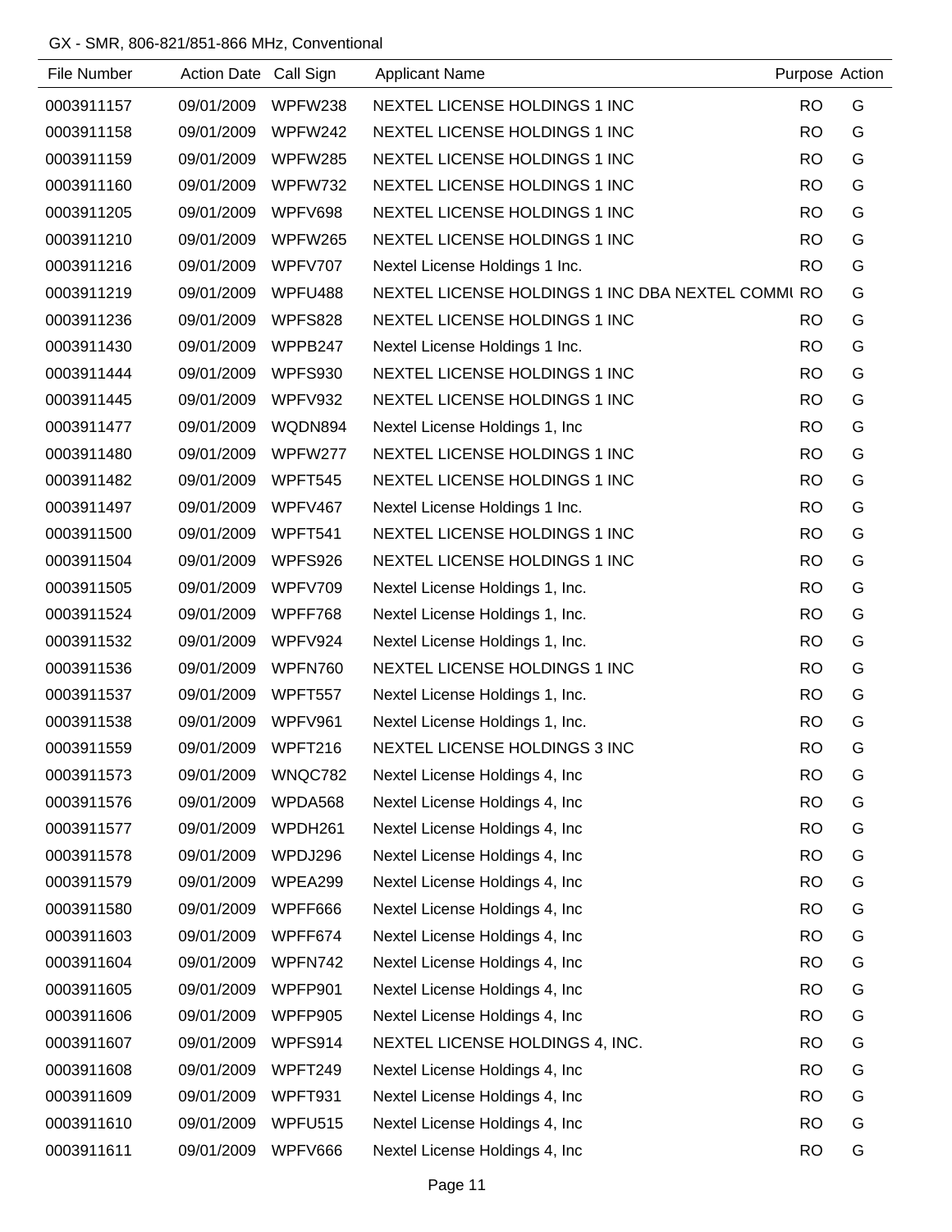GX - SMR, 806-821/851-866 MHz, Conventional

| File Number | Action Date | Call Sign | Applicant Name | Purpose | Action |
|---|---|---|---|---|---|
| 0003911157 | 09/01/2009 | WPFW238 | NEXTEL LICENSE HOLDINGS 1 INC | RO | G |
| 0003911158 | 09/01/2009 | WPFW242 | NEXTEL LICENSE HOLDINGS 1 INC | RO | G |
| 0003911159 | 09/01/2009 | WPFW285 | NEXTEL LICENSE HOLDINGS 1 INC | RO | G |
| 0003911160 | 09/01/2009 | WPFW732 | NEXTEL LICENSE HOLDINGS 1 INC | RO | G |
| 0003911205 | 09/01/2009 | WPFV698 | NEXTEL LICENSE HOLDINGS 1 INC | RO | G |
| 0003911210 | 09/01/2009 | WPFW265 | NEXTEL LICENSE HOLDINGS 1 INC | RO | G |
| 0003911216 | 09/01/2009 | WPFV707 | Nextel License Holdings 1 Inc. | RO | G |
| 0003911219 | 09/01/2009 | WPFU488 | NEXTEL LICENSE HOLDINGS 1 INC DBA NEXTEL COMMI | RO | G |
| 0003911236 | 09/01/2009 | WPFS828 | NEXTEL LICENSE HOLDINGS 1 INC | RO | G |
| 0003911430 | 09/01/2009 | WPPB247 | Nextel License Holdings 1 Inc. | RO | G |
| 0003911444 | 09/01/2009 | WPFS930 | NEXTEL LICENSE HOLDINGS 1 INC | RO | G |
| 0003911445 | 09/01/2009 | WPFV932 | NEXTEL LICENSE HOLDINGS 1 INC | RO | G |
| 0003911477 | 09/01/2009 | WQDN894 | Nextel License Holdings 1, Inc | RO | G |
| 0003911480 | 09/01/2009 | WPFW277 | NEXTEL LICENSE HOLDINGS 1 INC | RO | G |
| 0003911482 | 09/01/2009 | WPFT545 | NEXTEL LICENSE HOLDINGS 1 INC | RO | G |
| 0003911497 | 09/01/2009 | WPFV467 | Nextel License Holdings 1 Inc. | RO | G |
| 0003911500 | 09/01/2009 | WPFT541 | NEXTEL LICENSE HOLDINGS 1 INC | RO | G |
| 0003911504 | 09/01/2009 | WPFS926 | NEXTEL LICENSE HOLDINGS 1 INC | RO | G |
| 0003911505 | 09/01/2009 | WPFV709 | Nextel License Holdings 1, Inc. | RO | G |
| 0003911524 | 09/01/2009 | WPFF768 | Nextel License Holdings 1, Inc. | RO | G |
| 0003911532 | 09/01/2009 | WPFV924 | Nextel License Holdings 1, Inc. | RO | G |
| 0003911536 | 09/01/2009 | WPFN760 | NEXTEL LICENSE HOLDINGS 1 INC | RO | G |
| 0003911537 | 09/01/2009 | WPFT557 | Nextel License Holdings 1, Inc. | RO | G |
| 0003911538 | 09/01/2009 | WPFV961 | Nextel License Holdings 1, Inc. | RO | G |
| 0003911559 | 09/01/2009 | WPFT216 | NEXTEL LICENSE HOLDINGS 3 INC | RO | G |
| 0003911573 | 09/01/2009 | WNQC782 | Nextel License Holdings 4, Inc | RO | G |
| 0003911576 | 09/01/2009 | WPDA568 | Nextel License Holdings 4, Inc | RO | G |
| 0003911577 | 09/01/2009 | WPDH261 | Nextel License Holdings 4, Inc | RO | G |
| 0003911578 | 09/01/2009 | WPDJ296 | Nextel License Holdings 4, Inc | RO | G |
| 0003911579 | 09/01/2009 | WPEA299 | Nextel License Holdings 4, Inc | RO | G |
| 0003911580 | 09/01/2009 | WPFF666 | Nextel License Holdings 4, Inc | RO | G |
| 0003911603 | 09/01/2009 | WPFF674 | Nextel License Holdings 4, Inc | RO | G |
| 0003911604 | 09/01/2009 | WPFN742 | Nextel License Holdings 4, Inc | RO | G |
| 0003911605 | 09/01/2009 | WPFP901 | Nextel License Holdings 4, Inc | RO | G |
| 0003911606 | 09/01/2009 | WPFP905 | Nextel License Holdings 4, Inc | RO | G |
| 0003911607 | 09/01/2009 | WPFS914 | NEXTEL LICENSE HOLDINGS 4, INC. | RO | G |
| 0003911608 | 09/01/2009 | WPFT249 | Nextel License Holdings 4, Inc | RO | G |
| 0003911609 | 09/01/2009 | WPFT931 | Nextel License Holdings 4, Inc | RO | G |
| 0003911610 | 09/01/2009 | WPFU515 | Nextel License Holdings 4, Inc | RO | G |
| 0003911611 | 09/01/2009 | WPFV666 | Nextel License Holdings 4, Inc | RO | G |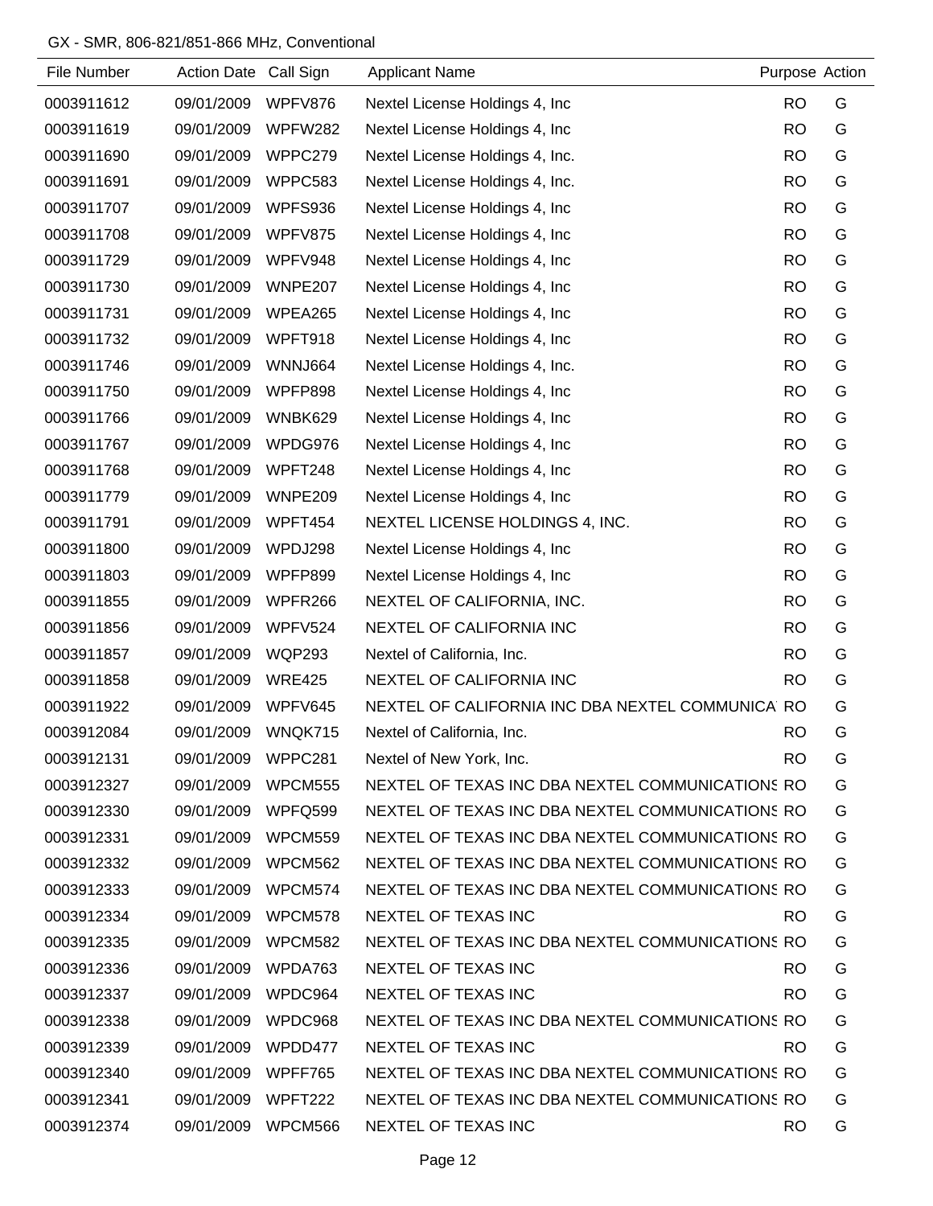GX - SMR, 806-821/851-866 MHz, Conventional

| File Number | Action Date | Call Sign | Applicant Name | Purpose | Action |
|---|---|---|---|---|---|
| 0003911612 | 09/01/2009 | WPFV876 | Nextel License Holdings 4, Inc | RO | G |
| 0003911619 | 09/01/2009 | WPFW282 | Nextel License Holdings 4, Inc | RO | G |
| 0003911690 | 09/01/2009 | WPPC279 | Nextel License Holdings 4, Inc. | RO | G |
| 0003911691 | 09/01/2009 | WPPC583 | Nextel License Holdings 4, Inc. | RO | G |
| 0003911707 | 09/01/2009 | WPFS936 | Nextel License Holdings 4, Inc | RO | G |
| 0003911708 | 09/01/2009 | WPFV875 | Nextel License Holdings 4, Inc | RO | G |
| 0003911729 | 09/01/2009 | WPFV948 | Nextel License Holdings 4, Inc | RO | G |
| 0003911730 | 09/01/2009 | WNPE207 | Nextel License Holdings 4, Inc | RO | G |
| 0003911731 | 09/01/2009 | WPEA265 | Nextel License Holdings 4, Inc | RO | G |
| 0003911732 | 09/01/2009 | WPFT918 | Nextel License Holdings 4, Inc | RO | G |
| 0003911746 | 09/01/2009 | WNNJ664 | Nextel License Holdings 4, Inc. | RO | G |
| 0003911750 | 09/01/2009 | WPFP898 | Nextel License Holdings 4, Inc | RO | G |
| 0003911766 | 09/01/2009 | WNBK629 | Nextel License Holdings 4, Inc | RO | G |
| 0003911767 | 09/01/2009 | WPDG976 | Nextel License Holdings 4, Inc | RO | G |
| 0003911768 | 09/01/2009 | WPFT248 | Nextel License Holdings 4, Inc | RO | G |
| 0003911779 | 09/01/2009 | WNPE209 | Nextel License Holdings 4, Inc | RO | G |
| 0003911791 | 09/01/2009 | WPFT454 | NEXTEL LICENSE HOLDINGS 4, INC. | RO | G |
| 0003911800 | 09/01/2009 | WPDJ298 | Nextel License Holdings 4, Inc | RO | G |
| 0003911803 | 09/01/2009 | WPFP899 | Nextel License Holdings 4, Inc | RO | G |
| 0003911855 | 09/01/2009 | WPFR266 | NEXTEL OF CALIFORNIA, INC. | RO | G |
| 0003911856 | 09/01/2009 | WPFV524 | NEXTEL OF CALIFORNIA INC | RO | G |
| 0003911857 | 09/01/2009 | WQP293 | Nextel of California, Inc. | RO | G |
| 0003911858 | 09/01/2009 | WRE425 | NEXTEL OF CALIFORNIA INC | RO | G |
| 0003911922 | 09/01/2009 | WPFV645 | NEXTEL OF CALIFORNIA INC DBA NEXTEL COMMUNICA | RO | G |
| 0003912084 | 09/01/2009 | WNQK715 | Nextel of California, Inc. | RO | G |
| 0003912131 | 09/01/2009 | WPPC281 | Nextel of New York, Inc. | RO | G |
| 0003912327 | 09/01/2009 | WPCM555 | NEXTEL OF TEXAS INC DBA NEXTEL COMMUNICATIONS | RO | G |
| 0003912330 | 09/01/2009 | WPFQ599 | NEXTEL OF TEXAS INC DBA NEXTEL COMMUNICATIONS | RO | G |
| 0003912331 | 09/01/2009 | WPCM559 | NEXTEL OF TEXAS INC DBA NEXTEL COMMUNICATIONS | RO | G |
| 0003912332 | 09/01/2009 | WPCM562 | NEXTEL OF TEXAS INC DBA NEXTEL COMMUNICATIONS | RO | G |
| 0003912333 | 09/01/2009 | WPCM574 | NEXTEL OF TEXAS INC DBA NEXTEL COMMUNICATIONS | RO | G |
| 0003912334 | 09/01/2009 | WPCM578 | NEXTEL OF TEXAS INC | RO | G |
| 0003912335 | 09/01/2009 | WPCM582 | NEXTEL OF TEXAS INC DBA NEXTEL COMMUNICATIONS | RO | G |
| 0003912336 | 09/01/2009 | WPDA763 | NEXTEL OF TEXAS INC | RO | G |
| 0003912337 | 09/01/2009 | WPDC964 | NEXTEL OF TEXAS INC | RO | G |
| 0003912338 | 09/01/2009 | WPDC968 | NEXTEL OF TEXAS INC DBA NEXTEL COMMUNICATIONS | RO | G |
| 0003912339 | 09/01/2009 | WPDD477 | NEXTEL OF TEXAS INC | RO | G |
| 0003912340 | 09/01/2009 | WPFF765 | NEXTEL OF TEXAS INC DBA NEXTEL COMMUNICATIONS | RO | G |
| 0003912341 | 09/01/2009 | WPFT222 | NEXTEL OF TEXAS INC DBA NEXTEL COMMUNICATIONS | RO | G |
| 0003912374 | 09/01/2009 | WPCM566 | NEXTEL OF TEXAS INC | RO | G |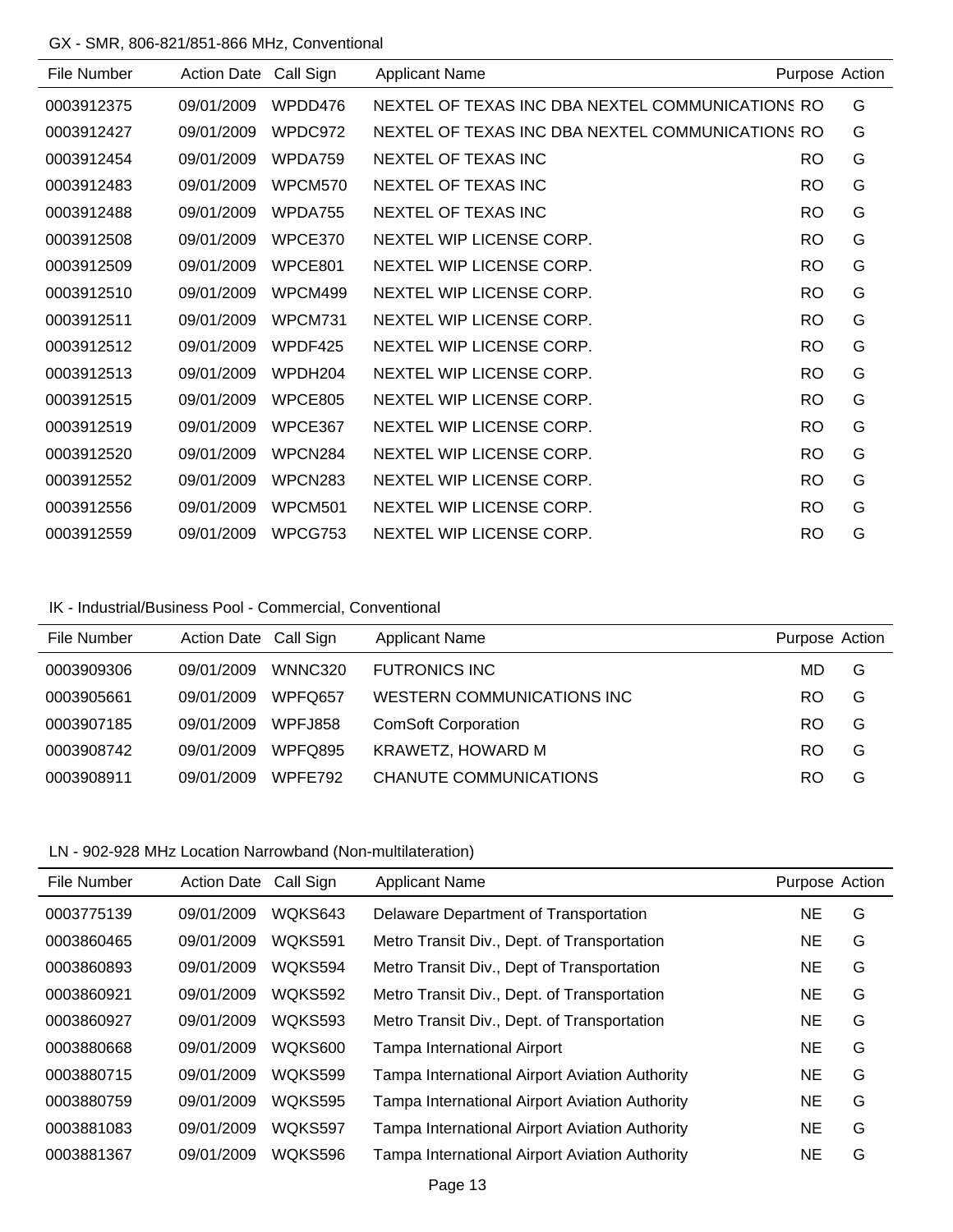GX - SMR, 806-821/851-866 MHz, Conventional

| File Number | Action Date | Call Sign | Applicant Name | Purpose | Action |
|---|---|---|---|---|---|
| 0003912375 | 09/01/2009 | WPDD476 | NEXTEL OF TEXAS INC DBA NEXTEL COMMUNICATIONS | RO | G |
| 0003912427 | 09/01/2009 | WPDC972 | NEXTEL OF TEXAS INC DBA NEXTEL COMMUNICATIONS | RO | G |
| 0003912454 | 09/01/2009 | WPDA759 | NEXTEL OF TEXAS INC | RO | G |
| 0003912483 | 09/01/2009 | WPCM570 | NEXTEL OF TEXAS INC | RO | G |
| 0003912488 | 09/01/2009 | WPDA755 | NEXTEL OF TEXAS INC | RO | G |
| 0003912508 | 09/01/2009 | WPCE370 | NEXTEL WIP LICENSE CORP. | RO | G |
| 0003912509 | 09/01/2009 | WPCE801 | NEXTEL WIP LICENSE CORP. | RO | G |
| 0003912510 | 09/01/2009 | WPCM499 | NEXTEL WIP LICENSE CORP. | RO | G |
| 0003912511 | 09/01/2009 | WPCM731 | NEXTEL WIP LICENSE CORP. | RO | G |
| 0003912512 | 09/01/2009 | WPDF425 | NEXTEL WIP LICENSE CORP. | RO | G |
| 0003912513 | 09/01/2009 | WPDH204 | NEXTEL WIP LICENSE CORP. | RO | G |
| 0003912515 | 09/01/2009 | WPCE805 | NEXTEL WIP LICENSE CORP. | RO | G |
| 0003912519 | 09/01/2009 | WPCE367 | NEXTEL WIP LICENSE CORP. | RO | G |
| 0003912520 | 09/01/2009 | WPCN284 | NEXTEL WIP LICENSE CORP. | RO | G |
| 0003912552 | 09/01/2009 | WPCN283 | NEXTEL WIP LICENSE CORP. | RO | G |
| 0003912556 | 09/01/2009 | WPCM501 | NEXTEL WIP LICENSE CORP. | RO | G |
| 0003912559 | 09/01/2009 | WPCG753 | NEXTEL WIP LICENSE CORP. | RO | G |

IK - Industrial/Business Pool - Commercial, Conventional

| File Number | Action Date | Call Sign | Applicant Name | Purpose | Action |
|---|---|---|---|---|---|
| 0003909306 | 09/01/2009 | WNNC320 | FUTRONICS INC | MD | G |
| 0003905661 | 09/01/2009 | WPFQ657 | WESTERN COMMUNICATIONS INC | RO | G |
| 0003907185 | 09/01/2009 | WPFJ858 | ComSoft Corporation | RO | G |
| 0003908742 | 09/01/2009 | WPFQ895 | KRAWETZ, HOWARD M | RO | G |
| 0003908911 | 09/01/2009 | WPFE792 | CHANUTE COMMUNICATIONS | RO | G |

LN - 902-928 MHz Location Narrowband (Non-multilateration)

| File Number | Action Date | Call Sign | Applicant Name | Purpose | Action |
|---|---|---|---|---|---|
| 0003775139 | 09/01/2009 | WQKS643 | Delaware Department of Transportation | NE | G |
| 0003860465 | 09/01/2009 | WQKS591 | Metro Transit Div., Dept. of Transportation | NE | G |
| 0003860893 | 09/01/2009 | WQKS594 | Metro Transit Div., Dept of Transportation | NE | G |
| 0003860921 | 09/01/2009 | WQKS592 | Metro Transit Div., Dept. of Transportation | NE | G |
| 0003860927 | 09/01/2009 | WQKS593 | Metro Transit Div., Dept. of Transportation | NE | G |
| 0003880668 | 09/01/2009 | WQKS600 | Tampa International Airport | NE | G |
| 0003880715 | 09/01/2009 | WQKS599 | Tampa International Airport Aviation Authority | NE | G |
| 0003880759 | 09/01/2009 | WQKS595 | Tampa International Airport Aviation Authority | NE | G |
| 0003881083 | 09/01/2009 | WQKS597 | Tampa International Airport Aviation Authority | NE | G |
| 0003881367 | 09/01/2009 | WQKS596 | Tampa International Airport Aviation Authority | NE | G |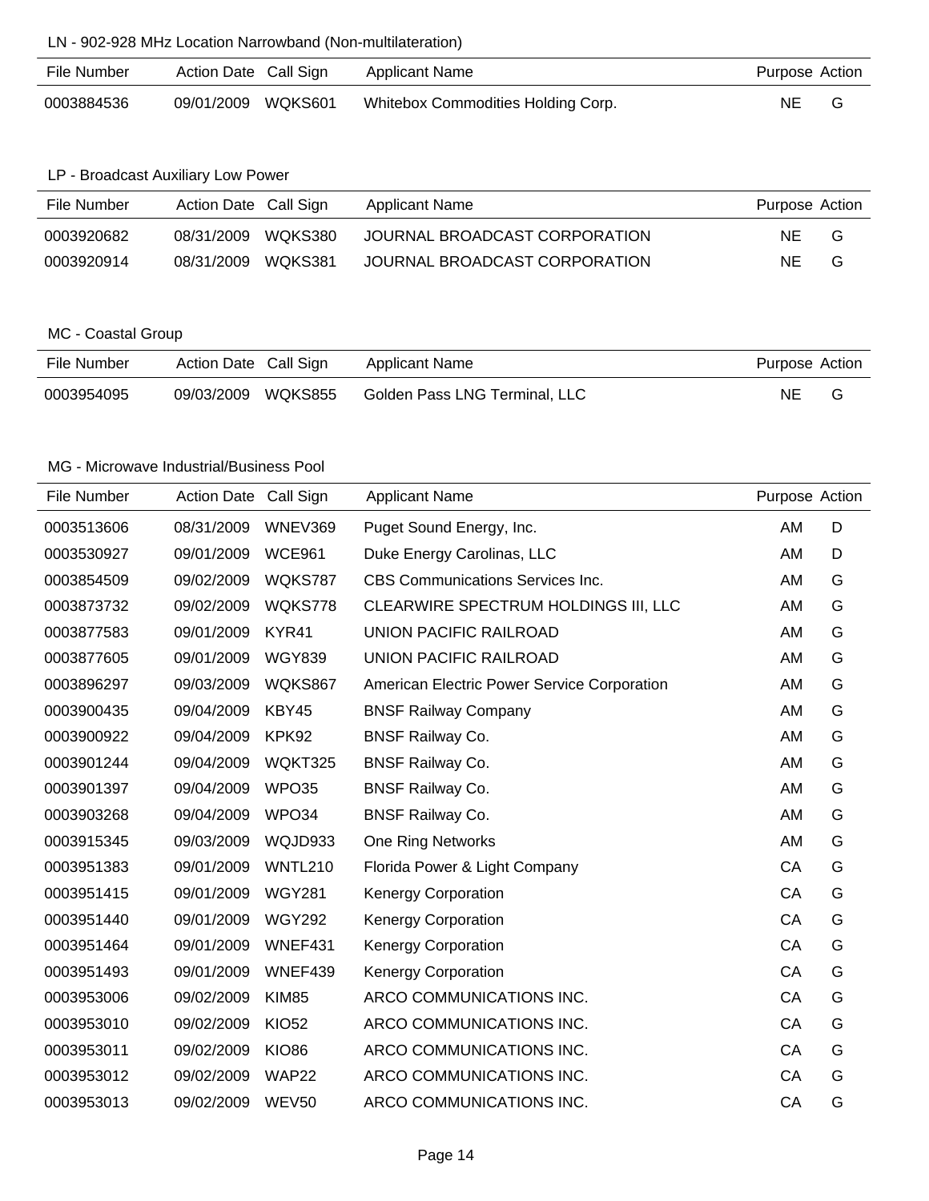LN - 902-928 MHz Location Narrowband (Non-multilateration)

| File Number | Action Date | Call Sign | Applicant Name | Purpose | Action |
| --- | --- | --- | --- | --- | --- |
| 0003884536 | 09/01/2009 | WQKS601 | Whitebox Commodities Holding Corp. | NE | G |

LP - Broadcast Auxiliary Low Power

| File Number | Action Date | Call Sign | Applicant Name | Purpose | Action |
| --- | --- | --- | --- | --- | --- |
| 0003920682 | 08/31/2009 | WQKS380 | JOURNAL BROADCAST CORPORATION | NE | G |
| 0003920914 | 08/31/2009 | WQKS381 | JOURNAL BROADCAST CORPORATION | NE | G |

MC - Coastal Group

| File Number | Action Date | Call Sign | Applicant Name | Purpose | Action |
| --- | --- | --- | --- | --- | --- |
| 0003954095 | 09/03/2009 | WQKS855 | Golden Pass LNG Terminal, LLC | NE | G |

MG - Microwave Industrial/Business Pool

| File Number | Action Date | Call Sign | Applicant Name | Purpose | Action |
| --- | --- | --- | --- | --- | --- |
| 0003513606 | 08/31/2009 | WNEV369 | Puget Sound Energy, Inc. | AM | D |
| 0003530927 | 09/01/2009 | WCE961 | Duke Energy Carolinas, LLC | AM | D |
| 0003854509 | 09/02/2009 | WQKS787 | CBS Communications Services Inc. | AM | G |
| 0003873732 | 09/02/2009 | WQKS778 | CLEARWIRE SPECTRUM HOLDINGS III, LLC | AM | G |
| 0003877583 | 09/01/2009 | KYR41 | UNION PACIFIC RAILROAD | AM | G |
| 0003877605 | 09/01/2009 | WGY839 | UNION PACIFIC RAILROAD | AM | G |
| 0003896297 | 09/03/2009 | WQKS867 | American Electric Power Service Corporation | AM | G |
| 0003900435 | 09/04/2009 | KBY45 | BNSF Railway Company | AM | G |
| 0003900922 | 09/04/2009 | KPK92 | BNSF Railway Co. | AM | G |
| 0003901244 | 09/04/2009 | WQKT325 | BNSF Railway Co. | AM | G |
| 0003901397 | 09/04/2009 | WPO35 | BNSF Railway Co. | AM | G |
| 0003903268 | 09/04/2009 | WPO34 | BNSF Railway Co. | AM | G |
| 0003915345 | 09/03/2009 | WQJD933 | One Ring Networks | AM | G |
| 0003951383 | 09/01/2009 | WNTL210 | Florida Power & Light Company | CA | G |
| 0003951415 | 09/01/2009 | WGY281 | Kenergy Corporation | CA | G |
| 0003951440 | 09/01/2009 | WGY292 | Kenergy Corporation | CA | G |
| 0003951464 | 09/01/2009 | WNEF431 | Kenergy Corporation | CA | G |
| 0003951493 | 09/01/2009 | WNEF439 | Kenergy Corporation | CA | G |
| 0003953006 | 09/02/2009 | KIM85 | ARCO COMMUNICATIONS INC. | CA | G |
| 0003953010 | 09/02/2009 | KIO52 | ARCO COMMUNICATIONS INC. | CA | G |
| 0003953011 | 09/02/2009 | KIO86 | ARCO COMMUNICATIONS INC. | CA | G |
| 0003953012 | 09/02/2009 | WAP22 | ARCO COMMUNICATIONS INC. | CA | G |
| 0003953013 | 09/02/2009 | WEV50 | ARCO COMMUNICATIONS INC. | CA | G |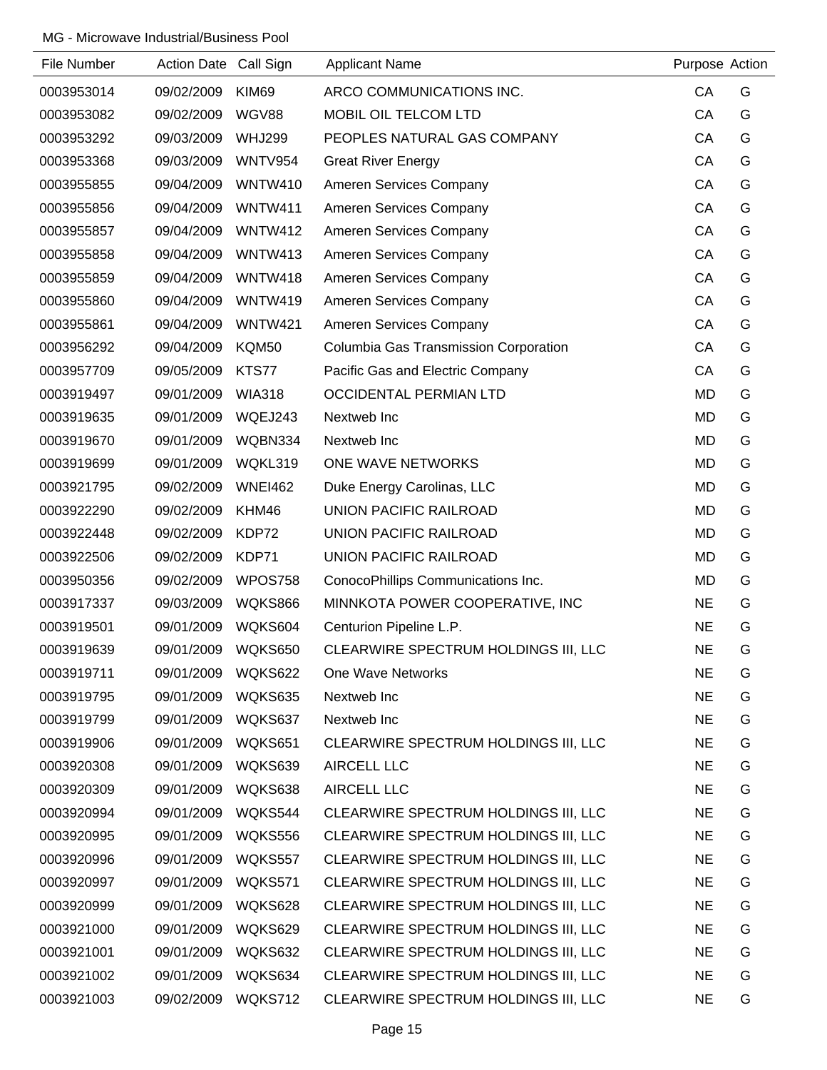MG - Microwave Industrial/Business Pool

| File Number | Action Date | Call Sign | Applicant Name | Purpose | Action |
|---|---|---|---|---|---|
| 0003953014 | 09/02/2009 | KIM69 | ARCO COMMUNICATIONS INC. | CA | G |
| 0003953082 | 09/02/2009 | WGV88 | MOBIL OIL TELCOM LTD | CA | G |
| 0003953292 | 09/03/2009 | WHJ299 | PEOPLES NATURAL GAS COMPANY | CA | G |
| 0003953368 | 09/03/2009 | WNTV954 | Great River Energy | CA | G |
| 0003955855 | 09/04/2009 | WNTW410 | Ameren Services Company | CA | G |
| 0003955856 | 09/04/2009 | WNTW411 | Ameren Services Company | CA | G |
| 0003955857 | 09/04/2009 | WNTW412 | Ameren Services Company | CA | G |
| 0003955858 | 09/04/2009 | WNTW413 | Ameren Services Company | CA | G |
| 0003955859 | 09/04/2009 | WNTW418 | Ameren Services Company | CA | G |
| 0003955860 | 09/04/2009 | WNTW419 | Ameren Services Company | CA | G |
| 0003955861 | 09/04/2009 | WNTW421 | Ameren Services Company | CA | G |
| 0003956292 | 09/04/2009 | KQM50 | Columbia Gas Transmission Corporation | CA | G |
| 0003957709 | 09/05/2009 | KTS77 | Pacific Gas and Electric Company | CA | G |
| 0003919497 | 09/01/2009 | WIA318 | OCCIDENTAL PERMIAN LTD | MD | G |
| 0003919635 | 09/01/2009 | WQEJ243 | Nextweb Inc | MD | G |
| 0003919670 | 09/01/2009 | WQBN334 | Nextweb Inc | MD | G |
| 0003919699 | 09/01/2009 | WQKL319 | ONE WAVE NETWORKS | MD | G |
| 0003921795 | 09/02/2009 | WNEI462 | Duke Energy Carolinas, LLC | MD | G |
| 0003922290 | 09/02/2009 | KHM46 | UNION PACIFIC RAILROAD | MD | G |
| 0003922448 | 09/02/2009 | KDP72 | UNION PACIFIC RAILROAD | MD | G |
| 0003922506 | 09/02/2009 | KDP71 | UNION PACIFIC RAILROAD | MD | G |
| 0003950356 | 09/02/2009 | WPOS758 | ConocoPhillips Communications Inc. | MD | G |
| 0003917337 | 09/03/2009 | WQKS866 | MINNKOTA POWER COOPERATIVE, INC | NE | G |
| 0003919501 | 09/01/2009 | WQKS604 | Centurion Pipeline L.P. | NE | G |
| 0003919639 | 09/01/2009 | WQKS650 | CLEARWIRE SPECTRUM HOLDINGS III, LLC | NE | G |
| 0003919711 | 09/01/2009 | WQKS622 | One Wave Networks | NE | G |
| 0003919795 | 09/01/2009 | WQKS635 | Nextweb Inc | NE | G |
| 0003919799 | 09/01/2009 | WQKS637 | Nextweb Inc | NE | G |
| 0003919906 | 09/01/2009 | WQKS651 | CLEARWIRE SPECTRUM HOLDINGS III, LLC | NE | G |
| 0003920308 | 09/01/2009 | WQKS639 | AIRCELL LLC | NE | G |
| 0003920309 | 09/01/2009 | WQKS638 | AIRCELL LLC | NE | G |
| 0003920994 | 09/01/2009 | WQKS544 | CLEARWIRE SPECTRUM HOLDINGS III, LLC | NE | G |
| 0003920995 | 09/01/2009 | WQKS556 | CLEARWIRE SPECTRUM HOLDINGS III, LLC | NE | G |
| 0003920996 | 09/01/2009 | WQKS557 | CLEARWIRE SPECTRUM HOLDINGS III, LLC | NE | G |
| 0003920997 | 09/01/2009 | WQKS571 | CLEARWIRE SPECTRUM HOLDINGS III, LLC | NE | G |
| 0003920999 | 09/01/2009 | WQKS628 | CLEARWIRE SPECTRUM HOLDINGS III, LLC | NE | G |
| 0003921000 | 09/01/2009 | WQKS629 | CLEARWIRE SPECTRUM HOLDINGS III, LLC | NE | G |
| 0003921001 | 09/01/2009 | WQKS632 | CLEARWIRE SPECTRUM HOLDINGS III, LLC | NE | G |
| 0003921002 | 09/01/2009 | WQKS634 | CLEARWIRE SPECTRUM HOLDINGS III, LLC | NE | G |
| 0003921003 | 09/02/2009 | WQKS712 | CLEARWIRE SPECTRUM HOLDINGS III, LLC | NE | G |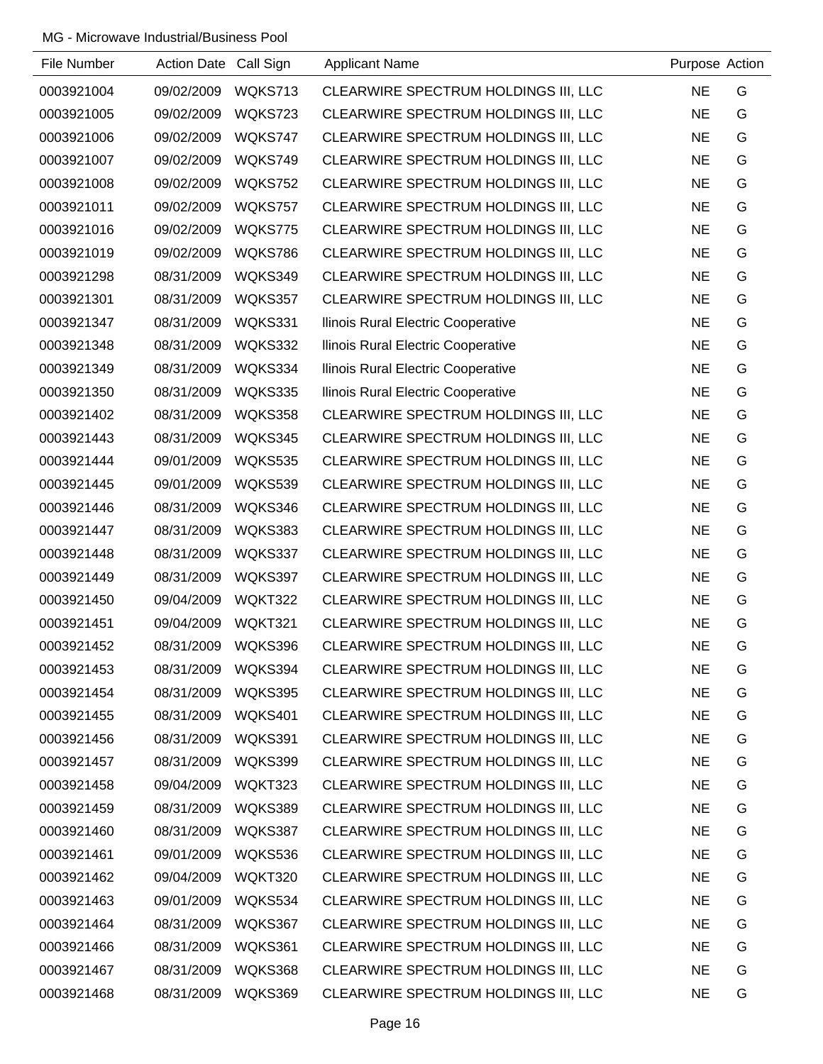MG - Microwave Industrial/Business Pool

| File Number | Action Date | Call Sign | Applicant Name | Purpose | Action |
|---|---|---|---|---|---|
| 0003921004 | 09/02/2009 | WQKS713 | CLEARWIRE SPECTRUM HOLDINGS III, LLC | NE | G |
| 0003921005 | 09/02/2009 | WQKS723 | CLEARWIRE SPECTRUM HOLDINGS III, LLC | NE | G |
| 0003921006 | 09/02/2009 | WQKS747 | CLEARWIRE SPECTRUM HOLDINGS III, LLC | NE | G |
| 0003921007 | 09/02/2009 | WQKS749 | CLEARWIRE SPECTRUM HOLDINGS III, LLC | NE | G |
| 0003921008 | 09/02/2009 | WQKS752 | CLEARWIRE SPECTRUM HOLDINGS III, LLC | NE | G |
| 0003921011 | 09/02/2009 | WQKS757 | CLEARWIRE SPECTRUM HOLDINGS III, LLC | NE | G |
| 0003921016 | 09/02/2009 | WQKS775 | CLEARWIRE SPECTRUM HOLDINGS III, LLC | NE | G |
| 0003921019 | 09/02/2009 | WQKS786 | CLEARWIRE SPECTRUM HOLDINGS III, LLC | NE | G |
| 0003921298 | 08/31/2009 | WQKS349 | CLEARWIRE SPECTRUM HOLDINGS III, LLC | NE | G |
| 0003921301 | 08/31/2009 | WQKS357 | CLEARWIRE SPECTRUM HOLDINGS III, LLC | NE | G |
| 0003921347 | 08/31/2009 | WQKS331 | llinois Rural Electric Cooperative | NE | G |
| 0003921348 | 08/31/2009 | WQKS332 | llinois Rural Electric Cooperative | NE | G |
| 0003921349 | 08/31/2009 | WQKS334 | llinois Rural Electric Cooperative | NE | G |
| 0003921350 | 08/31/2009 | WQKS335 | llinois Rural Electric Cooperative | NE | G |
| 0003921402 | 08/31/2009 | WQKS358 | CLEARWIRE SPECTRUM HOLDINGS III, LLC | NE | G |
| 0003921443 | 08/31/2009 | WQKS345 | CLEARWIRE SPECTRUM HOLDINGS III, LLC | NE | G |
| 0003921444 | 09/01/2009 | WQKS535 | CLEARWIRE SPECTRUM HOLDINGS III, LLC | NE | G |
| 0003921445 | 09/01/2009 | WQKS539 | CLEARWIRE SPECTRUM HOLDINGS III, LLC | NE | G |
| 0003921446 | 08/31/2009 | WQKS346 | CLEARWIRE SPECTRUM HOLDINGS III, LLC | NE | G |
| 0003921447 | 08/31/2009 | WQKS383 | CLEARWIRE SPECTRUM HOLDINGS III, LLC | NE | G |
| 0003921448 | 08/31/2009 | WQKS337 | CLEARWIRE SPECTRUM HOLDINGS III, LLC | NE | G |
| 0003921449 | 08/31/2009 | WQKS397 | CLEARWIRE SPECTRUM HOLDINGS III, LLC | NE | G |
| 0003921450 | 09/04/2009 | WQKT322 | CLEARWIRE SPECTRUM HOLDINGS III, LLC | NE | G |
| 0003921451 | 09/04/2009 | WQKT321 | CLEARWIRE SPECTRUM HOLDINGS III, LLC | NE | G |
| 0003921452 | 08/31/2009 | WQKS396 | CLEARWIRE SPECTRUM HOLDINGS III, LLC | NE | G |
| 0003921453 | 08/31/2009 | WQKS394 | CLEARWIRE SPECTRUM HOLDINGS III, LLC | NE | G |
| 0003921454 | 08/31/2009 | WQKS395 | CLEARWIRE SPECTRUM HOLDINGS III, LLC | NE | G |
| 0003921455 | 08/31/2009 | WQKS401 | CLEARWIRE SPECTRUM HOLDINGS III, LLC | NE | G |
| 0003921456 | 08/31/2009 | WQKS391 | CLEARWIRE SPECTRUM HOLDINGS III, LLC | NE | G |
| 0003921457 | 08/31/2009 | WQKS399 | CLEARWIRE SPECTRUM HOLDINGS III, LLC | NE | G |
| 0003921458 | 09/04/2009 | WQKT323 | CLEARWIRE SPECTRUM HOLDINGS III, LLC | NE | G |
| 0003921459 | 08/31/2009 | WQKS389 | CLEARWIRE SPECTRUM HOLDINGS III, LLC | NE | G |
| 0003921460 | 08/31/2009 | WQKS387 | CLEARWIRE SPECTRUM HOLDINGS III, LLC | NE | G |
| 0003921461 | 09/01/2009 | WQKS536 | CLEARWIRE SPECTRUM HOLDINGS III, LLC | NE | G |
| 0003921462 | 09/04/2009 | WQKT320 | CLEARWIRE SPECTRUM HOLDINGS III, LLC | NE | G |
| 0003921463 | 09/01/2009 | WQKS534 | CLEARWIRE SPECTRUM HOLDINGS III, LLC | NE | G |
| 0003921464 | 08/31/2009 | WQKS367 | CLEARWIRE SPECTRUM HOLDINGS III, LLC | NE | G |
| 0003921466 | 08/31/2009 | WQKS361 | CLEARWIRE SPECTRUM HOLDINGS III, LLC | NE | G |
| 0003921467 | 08/31/2009 | WQKS368 | CLEARWIRE SPECTRUM HOLDINGS III, LLC | NE | G |
| 0003921468 | 08/31/2009 | WQKS369 | CLEARWIRE SPECTRUM HOLDINGS III, LLC | NE | G |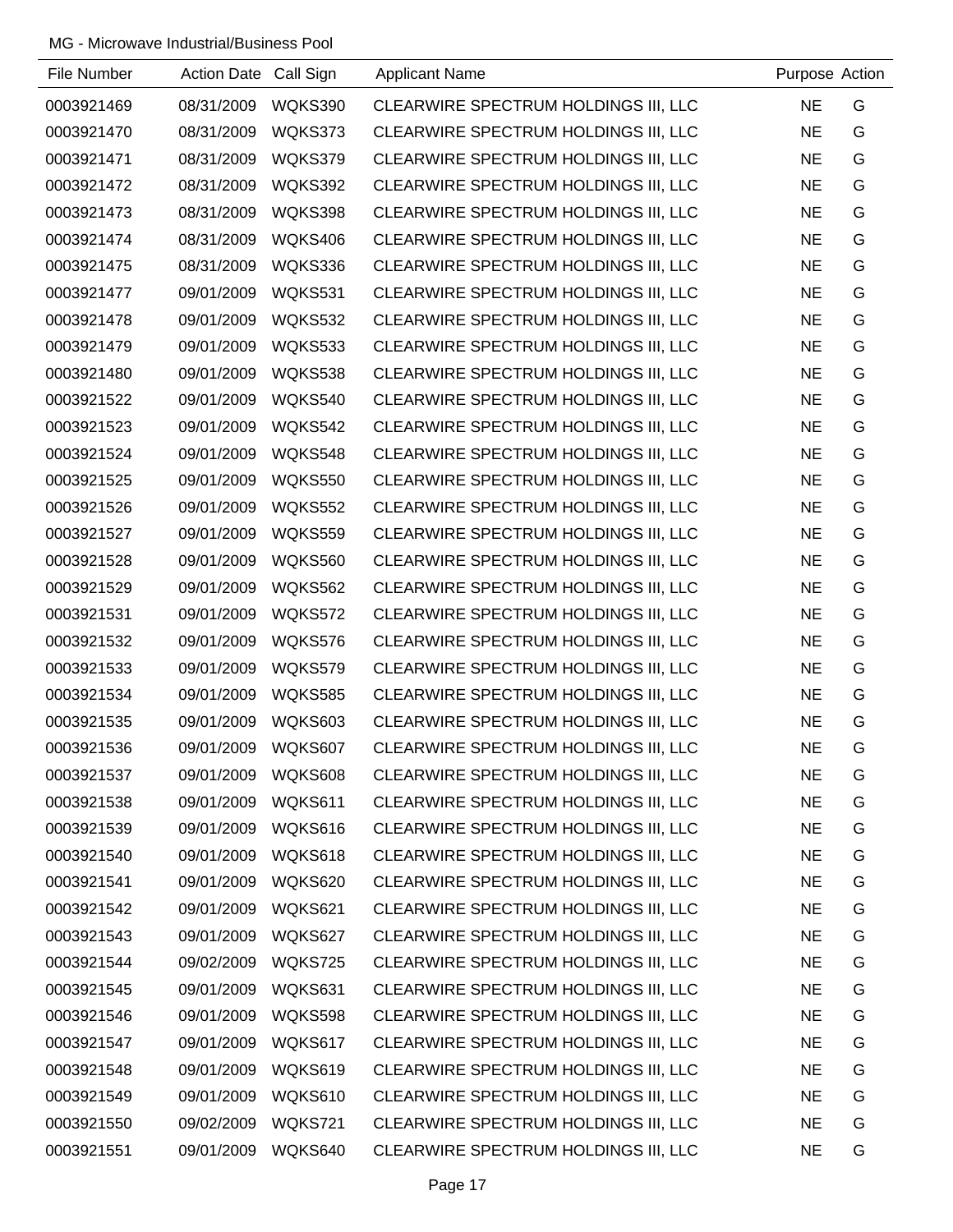MG - Microwave Industrial/Business Pool

| File Number | Action Date | Call Sign | Applicant Name | Purpose | Action |
|---|---|---|---|---|---|
| 0003921469 | 08/31/2009 | WQKS390 | CLEARWIRE SPECTRUM HOLDINGS III, LLC | NE | G |
| 0003921470 | 08/31/2009 | WQKS373 | CLEARWIRE SPECTRUM HOLDINGS III, LLC | NE | G |
| 0003921471 | 08/31/2009 | WQKS379 | CLEARWIRE SPECTRUM HOLDINGS III, LLC | NE | G |
| 0003921472 | 08/31/2009 | WQKS392 | CLEARWIRE SPECTRUM HOLDINGS III, LLC | NE | G |
| 0003921473 | 08/31/2009 | WQKS398 | CLEARWIRE SPECTRUM HOLDINGS III, LLC | NE | G |
| 0003921474 | 08/31/2009 | WQKS406 | CLEARWIRE SPECTRUM HOLDINGS III, LLC | NE | G |
| 0003921475 | 08/31/2009 | WQKS336 | CLEARWIRE SPECTRUM HOLDINGS III, LLC | NE | G |
| 0003921477 | 09/01/2009 | WQKS531 | CLEARWIRE SPECTRUM HOLDINGS III, LLC | NE | G |
| 0003921478 | 09/01/2009 | WQKS532 | CLEARWIRE SPECTRUM HOLDINGS III, LLC | NE | G |
| 0003921479 | 09/01/2009 | WQKS533 | CLEARWIRE SPECTRUM HOLDINGS III, LLC | NE | G |
| 0003921480 | 09/01/2009 | WQKS538 | CLEARWIRE SPECTRUM HOLDINGS III, LLC | NE | G |
| 0003921522 | 09/01/2009 | WQKS540 | CLEARWIRE SPECTRUM HOLDINGS III, LLC | NE | G |
| 0003921523 | 09/01/2009 | WQKS542 | CLEARWIRE SPECTRUM HOLDINGS III, LLC | NE | G |
| 0003921524 | 09/01/2009 | WQKS548 | CLEARWIRE SPECTRUM HOLDINGS III, LLC | NE | G |
| 0003921525 | 09/01/2009 | WQKS550 | CLEARWIRE SPECTRUM HOLDINGS III, LLC | NE | G |
| 0003921526 | 09/01/2009 | WQKS552 | CLEARWIRE SPECTRUM HOLDINGS III, LLC | NE | G |
| 0003921527 | 09/01/2009 | WQKS559 | CLEARWIRE SPECTRUM HOLDINGS III, LLC | NE | G |
| 0003921528 | 09/01/2009 | WQKS560 | CLEARWIRE SPECTRUM HOLDINGS III, LLC | NE | G |
| 0003921529 | 09/01/2009 | WQKS562 | CLEARWIRE SPECTRUM HOLDINGS III, LLC | NE | G |
| 0003921531 | 09/01/2009 | WQKS572 | CLEARWIRE SPECTRUM HOLDINGS III, LLC | NE | G |
| 0003921532 | 09/01/2009 | WQKS576 | CLEARWIRE SPECTRUM HOLDINGS III, LLC | NE | G |
| 0003921533 | 09/01/2009 | WQKS579 | CLEARWIRE SPECTRUM HOLDINGS III, LLC | NE | G |
| 0003921534 | 09/01/2009 | WQKS585 | CLEARWIRE SPECTRUM HOLDINGS III, LLC | NE | G |
| 0003921535 | 09/01/2009 | WQKS603 | CLEARWIRE SPECTRUM HOLDINGS III, LLC | NE | G |
| 0003921536 | 09/01/2009 | WQKS607 | CLEARWIRE SPECTRUM HOLDINGS III, LLC | NE | G |
| 0003921537 | 09/01/2009 | WQKS608 | CLEARWIRE SPECTRUM HOLDINGS III, LLC | NE | G |
| 0003921538 | 09/01/2009 | WQKS611 | CLEARWIRE SPECTRUM HOLDINGS III, LLC | NE | G |
| 0003921539 | 09/01/2009 | WQKS616 | CLEARWIRE SPECTRUM HOLDINGS III, LLC | NE | G |
| 0003921540 | 09/01/2009 | WQKS618 | CLEARWIRE SPECTRUM HOLDINGS III, LLC | NE | G |
| 0003921541 | 09/01/2009 | WQKS620 | CLEARWIRE SPECTRUM HOLDINGS III, LLC | NE | G |
| 0003921542 | 09/01/2009 | WQKS621 | CLEARWIRE SPECTRUM HOLDINGS III, LLC | NE | G |
| 0003921543 | 09/01/2009 | WQKS627 | CLEARWIRE SPECTRUM HOLDINGS III, LLC | NE | G |
| 0003921544 | 09/02/2009 | WQKS725 | CLEARWIRE SPECTRUM HOLDINGS III, LLC | NE | G |
| 0003921545 | 09/01/2009 | WQKS631 | CLEARWIRE SPECTRUM HOLDINGS III, LLC | NE | G |
| 0003921546 | 09/01/2009 | WQKS598 | CLEARWIRE SPECTRUM HOLDINGS III, LLC | NE | G |
| 0003921547 | 09/01/2009 | WQKS617 | CLEARWIRE SPECTRUM HOLDINGS III, LLC | NE | G |
| 0003921548 | 09/01/2009 | WQKS619 | CLEARWIRE SPECTRUM HOLDINGS III, LLC | NE | G |
| 0003921549 | 09/01/2009 | WQKS610 | CLEARWIRE SPECTRUM HOLDINGS III, LLC | NE | G |
| 0003921550 | 09/02/2009 | WQKS721 | CLEARWIRE SPECTRUM HOLDINGS III, LLC | NE | G |
| 0003921551 | 09/01/2009 | WQKS640 | CLEARWIRE SPECTRUM HOLDINGS III, LLC | NE | G |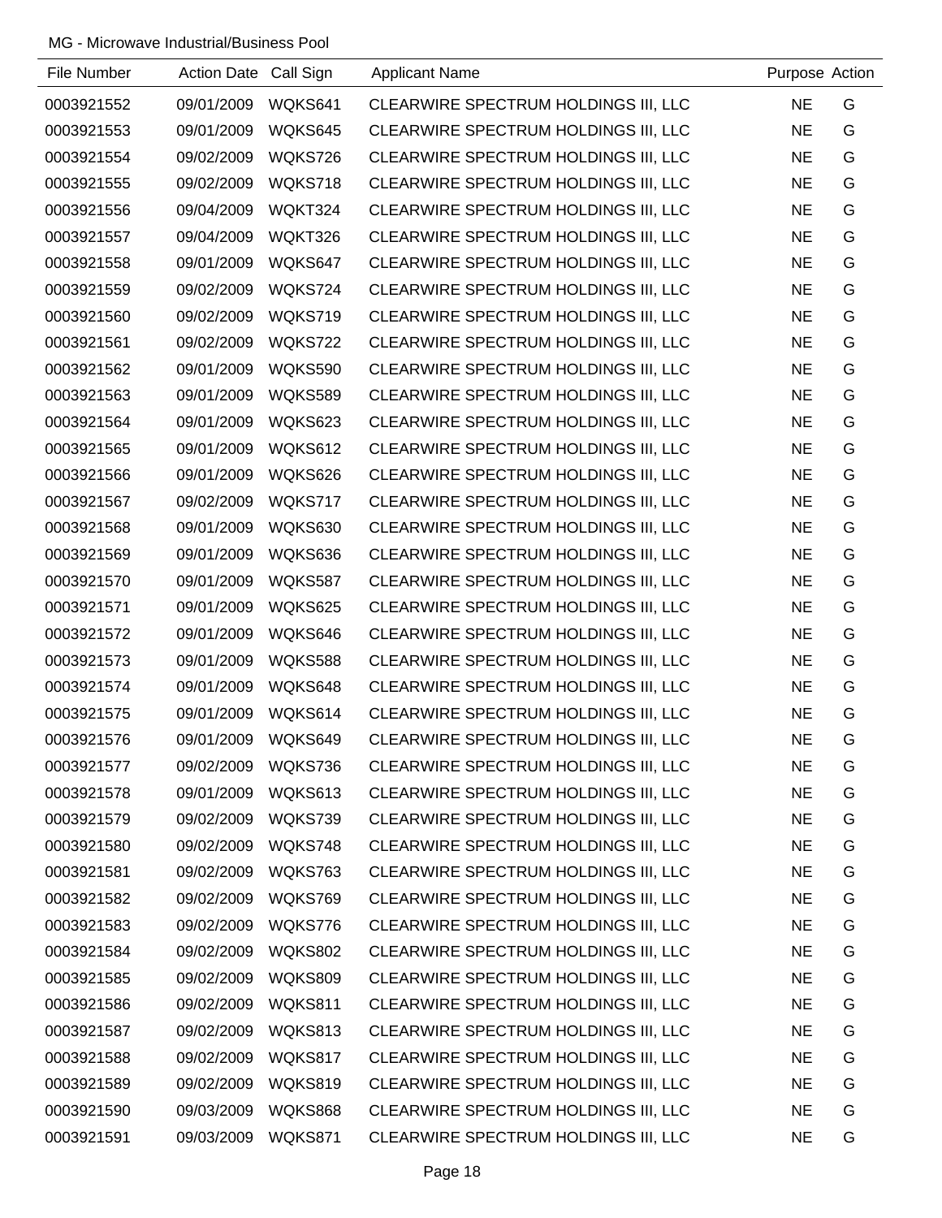MG - Microwave Industrial/Business Pool

| File Number | Action Date | Call Sign | Applicant Name | Purpose | Action |
|---|---|---|---|---|---|
| 0003921552 | 09/01/2009 | WQKS641 | CLEARWIRE SPECTRUM HOLDINGS III, LLC | NE | G |
| 0003921553 | 09/01/2009 | WQKS645 | CLEARWIRE SPECTRUM HOLDINGS III, LLC | NE | G |
| 0003921554 | 09/02/2009 | WQKS726 | CLEARWIRE SPECTRUM HOLDINGS III, LLC | NE | G |
| 0003921555 | 09/02/2009 | WQKS718 | CLEARWIRE SPECTRUM HOLDINGS III, LLC | NE | G |
| 0003921556 | 09/04/2009 | WQKT324 | CLEARWIRE SPECTRUM HOLDINGS III, LLC | NE | G |
| 0003921557 | 09/04/2009 | WQKT326 | CLEARWIRE SPECTRUM HOLDINGS III, LLC | NE | G |
| 0003921558 | 09/01/2009 | WQKS647 | CLEARWIRE SPECTRUM HOLDINGS III, LLC | NE | G |
| 0003921559 | 09/02/2009 | WQKS724 | CLEARWIRE SPECTRUM HOLDINGS III, LLC | NE | G |
| 0003921560 | 09/02/2009 | WQKS719 | CLEARWIRE SPECTRUM HOLDINGS III, LLC | NE | G |
| 0003921561 | 09/02/2009 | WQKS722 | CLEARWIRE SPECTRUM HOLDINGS III, LLC | NE | G |
| 0003921562 | 09/01/2009 | WQKS590 | CLEARWIRE SPECTRUM HOLDINGS III, LLC | NE | G |
| 0003921563 | 09/01/2009 | WQKS589 | CLEARWIRE SPECTRUM HOLDINGS III, LLC | NE | G |
| 0003921564 | 09/01/2009 | WQKS623 | CLEARWIRE SPECTRUM HOLDINGS III, LLC | NE | G |
| 0003921565 | 09/01/2009 | WQKS612 | CLEARWIRE SPECTRUM HOLDINGS III, LLC | NE | G |
| 0003921566 | 09/01/2009 | WQKS626 | CLEARWIRE SPECTRUM HOLDINGS III, LLC | NE | G |
| 0003921567 | 09/02/2009 | WQKS717 | CLEARWIRE SPECTRUM HOLDINGS III, LLC | NE | G |
| 0003921568 | 09/01/2009 | WQKS630 | CLEARWIRE SPECTRUM HOLDINGS III, LLC | NE | G |
| 0003921569 | 09/01/2009 | WQKS636 | CLEARWIRE SPECTRUM HOLDINGS III, LLC | NE | G |
| 0003921570 | 09/01/2009 | WQKS587 | CLEARWIRE SPECTRUM HOLDINGS III, LLC | NE | G |
| 0003921571 | 09/01/2009 | WQKS625 | CLEARWIRE SPECTRUM HOLDINGS III, LLC | NE | G |
| 0003921572 | 09/01/2009 | WQKS646 | CLEARWIRE SPECTRUM HOLDINGS III, LLC | NE | G |
| 0003921573 | 09/01/2009 | WQKS588 | CLEARWIRE SPECTRUM HOLDINGS III, LLC | NE | G |
| 0003921574 | 09/01/2009 | WQKS648 | CLEARWIRE SPECTRUM HOLDINGS III, LLC | NE | G |
| 0003921575 | 09/01/2009 | WQKS614 | CLEARWIRE SPECTRUM HOLDINGS III, LLC | NE | G |
| 0003921576 | 09/01/2009 | WQKS649 | CLEARWIRE SPECTRUM HOLDINGS III, LLC | NE | G |
| 0003921577 | 09/02/2009 | WQKS736 | CLEARWIRE SPECTRUM HOLDINGS III, LLC | NE | G |
| 0003921578 | 09/01/2009 | WQKS613 | CLEARWIRE SPECTRUM HOLDINGS III, LLC | NE | G |
| 0003921579 | 09/02/2009 | WQKS739 | CLEARWIRE SPECTRUM HOLDINGS III, LLC | NE | G |
| 0003921580 | 09/02/2009 | WQKS748 | CLEARWIRE SPECTRUM HOLDINGS III, LLC | NE | G |
| 0003921581 | 09/02/2009 | WQKS763 | CLEARWIRE SPECTRUM HOLDINGS III, LLC | NE | G |
| 0003921582 | 09/02/2009 | WQKS769 | CLEARWIRE SPECTRUM HOLDINGS III, LLC | NE | G |
| 0003921583 | 09/02/2009 | WQKS776 | CLEARWIRE SPECTRUM HOLDINGS III, LLC | NE | G |
| 0003921584 | 09/02/2009 | WQKS802 | CLEARWIRE SPECTRUM HOLDINGS III, LLC | NE | G |
| 0003921585 | 09/02/2009 | WQKS809 | CLEARWIRE SPECTRUM HOLDINGS III, LLC | NE | G |
| 0003921586 | 09/02/2009 | WQKS811 | CLEARWIRE SPECTRUM HOLDINGS III, LLC | NE | G |
| 0003921587 | 09/02/2009 | WQKS813 | CLEARWIRE SPECTRUM HOLDINGS III, LLC | NE | G |
| 0003921588 | 09/02/2009 | WQKS817 | CLEARWIRE SPECTRUM HOLDINGS III, LLC | NE | G |
| 0003921589 | 09/02/2009 | WQKS819 | CLEARWIRE SPECTRUM HOLDINGS III, LLC | NE | G |
| 0003921590 | 09/03/2009 | WQKS868 | CLEARWIRE SPECTRUM HOLDINGS III, LLC | NE | G |
| 0003921591 | 09/03/2009 | WQKS871 | CLEARWIRE SPECTRUM HOLDINGS III, LLC | NE | G |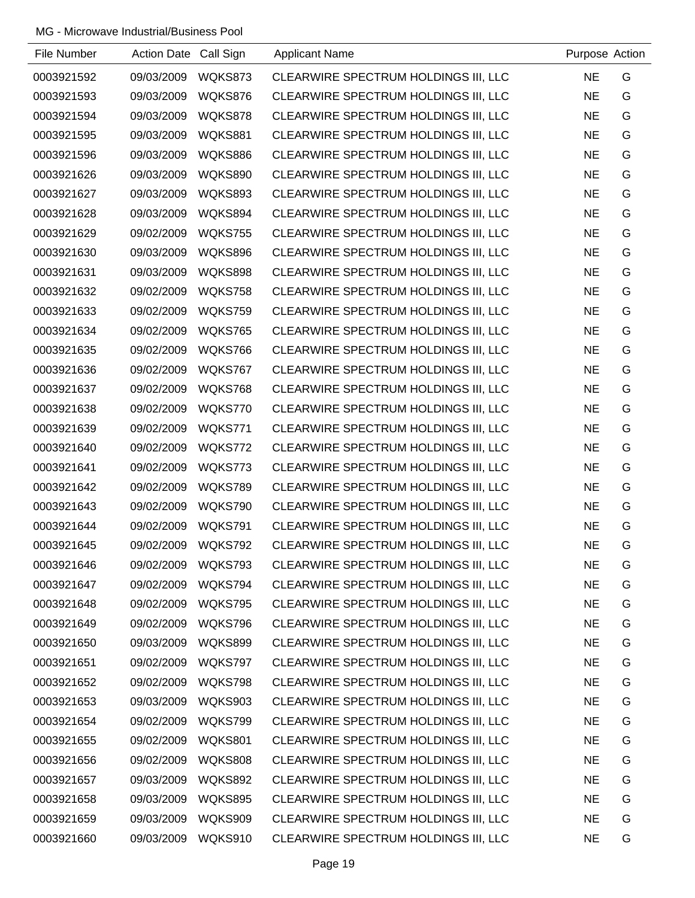MG - Microwave Industrial/Business Pool

| File Number | Action Date | Call Sign | Applicant Name | Purpose | Action |
|---|---|---|---|---|---|
| 0003921592 | 09/03/2009 | WQKS873 | CLEARWIRE SPECTRUM HOLDINGS III, LLC | NE | G |
| 0003921593 | 09/03/2009 | WQKS876 | CLEARWIRE SPECTRUM HOLDINGS III, LLC | NE | G |
| 0003921594 | 09/03/2009 | WQKS878 | CLEARWIRE SPECTRUM HOLDINGS III, LLC | NE | G |
| 0003921595 | 09/03/2009 | WQKS881 | CLEARWIRE SPECTRUM HOLDINGS III, LLC | NE | G |
| 0003921596 | 09/03/2009 | WQKS886 | CLEARWIRE SPECTRUM HOLDINGS III, LLC | NE | G |
| 0003921626 | 09/03/2009 | WQKS890 | CLEARWIRE SPECTRUM HOLDINGS III, LLC | NE | G |
| 0003921627 | 09/03/2009 | WQKS893 | CLEARWIRE SPECTRUM HOLDINGS III, LLC | NE | G |
| 0003921628 | 09/03/2009 | WQKS894 | CLEARWIRE SPECTRUM HOLDINGS III, LLC | NE | G |
| 0003921629 | 09/02/2009 | WQKS755 | CLEARWIRE SPECTRUM HOLDINGS III, LLC | NE | G |
| 0003921630 | 09/03/2009 | WQKS896 | CLEARWIRE SPECTRUM HOLDINGS III, LLC | NE | G |
| 0003921631 | 09/03/2009 | WQKS898 | CLEARWIRE SPECTRUM HOLDINGS III, LLC | NE | G |
| 0003921632 | 09/02/2009 | WQKS758 | CLEARWIRE SPECTRUM HOLDINGS III, LLC | NE | G |
| 0003921633 | 09/02/2009 | WQKS759 | CLEARWIRE SPECTRUM HOLDINGS III, LLC | NE | G |
| 0003921634 | 09/02/2009 | WQKS765 | CLEARWIRE SPECTRUM HOLDINGS III, LLC | NE | G |
| 0003921635 | 09/02/2009 | WQKS766 | CLEARWIRE SPECTRUM HOLDINGS III, LLC | NE | G |
| 0003921636 | 09/02/2009 | WQKS767 | CLEARWIRE SPECTRUM HOLDINGS III, LLC | NE | G |
| 0003921637 | 09/02/2009 | WQKS768 | CLEARWIRE SPECTRUM HOLDINGS III, LLC | NE | G |
| 0003921638 | 09/02/2009 | WQKS770 | CLEARWIRE SPECTRUM HOLDINGS III, LLC | NE | G |
| 0003921639 | 09/02/2009 | WQKS771 | CLEARWIRE SPECTRUM HOLDINGS III, LLC | NE | G |
| 0003921640 | 09/02/2009 | WQKS772 | CLEARWIRE SPECTRUM HOLDINGS III, LLC | NE | G |
| 0003921641 | 09/02/2009 | WQKS773 | CLEARWIRE SPECTRUM HOLDINGS III, LLC | NE | G |
| 0003921642 | 09/02/2009 | WQKS789 | CLEARWIRE SPECTRUM HOLDINGS III, LLC | NE | G |
| 0003921643 | 09/02/2009 | WQKS790 | CLEARWIRE SPECTRUM HOLDINGS III, LLC | NE | G |
| 0003921644 | 09/02/2009 | WQKS791 | CLEARWIRE SPECTRUM HOLDINGS III, LLC | NE | G |
| 0003921645 | 09/02/2009 | WQKS792 | CLEARWIRE SPECTRUM HOLDINGS III, LLC | NE | G |
| 0003921646 | 09/02/2009 | WQKS793 | CLEARWIRE SPECTRUM HOLDINGS III, LLC | NE | G |
| 0003921647 | 09/02/2009 | WQKS794 | CLEARWIRE SPECTRUM HOLDINGS III, LLC | NE | G |
| 0003921648 | 09/02/2009 | WQKS795 | CLEARWIRE SPECTRUM HOLDINGS III, LLC | NE | G |
| 0003921649 | 09/02/2009 | WQKS796 | CLEARWIRE SPECTRUM HOLDINGS III, LLC | NE | G |
| 0003921650 | 09/03/2009 | WQKS899 | CLEARWIRE SPECTRUM HOLDINGS III, LLC | NE | G |
| 0003921651 | 09/02/2009 | WQKS797 | CLEARWIRE SPECTRUM HOLDINGS III, LLC | NE | G |
| 0003921652 | 09/02/2009 | WQKS798 | CLEARWIRE SPECTRUM HOLDINGS III, LLC | NE | G |
| 0003921653 | 09/03/2009 | WQKS903 | CLEARWIRE SPECTRUM HOLDINGS III, LLC | NE | G |
| 0003921654 | 09/02/2009 | WQKS799 | CLEARWIRE SPECTRUM HOLDINGS III, LLC | NE | G |
| 0003921655 | 09/02/2009 | WQKS801 | CLEARWIRE SPECTRUM HOLDINGS III, LLC | NE | G |
| 0003921656 | 09/02/2009 | WQKS808 | CLEARWIRE SPECTRUM HOLDINGS III, LLC | NE | G |
| 0003921657 | 09/03/2009 | WQKS892 | CLEARWIRE SPECTRUM HOLDINGS III, LLC | NE | G |
| 0003921658 | 09/03/2009 | WQKS895 | CLEARWIRE SPECTRUM HOLDINGS III, LLC | NE | G |
| 0003921659 | 09/03/2009 | WQKS909 | CLEARWIRE SPECTRUM HOLDINGS III, LLC | NE | G |
| 0003921660 | 09/03/2009 | WQKS910 | CLEARWIRE SPECTRUM HOLDINGS III, LLC | NE | G |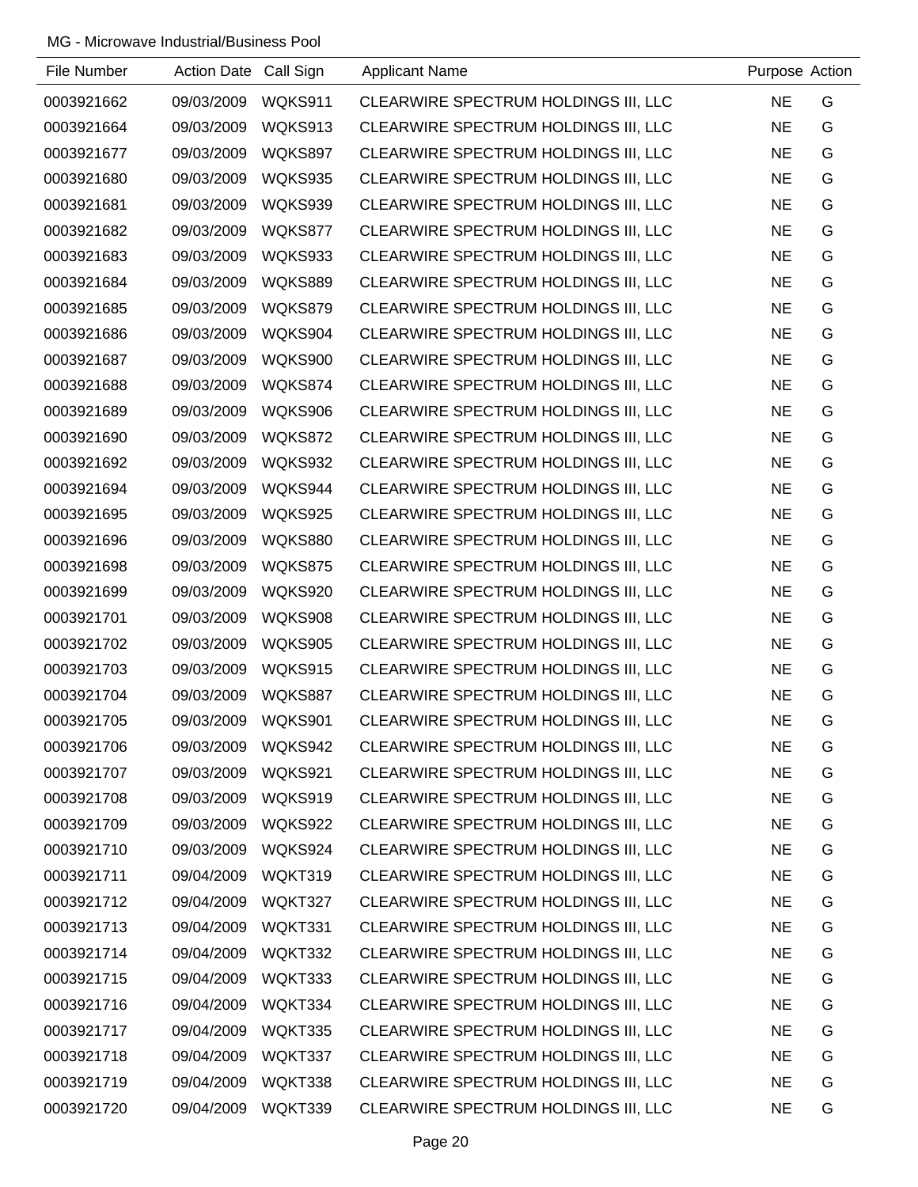MG - Microwave Industrial/Business Pool

| File Number | Action Date | Call Sign | Applicant Name | Purpose | Action |
|---|---|---|---|---|---|
| 0003921662 | 09/03/2009 | WQKS911 | CLEARWIRE SPECTRUM HOLDINGS III, LLC | NE | G |
| 0003921664 | 09/03/2009 | WQKS913 | CLEARWIRE SPECTRUM HOLDINGS III, LLC | NE | G |
| 0003921677 | 09/03/2009 | WQKS897 | CLEARWIRE SPECTRUM HOLDINGS III, LLC | NE | G |
| 0003921680 | 09/03/2009 | WQKS935 | CLEARWIRE SPECTRUM HOLDINGS III, LLC | NE | G |
| 0003921681 | 09/03/2009 | WQKS939 | CLEARWIRE SPECTRUM HOLDINGS III, LLC | NE | G |
| 0003921682 | 09/03/2009 | WQKS877 | CLEARWIRE SPECTRUM HOLDINGS III, LLC | NE | G |
| 0003921683 | 09/03/2009 | WQKS933 | CLEARWIRE SPECTRUM HOLDINGS III, LLC | NE | G |
| 0003921684 | 09/03/2009 | WQKS889 | CLEARWIRE SPECTRUM HOLDINGS III, LLC | NE | G |
| 0003921685 | 09/03/2009 | WQKS879 | CLEARWIRE SPECTRUM HOLDINGS III, LLC | NE | G |
| 0003921686 | 09/03/2009 | WQKS904 | CLEARWIRE SPECTRUM HOLDINGS III, LLC | NE | G |
| 0003921687 | 09/03/2009 | WQKS900 | CLEARWIRE SPECTRUM HOLDINGS III, LLC | NE | G |
| 0003921688 | 09/03/2009 | WQKS874 | CLEARWIRE SPECTRUM HOLDINGS III, LLC | NE | G |
| 0003921689 | 09/03/2009 | WQKS906 | CLEARWIRE SPECTRUM HOLDINGS III, LLC | NE | G |
| 0003921690 | 09/03/2009 | WQKS872 | CLEARWIRE SPECTRUM HOLDINGS III, LLC | NE | G |
| 0003921692 | 09/03/2009 | WQKS932 | CLEARWIRE SPECTRUM HOLDINGS III, LLC | NE | G |
| 0003921694 | 09/03/2009 | WQKS944 | CLEARWIRE SPECTRUM HOLDINGS III, LLC | NE | G |
| 0003921695 | 09/03/2009 | WQKS925 | CLEARWIRE SPECTRUM HOLDINGS III, LLC | NE | G |
| 0003921696 | 09/03/2009 | WQKS880 | CLEARWIRE SPECTRUM HOLDINGS III, LLC | NE | G |
| 0003921698 | 09/03/2009 | WQKS875 | CLEARWIRE SPECTRUM HOLDINGS III, LLC | NE | G |
| 0003921699 | 09/03/2009 | WQKS920 | CLEARWIRE SPECTRUM HOLDINGS III, LLC | NE | G |
| 0003921701 | 09/03/2009 | WQKS908 | CLEARWIRE SPECTRUM HOLDINGS III, LLC | NE | G |
| 0003921702 | 09/03/2009 | WQKS905 | CLEARWIRE SPECTRUM HOLDINGS III, LLC | NE | G |
| 0003921703 | 09/03/2009 | WQKS915 | CLEARWIRE SPECTRUM HOLDINGS III, LLC | NE | G |
| 0003921704 | 09/03/2009 | WQKS887 | CLEARWIRE SPECTRUM HOLDINGS III, LLC | NE | G |
| 0003921705 | 09/03/2009 | WQKS901 | CLEARWIRE SPECTRUM HOLDINGS III, LLC | NE | G |
| 0003921706 | 09/03/2009 | WQKS942 | CLEARWIRE SPECTRUM HOLDINGS III, LLC | NE | G |
| 0003921707 | 09/03/2009 | WQKS921 | CLEARWIRE SPECTRUM HOLDINGS III, LLC | NE | G |
| 0003921708 | 09/03/2009 | WQKS919 | CLEARWIRE SPECTRUM HOLDINGS III, LLC | NE | G |
| 0003921709 | 09/03/2009 | WQKS922 | CLEARWIRE SPECTRUM HOLDINGS III, LLC | NE | G |
| 0003921710 | 09/03/2009 | WQKS924 | CLEARWIRE SPECTRUM HOLDINGS III, LLC | NE | G |
| 0003921711 | 09/04/2009 | WQKT319 | CLEARWIRE SPECTRUM HOLDINGS III, LLC | NE | G |
| 0003921712 | 09/04/2009 | WQKT327 | CLEARWIRE SPECTRUM HOLDINGS III, LLC | NE | G |
| 0003921713 | 09/04/2009 | WQKT331 | CLEARWIRE SPECTRUM HOLDINGS III, LLC | NE | G |
| 0003921714 | 09/04/2009 | WQKT332 | CLEARWIRE SPECTRUM HOLDINGS III, LLC | NE | G |
| 0003921715 | 09/04/2009 | WQKT333 | CLEARWIRE SPECTRUM HOLDINGS III, LLC | NE | G |
| 0003921716 | 09/04/2009 | WQKT334 | CLEARWIRE SPECTRUM HOLDINGS III, LLC | NE | G |
| 0003921717 | 09/04/2009 | WQKT335 | CLEARWIRE SPECTRUM HOLDINGS III, LLC | NE | G |
| 0003921718 | 09/04/2009 | WQKT337 | CLEARWIRE SPECTRUM HOLDINGS III, LLC | NE | G |
| 0003921719 | 09/04/2009 | WQKT338 | CLEARWIRE SPECTRUM HOLDINGS III, LLC | NE | G |
| 0003921720 | 09/04/2009 | WQKT339 | CLEARWIRE SPECTRUM HOLDINGS III, LLC | NE | G |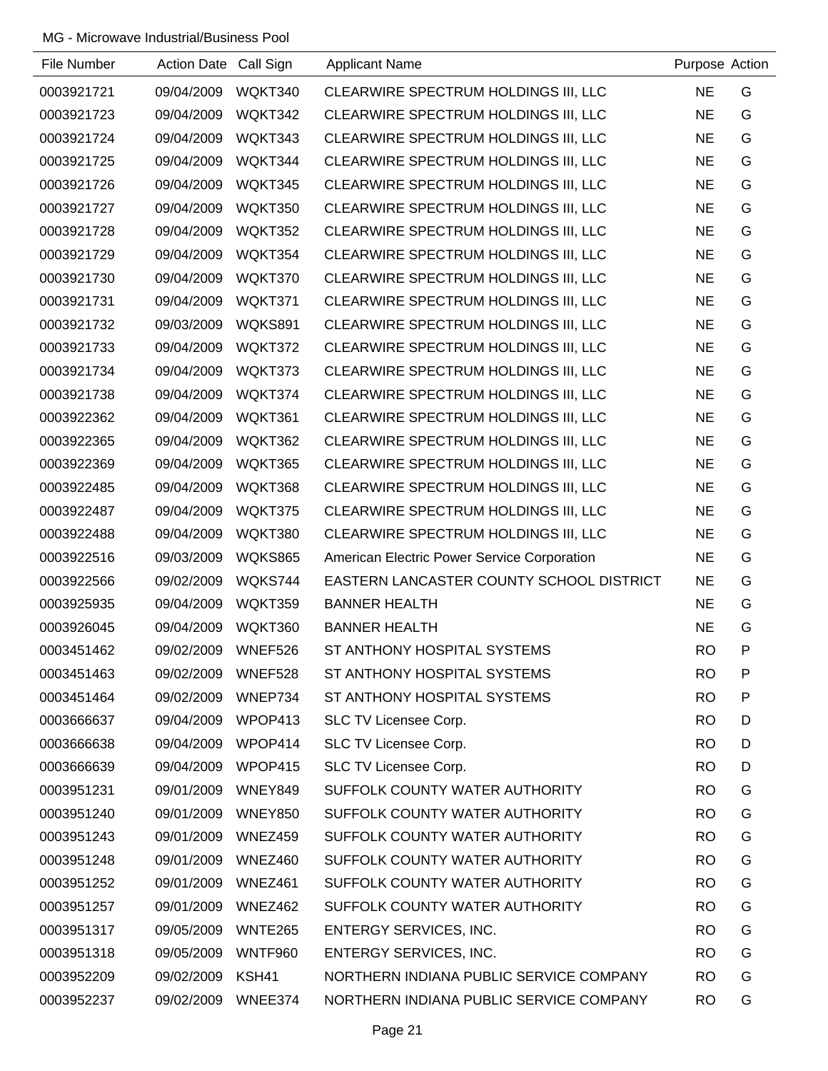MG - Microwave Industrial/Business Pool

| File Number | Action Date | Call Sign | Applicant Name | Purpose | Action |
|---|---|---|---|---|---|
| 0003921721 | 09/04/2009 | WQKT340 | CLEARWIRE SPECTRUM HOLDINGS III, LLC | NE | G |
| 0003921723 | 09/04/2009 | WQKT342 | CLEARWIRE SPECTRUM HOLDINGS III, LLC | NE | G |
| 0003921724 | 09/04/2009 | WQKT343 | CLEARWIRE SPECTRUM HOLDINGS III, LLC | NE | G |
| 0003921725 | 09/04/2009 | WQKT344 | CLEARWIRE SPECTRUM HOLDINGS III, LLC | NE | G |
| 0003921726 | 09/04/2009 | WQKT345 | CLEARWIRE SPECTRUM HOLDINGS III, LLC | NE | G |
| 0003921727 | 09/04/2009 | WQKT350 | CLEARWIRE SPECTRUM HOLDINGS III, LLC | NE | G |
| 0003921728 | 09/04/2009 | WQKT352 | CLEARWIRE SPECTRUM HOLDINGS III, LLC | NE | G |
| 0003921729 | 09/04/2009 | WQKT354 | CLEARWIRE SPECTRUM HOLDINGS III, LLC | NE | G |
| 0003921730 | 09/04/2009 | WQKT370 | CLEARWIRE SPECTRUM HOLDINGS III, LLC | NE | G |
| 0003921731 | 09/04/2009 | WQKT371 | CLEARWIRE SPECTRUM HOLDINGS III, LLC | NE | G |
| 0003921732 | 09/03/2009 | WQKS891 | CLEARWIRE SPECTRUM HOLDINGS III, LLC | NE | G |
| 0003921733 | 09/04/2009 | WQKT372 | CLEARWIRE SPECTRUM HOLDINGS III, LLC | NE | G |
| 0003921734 | 09/04/2009 | WQKT373 | CLEARWIRE SPECTRUM HOLDINGS III, LLC | NE | G |
| 0003921738 | 09/04/2009 | WQKT374 | CLEARWIRE SPECTRUM HOLDINGS III, LLC | NE | G |
| 0003922362 | 09/04/2009 | WQKT361 | CLEARWIRE SPECTRUM HOLDINGS III, LLC | NE | G |
| 0003922365 | 09/04/2009 | WQKT362 | CLEARWIRE SPECTRUM HOLDINGS III, LLC | NE | G |
| 0003922369 | 09/04/2009 | WQKT365 | CLEARWIRE SPECTRUM HOLDINGS III, LLC | NE | G |
| 0003922485 | 09/04/2009 | WQKT368 | CLEARWIRE SPECTRUM HOLDINGS III, LLC | NE | G |
| 0003922487 | 09/04/2009 | WQKT375 | CLEARWIRE SPECTRUM HOLDINGS III, LLC | NE | G |
| 0003922488 | 09/04/2009 | WQKT380 | CLEARWIRE SPECTRUM HOLDINGS III, LLC | NE | G |
| 0003922516 | 09/03/2009 | WQKS865 | American Electric Power Service Corporation | NE | G |
| 0003922566 | 09/02/2009 | WQKS744 | EASTERN LANCASTER COUNTY SCHOOL DISTRICT | NE | G |
| 0003925935 | 09/04/2009 | WQKT359 | BANNER HEALTH | NE | G |
| 0003926045 | 09/04/2009 | WQKT360 | BANNER HEALTH | NE | G |
| 0003451462 | 09/02/2009 | WNEF526 | ST ANTHONY HOSPITAL SYSTEMS | RO | P |
| 0003451463 | 09/02/2009 | WNEF528 | ST ANTHONY HOSPITAL SYSTEMS | RO | P |
| 0003451464 | 09/02/2009 | WNEP734 | ST ANTHONY HOSPITAL SYSTEMS | RO | P |
| 0003666637 | 09/04/2009 | WPOP413 | SLC TV Licensee Corp. | RO | D |
| 0003666638 | 09/04/2009 | WPOP414 | SLC TV Licensee Corp. | RO | D |
| 0003666639 | 09/04/2009 | WPOP415 | SLC TV Licensee Corp. | RO | D |
| 0003951231 | 09/01/2009 | WNEY849 | SUFFOLK COUNTY WATER AUTHORITY | RO | G |
| 0003951240 | 09/01/2009 | WNEY850 | SUFFOLK COUNTY WATER AUTHORITY | RO | G |
| 0003951243 | 09/01/2009 | WNEZ459 | SUFFOLK COUNTY WATER AUTHORITY | RO | G |
| 0003951248 | 09/01/2009 | WNEZ460 | SUFFOLK COUNTY WATER AUTHORITY | RO | G |
| 0003951252 | 09/01/2009 | WNEZ461 | SUFFOLK COUNTY WATER AUTHORITY | RO | G |
| 0003951257 | 09/01/2009 | WNEZ462 | SUFFOLK COUNTY WATER AUTHORITY | RO | G |
| 0003951317 | 09/05/2009 | WNTE265 | ENTERGY SERVICES, INC. | RO | G |
| 0003951318 | 09/05/2009 | WNTF960 | ENTERGY SERVICES, INC. | RO | G |
| 0003952209 | 09/02/2009 | KSH41 | NORTHERN INDIANA PUBLIC SERVICE COMPANY | RO | G |
| 0003952237 | 09/02/2009 | WNEE374 | NORTHERN INDIANA PUBLIC SERVICE COMPANY | RO | G |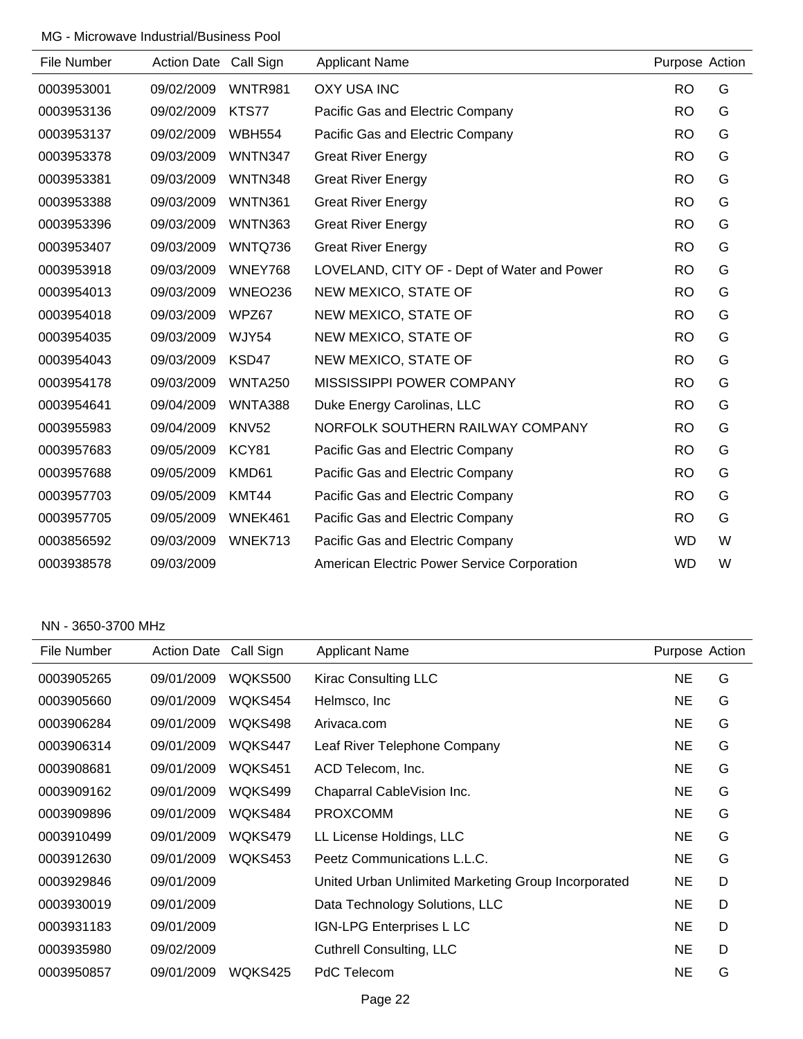MG - Microwave Industrial/Business Pool

| File Number | Action Date | Call Sign | Applicant Name | Purpose | Action |
|---|---|---|---|---|---|
| 0003953001 | 09/02/2009 | WNTR981 | OXY USA INC | RO | G |
| 0003953136 | 09/02/2009 | KTS77 | Pacific Gas and Electric Company | RO | G |
| 0003953137 | 09/02/2009 | WBH554 | Pacific Gas and Electric Company | RO | G |
| 0003953378 | 09/03/2009 | WNTN347 | Great River Energy | RO | G |
| 0003953381 | 09/03/2009 | WNTN348 | Great River Energy | RO | G |
| 0003953388 | 09/03/2009 | WNTN361 | Great River Energy | RO | G |
| 0003953396 | 09/03/2009 | WNTN363 | Great River Energy | RO | G |
| 0003953407 | 09/03/2009 | WNTQ736 | Great River Energy | RO | G |
| 0003953918 | 09/03/2009 | WNEY768 | LOVELAND, CITY OF - Dept of Water and Power | RO | G |
| 0003954013 | 09/03/2009 | WNEO236 | NEW MEXICO, STATE OF | RO | G |
| 0003954018 | 09/03/2009 | WPZ67 | NEW MEXICO, STATE OF | RO | G |
| 0003954035 | 09/03/2009 | WJY54 | NEW MEXICO, STATE OF | RO | G |
| 0003954043 | 09/03/2009 | KSD47 | NEW MEXICO, STATE OF | RO | G |
| 0003954178 | 09/03/2009 | WNTA250 | MISSISSIPPI POWER COMPANY | RO | G |
| 0003954641 | 09/04/2009 | WNTA388 | Duke Energy Carolinas, LLC | RO | G |
| 0003955983 | 09/04/2009 | KNV52 | NORFOLK SOUTHERN RAILWAY COMPANY | RO | G |
| 0003957683 | 09/05/2009 | KCY81 | Pacific Gas and Electric Company | RO | G |
| 0003957688 | 09/05/2009 | KMD61 | Pacific Gas and Electric Company | RO | G |
| 0003957703 | 09/05/2009 | KMT44 | Pacific Gas and Electric Company | RO | G |
| 0003957705 | 09/05/2009 | WNEK461 | Pacific Gas and Electric Company | RO | G |
| 0003856592 | 09/03/2009 | WNEK713 | Pacific Gas and Electric Company | WD | W |
| 0003938578 | 09/03/2009 | | American Electric Power Service Corporation | WD | W |

NN - 3650-3700 MHz

| File Number | Action Date | Call Sign | Applicant Name | Purpose | Action |
|---|---|---|---|---|---|
| 0003905265 | 09/01/2009 | WQKS500 | Kirac Consulting LLC | NE | G |
| 0003905660 | 09/01/2009 | WQKS454 | Helmsco, Inc | NE | G |
| 0003906284 | 09/01/2009 | WQKS498 | Arivaca.com | NE | G |
| 0003906314 | 09/01/2009 | WQKS447 | Leaf River Telephone Company | NE | G |
| 0003908681 | 09/01/2009 | WQKS451 | ACD Telecom, Inc. | NE | G |
| 0003909162 | 09/01/2009 | WQKS499 | Chaparral CableVision Inc. | NE | G |
| 0003909896 | 09/01/2009 | WQKS484 | PROXCOMM | NE | G |
| 0003910499 | 09/01/2009 | WQKS479 | LL License Holdings, LLC | NE | G |
| 0003912630 | 09/01/2009 | WQKS453 | Peetz Communications L.L.C. | NE | G |
| 0003929846 | 09/01/2009 | | United Urban Unlimited Marketing Group Incorporated | NE | D |
| 0003930019 | 09/01/2009 | | Data Technology Solutions, LLC | NE | D |
| 0003931183 | 09/01/2009 | | IGN-LPG Enterprises L LC | NE | D |
| 0003935980 | 09/02/2009 | | Cuthrell Consulting, LLC | NE | D |
| 0003950857 | 09/01/2009 | WQKS425 | PdC Telecom | NE | G |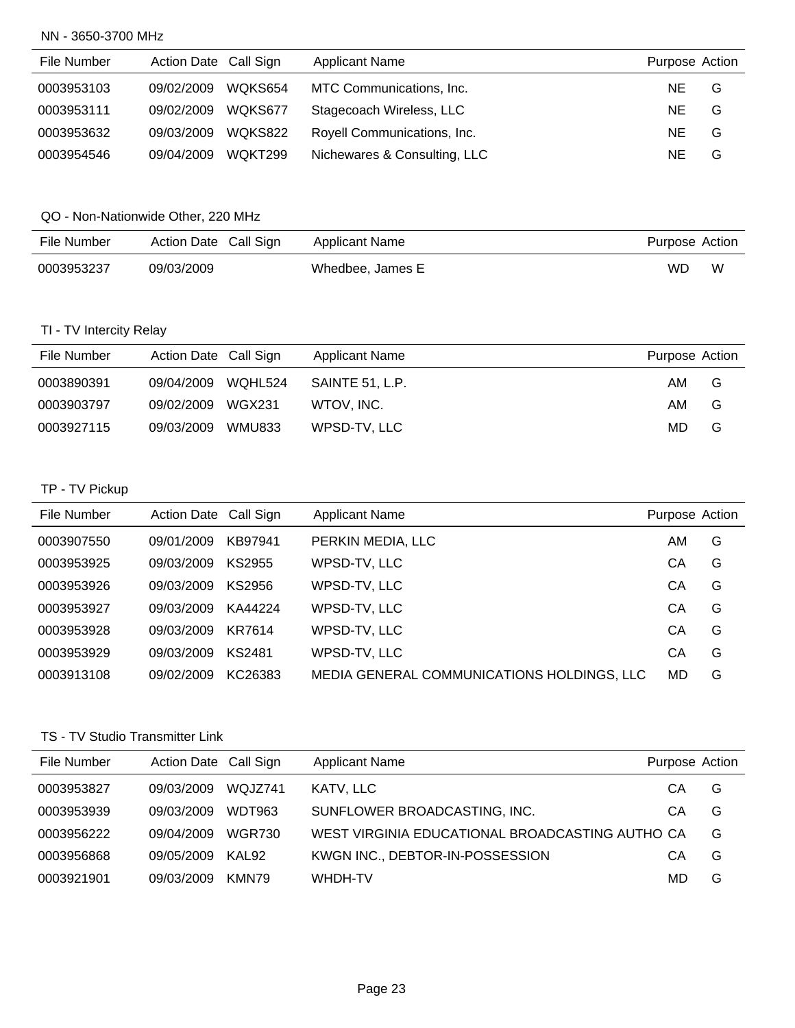NN - 3650-3700 MHz

| File Number | Action Date | Call Sign | Applicant Name | Purpose | Action |
|---|---|---|---|---|---|
| 0003953103 | 09/02/2009 | WQKS654 | MTC Communications, Inc. | NE | G |
| 0003953111 | 09/02/2009 | WQKS677 | Stagecoach Wireless, LLC | NE | G |
| 0003953632 | 09/03/2009 | WQKS822 | Royell Communications, Inc. | NE | G |
| 0003954546 | 09/04/2009 | WQKT299 | Nichewares & Consulting, LLC | NE | G |

QO - Non-Nationwide Other, 220 MHz

| File Number | Action Date | Call Sign | Applicant Name | Purpose | Action |
|---|---|---|---|---|---|
| 0003953237 | 09/03/2009 | | Whedbee, James E | WD | W |

TI - TV Intercity Relay

| File Number | Action Date | Call Sign | Applicant Name | Purpose | Action |
|---|---|---|---|---|---|
| 0003890391 | 09/04/2009 | WQHL524 | SAINTE 51, L.P. | AM | G |
| 0003903797 | 09/02/2009 | WGX231 | WTOV, INC. | AM | G |
| 0003927115 | 09/03/2009 | WMU833 | WPSD-TV, LLC | MD | G |

TP - TV Pickup

| File Number | Action Date | Call Sign | Applicant Name | Purpose | Action |
|---|---|---|---|---|---|
| 0003907550 | 09/01/2009 | KB97941 | PERKIN MEDIA, LLC | AM | G |
| 0003953925 | 09/03/2009 | KS2955 | WPSD-TV, LLC | CA | G |
| 0003953926 | 09/03/2009 | KS2956 | WPSD-TV, LLC | CA | G |
| 0003953927 | 09/03/2009 | KA44224 | WPSD-TV, LLC | CA | G |
| 0003953928 | 09/03/2009 | KR7614 | WPSD-TV, LLC | CA | G |
| 0003953929 | 09/03/2009 | KS2481 | WPSD-TV, LLC | CA | G |
| 0003913108 | 09/02/2009 | KC26383 | MEDIA GENERAL COMMUNICATIONS HOLDINGS, LLC | MD | G |

TS - TV Studio Transmitter Link

| File Number | Action Date | Call Sign | Applicant Name | Purpose | Action |
|---|---|---|---|---|---|
| 0003953827 | 09/03/2009 | WQJZ741 | KATV, LLC | CA | G |
| 0003953939 | 09/03/2009 | WDT963 | SUNFLOWER BROADCASTING, INC. | CA | G |
| 0003956222 | 09/04/2009 | WGR730 | WEST VIRGINIA EDUCATIONAL BROADCASTING AUTHO | CA | G |
| 0003956868 | 09/05/2009 | KAL92 | KWGN INC., DEBTOR-IN-POSSESSION | CA | G |
| 0003921901 | 09/03/2009 | KMN79 | WHDH-TV | MD | G |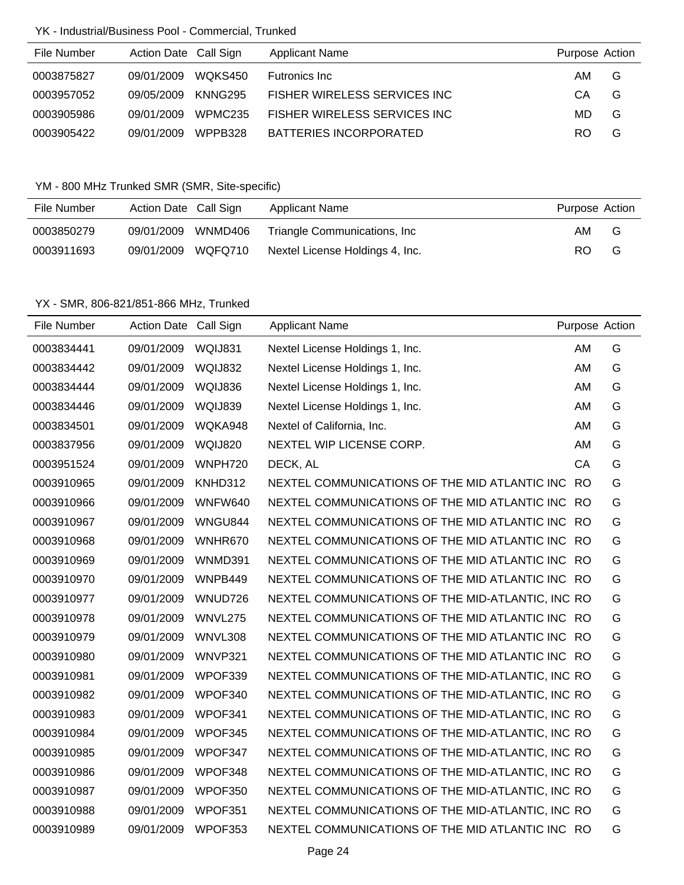YK - Industrial/Business Pool - Commercial, Trunked

| File Number | Action Date | Call Sign | Applicant Name | Purpose | Action |
|---|---|---|---|---|---|
| 0003875827 | 09/01/2009 | WQKS450 | Futronics Inc | AM | G |
| 0003957052 | 09/05/2009 | KNNG295 | FISHER WIRELESS SERVICES INC | CA | G |
| 0003905986 | 09/01/2009 | WPMC235 | FISHER WIRELESS SERVICES INC | MD | G |
| 0003905422 | 09/01/2009 | WPPB328 | BATTERIES INCORPORATED | RO | G |

YM - 800 MHz Trunked SMR (SMR, Site-specific)

| File Number | Action Date | Call Sign | Applicant Name | Purpose | Action |
|---|---|---|---|---|---|
| 0003850279 | 09/01/2009 | WNMD406 | Triangle Communications, Inc | AM | G |
| 0003911693 | 09/01/2009 | WQFQ710 | Nextel License Holdings 4, Inc. | RO | G |

YX - SMR, 806-821/851-866 MHz, Trunked

| File Number | Action Date | Call Sign | Applicant Name | Purpose | Action |
|---|---|---|---|---|---|
| 0003834441 | 09/01/2009 | WQIJ831 | Nextel License Holdings 1, Inc. | AM | G |
| 0003834442 | 09/01/2009 | WQIJ832 | Nextel License Holdings 1, Inc. | AM | G |
| 0003834444 | 09/01/2009 | WQIJ836 | Nextel License Holdings 1, Inc. | AM | G |
| 0003834446 | 09/01/2009 | WQIJ839 | Nextel License Holdings 1, Inc. | AM | G |
| 0003834501 | 09/01/2009 | WQKA948 | Nextel of California, Inc. | AM | G |
| 0003837956 | 09/01/2009 | WQIJ820 | NEXTEL WIP LICENSE CORP. | AM | G |
| 0003951524 | 09/01/2009 | WNPH720 | DECK, AL | CA | G |
| 0003910965 | 09/01/2009 | KNHD312 | NEXTEL COMMUNICATIONS OF THE MID ATLANTIC INC | RO | G |
| 0003910966 | 09/01/2009 | WNFW640 | NEXTEL COMMUNICATIONS OF THE MID ATLANTIC INC | RO | G |
| 0003910967 | 09/01/2009 | WNGU844 | NEXTEL COMMUNICATIONS OF THE MID ATLANTIC INC | RO | G |
| 0003910968 | 09/01/2009 | WNHR670 | NEXTEL COMMUNICATIONS OF THE MID ATLANTIC INC | RO | G |
| 0003910969 | 09/01/2009 | WNMD391 | NEXTEL COMMUNICATIONS OF THE MID ATLANTIC INC | RO | G |
| 0003910970 | 09/01/2009 | WNPB449 | NEXTEL COMMUNICATIONS OF THE MID ATLANTIC INC | RO | G |
| 0003910977 | 09/01/2009 | WNUD726 | NEXTEL COMMUNICATIONS OF THE MID-ATLANTIC, INC | RO | G |
| 0003910978 | 09/01/2009 | WNVL275 | NEXTEL COMMUNICATIONS OF THE MID ATLANTIC INC | RO | G |
| 0003910979 | 09/01/2009 | WNVL308 | NEXTEL COMMUNICATIONS OF THE MID ATLANTIC INC | RO | G |
| 0003910980 | 09/01/2009 | WNVP321 | NEXTEL COMMUNICATIONS OF THE MID ATLANTIC INC | RO | G |
| 0003910981 | 09/01/2009 | WPOF339 | NEXTEL COMMUNICATIONS OF THE MID-ATLANTIC, INC | RO | G |
| 0003910982 | 09/01/2009 | WPOF340 | NEXTEL COMMUNICATIONS OF THE MID-ATLANTIC, INC | RO | G |
| 0003910983 | 09/01/2009 | WPOF341 | NEXTEL COMMUNICATIONS OF THE MID-ATLANTIC, INC | RO | G |
| 0003910984 | 09/01/2009 | WPOF345 | NEXTEL COMMUNICATIONS OF THE MID-ATLANTIC, INC | RO | G |
| 0003910985 | 09/01/2009 | WPOF347 | NEXTEL COMMUNICATIONS OF THE MID-ATLANTIC, INC | RO | G |
| 0003910986 | 09/01/2009 | WPOF348 | NEXTEL COMMUNICATIONS OF THE MID-ATLANTIC, INC | RO | G |
| 0003910987 | 09/01/2009 | WPOF350 | NEXTEL COMMUNICATIONS OF THE MID-ATLANTIC, INC | RO | G |
| 0003910988 | 09/01/2009 | WPOF351 | NEXTEL COMMUNICATIONS OF THE MID-ATLANTIC, INC | RO | G |
| 0003910989 | 09/01/2009 | WPOF353 | NEXTEL COMMUNICATIONS OF THE MID ATLANTIC INC | RO | G |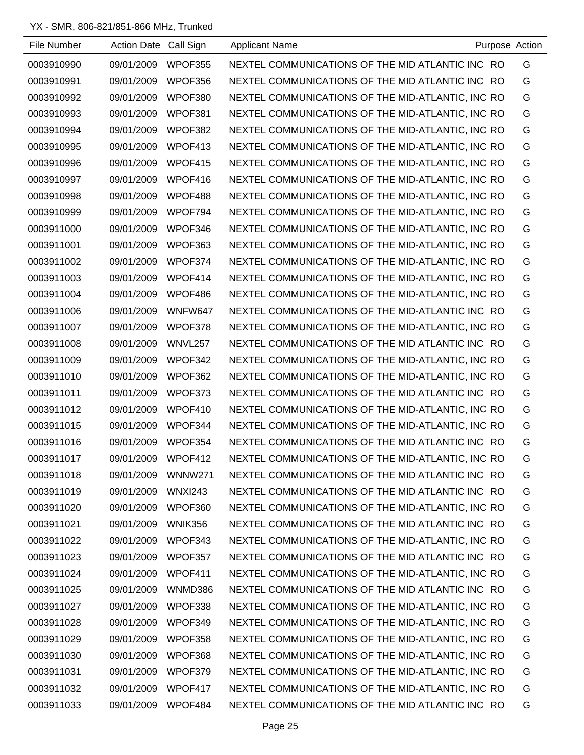YX - SMR, 806-821/851-866 MHz, Trunked

| File Number | Action Date | Call Sign | Applicant Name | Purpose | Action |
|---|---|---|---|---|---|
| 0003910990 | 09/01/2009 | WPOF355 | NEXTEL COMMUNICATIONS OF THE MID ATLANTIC INC | RO | G |
| 0003910991 | 09/01/2009 | WPOF356 | NEXTEL COMMUNICATIONS OF THE MID ATLANTIC INC | RO | G |
| 0003910992 | 09/01/2009 | WPOF380 | NEXTEL COMMUNICATIONS OF THE MID-ATLANTIC, INC | RO | G |
| 0003910993 | 09/01/2009 | WPOF381 | NEXTEL COMMUNICATIONS OF THE MID-ATLANTIC, INC | RO | G |
| 0003910994 | 09/01/2009 | WPOF382 | NEXTEL COMMUNICATIONS OF THE MID-ATLANTIC, INC | RO | G |
| 0003910995 | 09/01/2009 | WPOF413 | NEXTEL COMMUNICATIONS OF THE MID-ATLANTIC, INC | RO | G |
| 0003910996 | 09/01/2009 | WPOF415 | NEXTEL COMMUNICATIONS OF THE MID-ATLANTIC, INC | RO | G |
| 0003910997 | 09/01/2009 | WPOF416 | NEXTEL COMMUNICATIONS OF THE MID-ATLANTIC, INC | RO | G |
| 0003910998 | 09/01/2009 | WPOF488 | NEXTEL COMMUNICATIONS OF THE MID-ATLANTIC, INC | RO | G |
| 0003910999 | 09/01/2009 | WPOF794 | NEXTEL COMMUNICATIONS OF THE MID-ATLANTIC, INC | RO | G |
| 0003911000 | 09/01/2009 | WPOF346 | NEXTEL COMMUNICATIONS OF THE MID-ATLANTIC, INC | RO | G |
| 0003911001 | 09/01/2009 | WPOF363 | NEXTEL COMMUNICATIONS OF THE MID-ATLANTIC, INC | RO | G |
| 0003911002 | 09/01/2009 | WPOF374 | NEXTEL COMMUNICATIONS OF THE MID-ATLANTIC, INC | RO | G |
| 0003911003 | 09/01/2009 | WPOF414 | NEXTEL COMMUNICATIONS OF THE MID-ATLANTIC, INC | RO | G |
| 0003911004 | 09/01/2009 | WPOF486 | NEXTEL COMMUNICATIONS OF THE MID-ATLANTIC, INC | RO | G |
| 0003911006 | 09/01/2009 | WNFW647 | NEXTEL COMMUNICATIONS OF THE MID-ATLANTIC INC | RO | G |
| 0003911007 | 09/01/2009 | WPOF378 | NEXTEL COMMUNICATIONS OF THE MID-ATLANTIC, INC | RO | G |
| 0003911008 | 09/01/2009 | WNVL257 | NEXTEL COMMUNICATIONS OF THE MID ATLANTIC INC | RO | G |
| 0003911009 | 09/01/2009 | WPOF342 | NEXTEL COMMUNICATIONS OF THE MID-ATLANTIC, INC | RO | G |
| 0003911010 | 09/01/2009 | WPOF362 | NEXTEL COMMUNICATIONS OF THE MID-ATLANTIC, INC | RO | G |
| 0003911011 | 09/01/2009 | WPOF373 | NEXTEL COMMUNICATIONS OF THE MID ATLANTIC INC | RO | G |
| 0003911012 | 09/01/2009 | WPOF410 | NEXTEL COMMUNICATIONS OF THE MID-ATLANTIC, INC | RO | G |
| 0003911015 | 09/01/2009 | WPOF344 | NEXTEL COMMUNICATIONS OF THE MID-ATLANTIC, INC | RO | G |
| 0003911016 | 09/01/2009 | WPOF354 | NEXTEL COMMUNICATIONS OF THE MID ATLANTIC INC | RO | G |
| 0003911017 | 09/01/2009 | WPOF412 | NEXTEL COMMUNICATIONS OF THE MID-ATLANTIC, INC | RO | G |
| 0003911018 | 09/01/2009 | WNNW271 | NEXTEL COMMUNICATIONS OF THE MID ATLANTIC INC | RO | G |
| 0003911019 | 09/01/2009 | WNXI243 | NEXTEL COMMUNICATIONS OF THE MID ATLANTIC INC | RO | G |
| 0003911020 | 09/01/2009 | WPOF360 | NEXTEL COMMUNICATIONS OF THE MID-ATLANTIC, INC | RO | G |
| 0003911021 | 09/01/2009 | WNIK356 | NEXTEL COMMUNICATIONS OF THE MID ATLANTIC INC | RO | G |
| 0003911022 | 09/01/2009 | WPOF343 | NEXTEL COMMUNICATIONS OF THE MID-ATLANTIC, INC | RO | G |
| 0003911023 | 09/01/2009 | WPOF357 | NEXTEL COMMUNICATIONS OF THE MID ATLANTIC INC | RO | G |
| 0003911024 | 09/01/2009 | WPOF411 | NEXTEL COMMUNICATIONS OF THE MID-ATLANTIC, INC | RO | G |
| 0003911025 | 09/01/2009 | WNMD386 | NEXTEL COMMUNICATIONS OF THE MID ATLANTIC INC | RO | G |
| 0003911027 | 09/01/2009 | WPOF338 | NEXTEL COMMUNICATIONS OF THE MID-ATLANTIC, INC | RO | G |
| 0003911028 | 09/01/2009 | WPOF349 | NEXTEL COMMUNICATIONS OF THE MID-ATLANTIC, INC | RO | G |
| 0003911029 | 09/01/2009 | WPOF358 | NEXTEL COMMUNICATIONS OF THE MID-ATLANTIC, INC | RO | G |
| 0003911030 | 09/01/2009 | WPOF368 | NEXTEL COMMUNICATIONS OF THE MID-ATLANTIC, INC | RO | G |
| 0003911031 | 09/01/2009 | WPOF379 | NEXTEL COMMUNICATIONS OF THE MID-ATLANTIC, INC | RO | G |
| 0003911032 | 09/01/2009 | WPOF417 | NEXTEL COMMUNICATIONS OF THE MID-ATLANTIC, INC | RO | G |
| 0003911033 | 09/01/2009 | WPOF484 | NEXTEL COMMUNICATIONS OF THE MID ATLANTIC INC | RO | G |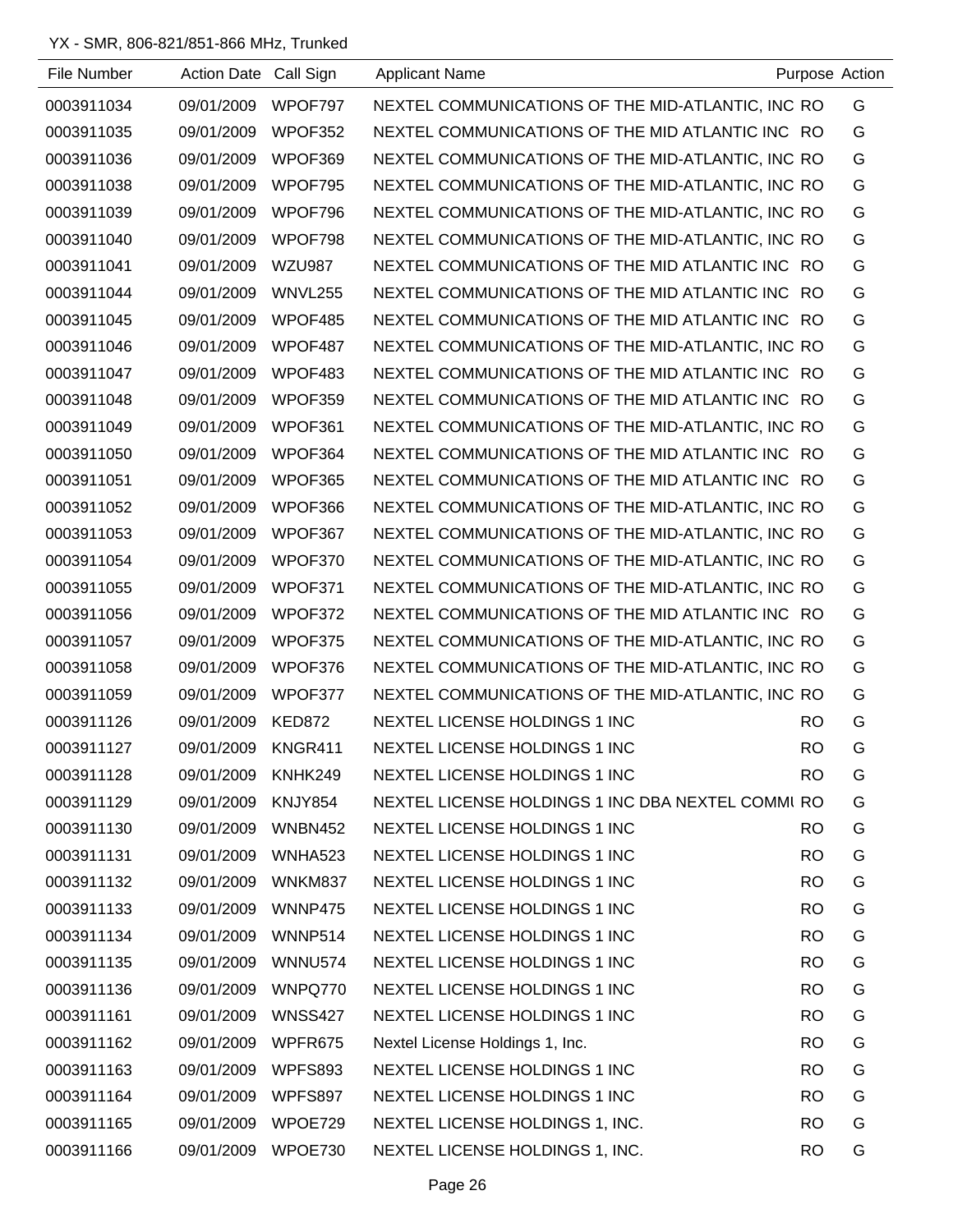YX - SMR, 806-821/851-866 MHz, Trunked

| File Number | Action Date | Call Sign | Applicant Name | Purpose | Action |
|---|---|---|---|---|---|
| 0003911034 | 09/01/2009 | WPOF797 | NEXTEL COMMUNICATIONS OF THE MID-ATLANTIC, INC | RO | G |
| 0003911035 | 09/01/2009 | WPOF352 | NEXTEL COMMUNICATIONS OF THE MID ATLANTIC INC | RO | G |
| 0003911036 | 09/01/2009 | WPOF369 | NEXTEL COMMUNICATIONS OF THE MID-ATLANTIC, INC | RO | G |
| 0003911038 | 09/01/2009 | WPOF795 | NEXTEL COMMUNICATIONS OF THE MID-ATLANTIC, INC | RO | G |
| 0003911039 | 09/01/2009 | WPOF796 | NEXTEL COMMUNICATIONS OF THE MID-ATLANTIC, INC | RO | G |
| 0003911040 | 09/01/2009 | WPOF798 | NEXTEL COMMUNICATIONS OF THE MID-ATLANTIC, INC | RO | G |
| 0003911041 | 09/01/2009 | WZU987 | NEXTEL COMMUNICATIONS OF THE MID ATLANTIC INC | RO | G |
| 0003911044 | 09/01/2009 | WNVL255 | NEXTEL COMMUNICATIONS OF THE MID ATLANTIC INC | RO | G |
| 0003911045 | 09/01/2009 | WPOF485 | NEXTEL COMMUNICATIONS OF THE MID ATLANTIC INC | RO | G |
| 0003911046 | 09/01/2009 | WPOF487 | NEXTEL COMMUNICATIONS OF THE MID-ATLANTIC, INC | RO | G |
| 0003911047 | 09/01/2009 | WPOF483 | NEXTEL COMMUNICATIONS OF THE MID ATLANTIC INC | RO | G |
| 0003911048 | 09/01/2009 | WPOF359 | NEXTEL COMMUNICATIONS OF THE MID ATLANTIC INC | RO | G |
| 0003911049 | 09/01/2009 | WPOF361 | NEXTEL COMMUNICATIONS OF THE MID-ATLANTIC, INC | RO | G |
| 0003911050 | 09/01/2009 | WPOF364 | NEXTEL COMMUNICATIONS OF THE MID ATLANTIC INC | RO | G |
| 0003911051 | 09/01/2009 | WPOF365 | NEXTEL COMMUNICATIONS OF THE MID ATLANTIC INC | RO | G |
| 0003911052 | 09/01/2009 | WPOF366 | NEXTEL COMMUNICATIONS OF THE MID-ATLANTIC, INC | RO | G |
| 0003911053 | 09/01/2009 | WPOF367 | NEXTEL COMMUNICATIONS OF THE MID-ATLANTIC, INC | RO | G |
| 0003911054 | 09/01/2009 | WPOF370 | NEXTEL COMMUNICATIONS OF THE MID-ATLANTIC, INC | RO | G |
| 0003911055 | 09/01/2009 | WPOF371 | NEXTEL COMMUNICATIONS OF THE MID-ATLANTIC, INC | RO | G |
| 0003911056 | 09/01/2009 | WPOF372 | NEXTEL COMMUNICATIONS OF THE MID ATLANTIC INC | RO | G |
| 0003911057 | 09/01/2009 | WPOF375 | NEXTEL COMMUNICATIONS OF THE MID-ATLANTIC, INC | RO | G |
| 0003911058 | 09/01/2009 | WPOF376 | NEXTEL COMMUNICATIONS OF THE MID-ATLANTIC, INC | RO | G |
| 0003911059 | 09/01/2009 | WPOF377 | NEXTEL COMMUNICATIONS OF THE MID-ATLANTIC, INC | RO | G |
| 0003911126 | 09/01/2009 | KED872 | NEXTEL LICENSE HOLDINGS 1 INC | RO | G |
| 0003911127 | 09/01/2009 | KNGR411 | NEXTEL LICENSE HOLDINGS 1 INC | RO | G |
| 0003911128 | 09/01/2009 | KNHK249 | NEXTEL LICENSE HOLDINGS 1 INC | RO | G |
| 0003911129 | 09/01/2009 | KNJY854 | NEXTEL LICENSE HOLDINGS 1 INC DBA NEXTEL COMMU | RO | G |
| 0003911130 | 09/01/2009 | WNBN452 | NEXTEL LICENSE HOLDINGS 1 INC | RO | G |
| 0003911131 | 09/01/2009 | WNHA523 | NEXTEL LICENSE HOLDINGS 1 INC | RO | G |
| 0003911132 | 09/01/2009 | WNKM837 | NEXTEL LICENSE HOLDINGS 1 INC | RO | G |
| 0003911133 | 09/01/2009 | WNNP475 | NEXTEL LICENSE HOLDINGS 1 INC | RO | G |
| 0003911134 | 09/01/2009 | WNNP514 | NEXTEL LICENSE HOLDINGS 1 INC | RO | G |
| 0003911135 | 09/01/2009 | WNNU574 | NEXTEL LICENSE HOLDINGS 1 INC | RO | G |
| 0003911136 | 09/01/2009 | WNPQ770 | NEXTEL LICENSE HOLDINGS 1 INC | RO | G |
| 0003911161 | 09/01/2009 | WNSS427 | NEXTEL LICENSE HOLDINGS 1 INC | RO | G |
| 0003911162 | 09/01/2009 | WPFR675 | Nextel License Holdings 1, Inc. | RO | G |
| 0003911163 | 09/01/2009 | WPFS893 | NEXTEL LICENSE HOLDINGS 1 INC | RO | G |
| 0003911164 | 09/01/2009 | WPFS897 | NEXTEL LICENSE HOLDINGS 1 INC | RO | G |
| 0003911165 | 09/01/2009 | WPOE729 | NEXTEL LICENSE HOLDINGS 1, INC. | RO | G |
| 0003911166 | 09/01/2009 | WPOE730 | NEXTEL LICENSE HOLDINGS 1, INC. | RO | G |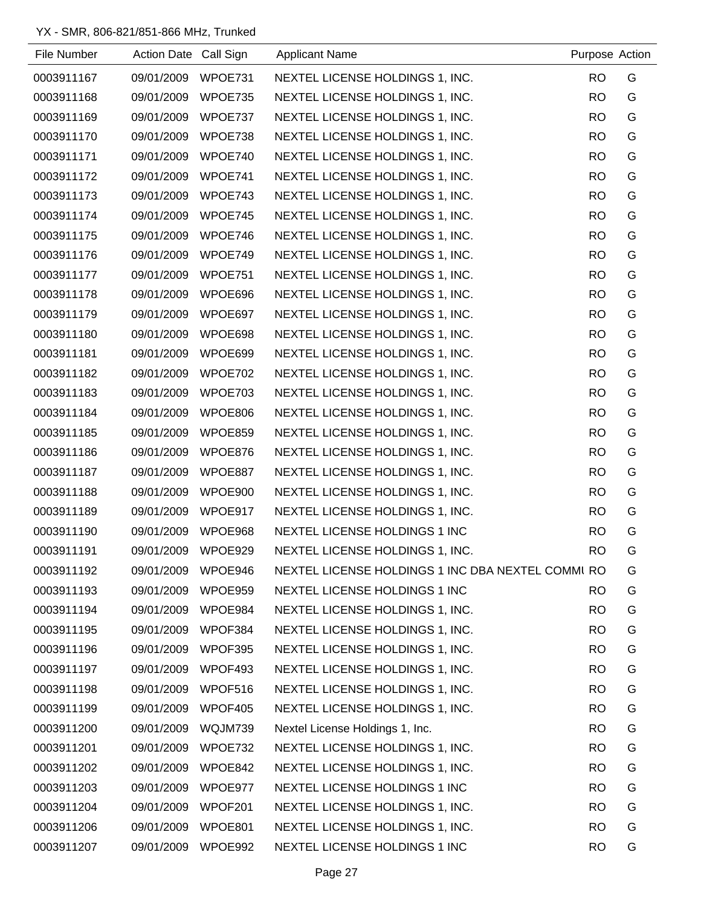YX - SMR, 806-821/851-866 MHz, Trunked

| File Number | Action Date | Call Sign | Applicant Name | Purpose | Action |
|---|---|---|---|---|---|
| 0003911167 | 09/01/2009 | WPOE731 | NEXTEL LICENSE HOLDINGS 1, INC. | RO | G |
| 0003911168 | 09/01/2009 | WPOE735 | NEXTEL LICENSE HOLDINGS 1, INC. | RO | G |
| 0003911169 | 09/01/2009 | WPOE737 | NEXTEL LICENSE HOLDINGS 1, INC. | RO | G |
| 0003911170 | 09/01/2009 | WPOE738 | NEXTEL LICENSE HOLDINGS 1, INC. | RO | G |
| 0003911171 | 09/01/2009 | WPOE740 | NEXTEL LICENSE HOLDINGS 1, INC. | RO | G |
| 0003911172 | 09/01/2009 | WPOE741 | NEXTEL LICENSE HOLDINGS 1, INC. | RO | G |
| 0003911173 | 09/01/2009 | WPOE743 | NEXTEL LICENSE HOLDINGS 1, INC. | RO | G |
| 0003911174 | 09/01/2009 | WPOE745 | NEXTEL LICENSE HOLDINGS 1, INC. | RO | G |
| 0003911175 | 09/01/2009 | WPOE746 | NEXTEL LICENSE HOLDINGS 1, INC. | RO | G |
| 0003911176 | 09/01/2009 | WPOE749 | NEXTEL LICENSE HOLDINGS 1, INC. | RO | G |
| 0003911177 | 09/01/2009 | WPOE751 | NEXTEL LICENSE HOLDINGS 1, INC. | RO | G |
| 0003911178 | 09/01/2009 | WPOE696 | NEXTEL LICENSE HOLDINGS 1, INC. | RO | G |
| 0003911179 | 09/01/2009 | WPOE697 | NEXTEL LICENSE HOLDINGS 1, INC. | RO | G |
| 0003911180 | 09/01/2009 | WPOE698 | NEXTEL LICENSE HOLDINGS 1, INC. | RO | G |
| 0003911181 | 09/01/2009 | WPOE699 | NEXTEL LICENSE HOLDINGS 1, INC. | RO | G |
| 0003911182 | 09/01/2009 | WPOE702 | NEXTEL LICENSE HOLDINGS 1, INC. | RO | G |
| 0003911183 | 09/01/2009 | WPOE703 | NEXTEL LICENSE HOLDINGS 1, INC. | RO | G |
| 0003911184 | 09/01/2009 | WPOE806 | NEXTEL LICENSE HOLDINGS 1, INC. | RO | G |
| 0003911185 | 09/01/2009 | WPOE859 | NEXTEL LICENSE HOLDINGS 1, INC. | RO | G |
| 0003911186 | 09/01/2009 | WPOE876 | NEXTEL LICENSE HOLDINGS 1, INC. | RO | G |
| 0003911187 | 09/01/2009 | WPOE887 | NEXTEL LICENSE HOLDINGS 1, INC. | RO | G |
| 0003911188 | 09/01/2009 | WPOE900 | NEXTEL LICENSE HOLDINGS 1, INC. | RO | G |
| 0003911189 | 09/01/2009 | WPOE917 | NEXTEL LICENSE HOLDINGS 1, INC. | RO | G |
| 0003911190 | 09/01/2009 | WPOE968 | NEXTEL LICENSE HOLDINGS 1 INC | RO | G |
| 0003911191 | 09/01/2009 | WPOE929 | NEXTEL LICENSE HOLDINGS 1, INC. | RO | G |
| 0003911192 | 09/01/2009 | WPOE946 | NEXTEL LICENSE HOLDINGS 1 INC DBA NEXTEL COMMU | RO | G |
| 0003911193 | 09/01/2009 | WPOE959 | NEXTEL LICENSE HOLDINGS 1 INC | RO | G |
| 0003911194 | 09/01/2009 | WPOE984 | NEXTEL LICENSE HOLDINGS 1, INC. | RO | G |
| 0003911195 | 09/01/2009 | WPOF384 | NEXTEL LICENSE HOLDINGS 1, INC. | RO | G |
| 0003911196 | 09/01/2009 | WPOF395 | NEXTEL LICENSE HOLDINGS 1, INC. | RO | G |
| 0003911197 | 09/01/2009 | WPOF493 | NEXTEL LICENSE HOLDINGS 1, INC. | RO | G |
| 0003911198 | 09/01/2009 | WPOF516 | NEXTEL LICENSE HOLDINGS 1, INC. | RO | G |
| 0003911199 | 09/01/2009 | WPOF405 | NEXTEL LICENSE HOLDINGS 1, INC. | RO | G |
| 0003911200 | 09/01/2009 | WQJM739 | Nextel License Holdings 1, Inc. | RO | G |
| 0003911201 | 09/01/2009 | WPOE732 | NEXTEL LICENSE HOLDINGS 1, INC. | RO | G |
| 0003911202 | 09/01/2009 | WPOE842 | NEXTEL LICENSE HOLDINGS 1, INC. | RO | G |
| 0003911203 | 09/01/2009 | WPOE977 | NEXTEL LICENSE HOLDINGS 1 INC | RO | G |
| 0003911204 | 09/01/2009 | WPOF201 | NEXTEL LICENSE HOLDINGS 1, INC. | RO | G |
| 0003911206 | 09/01/2009 | WPOE801 | NEXTEL LICENSE HOLDINGS 1, INC. | RO | G |
| 0003911207 | 09/01/2009 | WPOE992 | NEXTEL LICENSE HOLDINGS 1 INC | RO | G |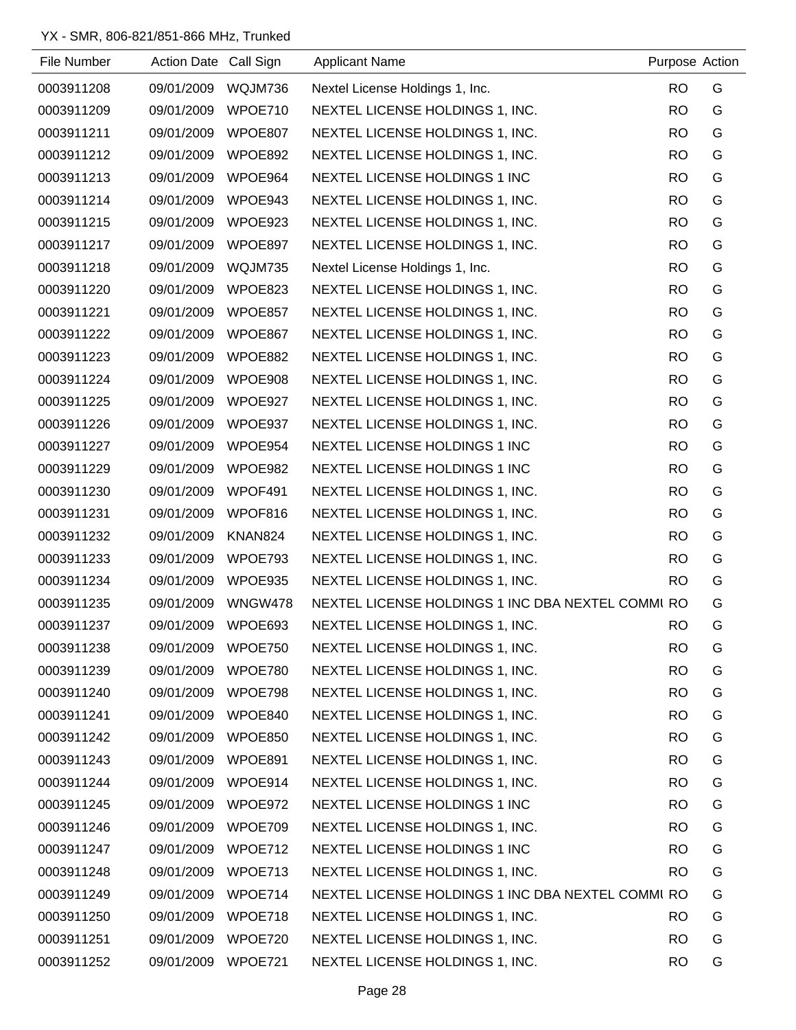YX - SMR, 806-821/851-866 MHz, Trunked

| File Number | Action Date | Call Sign | Applicant Name | Purpose | Action |
|---|---|---|---|---|---|
| 0003911208 | 09/01/2009 | WQJM736 | Nextel License Holdings 1, Inc. | RO | G |
| 0003911209 | 09/01/2009 | WPOE710 | NEXTEL LICENSE HOLDINGS 1, INC. | RO | G |
| 0003911211 | 09/01/2009 | WPOE807 | NEXTEL LICENSE HOLDINGS 1, INC. | RO | G |
| 0003911212 | 09/01/2009 | WPOE892 | NEXTEL LICENSE HOLDINGS 1, INC. | RO | G |
| 0003911213 | 09/01/2009 | WPOE964 | NEXTEL LICENSE HOLDINGS 1 INC | RO | G |
| 0003911214 | 09/01/2009 | WPOE943 | NEXTEL LICENSE HOLDINGS 1, INC. | RO | G |
| 0003911215 | 09/01/2009 | WPOE923 | NEXTEL LICENSE HOLDINGS 1, INC. | RO | G |
| 0003911217 | 09/01/2009 | WPOE897 | NEXTEL LICENSE HOLDINGS 1, INC. | RO | G |
| 0003911218 | 09/01/2009 | WQJM735 | Nextel License Holdings 1, Inc. | RO | G |
| 0003911220 | 09/01/2009 | WPOE823 | NEXTEL LICENSE HOLDINGS 1, INC. | RO | G |
| 0003911221 | 09/01/2009 | WPOE857 | NEXTEL LICENSE HOLDINGS 1, INC. | RO | G |
| 0003911222 | 09/01/2009 | WPOE867 | NEXTEL LICENSE HOLDINGS 1, INC. | RO | G |
| 0003911223 | 09/01/2009 | WPOE882 | NEXTEL LICENSE HOLDINGS 1, INC. | RO | G |
| 0003911224 | 09/01/2009 | WPOE908 | NEXTEL LICENSE HOLDINGS 1, INC. | RO | G |
| 0003911225 | 09/01/2009 | WPOE927 | NEXTEL LICENSE HOLDINGS 1, INC. | RO | G |
| 0003911226 | 09/01/2009 | WPOE937 | NEXTEL LICENSE HOLDINGS 1, INC. | RO | G |
| 0003911227 | 09/01/2009 | WPOE954 | NEXTEL LICENSE HOLDINGS 1 INC | RO | G |
| 0003911229 | 09/01/2009 | WPOE982 | NEXTEL LICENSE HOLDINGS 1 INC | RO | G |
| 0003911230 | 09/01/2009 | WPOF491 | NEXTEL LICENSE HOLDINGS 1, INC. | RO | G |
| 0003911231 | 09/01/2009 | WPOF816 | NEXTEL LICENSE HOLDINGS 1, INC. | RO | G |
| 0003911232 | 09/01/2009 | KNAN824 | NEXTEL LICENSE HOLDINGS 1, INC. | RO | G |
| 0003911233 | 09/01/2009 | WPOE793 | NEXTEL LICENSE HOLDINGS 1, INC. | RO | G |
| 0003911234 | 09/01/2009 | WPOE935 | NEXTEL LICENSE HOLDINGS 1, INC. | RO | G |
| 0003911235 | 09/01/2009 | WNGW478 | NEXTEL LICENSE HOLDINGS 1 INC DBA NEXTEL COMMU | RO | G |
| 0003911237 | 09/01/2009 | WPOE693 | NEXTEL LICENSE HOLDINGS 1, INC. | RO | G |
| 0003911238 | 09/01/2009 | WPOE750 | NEXTEL LICENSE HOLDINGS 1, INC. | RO | G |
| 0003911239 | 09/01/2009 | WPOE780 | NEXTEL LICENSE HOLDINGS 1, INC. | RO | G |
| 0003911240 | 09/01/2009 | WPOE798 | NEXTEL LICENSE HOLDINGS 1, INC. | RO | G |
| 0003911241 | 09/01/2009 | WPOE840 | NEXTEL LICENSE HOLDINGS 1, INC. | RO | G |
| 0003911242 | 09/01/2009 | WPOE850 | NEXTEL LICENSE HOLDINGS 1, INC. | RO | G |
| 0003911243 | 09/01/2009 | WPOE891 | NEXTEL LICENSE HOLDINGS 1, INC. | RO | G |
| 0003911244 | 09/01/2009 | WPOE914 | NEXTEL LICENSE HOLDINGS 1, INC. | RO | G |
| 0003911245 | 09/01/2009 | WPOE972 | NEXTEL LICENSE HOLDINGS 1 INC | RO | G |
| 0003911246 | 09/01/2009 | WPOE709 | NEXTEL LICENSE HOLDINGS 1, INC. | RO | G |
| 0003911247 | 09/01/2009 | WPOE712 | NEXTEL LICENSE HOLDINGS 1 INC | RO | G |
| 0003911248 | 09/01/2009 | WPOE713 | NEXTEL LICENSE HOLDINGS 1, INC. | RO | G |
| 0003911249 | 09/01/2009 | WPOE714 | NEXTEL LICENSE HOLDINGS 1 INC DBA NEXTEL COMMU | RO | G |
| 0003911250 | 09/01/2009 | WPOE718 | NEXTEL LICENSE HOLDINGS 1, INC. | RO | G |
| 0003911251 | 09/01/2009 | WPOE720 | NEXTEL LICENSE HOLDINGS 1, INC. | RO | G |
| 0003911252 | 09/01/2009 | WPOE721 | NEXTEL LICENSE HOLDINGS 1, INC. | RO | G |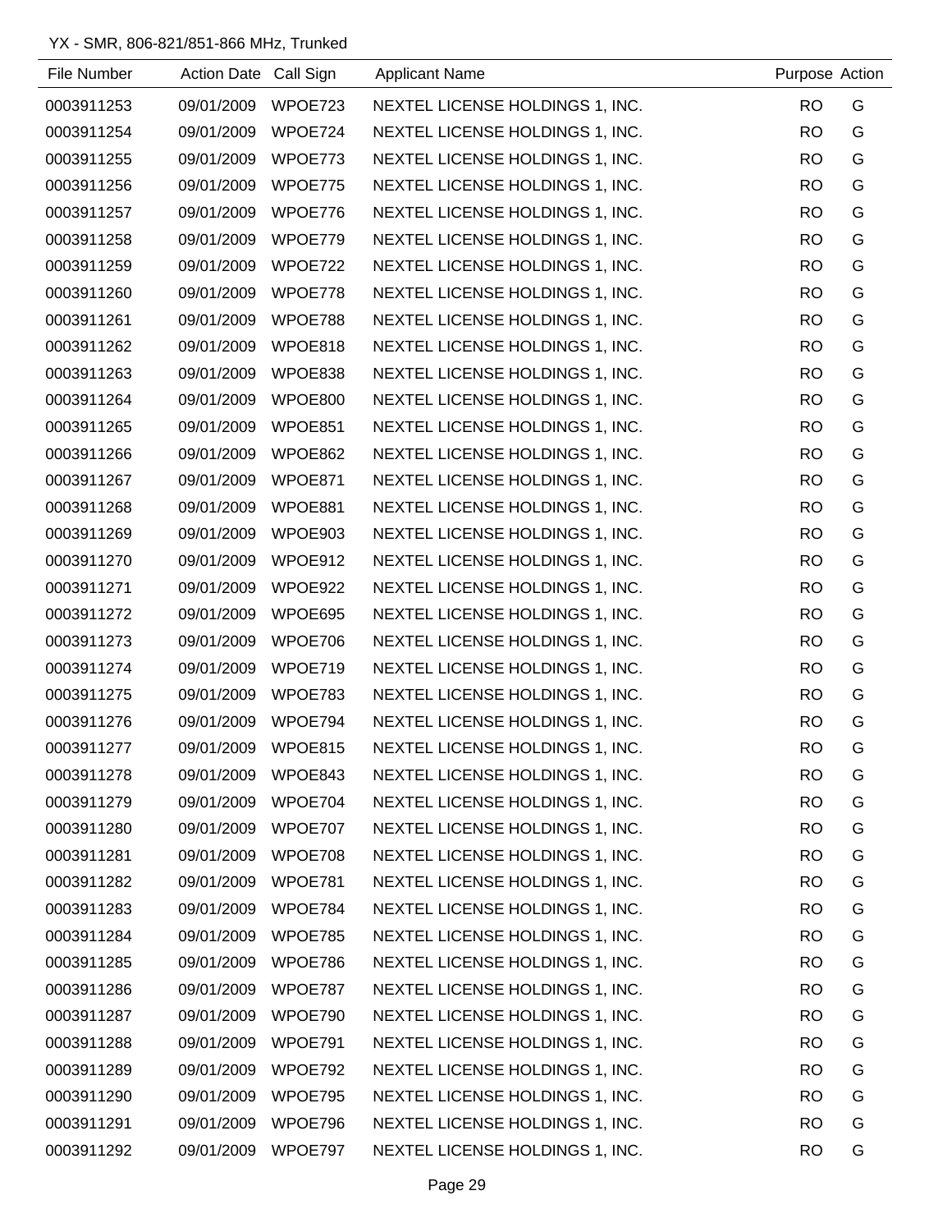YX - SMR, 806-821/851-866 MHz, Trunked

| File Number | Action Date | Call Sign | Applicant Name | Purpose | Action |
|---|---|---|---|---|---|
| 0003911253 | 09/01/2009 | WPOE723 | NEXTEL LICENSE HOLDINGS 1, INC. | RO | G |
| 0003911254 | 09/01/2009 | WPOE724 | NEXTEL LICENSE HOLDINGS 1, INC. | RO | G |
| 0003911255 | 09/01/2009 | WPOE773 | NEXTEL LICENSE HOLDINGS 1, INC. | RO | G |
| 0003911256 | 09/01/2009 | WPOE775 | NEXTEL LICENSE HOLDINGS 1, INC. | RO | G |
| 0003911257 | 09/01/2009 | WPOE776 | NEXTEL LICENSE HOLDINGS 1, INC. | RO | G |
| 0003911258 | 09/01/2009 | WPOE779 | NEXTEL LICENSE HOLDINGS 1, INC. | RO | G |
| 0003911259 | 09/01/2009 | WPOE722 | NEXTEL LICENSE HOLDINGS 1, INC. | RO | G |
| 0003911260 | 09/01/2009 | WPOE778 | NEXTEL LICENSE HOLDINGS 1, INC. | RO | G |
| 0003911261 | 09/01/2009 | WPOE788 | NEXTEL LICENSE HOLDINGS 1, INC. | RO | G |
| 0003911262 | 09/01/2009 | WPOE818 | NEXTEL LICENSE HOLDINGS 1, INC. | RO | G |
| 0003911263 | 09/01/2009 | WPOE838 | NEXTEL LICENSE HOLDINGS 1, INC. | RO | G |
| 0003911264 | 09/01/2009 | WPOE800 | NEXTEL LICENSE HOLDINGS 1, INC. | RO | G |
| 0003911265 | 09/01/2009 | WPOE851 | NEXTEL LICENSE HOLDINGS 1, INC. | RO | G |
| 0003911266 | 09/01/2009 | WPOE862 | NEXTEL LICENSE HOLDINGS 1, INC. | RO | G |
| 0003911267 | 09/01/2009 | WPOE871 | NEXTEL LICENSE HOLDINGS 1, INC. | RO | G |
| 0003911268 | 09/01/2009 | WPOE881 | NEXTEL LICENSE HOLDINGS 1, INC. | RO | G |
| 0003911269 | 09/01/2009 | WPOE903 | NEXTEL LICENSE HOLDINGS 1, INC. | RO | G |
| 0003911270 | 09/01/2009 | WPOE912 | NEXTEL LICENSE HOLDINGS 1, INC. | RO | G |
| 0003911271 | 09/01/2009 | WPOE922 | NEXTEL LICENSE HOLDINGS 1, INC. | RO | G |
| 0003911272 | 09/01/2009 | WPOE695 | NEXTEL LICENSE HOLDINGS 1, INC. | RO | G |
| 0003911273 | 09/01/2009 | WPOE706 | NEXTEL LICENSE HOLDINGS 1, INC. | RO | G |
| 0003911274 | 09/01/2009 | WPOE719 | NEXTEL LICENSE HOLDINGS 1, INC. | RO | G |
| 0003911275 | 09/01/2009 | WPOE783 | NEXTEL LICENSE HOLDINGS 1, INC. | RO | G |
| 0003911276 | 09/01/2009 | WPOE794 | NEXTEL LICENSE HOLDINGS 1, INC. | RO | G |
| 0003911277 | 09/01/2009 | WPOE815 | NEXTEL LICENSE HOLDINGS 1, INC. | RO | G |
| 0003911278 | 09/01/2009 | WPOE843 | NEXTEL LICENSE HOLDINGS 1, INC. | RO | G |
| 0003911279 | 09/01/2009 | WPOE704 | NEXTEL LICENSE HOLDINGS 1, INC. | RO | G |
| 0003911280 | 09/01/2009 | WPOE707 | NEXTEL LICENSE HOLDINGS 1, INC. | RO | G |
| 0003911281 | 09/01/2009 | WPOE708 | NEXTEL LICENSE HOLDINGS 1, INC. | RO | G |
| 0003911282 | 09/01/2009 | WPOE781 | NEXTEL LICENSE HOLDINGS 1, INC. | RO | G |
| 0003911283 | 09/01/2009 | WPOE784 | NEXTEL LICENSE HOLDINGS 1, INC. | RO | G |
| 0003911284 | 09/01/2009 | WPOE785 | NEXTEL LICENSE HOLDINGS 1, INC. | RO | G |
| 0003911285 | 09/01/2009 | WPOE786 | NEXTEL LICENSE HOLDINGS 1, INC. | RO | G |
| 0003911286 | 09/01/2009 | WPOE787 | NEXTEL LICENSE HOLDINGS 1, INC. | RO | G |
| 0003911287 | 09/01/2009 | WPOE790 | NEXTEL LICENSE HOLDINGS 1, INC. | RO | G |
| 0003911288 | 09/01/2009 | WPOE791 | NEXTEL LICENSE HOLDINGS 1, INC. | RO | G |
| 0003911289 | 09/01/2009 | WPOE792 | NEXTEL LICENSE HOLDINGS 1, INC. | RO | G |
| 0003911290 | 09/01/2009 | WPOE795 | NEXTEL LICENSE HOLDINGS 1, INC. | RO | G |
| 0003911291 | 09/01/2009 | WPOE796 | NEXTEL LICENSE HOLDINGS 1, INC. | RO | G |
| 0003911292 | 09/01/2009 | WPOE797 | NEXTEL LICENSE HOLDINGS 1, INC. | RO | G |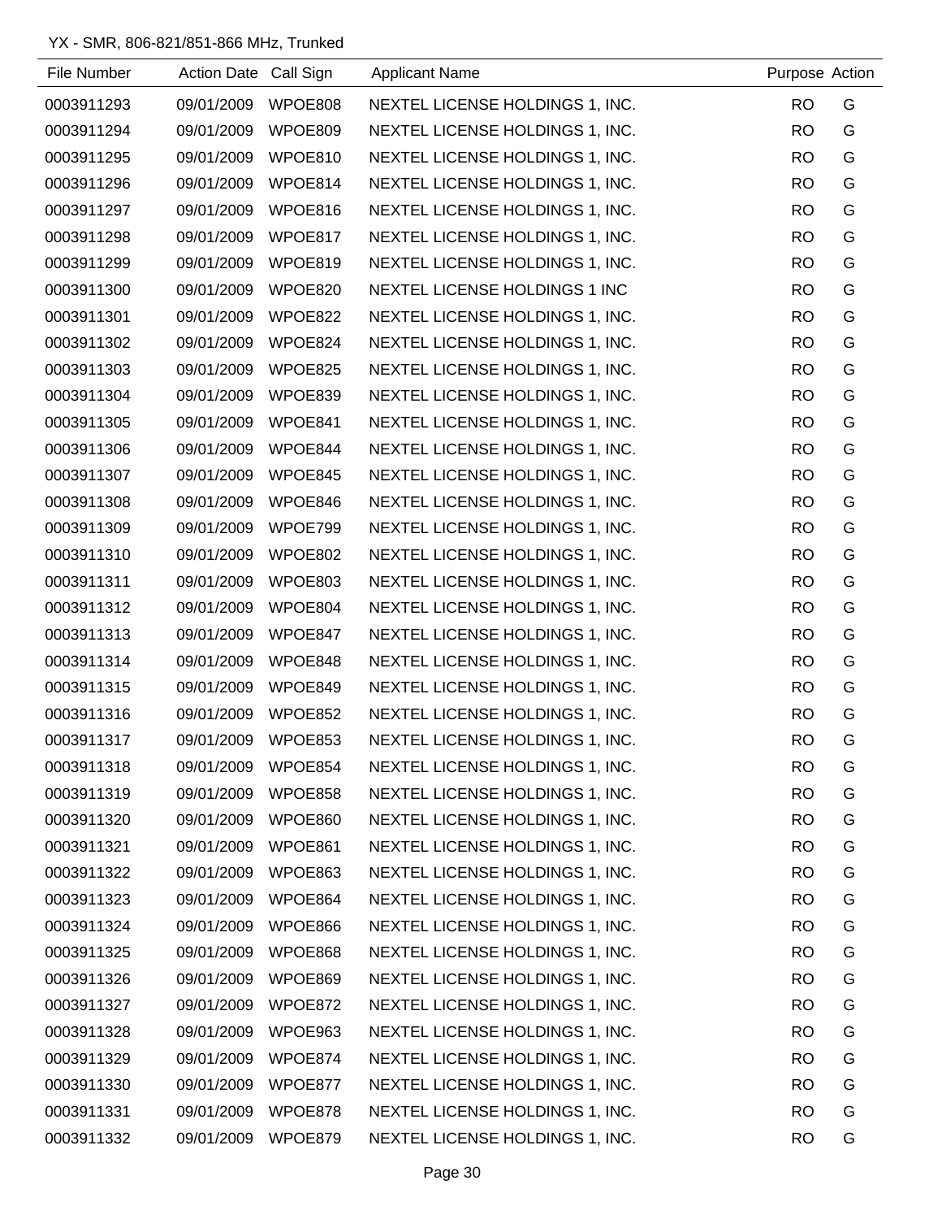YX - SMR, 806-821/851-866 MHz, Trunked

| File Number | Action Date | Call Sign | Applicant Name | Purpose | Action |
|---|---|---|---|---|---|
| 0003911293 | 09/01/2009 | WPOE808 | NEXTEL LICENSE HOLDINGS 1, INC. | RO | G |
| 0003911294 | 09/01/2009 | WPOE809 | NEXTEL LICENSE HOLDINGS 1, INC. | RO | G |
| 0003911295 | 09/01/2009 | WPOE810 | NEXTEL LICENSE HOLDINGS 1, INC. | RO | G |
| 0003911296 | 09/01/2009 | WPOE814 | NEXTEL LICENSE HOLDINGS 1, INC. | RO | G |
| 0003911297 | 09/01/2009 | WPOE816 | NEXTEL LICENSE HOLDINGS 1, INC. | RO | G |
| 0003911298 | 09/01/2009 | WPOE817 | NEXTEL LICENSE HOLDINGS 1, INC. | RO | G |
| 0003911299 | 09/01/2009 | WPOE819 | NEXTEL LICENSE HOLDINGS 1, INC. | RO | G |
| 0003911300 | 09/01/2009 | WPOE820 | NEXTEL LICENSE HOLDINGS 1 INC | RO | G |
| 0003911301 | 09/01/2009 | WPOE822 | NEXTEL LICENSE HOLDINGS 1, INC. | RO | G |
| 0003911302 | 09/01/2009 | WPOE824 | NEXTEL LICENSE HOLDINGS 1, INC. | RO | G |
| 0003911303 | 09/01/2009 | WPOE825 | NEXTEL LICENSE HOLDINGS 1, INC. | RO | G |
| 0003911304 | 09/01/2009 | WPOE839 | NEXTEL LICENSE HOLDINGS 1, INC. | RO | G |
| 0003911305 | 09/01/2009 | WPOE841 | NEXTEL LICENSE HOLDINGS 1, INC. | RO | G |
| 0003911306 | 09/01/2009 | WPOE844 | NEXTEL LICENSE HOLDINGS 1, INC. | RO | G |
| 0003911307 | 09/01/2009 | WPOE845 | NEXTEL LICENSE HOLDINGS 1, INC. | RO | G |
| 0003911308 | 09/01/2009 | WPOE846 | NEXTEL LICENSE HOLDINGS 1, INC. | RO | G |
| 0003911309 | 09/01/2009 | WPOE799 | NEXTEL LICENSE HOLDINGS 1, INC. | RO | G |
| 0003911310 | 09/01/2009 | WPOE802 | NEXTEL LICENSE HOLDINGS 1, INC. | RO | G |
| 0003911311 | 09/01/2009 | WPOE803 | NEXTEL LICENSE HOLDINGS 1, INC. | RO | G |
| 0003911312 | 09/01/2009 | WPOE804 | NEXTEL LICENSE HOLDINGS 1, INC. | RO | G |
| 0003911313 | 09/01/2009 | WPOE847 | NEXTEL LICENSE HOLDINGS 1, INC. | RO | G |
| 0003911314 | 09/01/2009 | WPOE848 | NEXTEL LICENSE HOLDINGS 1, INC. | RO | G |
| 0003911315 | 09/01/2009 | WPOE849 | NEXTEL LICENSE HOLDINGS 1, INC. | RO | G |
| 0003911316 | 09/01/2009 | WPOE852 | NEXTEL LICENSE HOLDINGS 1, INC. | RO | G |
| 0003911317 | 09/01/2009 | WPOE853 | NEXTEL LICENSE HOLDINGS 1, INC. | RO | G |
| 0003911318 | 09/01/2009 | WPOE854 | NEXTEL LICENSE HOLDINGS 1, INC. | RO | G |
| 0003911319 | 09/01/2009 | WPOE858 | NEXTEL LICENSE HOLDINGS 1, INC. | RO | G |
| 0003911320 | 09/01/2009 | WPOE860 | NEXTEL LICENSE HOLDINGS 1, INC. | RO | G |
| 0003911321 | 09/01/2009 | WPOE861 | NEXTEL LICENSE HOLDINGS 1, INC. | RO | G |
| 0003911322 | 09/01/2009 | WPOE863 | NEXTEL LICENSE HOLDINGS 1, INC. | RO | G |
| 0003911323 | 09/01/2009 | WPOE864 | NEXTEL LICENSE HOLDINGS 1, INC. | RO | G |
| 0003911324 | 09/01/2009 | WPOE866 | NEXTEL LICENSE HOLDINGS 1, INC. | RO | G |
| 0003911325 | 09/01/2009 | WPOE868 | NEXTEL LICENSE HOLDINGS 1, INC. | RO | G |
| 0003911326 | 09/01/2009 | WPOE869 | NEXTEL LICENSE HOLDINGS 1, INC. | RO | G |
| 0003911327 | 09/01/2009 | WPOE872 | NEXTEL LICENSE HOLDINGS 1, INC. | RO | G |
| 0003911328 | 09/01/2009 | WPOE963 | NEXTEL LICENSE HOLDINGS 1, INC. | RO | G |
| 0003911329 | 09/01/2009 | WPOE874 | NEXTEL LICENSE HOLDINGS 1, INC. | RO | G |
| 0003911330 | 09/01/2009 | WPOE877 | NEXTEL LICENSE HOLDINGS 1, INC. | RO | G |
| 0003911331 | 09/01/2009 | WPOE878 | NEXTEL LICENSE HOLDINGS 1, INC. | RO | G |
| 0003911332 | 09/01/2009 | WPOE879 | NEXTEL LICENSE HOLDINGS 1, INC. | RO | G |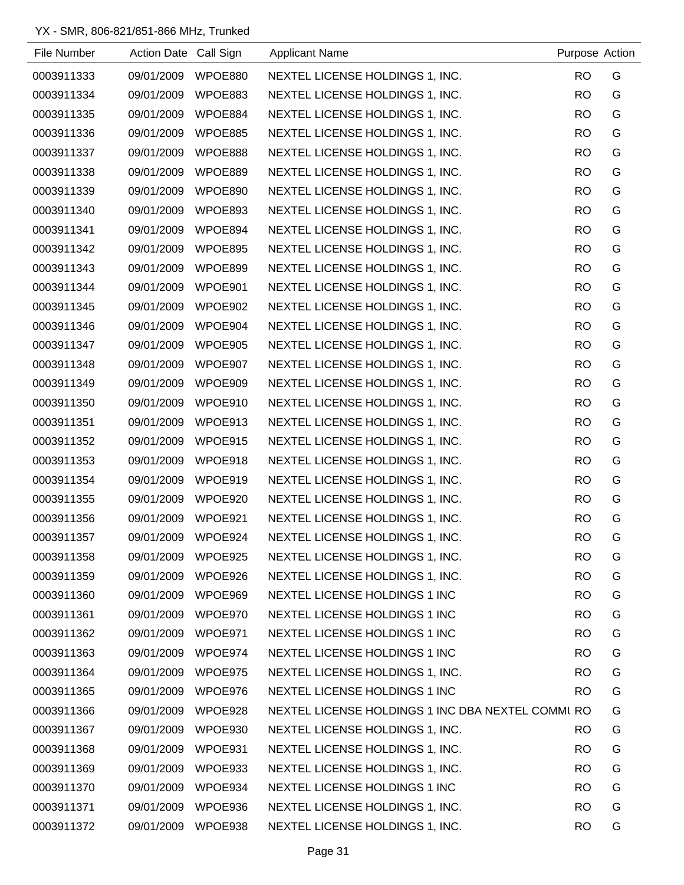YX - SMR, 806-821/851-866 MHz, Trunked

| File Number | Action Date | Call Sign | Applicant Name | Purpose | Action |
|---|---|---|---|---|---|
| 0003911333 | 09/01/2009 | WPOE880 | NEXTEL LICENSE HOLDINGS 1, INC. | RO | G |
| 0003911334 | 09/01/2009 | WPOE883 | NEXTEL LICENSE HOLDINGS 1, INC. | RO | G |
| 0003911335 | 09/01/2009 | WPOE884 | NEXTEL LICENSE HOLDINGS 1, INC. | RO | G |
| 0003911336 | 09/01/2009 | WPOE885 | NEXTEL LICENSE HOLDINGS 1, INC. | RO | G |
| 0003911337 | 09/01/2009 | WPOE888 | NEXTEL LICENSE HOLDINGS 1, INC. | RO | G |
| 0003911338 | 09/01/2009 | WPOE889 | NEXTEL LICENSE HOLDINGS 1, INC. | RO | G |
| 0003911339 | 09/01/2009 | WPOE890 | NEXTEL LICENSE HOLDINGS 1, INC. | RO | G |
| 0003911340 | 09/01/2009 | WPOE893 | NEXTEL LICENSE HOLDINGS 1, INC. | RO | G |
| 0003911341 | 09/01/2009 | WPOE894 | NEXTEL LICENSE HOLDINGS 1, INC. | RO | G |
| 0003911342 | 09/01/2009 | WPOE895 | NEXTEL LICENSE HOLDINGS 1, INC. | RO | G |
| 0003911343 | 09/01/2009 | WPOE899 | NEXTEL LICENSE HOLDINGS 1, INC. | RO | G |
| 0003911344 | 09/01/2009 | WPOE901 | NEXTEL LICENSE HOLDINGS 1, INC. | RO | G |
| 0003911345 | 09/01/2009 | WPOE902 | NEXTEL LICENSE HOLDINGS 1, INC. | RO | G |
| 0003911346 | 09/01/2009 | WPOE904 | NEXTEL LICENSE HOLDINGS 1, INC. | RO | G |
| 0003911347 | 09/01/2009 | WPOE905 | NEXTEL LICENSE HOLDINGS 1, INC. | RO | G |
| 0003911348 | 09/01/2009 | WPOE907 | NEXTEL LICENSE HOLDINGS 1, INC. | RO | G |
| 0003911349 | 09/01/2009 | WPOE909 | NEXTEL LICENSE HOLDINGS 1, INC. | RO | G |
| 0003911350 | 09/01/2009 | WPOE910 | NEXTEL LICENSE HOLDINGS 1, INC. | RO | G |
| 0003911351 | 09/01/2009 | WPOE913 | NEXTEL LICENSE HOLDINGS 1, INC. | RO | G |
| 0003911352 | 09/01/2009 | WPOE915 | NEXTEL LICENSE HOLDINGS 1, INC. | RO | G |
| 0003911353 | 09/01/2009 | WPOE918 | NEXTEL LICENSE HOLDINGS 1, INC. | RO | G |
| 0003911354 | 09/01/2009 | WPOE919 | NEXTEL LICENSE HOLDINGS 1, INC. | RO | G |
| 0003911355 | 09/01/2009 | WPOE920 | NEXTEL LICENSE HOLDINGS 1, INC. | RO | G |
| 0003911356 | 09/01/2009 | WPOE921 | NEXTEL LICENSE HOLDINGS 1, INC. | RO | G |
| 0003911357 | 09/01/2009 | WPOE924 | NEXTEL LICENSE HOLDINGS 1, INC. | RO | G |
| 0003911358 | 09/01/2009 | WPOE925 | NEXTEL LICENSE HOLDINGS 1, INC. | RO | G |
| 0003911359 | 09/01/2009 | WPOE926 | NEXTEL LICENSE HOLDINGS 1, INC. | RO | G |
| 0003911360 | 09/01/2009 | WPOE969 | NEXTEL LICENSE HOLDINGS 1 INC | RO | G |
| 0003911361 | 09/01/2009 | WPOE970 | NEXTEL LICENSE HOLDINGS 1 INC | RO | G |
| 0003911362 | 09/01/2009 | WPOE971 | NEXTEL LICENSE HOLDINGS 1 INC | RO | G |
| 0003911363 | 09/01/2009 | WPOE974 | NEXTEL LICENSE HOLDINGS 1 INC | RO | G |
| 0003911364 | 09/01/2009 | WPOE975 | NEXTEL LICENSE HOLDINGS 1, INC. | RO | G |
| 0003911365 | 09/01/2009 | WPOE976 | NEXTEL LICENSE HOLDINGS 1 INC | RO | G |
| 0003911366 | 09/01/2009 | WPOE928 | NEXTEL LICENSE HOLDINGS 1 INC DBA NEXTEL COMMI | RO | G |
| 0003911367 | 09/01/2009 | WPOE930 | NEXTEL LICENSE HOLDINGS 1, INC. | RO | G |
| 0003911368 | 09/01/2009 | WPOE931 | NEXTEL LICENSE HOLDINGS 1, INC. | RO | G |
| 0003911369 | 09/01/2009 | WPOE933 | NEXTEL LICENSE HOLDINGS 1, INC. | RO | G |
| 0003911370 | 09/01/2009 | WPOE934 | NEXTEL LICENSE HOLDINGS 1 INC | RO | G |
| 0003911371 | 09/01/2009 | WPOE936 | NEXTEL LICENSE HOLDINGS 1, INC. | RO | G |
| 0003911372 | 09/01/2009 | WPOE938 | NEXTEL LICENSE HOLDINGS 1, INC. | RO | G |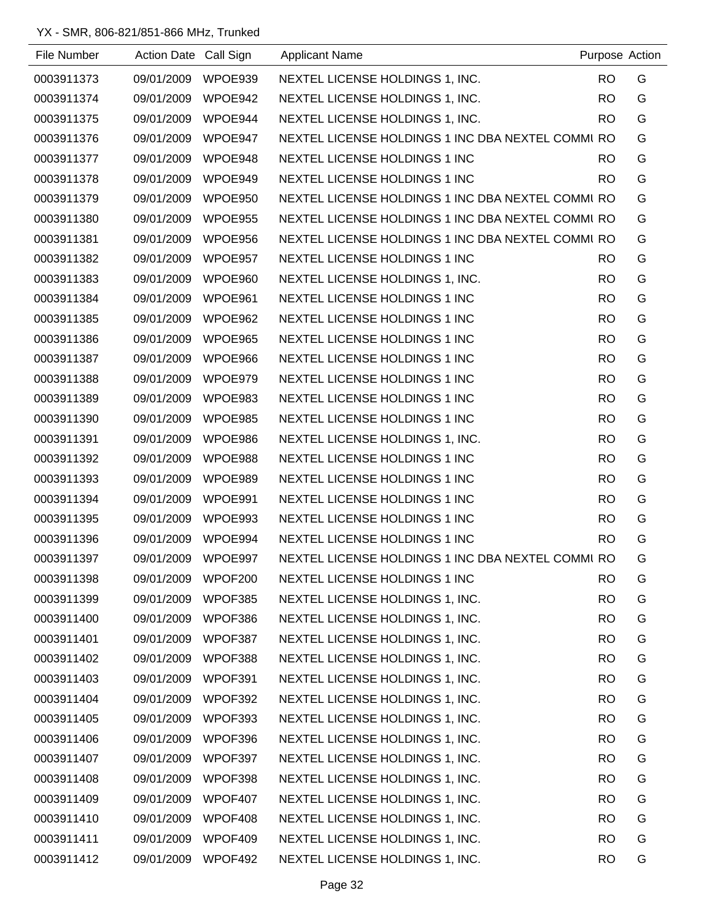YX - SMR, 806-821/851-866 MHz, Trunked

| File Number | Action Date | Call Sign | Applicant Name | Purpose | Action |
|---|---|---|---|---|---|
| 0003911373 | 09/01/2009 | WPOE939 | NEXTEL LICENSE HOLDINGS 1, INC. | RO | G |
| 0003911374 | 09/01/2009 | WPOE942 | NEXTEL LICENSE HOLDINGS 1, INC. | RO | G |
| 0003911375 | 09/01/2009 | WPOE944 | NEXTEL LICENSE HOLDINGS 1, INC. | RO | G |
| 0003911376 | 09/01/2009 | WPOE947 | NEXTEL LICENSE HOLDINGS 1 INC DBA NEXTEL COMMU | RO | G |
| 0003911377 | 09/01/2009 | WPOE948 | NEXTEL LICENSE HOLDINGS 1 INC | RO | G |
| 0003911378 | 09/01/2009 | WPOE949 | NEXTEL LICENSE HOLDINGS 1 INC | RO | G |
| 0003911379 | 09/01/2009 | WPOE950 | NEXTEL LICENSE HOLDINGS 1 INC DBA NEXTEL COMMU | RO | G |
| 0003911380 | 09/01/2009 | WPOE955 | NEXTEL LICENSE HOLDINGS 1 INC DBA NEXTEL COMMU | RO | G |
| 0003911381 | 09/01/2009 | WPOE956 | NEXTEL LICENSE HOLDINGS 1 INC DBA NEXTEL COMMU | RO | G |
| 0003911382 | 09/01/2009 | WPOE957 | NEXTEL LICENSE HOLDINGS 1 INC | RO | G |
| 0003911383 | 09/01/2009 | WPOE960 | NEXTEL LICENSE HOLDINGS 1, INC. | RO | G |
| 0003911384 | 09/01/2009 | WPOE961 | NEXTEL LICENSE HOLDINGS 1 INC | RO | G |
| 0003911385 | 09/01/2009 | WPOE962 | NEXTEL LICENSE HOLDINGS 1 INC | RO | G |
| 0003911386 | 09/01/2009 | WPOE965 | NEXTEL LICENSE HOLDINGS 1 INC | RO | G |
| 0003911387 | 09/01/2009 | WPOE966 | NEXTEL LICENSE HOLDINGS 1 INC | RO | G |
| 0003911388 | 09/01/2009 | WPOE979 | NEXTEL LICENSE HOLDINGS 1 INC | RO | G |
| 0003911389 | 09/01/2009 | WPOE983 | NEXTEL LICENSE HOLDINGS 1 INC | RO | G |
| 0003911390 | 09/01/2009 | WPOE985 | NEXTEL LICENSE HOLDINGS 1 INC | RO | G |
| 0003911391 | 09/01/2009 | WPOE986 | NEXTEL LICENSE HOLDINGS 1, INC. | RO | G |
| 0003911392 | 09/01/2009 | WPOE988 | NEXTEL LICENSE HOLDINGS 1 INC | RO | G |
| 0003911393 | 09/01/2009 | WPOE989 | NEXTEL LICENSE HOLDINGS 1 INC | RO | G |
| 0003911394 | 09/01/2009 | WPOE991 | NEXTEL LICENSE HOLDINGS 1 INC | RO | G |
| 0003911395 | 09/01/2009 | WPOE993 | NEXTEL LICENSE HOLDINGS 1 INC | RO | G |
| 0003911396 | 09/01/2009 | WPOE994 | NEXTEL LICENSE HOLDINGS 1 INC | RO | G |
| 0003911397 | 09/01/2009 | WPOE997 | NEXTEL LICENSE HOLDINGS 1 INC DBA NEXTEL COMMU | RO | G |
| 0003911398 | 09/01/2009 | WPOF200 | NEXTEL LICENSE HOLDINGS 1 INC | RO | G |
| 0003911399 | 09/01/2009 | WPOF385 | NEXTEL LICENSE HOLDINGS 1, INC. | RO | G |
| 0003911400 | 09/01/2009 | WPOF386 | NEXTEL LICENSE HOLDINGS 1, INC. | RO | G |
| 0003911401 | 09/01/2009 | WPOF387 | NEXTEL LICENSE HOLDINGS 1, INC. | RO | G |
| 0003911402 | 09/01/2009 | WPOF388 | NEXTEL LICENSE HOLDINGS 1, INC. | RO | G |
| 0003911403 | 09/01/2009 | WPOF391 | NEXTEL LICENSE HOLDINGS 1, INC. | RO | G |
| 0003911404 | 09/01/2009 | WPOF392 | NEXTEL LICENSE HOLDINGS 1, INC. | RO | G |
| 0003911405 | 09/01/2009 | WPOF393 | NEXTEL LICENSE HOLDINGS 1, INC. | RO | G |
| 0003911406 | 09/01/2009 | WPOF396 | NEXTEL LICENSE HOLDINGS 1, INC. | RO | G |
| 0003911407 | 09/01/2009 | WPOF397 | NEXTEL LICENSE HOLDINGS 1, INC. | RO | G |
| 0003911408 | 09/01/2009 | WPOF398 | NEXTEL LICENSE HOLDINGS 1, INC. | RO | G |
| 0003911409 | 09/01/2009 | WPOF407 | NEXTEL LICENSE HOLDINGS 1, INC. | RO | G |
| 0003911410 | 09/01/2009 | WPOF408 | NEXTEL LICENSE HOLDINGS 1, INC. | RO | G |
| 0003911411 | 09/01/2009 | WPOF409 | NEXTEL LICENSE HOLDINGS 1, INC. | RO | G |
| 0003911412 | 09/01/2009 | WPOF492 | NEXTEL LICENSE HOLDINGS 1, INC. | RO | G |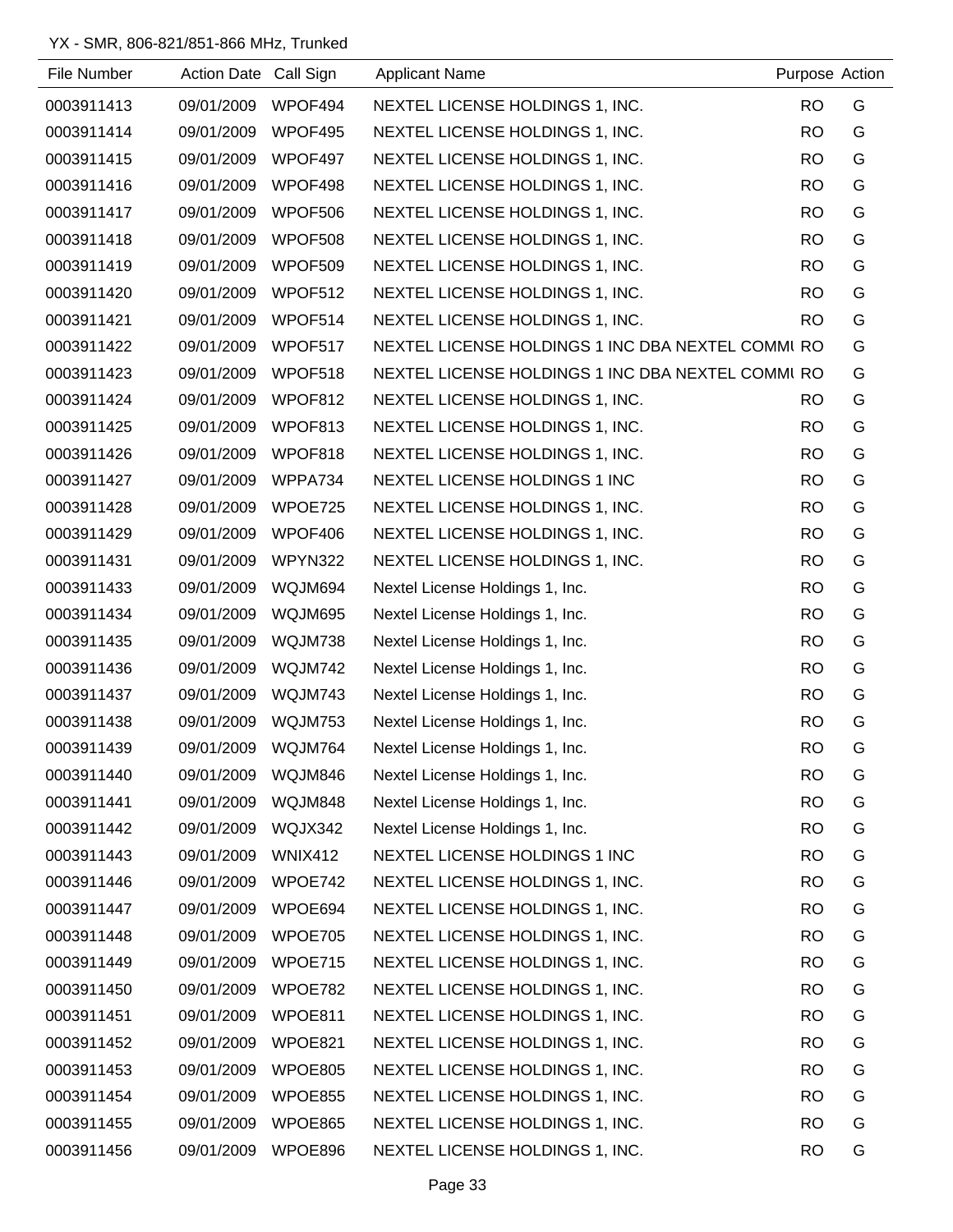YX - SMR, 806-821/851-866 MHz, Trunked

| File Number | Action Date | Call Sign | Applicant Name | Purpose | Action |
|---|---|---|---|---|---|
| 0003911413 | 09/01/2009 | WPOF494 | NEXTEL LICENSE HOLDINGS 1, INC. | RO | G |
| 0003911414 | 09/01/2009 | WPOF495 | NEXTEL LICENSE HOLDINGS 1, INC. | RO | G |
| 0003911415 | 09/01/2009 | WPOF497 | NEXTEL LICENSE HOLDINGS 1, INC. | RO | G |
| 0003911416 | 09/01/2009 | WPOF498 | NEXTEL LICENSE HOLDINGS 1, INC. | RO | G |
| 0003911417 | 09/01/2009 | WPOF506 | NEXTEL LICENSE HOLDINGS 1, INC. | RO | G |
| 0003911418 | 09/01/2009 | WPOF508 | NEXTEL LICENSE HOLDINGS 1, INC. | RO | G |
| 0003911419 | 09/01/2009 | WPOF509 | NEXTEL LICENSE HOLDINGS 1, INC. | RO | G |
| 0003911420 | 09/01/2009 | WPOF512 | NEXTEL LICENSE HOLDINGS 1, INC. | RO | G |
| 0003911421 | 09/01/2009 | WPOF514 | NEXTEL LICENSE HOLDINGS 1, INC. | RO | G |
| 0003911422 | 09/01/2009 | WPOF517 | NEXTEL LICENSE HOLDINGS 1 INC DBA NEXTEL COMMU | RO | G |
| 0003911423 | 09/01/2009 | WPOF518 | NEXTEL LICENSE HOLDINGS 1 INC DBA NEXTEL COMMU | RO | G |
| 0003911424 | 09/01/2009 | WPOF812 | NEXTEL LICENSE HOLDINGS 1, INC. | RO | G |
| 0003911425 | 09/01/2009 | WPOF813 | NEXTEL LICENSE HOLDINGS 1, INC. | RO | G |
| 0003911426 | 09/01/2009 | WPOF818 | NEXTEL LICENSE HOLDINGS 1, INC. | RO | G |
| 0003911427 | 09/01/2009 | WPPA734 | NEXTEL LICENSE HOLDINGS 1 INC | RO | G |
| 0003911428 | 09/01/2009 | WPOE725 | NEXTEL LICENSE HOLDINGS 1, INC. | RO | G |
| 0003911429 | 09/01/2009 | WPOF406 | NEXTEL LICENSE HOLDINGS 1, INC. | RO | G |
| 0003911431 | 09/01/2009 | WPYN322 | NEXTEL LICENSE HOLDINGS 1, INC. | RO | G |
| 0003911433 | 09/01/2009 | WQJM694 | Nextel License Holdings 1, Inc. | RO | G |
| 0003911434 | 09/01/2009 | WQJM695 | Nextel License Holdings 1, Inc. | RO | G |
| 0003911435 | 09/01/2009 | WQJM738 | Nextel License Holdings 1, Inc. | RO | G |
| 0003911436 | 09/01/2009 | WQJM742 | Nextel License Holdings 1, Inc. | RO | G |
| 0003911437 | 09/01/2009 | WQJM743 | Nextel License Holdings 1, Inc. | RO | G |
| 0003911438 | 09/01/2009 | WQJM753 | Nextel License Holdings 1, Inc. | RO | G |
| 0003911439 | 09/01/2009 | WQJM764 | Nextel License Holdings 1, Inc. | RO | G |
| 0003911440 | 09/01/2009 | WQJM846 | Nextel License Holdings 1, Inc. | RO | G |
| 0003911441 | 09/01/2009 | WQJM848 | Nextel License Holdings 1, Inc. | RO | G |
| 0003911442 | 09/01/2009 | WQJX342 | Nextel License Holdings 1, Inc. | RO | G |
| 0003911443 | 09/01/2009 | WNIX412 | NEXTEL LICENSE HOLDINGS 1 INC | RO | G |
| 0003911446 | 09/01/2009 | WPOE742 | NEXTEL LICENSE HOLDINGS 1, INC. | RO | G |
| 0003911447 | 09/01/2009 | WPOE694 | NEXTEL LICENSE HOLDINGS 1, INC. | RO | G |
| 0003911448 | 09/01/2009 | WPOE705 | NEXTEL LICENSE HOLDINGS 1, INC. | RO | G |
| 0003911449 | 09/01/2009 | WPOE715 | NEXTEL LICENSE HOLDINGS 1, INC. | RO | G |
| 0003911450 | 09/01/2009 | WPOE782 | NEXTEL LICENSE HOLDINGS 1, INC. | RO | G |
| 0003911451 | 09/01/2009 | WPOE811 | NEXTEL LICENSE HOLDINGS 1, INC. | RO | G |
| 0003911452 | 09/01/2009 | WPOE821 | NEXTEL LICENSE HOLDINGS 1, INC. | RO | G |
| 0003911453 | 09/01/2009 | WPOE805 | NEXTEL LICENSE HOLDINGS 1, INC. | RO | G |
| 0003911454 | 09/01/2009 | WPOE855 | NEXTEL LICENSE HOLDINGS 1, INC. | RO | G |
| 0003911455 | 09/01/2009 | WPOE865 | NEXTEL LICENSE HOLDINGS 1, INC. | RO | G |
| 0003911456 | 09/01/2009 | WPOE896 | NEXTEL LICENSE HOLDINGS 1, INC. | RO | G |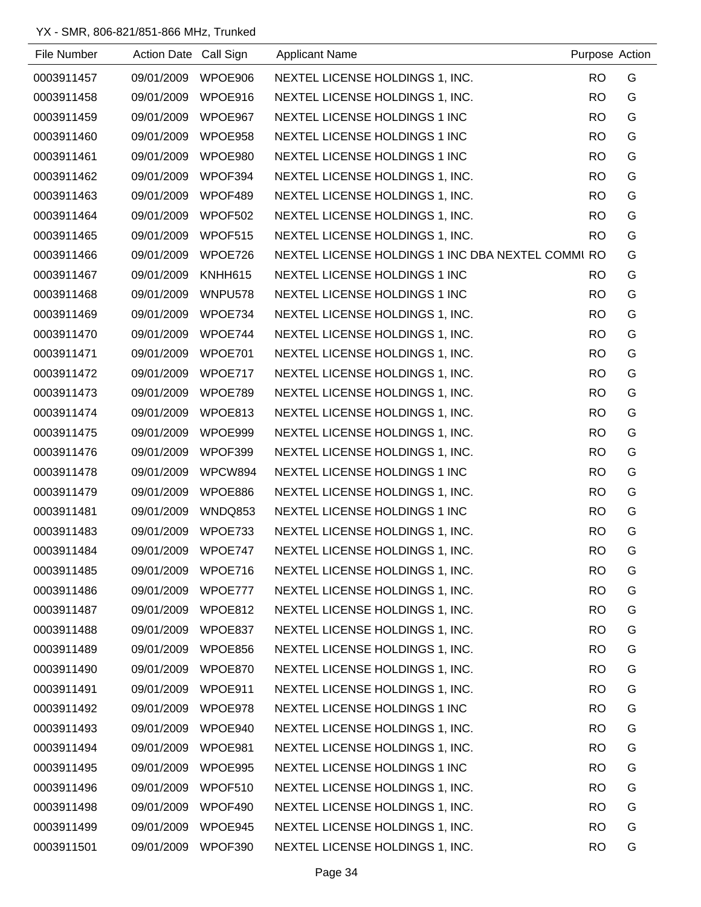YX - SMR, 806-821/851-866 MHz, Trunked

| File Number | Action Date | Call Sign | Applicant Name | Purpose | Action |
|---|---|---|---|---|---|
| 0003911457 | 09/01/2009 | WPOE906 | NEXTEL LICENSE HOLDINGS 1, INC. | RO | G |
| 0003911458 | 09/01/2009 | WPOE916 | NEXTEL LICENSE HOLDINGS 1, INC. | RO | G |
| 0003911459 | 09/01/2009 | WPOE967 | NEXTEL LICENSE HOLDINGS 1 INC | RO | G |
| 0003911460 | 09/01/2009 | WPOE958 | NEXTEL LICENSE HOLDINGS 1 INC | RO | G |
| 0003911461 | 09/01/2009 | WPOE980 | NEXTEL LICENSE HOLDINGS 1 INC | RO | G |
| 0003911462 | 09/01/2009 | WPOF394 | NEXTEL LICENSE HOLDINGS 1, INC. | RO | G |
| 0003911463 | 09/01/2009 | WPOF489 | NEXTEL LICENSE HOLDINGS 1, INC. | RO | G |
| 0003911464 | 09/01/2009 | WPOF502 | NEXTEL LICENSE HOLDINGS 1, INC. | RO | G |
| 0003911465 | 09/01/2009 | WPOF515 | NEXTEL LICENSE HOLDINGS 1, INC. | RO | G |
| 0003911466 | 09/01/2009 | WPOE726 | NEXTEL LICENSE HOLDINGS 1 INC DBA NEXTEL COMMU | RO | G |
| 0003911467 | 09/01/2009 | KNHH615 | NEXTEL LICENSE HOLDINGS 1 INC | RO | G |
| 0003911468 | 09/01/2009 | WNPU578 | NEXTEL LICENSE HOLDINGS 1 INC | RO | G |
| 0003911469 | 09/01/2009 | WPOE734 | NEXTEL LICENSE HOLDINGS 1, INC. | RO | G |
| 0003911470 | 09/01/2009 | WPOE744 | NEXTEL LICENSE HOLDINGS 1, INC. | RO | G |
| 0003911471 | 09/01/2009 | WPOE701 | NEXTEL LICENSE HOLDINGS 1, INC. | RO | G |
| 0003911472 | 09/01/2009 | WPOE717 | NEXTEL LICENSE HOLDINGS 1, INC. | RO | G |
| 0003911473 | 09/01/2009 | WPOE789 | NEXTEL LICENSE HOLDINGS 1, INC. | RO | G |
| 0003911474 | 09/01/2009 | WPOE813 | NEXTEL LICENSE HOLDINGS 1, INC. | RO | G |
| 0003911475 | 09/01/2009 | WPOE999 | NEXTEL LICENSE HOLDINGS 1, INC. | RO | G |
| 0003911476 | 09/01/2009 | WPOF399 | NEXTEL LICENSE HOLDINGS 1, INC. | RO | G |
| 0003911478 | 09/01/2009 | WPCW894 | NEXTEL LICENSE HOLDINGS 1 INC | RO | G |
| 0003911479 | 09/01/2009 | WPOE886 | NEXTEL LICENSE HOLDINGS 1, INC. | RO | G |
| 0003911481 | 09/01/2009 | WNDQ853 | NEXTEL LICENSE HOLDINGS 1 INC | RO | G |
| 0003911483 | 09/01/2009 | WPOE733 | NEXTEL LICENSE HOLDINGS 1, INC. | RO | G |
| 0003911484 | 09/01/2009 | WPOE747 | NEXTEL LICENSE HOLDINGS 1, INC. | RO | G |
| 0003911485 | 09/01/2009 | WPOE716 | NEXTEL LICENSE HOLDINGS 1, INC. | RO | G |
| 0003911486 | 09/01/2009 | WPOE777 | NEXTEL LICENSE HOLDINGS 1, INC. | RO | G |
| 0003911487 | 09/01/2009 | WPOE812 | NEXTEL LICENSE HOLDINGS 1, INC. | RO | G |
| 0003911488 | 09/01/2009 | WPOE837 | NEXTEL LICENSE HOLDINGS 1, INC. | RO | G |
| 0003911489 | 09/01/2009 | WPOE856 | NEXTEL LICENSE HOLDINGS 1, INC. | RO | G |
| 0003911490 | 09/01/2009 | WPOE870 | NEXTEL LICENSE HOLDINGS 1, INC. | RO | G |
| 0003911491 | 09/01/2009 | WPOE911 | NEXTEL LICENSE HOLDINGS 1, INC. | RO | G |
| 0003911492 | 09/01/2009 | WPOE978 | NEXTEL LICENSE HOLDINGS 1 INC | RO | G |
| 0003911493 | 09/01/2009 | WPOE940 | NEXTEL LICENSE HOLDINGS 1, INC. | RO | G |
| 0003911494 | 09/01/2009 | WPOE981 | NEXTEL LICENSE HOLDINGS 1, INC. | RO | G |
| 0003911495 | 09/01/2009 | WPOE995 | NEXTEL LICENSE HOLDINGS 1 INC | RO | G |
| 0003911496 | 09/01/2009 | WPOF510 | NEXTEL LICENSE HOLDINGS 1, INC. | RO | G |
| 0003911498 | 09/01/2009 | WPOF490 | NEXTEL LICENSE HOLDINGS 1, INC. | RO | G |
| 0003911499 | 09/01/2009 | WPOE945 | NEXTEL LICENSE HOLDINGS 1, INC. | RO | G |
| 0003911501 | 09/01/2009 | WPOF390 | NEXTEL LICENSE HOLDINGS 1, INC. | RO | G |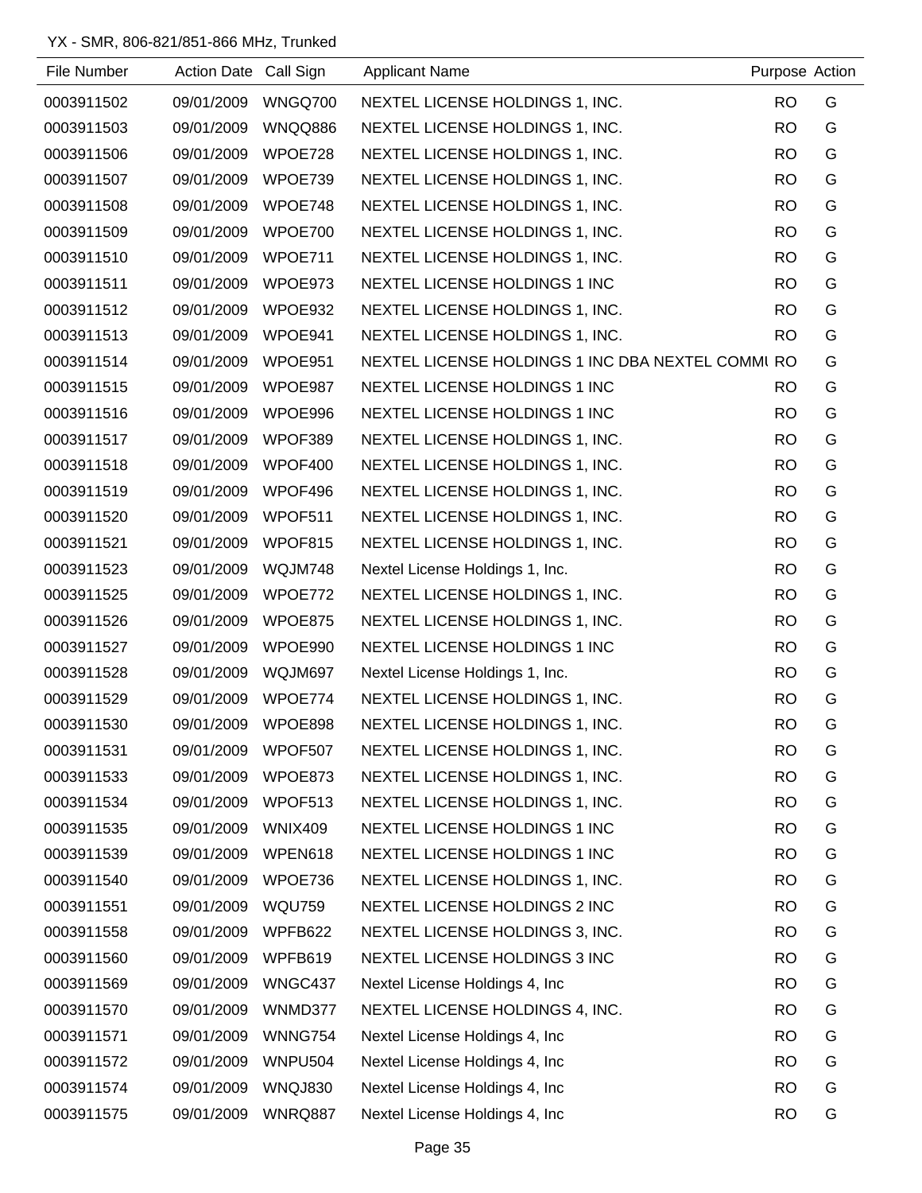YX - SMR, 806-821/851-866 MHz, Trunked

| File Number | Action Date | Call Sign | Applicant Name | Purpose | Action |
|---|---|---|---|---|---|
| 0003911502 | 09/01/2009 | WNGQ700 | NEXTEL LICENSE HOLDINGS 1, INC. | RO | G |
| 0003911503 | 09/01/2009 | WNQQ886 | NEXTEL LICENSE HOLDINGS 1, INC. | RO | G |
| 0003911506 | 09/01/2009 | WPOE728 | NEXTEL LICENSE HOLDINGS 1, INC. | RO | G |
| 0003911507 | 09/01/2009 | WPOE739 | NEXTEL LICENSE HOLDINGS 1, INC. | RO | G |
| 0003911508 | 09/01/2009 | WPOE748 | NEXTEL LICENSE HOLDINGS 1, INC. | RO | G |
| 0003911509 | 09/01/2009 | WPOE700 | NEXTEL LICENSE HOLDINGS 1, INC. | RO | G |
| 0003911510 | 09/01/2009 | WPOE711 | NEXTEL LICENSE HOLDINGS 1, INC. | RO | G |
| 0003911511 | 09/01/2009 | WPOE973 | NEXTEL LICENSE HOLDINGS 1 INC | RO | G |
| 0003911512 | 09/01/2009 | WPOE932 | NEXTEL LICENSE HOLDINGS 1, INC. | RO | G |
| 0003911513 | 09/01/2009 | WPOE941 | NEXTEL LICENSE HOLDINGS 1, INC. | RO | G |
| 0003911514 | 09/01/2009 | WPOE951 | NEXTEL LICENSE HOLDINGS 1 INC DBA NEXTEL COMMI | RO | G |
| 0003911515 | 09/01/2009 | WPOE987 | NEXTEL LICENSE HOLDINGS 1 INC | RO | G |
| 0003911516 | 09/01/2009 | WPOE996 | NEXTEL LICENSE HOLDINGS 1 INC | RO | G |
| 0003911517 | 09/01/2009 | WPOF389 | NEXTEL LICENSE HOLDINGS 1, INC. | RO | G |
| 0003911518 | 09/01/2009 | WPOF400 | NEXTEL LICENSE HOLDINGS 1, INC. | RO | G |
| 0003911519 | 09/01/2009 | WPOF496 | NEXTEL LICENSE HOLDINGS 1, INC. | RO | G |
| 0003911520 | 09/01/2009 | WPOF511 | NEXTEL LICENSE HOLDINGS 1, INC. | RO | G |
| 0003911521 | 09/01/2009 | WPOF815 | NEXTEL LICENSE HOLDINGS 1, INC. | RO | G |
| 0003911523 | 09/01/2009 | WQJM748 | Nextel License Holdings 1, Inc. | RO | G |
| 0003911525 | 09/01/2009 | WPOE772 | NEXTEL LICENSE HOLDINGS 1, INC. | RO | G |
| 0003911526 | 09/01/2009 | WPOE875 | NEXTEL LICENSE HOLDINGS 1, INC. | RO | G |
| 0003911527 | 09/01/2009 | WPOE990 | NEXTEL LICENSE HOLDINGS 1 INC | RO | G |
| 0003911528 | 09/01/2009 | WQJM697 | Nextel License Holdings 1, Inc. | RO | G |
| 0003911529 | 09/01/2009 | WPOE774 | NEXTEL LICENSE HOLDINGS 1, INC. | RO | G |
| 0003911530 | 09/01/2009 | WPOE898 | NEXTEL LICENSE HOLDINGS 1, INC. | RO | G |
| 0003911531 | 09/01/2009 | WPOF507 | NEXTEL LICENSE HOLDINGS 1, INC. | RO | G |
| 0003911533 | 09/01/2009 | WPOE873 | NEXTEL LICENSE HOLDINGS 1, INC. | RO | G |
| 0003911534 | 09/01/2009 | WPOF513 | NEXTEL LICENSE HOLDINGS 1, INC. | RO | G |
| 0003911535 | 09/01/2009 | WNIX409 | NEXTEL LICENSE HOLDINGS 1 INC | RO | G |
| 0003911539 | 09/01/2009 | WPEN618 | NEXTEL LICENSE HOLDINGS 1 INC | RO | G |
| 0003911540 | 09/01/2009 | WPOE736 | NEXTEL LICENSE HOLDINGS 1, INC. | RO | G |
| 0003911551 | 09/01/2009 | WQU759 | NEXTEL LICENSE HOLDINGS 2 INC | RO | G |
| 0003911558 | 09/01/2009 | WPFB622 | NEXTEL LICENSE HOLDINGS 3, INC. | RO | G |
| 0003911560 | 09/01/2009 | WPFB619 | NEXTEL LICENSE HOLDINGS 3 INC | RO | G |
| 0003911569 | 09/01/2009 | WNGC437 | Nextel License Holdings 4, Inc | RO | G |
| 0003911570 | 09/01/2009 | WNMD377 | NEXTEL LICENSE HOLDINGS 4, INC. | RO | G |
| 0003911571 | 09/01/2009 | WNNG754 | Nextel License Holdings 4, Inc | RO | G |
| 0003911572 | 09/01/2009 | WNPU504 | Nextel License Holdings 4, Inc | RO | G |
| 0003911574 | 09/01/2009 | WNQJ830 | Nextel License Holdings 4, Inc | RO | G |
| 0003911575 | 09/01/2009 | WNRQ887 | Nextel License Holdings 4, Inc | RO | G |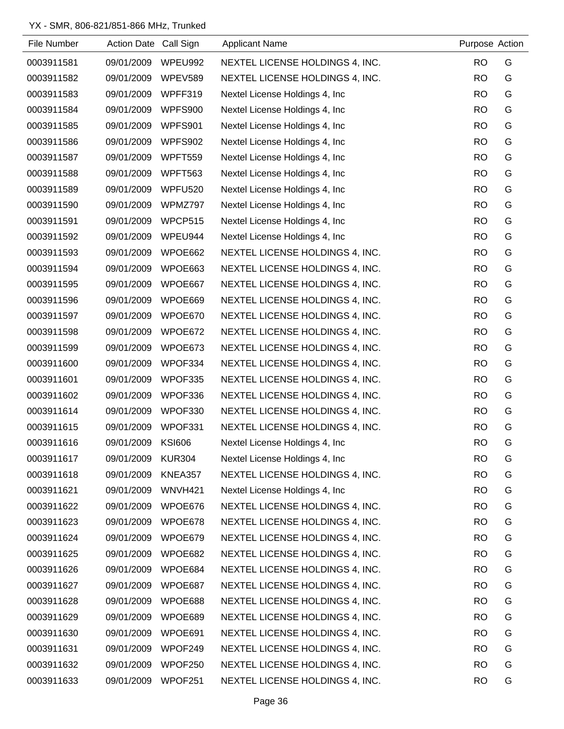YX - SMR, 806-821/851-866 MHz, Trunked

| File Number | Action Date | Call Sign | Applicant Name | Purpose | Action |
|---|---|---|---|---|---|
| 0003911581 | 09/01/2009 | WPEU992 | NEXTEL LICENSE HOLDINGS 4, INC. | RO | G |
| 0003911582 | 09/01/2009 | WPEV589 | NEXTEL LICENSE HOLDINGS 4, INC. | RO | G |
| 0003911583 | 09/01/2009 | WPFF319 | Nextel License Holdings 4, Inc | RO | G |
| 0003911584 | 09/01/2009 | WPFS900 | Nextel License Holdings 4, Inc | RO | G |
| 0003911585 | 09/01/2009 | WPFS901 | Nextel License Holdings 4, Inc | RO | G |
| 0003911586 | 09/01/2009 | WPFS902 | Nextel License Holdings 4, Inc | RO | G |
| 0003911587 | 09/01/2009 | WPFT559 | Nextel License Holdings 4, Inc | RO | G |
| 0003911588 | 09/01/2009 | WPFT563 | Nextel License Holdings 4, Inc | RO | G |
| 0003911589 | 09/01/2009 | WPFU520 | Nextel License Holdings 4, Inc | RO | G |
| 0003911590 | 09/01/2009 | WPMZ797 | Nextel License Holdings 4, Inc | RO | G |
| 0003911591 | 09/01/2009 | WPCP515 | Nextel License Holdings 4, Inc | RO | G |
| 0003911592 | 09/01/2009 | WPEU944 | Nextel License Holdings 4, Inc | RO | G |
| 0003911593 | 09/01/2009 | WPOE662 | NEXTEL LICENSE HOLDINGS 4, INC. | RO | G |
| 0003911594 | 09/01/2009 | WPOE663 | NEXTEL LICENSE HOLDINGS 4, INC. | RO | G |
| 0003911595 | 09/01/2009 | WPOE667 | NEXTEL LICENSE HOLDINGS 4, INC. | RO | G |
| 0003911596 | 09/01/2009 | WPOE669 | NEXTEL LICENSE HOLDINGS 4, INC. | RO | G |
| 0003911597 | 09/01/2009 | WPOE670 | NEXTEL LICENSE HOLDINGS 4, INC. | RO | G |
| 0003911598 | 09/01/2009 | WPOE672 | NEXTEL LICENSE HOLDINGS 4, INC. | RO | G |
| 0003911599 | 09/01/2009 | WPOE673 | NEXTEL LICENSE HOLDINGS 4, INC. | RO | G |
| 0003911600 | 09/01/2009 | WPOF334 | NEXTEL LICENSE HOLDINGS 4, INC. | RO | G |
| 0003911601 | 09/01/2009 | WPOF335 | NEXTEL LICENSE HOLDINGS 4, INC. | RO | G |
| 0003911602 | 09/01/2009 | WPOF336 | NEXTEL LICENSE HOLDINGS 4, INC. | RO | G |
| 0003911614 | 09/01/2009 | WPOF330 | NEXTEL LICENSE HOLDINGS 4, INC. | RO | G |
| 0003911615 | 09/01/2009 | WPOF331 | NEXTEL LICENSE HOLDINGS 4, INC. | RO | G |
| 0003911616 | 09/01/2009 | KSI606 | Nextel License Holdings 4, Inc | RO | G |
| 0003911617 | 09/01/2009 | KUR304 | Nextel License Holdings 4, Inc | RO | G |
| 0003911618 | 09/01/2009 | KNEA357 | NEXTEL LICENSE HOLDINGS 4, INC. | RO | G |
| 0003911621 | 09/01/2009 | WNVH421 | Nextel License Holdings 4, Inc | RO | G |
| 0003911622 | 09/01/2009 | WPOE676 | NEXTEL LICENSE HOLDINGS 4, INC. | RO | G |
| 0003911623 | 09/01/2009 | WPOE678 | NEXTEL LICENSE HOLDINGS 4, INC. | RO | G |
| 0003911624 | 09/01/2009 | WPOE679 | NEXTEL LICENSE HOLDINGS 4, INC. | RO | G |
| 0003911625 | 09/01/2009 | WPOE682 | NEXTEL LICENSE HOLDINGS 4, INC. | RO | G |
| 0003911626 | 09/01/2009 | WPOE684 | NEXTEL LICENSE HOLDINGS 4, INC. | RO | G |
| 0003911627 | 09/01/2009 | WPOE687 | NEXTEL LICENSE HOLDINGS 4, INC. | RO | G |
| 0003911628 | 09/01/2009 | WPOE688 | NEXTEL LICENSE HOLDINGS 4, INC. | RO | G |
| 0003911629 | 09/01/2009 | WPOE689 | NEXTEL LICENSE HOLDINGS 4, INC. | RO | G |
| 0003911630 | 09/01/2009 | WPOE691 | NEXTEL LICENSE HOLDINGS 4, INC. | RO | G |
| 0003911631 | 09/01/2009 | WPOF249 | NEXTEL LICENSE HOLDINGS 4, INC. | RO | G |
| 0003911632 | 09/01/2009 | WPOF250 | NEXTEL LICENSE HOLDINGS 4, INC. | RO | G |
| 0003911633 | 09/01/2009 | WPOF251 | NEXTEL LICENSE HOLDINGS 4, INC. | RO | G |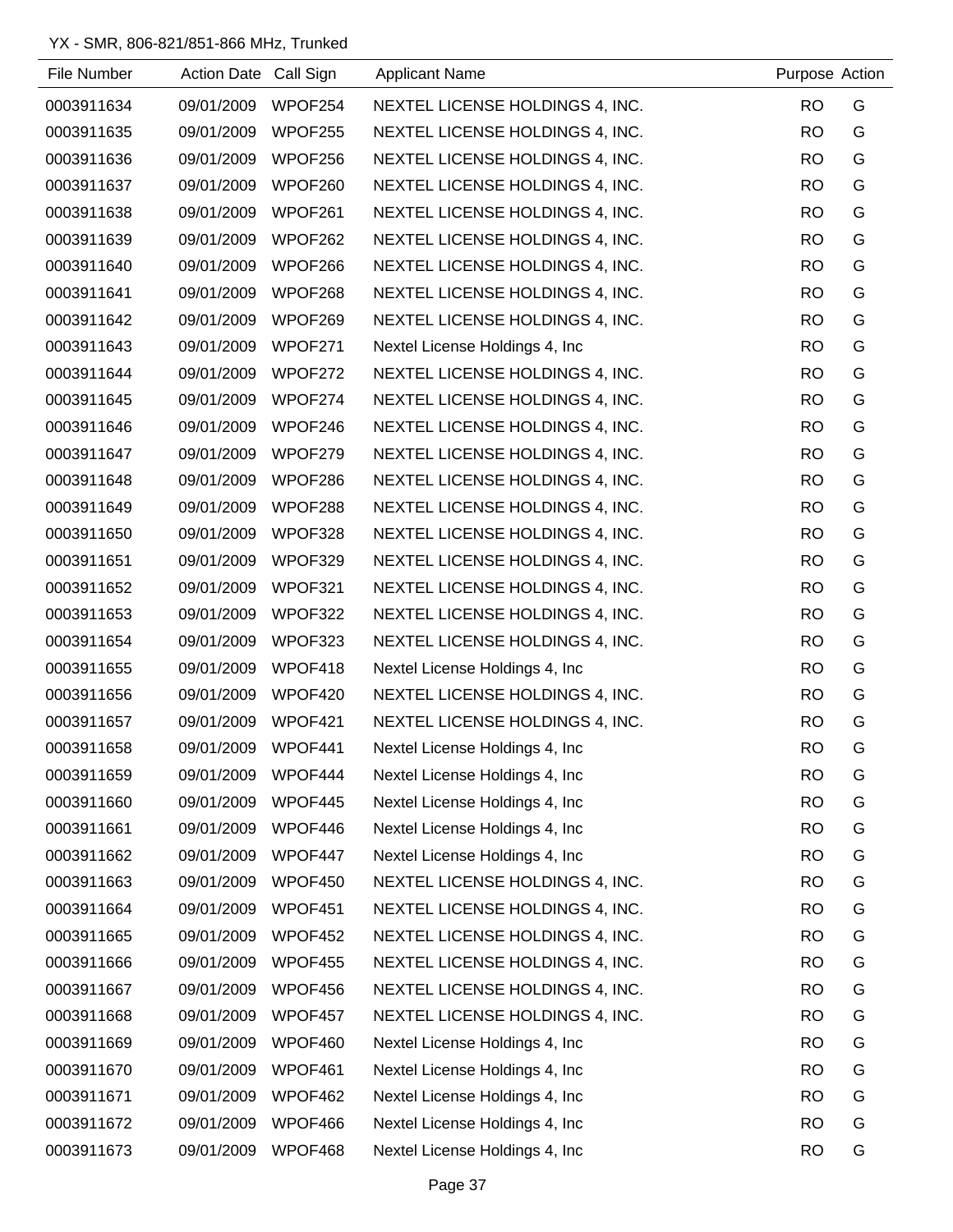YX - SMR, 806-821/851-866 MHz, Trunked

| File Number | Action Date | Call Sign | Applicant Name | Purpose | Action |
|---|---|---|---|---|---|
| 0003911634 | 09/01/2009 | WPOF254 | NEXTEL LICENSE HOLDINGS 4, INC. | RO | G |
| 0003911635 | 09/01/2009 | WPOF255 | NEXTEL LICENSE HOLDINGS 4, INC. | RO | G |
| 0003911636 | 09/01/2009 | WPOF256 | NEXTEL LICENSE HOLDINGS 4, INC. | RO | G |
| 0003911637 | 09/01/2009 | WPOF260 | NEXTEL LICENSE HOLDINGS 4, INC. | RO | G |
| 0003911638 | 09/01/2009 | WPOF261 | NEXTEL LICENSE HOLDINGS 4, INC. | RO | G |
| 0003911639 | 09/01/2009 | WPOF262 | NEXTEL LICENSE HOLDINGS 4, INC. | RO | G |
| 0003911640 | 09/01/2009 | WPOF266 | NEXTEL LICENSE HOLDINGS 4, INC. | RO | G |
| 0003911641 | 09/01/2009 | WPOF268 | NEXTEL LICENSE HOLDINGS 4, INC. | RO | G |
| 0003911642 | 09/01/2009 | WPOF269 | NEXTEL LICENSE HOLDINGS 4, INC. | RO | G |
| 0003911643 | 09/01/2009 | WPOF271 | Nextel License Holdings 4, Inc | RO | G |
| 0003911644 | 09/01/2009 | WPOF272 | NEXTEL LICENSE HOLDINGS 4, INC. | RO | G |
| 0003911645 | 09/01/2009 | WPOF274 | NEXTEL LICENSE HOLDINGS 4, INC. | RO | G |
| 0003911646 | 09/01/2009 | WPOF246 | NEXTEL LICENSE HOLDINGS 4, INC. | RO | G |
| 0003911647 | 09/01/2009 | WPOF279 | NEXTEL LICENSE HOLDINGS 4, INC. | RO | G |
| 0003911648 | 09/01/2009 | WPOF286 | NEXTEL LICENSE HOLDINGS 4, INC. | RO | G |
| 0003911649 | 09/01/2009 | WPOF288 | NEXTEL LICENSE HOLDINGS 4, INC. | RO | G |
| 0003911650 | 09/01/2009 | WPOF328 | NEXTEL LICENSE HOLDINGS 4, INC. | RO | G |
| 0003911651 | 09/01/2009 | WPOF329 | NEXTEL LICENSE HOLDINGS 4, INC. | RO | G |
| 0003911652 | 09/01/2009 | WPOF321 | NEXTEL LICENSE HOLDINGS 4, INC. | RO | G |
| 0003911653 | 09/01/2009 | WPOF322 | NEXTEL LICENSE HOLDINGS 4, INC. | RO | G |
| 0003911654 | 09/01/2009 | WPOF323 | NEXTEL LICENSE HOLDINGS 4, INC. | RO | G |
| 0003911655 | 09/01/2009 | WPOF418 | Nextel License Holdings 4, Inc | RO | G |
| 0003911656 | 09/01/2009 | WPOF420 | NEXTEL LICENSE HOLDINGS 4, INC. | RO | G |
| 0003911657 | 09/01/2009 | WPOF421 | NEXTEL LICENSE HOLDINGS 4, INC. | RO | G |
| 0003911658 | 09/01/2009 | WPOF441 | Nextel License Holdings 4, Inc | RO | G |
| 0003911659 | 09/01/2009 | WPOF444 | Nextel License Holdings 4, Inc | RO | G |
| 0003911660 | 09/01/2009 | WPOF445 | Nextel License Holdings 4, Inc | RO | G |
| 0003911661 | 09/01/2009 | WPOF446 | Nextel License Holdings 4, Inc | RO | G |
| 0003911662 | 09/01/2009 | WPOF447 | Nextel License Holdings 4, Inc | RO | G |
| 0003911663 | 09/01/2009 | WPOF450 | NEXTEL LICENSE HOLDINGS 4, INC. | RO | G |
| 0003911664 | 09/01/2009 | WPOF451 | NEXTEL LICENSE HOLDINGS 4, INC. | RO | G |
| 0003911665 | 09/01/2009 | WPOF452 | NEXTEL LICENSE HOLDINGS 4, INC. | RO | G |
| 0003911666 | 09/01/2009 | WPOF455 | NEXTEL LICENSE HOLDINGS 4, INC. | RO | G |
| 0003911667 | 09/01/2009 | WPOF456 | NEXTEL LICENSE HOLDINGS 4, INC. | RO | G |
| 0003911668 | 09/01/2009 | WPOF457 | NEXTEL LICENSE HOLDINGS 4, INC. | RO | G |
| 0003911669 | 09/01/2009 | WPOF460 | Nextel License Holdings 4, Inc | RO | G |
| 0003911670 | 09/01/2009 | WPOF461 | Nextel License Holdings 4, Inc | RO | G |
| 0003911671 | 09/01/2009 | WPOF462 | Nextel License Holdings 4, Inc | RO | G |
| 0003911672 | 09/01/2009 | WPOF466 | Nextel License Holdings 4, Inc | RO | G |
| 0003911673 | 09/01/2009 | WPOF468 | Nextel License Holdings 4, Inc | RO | G |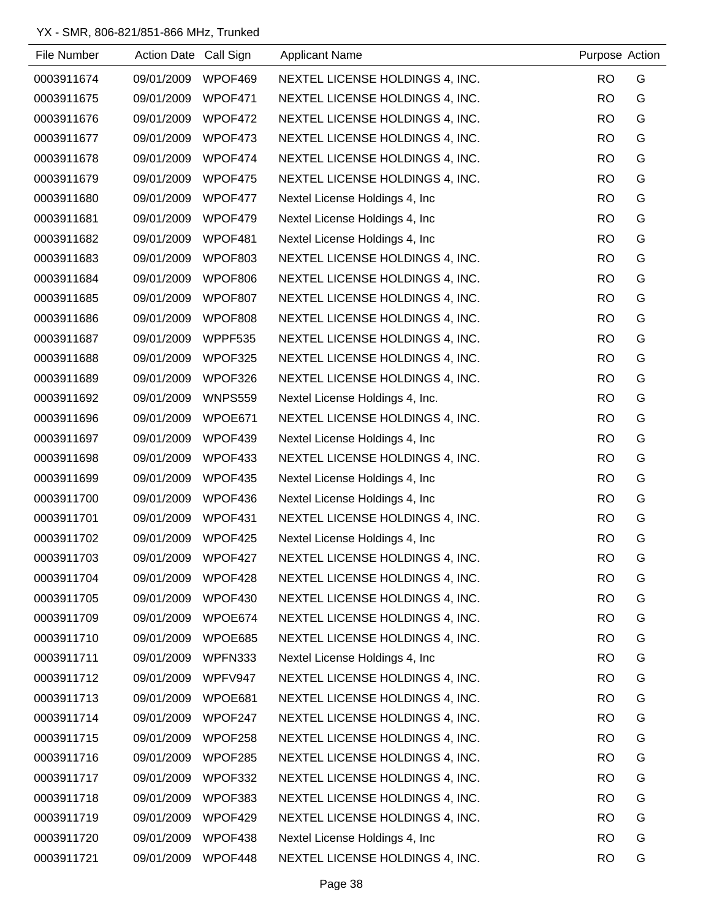YX - SMR, 806-821/851-866 MHz, Trunked

| File Number | Action Date | Call Sign | Applicant Name | Purpose | Action |
|---|---|---|---|---|---|
| 0003911674 | 09/01/2009 | WPOF469 | NEXTEL LICENSE HOLDINGS 4, INC. | RO | G |
| 0003911675 | 09/01/2009 | WPOF471 | NEXTEL LICENSE HOLDINGS 4, INC. | RO | G |
| 0003911676 | 09/01/2009 | WPOF472 | NEXTEL LICENSE HOLDINGS 4, INC. | RO | G |
| 0003911677 | 09/01/2009 | WPOF473 | NEXTEL LICENSE HOLDINGS 4, INC. | RO | G |
| 0003911678 | 09/01/2009 | WPOF474 | NEXTEL LICENSE HOLDINGS 4, INC. | RO | G |
| 0003911679 | 09/01/2009 | WPOF475 | NEXTEL LICENSE HOLDINGS 4, INC. | RO | G |
| 0003911680 | 09/01/2009 | WPOF477 | Nextel License Holdings 4, Inc | RO | G |
| 0003911681 | 09/01/2009 | WPOF479 | Nextel License Holdings 4, Inc | RO | G |
| 0003911682 | 09/01/2009 | WPOF481 | Nextel License Holdings 4, Inc | RO | G |
| 0003911683 | 09/01/2009 | WPOF803 | NEXTEL LICENSE HOLDINGS 4, INC. | RO | G |
| 0003911684 | 09/01/2009 | WPOF806 | NEXTEL LICENSE HOLDINGS 4, INC. | RO | G |
| 0003911685 | 09/01/2009 | WPOF807 | NEXTEL LICENSE HOLDINGS 4, INC. | RO | G |
| 0003911686 | 09/01/2009 | WPOF808 | NEXTEL LICENSE HOLDINGS 4, INC. | RO | G |
| 0003911687 | 09/01/2009 | WPPF535 | NEXTEL LICENSE HOLDINGS 4, INC. | RO | G |
| 0003911688 | 09/01/2009 | WPOF325 | NEXTEL LICENSE HOLDINGS 4, INC. | RO | G |
| 0003911689 | 09/01/2009 | WPOF326 | NEXTEL LICENSE HOLDINGS 4, INC. | RO | G |
| 0003911692 | 09/01/2009 | WNPS559 | Nextel License Holdings 4, Inc. | RO | G |
| 0003911696 | 09/01/2009 | WPOE671 | NEXTEL LICENSE HOLDINGS 4, INC. | RO | G |
| 0003911697 | 09/01/2009 | WPOF439 | Nextel License Holdings 4, Inc | RO | G |
| 0003911698 | 09/01/2009 | WPOF433 | NEXTEL LICENSE HOLDINGS 4, INC. | RO | G |
| 0003911699 | 09/01/2009 | WPOF435 | Nextel License Holdings 4, Inc | RO | G |
| 0003911700 | 09/01/2009 | WPOF436 | Nextel License Holdings 4, Inc | RO | G |
| 0003911701 | 09/01/2009 | WPOF431 | NEXTEL LICENSE HOLDINGS 4, INC. | RO | G |
| 0003911702 | 09/01/2009 | WPOF425 | Nextel License Holdings 4, Inc | RO | G |
| 0003911703 | 09/01/2009 | WPOF427 | NEXTEL LICENSE HOLDINGS 4, INC. | RO | G |
| 0003911704 | 09/01/2009 | WPOF428 | NEXTEL LICENSE HOLDINGS 4, INC. | RO | G |
| 0003911705 | 09/01/2009 | WPOF430 | NEXTEL LICENSE HOLDINGS 4, INC. | RO | G |
| 0003911709 | 09/01/2009 | WPOE674 | NEXTEL LICENSE HOLDINGS 4, INC. | RO | G |
| 0003911710 | 09/01/2009 | WPOE685 | NEXTEL LICENSE HOLDINGS 4, INC. | RO | G |
| 0003911711 | 09/01/2009 | WPFN333 | Nextel License Holdings 4, Inc | RO | G |
| 0003911712 | 09/01/2009 | WPFV947 | NEXTEL LICENSE HOLDINGS 4, INC. | RO | G |
| 0003911713 | 09/01/2009 | WPOE681 | NEXTEL LICENSE HOLDINGS 4, INC. | RO | G |
| 0003911714 | 09/01/2009 | WPOF247 | NEXTEL LICENSE HOLDINGS 4, INC. | RO | G |
| 0003911715 | 09/01/2009 | WPOF258 | NEXTEL LICENSE HOLDINGS 4, INC. | RO | G |
| 0003911716 | 09/01/2009 | WPOF285 | NEXTEL LICENSE HOLDINGS 4, INC. | RO | G |
| 0003911717 | 09/01/2009 | WPOF332 | NEXTEL LICENSE HOLDINGS 4, INC. | RO | G |
| 0003911718 | 09/01/2009 | WPOF383 | NEXTEL LICENSE HOLDINGS 4, INC. | RO | G |
| 0003911719 | 09/01/2009 | WPOF429 | NEXTEL LICENSE HOLDINGS 4, INC. | RO | G |
| 0003911720 | 09/01/2009 | WPOF438 | Nextel License Holdings 4, Inc | RO | G |
| 0003911721 | 09/01/2009 | WPOF448 | NEXTEL LICENSE HOLDINGS 4, INC. | RO | G |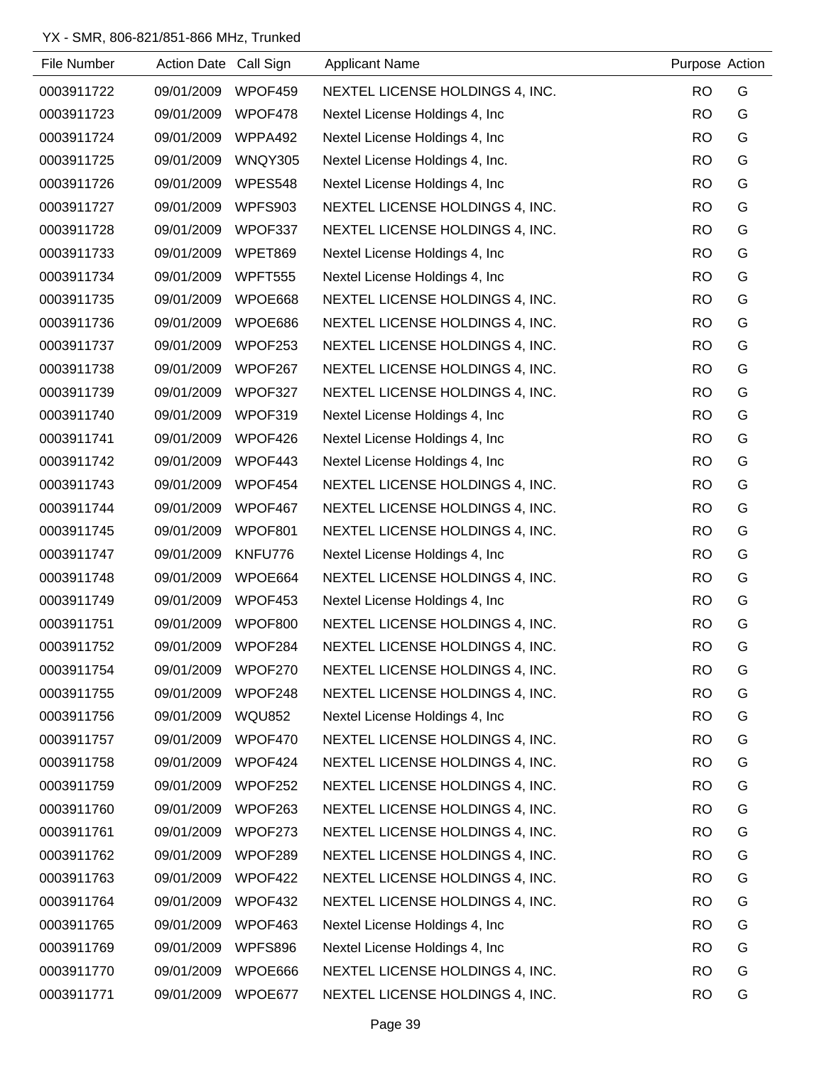YX - SMR, 806-821/851-866 MHz, Trunked

| File Number | Action Date | Call Sign | Applicant Name | Purpose | Action |
|---|---|---|---|---|---|
| 0003911722 | 09/01/2009 | WPOF459 | NEXTEL LICENSE HOLDINGS 4, INC. | RO | G |
| 0003911723 | 09/01/2009 | WPOF478 | Nextel License Holdings 4, Inc | RO | G |
| 0003911724 | 09/01/2009 | WPPA492 | Nextel License Holdings 4, Inc | RO | G |
| 0003911725 | 09/01/2009 | WNQY305 | Nextel License Holdings 4, Inc. | RO | G |
| 0003911726 | 09/01/2009 | WPES548 | Nextel License Holdings 4, Inc | RO | G |
| 0003911727 | 09/01/2009 | WPFS903 | NEXTEL LICENSE HOLDINGS 4, INC. | RO | G |
| 0003911728 | 09/01/2009 | WPOF337 | NEXTEL LICENSE HOLDINGS 4, INC. | RO | G |
| 0003911733 | 09/01/2009 | WPET869 | Nextel License Holdings 4, Inc | RO | G |
| 0003911734 | 09/01/2009 | WPFT555 | Nextel License Holdings 4, Inc | RO | G |
| 0003911735 | 09/01/2009 | WPOE668 | NEXTEL LICENSE HOLDINGS 4, INC. | RO | G |
| 0003911736 | 09/01/2009 | WPOE686 | NEXTEL LICENSE HOLDINGS 4, INC. | RO | G |
| 0003911737 | 09/01/2009 | WPOF253 | NEXTEL LICENSE HOLDINGS 4, INC. | RO | G |
| 0003911738 | 09/01/2009 | WPOF267 | NEXTEL LICENSE HOLDINGS 4, INC. | RO | G |
| 0003911739 | 09/01/2009 | WPOF327 | NEXTEL LICENSE HOLDINGS 4, INC. | RO | G |
| 0003911740 | 09/01/2009 | WPOF319 | Nextel License Holdings 4, Inc | RO | G |
| 0003911741 | 09/01/2009 | WPOF426 | Nextel License Holdings 4, Inc | RO | G |
| 0003911742 | 09/01/2009 | WPOF443 | Nextel License Holdings 4, Inc | RO | G |
| 0003911743 | 09/01/2009 | WPOF454 | NEXTEL LICENSE HOLDINGS 4, INC. | RO | G |
| 0003911744 | 09/01/2009 | WPOF467 | NEXTEL LICENSE HOLDINGS 4, INC. | RO | G |
| 0003911745 | 09/01/2009 | WPOF801 | NEXTEL LICENSE HOLDINGS 4, INC. | RO | G |
| 0003911747 | 09/01/2009 | KNFU776 | Nextel License Holdings 4, Inc | RO | G |
| 0003911748 | 09/01/2009 | WPOE664 | NEXTEL LICENSE HOLDINGS 4, INC. | RO | G |
| 0003911749 | 09/01/2009 | WPOF453 | Nextel License Holdings 4, Inc | RO | G |
| 0003911751 | 09/01/2009 | WPOF800 | NEXTEL LICENSE HOLDINGS 4, INC. | RO | G |
| 0003911752 | 09/01/2009 | WPOF284 | NEXTEL LICENSE HOLDINGS 4, INC. | RO | G |
| 0003911754 | 09/01/2009 | WPOF270 | NEXTEL LICENSE HOLDINGS 4, INC. | RO | G |
| 0003911755 | 09/01/2009 | WPOF248 | NEXTEL LICENSE HOLDINGS 4, INC. | RO | G |
| 0003911756 | 09/01/2009 | WQU852 | Nextel License Holdings 4, Inc | RO | G |
| 0003911757 | 09/01/2009 | WPOF470 | NEXTEL LICENSE HOLDINGS 4, INC. | RO | G |
| 0003911758 | 09/01/2009 | WPOF424 | NEXTEL LICENSE HOLDINGS 4, INC. | RO | G |
| 0003911759 | 09/01/2009 | WPOF252 | NEXTEL LICENSE HOLDINGS 4, INC. | RO | G |
| 0003911760 | 09/01/2009 | WPOF263 | NEXTEL LICENSE HOLDINGS 4, INC. | RO | G |
| 0003911761 | 09/01/2009 | WPOF273 | NEXTEL LICENSE HOLDINGS 4, INC. | RO | G |
| 0003911762 | 09/01/2009 | WPOF289 | NEXTEL LICENSE HOLDINGS 4, INC. | RO | G |
| 0003911763 | 09/01/2009 | WPOF422 | NEXTEL LICENSE HOLDINGS 4, INC. | RO | G |
| 0003911764 | 09/01/2009 | WPOF432 | NEXTEL LICENSE HOLDINGS 4, INC. | RO | G |
| 0003911765 | 09/01/2009 | WPOF463 | Nextel License Holdings 4, Inc | RO | G |
| 0003911769 | 09/01/2009 | WPFS896 | Nextel License Holdings 4, Inc | RO | G |
| 0003911770 | 09/01/2009 | WPOE666 | NEXTEL LICENSE HOLDINGS 4, INC. | RO | G |
| 0003911771 | 09/01/2009 | WPOE677 | NEXTEL LICENSE HOLDINGS 4, INC. | RO | G |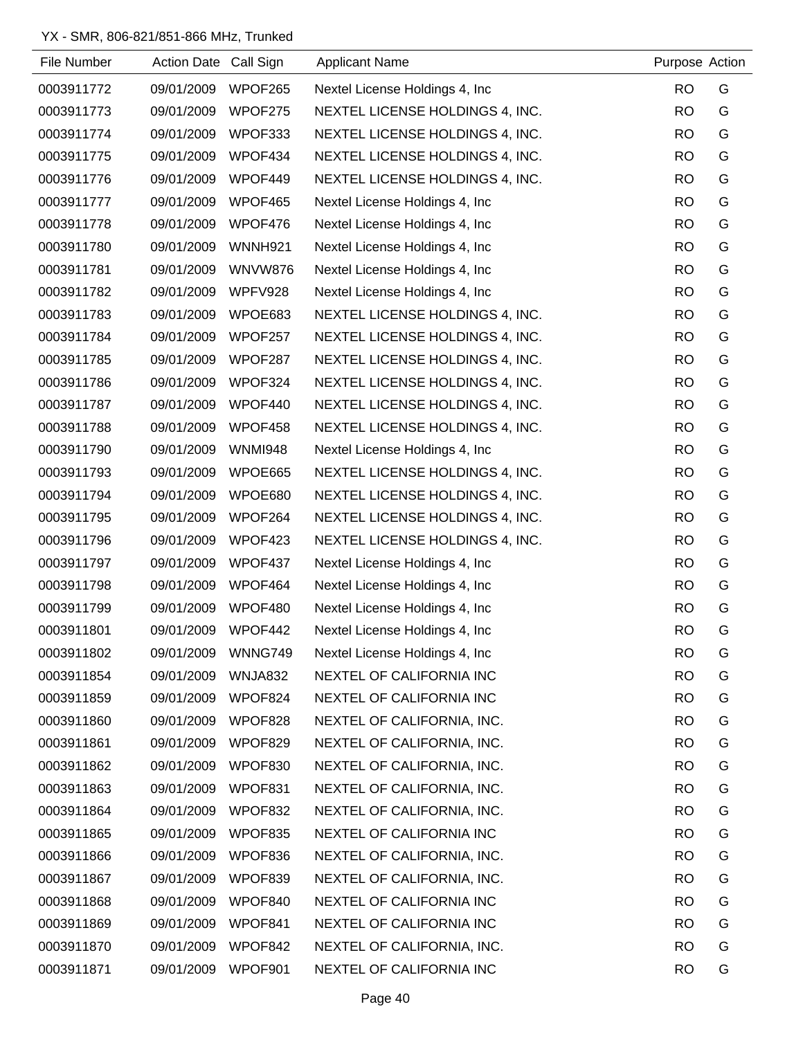YX - SMR, 806-821/851-866 MHz, Trunked

| File Number | Action Date | Call Sign | Applicant Name | Purpose | Action |
|---|---|---|---|---|---|
| 0003911772 | 09/01/2009 | WPOF265 | Nextel License Holdings 4, Inc | RO | G |
| 0003911773 | 09/01/2009 | WPOF275 | NEXTEL LICENSE HOLDINGS 4, INC. | RO | G |
| 0003911774 | 09/01/2009 | WPOF333 | NEXTEL LICENSE HOLDINGS 4, INC. | RO | G |
| 0003911775 | 09/01/2009 | WPOF434 | NEXTEL LICENSE HOLDINGS 4, INC. | RO | G |
| 0003911776 | 09/01/2009 | WPOF449 | NEXTEL LICENSE HOLDINGS 4, INC. | RO | G |
| 0003911777 | 09/01/2009 | WPOF465 | Nextel License Holdings 4, Inc | RO | G |
| 0003911778 | 09/01/2009 | WPOF476 | Nextel License Holdings 4, Inc | RO | G |
| 0003911780 | 09/01/2009 | WNNH921 | Nextel License Holdings 4, Inc | RO | G |
| 0003911781 | 09/01/2009 | WNVW876 | Nextel License Holdings 4, Inc | RO | G |
| 0003911782 | 09/01/2009 | WPFV928 | Nextel License Holdings 4, Inc | RO | G |
| 0003911783 | 09/01/2009 | WPOE683 | NEXTEL LICENSE HOLDINGS 4, INC. | RO | G |
| 0003911784 | 09/01/2009 | WPOF257 | NEXTEL LICENSE HOLDINGS 4, INC. | RO | G |
| 0003911785 | 09/01/2009 | WPOF287 | NEXTEL LICENSE HOLDINGS 4, INC. | RO | G |
| 0003911786 | 09/01/2009 | WPOF324 | NEXTEL LICENSE HOLDINGS 4, INC. | RO | G |
| 0003911787 | 09/01/2009 | WPOF440 | NEXTEL LICENSE HOLDINGS 4, INC. | RO | G |
| 0003911788 | 09/01/2009 | WPOF458 | NEXTEL LICENSE HOLDINGS 4, INC. | RO | G |
| 0003911790 | 09/01/2009 | WNMI948 | Nextel License Holdings 4, Inc | RO | G |
| 0003911793 | 09/01/2009 | WPOE665 | NEXTEL LICENSE HOLDINGS 4, INC. | RO | G |
| 0003911794 | 09/01/2009 | WPOE680 | NEXTEL LICENSE HOLDINGS 4, INC. | RO | G |
| 0003911795 | 09/01/2009 | WPOF264 | NEXTEL LICENSE HOLDINGS 4, INC. | RO | G |
| 0003911796 | 09/01/2009 | WPOF423 | NEXTEL LICENSE HOLDINGS 4, INC. | RO | G |
| 0003911797 | 09/01/2009 | WPOF437 | Nextel License Holdings 4, Inc | RO | G |
| 0003911798 | 09/01/2009 | WPOF464 | Nextel License Holdings 4, Inc | RO | G |
| 0003911799 | 09/01/2009 | WPOF480 | Nextel License Holdings 4, Inc | RO | G |
| 0003911801 | 09/01/2009 | WPOF442 | Nextel License Holdings 4, Inc | RO | G |
| 0003911802 | 09/01/2009 | WNNG749 | Nextel License Holdings 4, Inc | RO | G |
| 0003911854 | 09/01/2009 | WNJA832 | NEXTEL OF CALIFORNIA INC | RO | G |
| 0003911859 | 09/01/2009 | WPOF824 | NEXTEL OF CALIFORNIA INC | RO | G |
| 0003911860 | 09/01/2009 | WPOF828 | NEXTEL OF CALIFORNIA, INC. | RO | G |
| 0003911861 | 09/01/2009 | WPOF829 | NEXTEL OF CALIFORNIA, INC. | RO | G |
| 0003911862 | 09/01/2009 | WPOF830 | NEXTEL OF CALIFORNIA, INC. | RO | G |
| 0003911863 | 09/01/2009 | WPOF831 | NEXTEL OF CALIFORNIA, INC. | RO | G |
| 0003911864 | 09/01/2009 | WPOF832 | NEXTEL OF CALIFORNIA, INC. | RO | G |
| 0003911865 | 09/01/2009 | WPOF835 | NEXTEL OF CALIFORNIA INC | RO | G |
| 0003911866 | 09/01/2009 | WPOF836 | NEXTEL OF CALIFORNIA, INC. | RO | G |
| 0003911867 | 09/01/2009 | WPOF839 | NEXTEL OF CALIFORNIA, INC. | RO | G |
| 0003911868 | 09/01/2009 | WPOF840 | NEXTEL OF CALIFORNIA INC | RO | G |
| 0003911869 | 09/01/2009 | WPOF841 | NEXTEL OF CALIFORNIA INC | RO | G |
| 0003911870 | 09/01/2009 | WPOF842 | NEXTEL OF CALIFORNIA, INC. | RO | G |
| 0003911871 | 09/01/2009 | WPOF901 | NEXTEL OF CALIFORNIA INC | RO | G |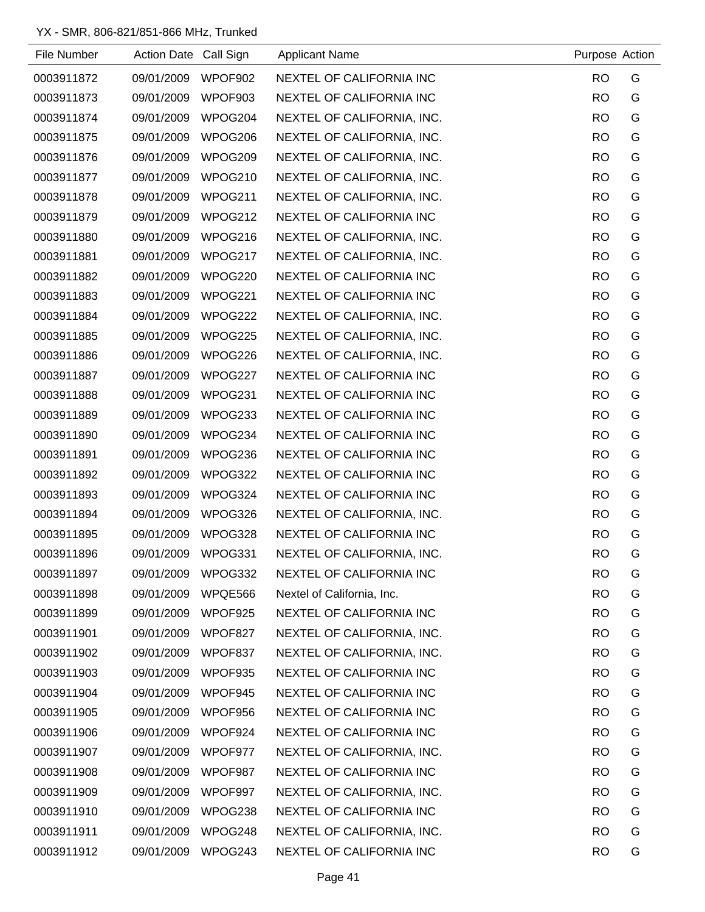YX - SMR, 806-821/851-866 MHz, Trunked

| File Number | Action Date | Call Sign | Applicant Name | Purpose | Action |
|---|---|---|---|---|---|
| 0003911872 | 09/01/2009 | WPOF902 | NEXTEL OF CALIFORNIA INC | RO | G |
| 0003911873 | 09/01/2009 | WPOF903 | NEXTEL OF CALIFORNIA INC | RO | G |
| 0003911874 | 09/01/2009 | WPOG204 | NEXTEL OF CALIFORNIA, INC. | RO | G |
| 0003911875 | 09/01/2009 | WPOG206 | NEXTEL OF CALIFORNIA, INC. | RO | G |
| 0003911876 | 09/01/2009 | WPOG209 | NEXTEL OF CALIFORNIA, INC. | RO | G |
| 0003911877 | 09/01/2009 | WPOG210 | NEXTEL OF CALIFORNIA, INC. | RO | G |
| 0003911878 | 09/01/2009 | WPOG211 | NEXTEL OF CALIFORNIA, INC. | RO | G |
| 0003911879 | 09/01/2009 | WPOG212 | NEXTEL OF CALIFORNIA INC | RO | G |
| 0003911880 | 09/01/2009 | WPOG216 | NEXTEL OF CALIFORNIA, INC. | RO | G |
| 0003911881 | 09/01/2009 | WPOG217 | NEXTEL OF CALIFORNIA, INC. | RO | G |
| 0003911882 | 09/01/2009 | WPOG220 | NEXTEL OF CALIFORNIA INC | RO | G |
| 0003911883 | 09/01/2009 | WPOG221 | NEXTEL OF CALIFORNIA INC | RO | G |
| 0003911884 | 09/01/2009 | WPOG222 | NEXTEL OF CALIFORNIA, INC. | RO | G |
| 0003911885 | 09/01/2009 | WPOG225 | NEXTEL OF CALIFORNIA, INC. | RO | G |
| 0003911886 | 09/01/2009 | WPOG226 | NEXTEL OF CALIFORNIA, INC. | RO | G |
| 0003911887 | 09/01/2009 | WPOG227 | NEXTEL OF CALIFORNIA INC | RO | G |
| 0003911888 | 09/01/2009 | WPOG231 | NEXTEL OF CALIFORNIA INC | RO | G |
| 0003911889 | 09/01/2009 | WPOG233 | NEXTEL OF CALIFORNIA INC | RO | G |
| 0003911890 | 09/01/2009 | WPOG234 | NEXTEL OF CALIFORNIA INC | RO | G |
| 0003911891 | 09/01/2009 | WPOG236 | NEXTEL OF CALIFORNIA INC | RO | G |
| 0003911892 | 09/01/2009 | WPOG322 | NEXTEL OF CALIFORNIA INC | RO | G |
| 0003911893 | 09/01/2009 | WPOG324 | NEXTEL OF CALIFORNIA INC | RO | G |
| 0003911894 | 09/01/2009 | WPOG326 | NEXTEL OF CALIFORNIA, INC. | RO | G |
| 0003911895 | 09/01/2009 | WPOG328 | NEXTEL OF CALIFORNIA INC | RO | G |
| 0003911896 | 09/01/2009 | WPOG331 | NEXTEL OF CALIFORNIA, INC. | RO | G |
| 0003911897 | 09/01/2009 | WPOG332 | NEXTEL OF CALIFORNIA INC | RO | G |
| 0003911898 | 09/01/2009 | WPQE566 | Nextel of California, Inc. | RO | G |
| 0003911899 | 09/01/2009 | WPOF925 | NEXTEL OF CALIFORNIA INC | RO | G |
| 0003911901 | 09/01/2009 | WPOF827 | NEXTEL OF CALIFORNIA, INC. | RO | G |
| 0003911902 | 09/01/2009 | WPOF837 | NEXTEL OF CALIFORNIA, INC. | RO | G |
| 0003911903 | 09/01/2009 | WPOF935 | NEXTEL OF CALIFORNIA INC | RO | G |
| 0003911904 | 09/01/2009 | WPOF945 | NEXTEL OF CALIFORNIA INC | RO | G |
| 0003911905 | 09/01/2009 | WPOF956 | NEXTEL OF CALIFORNIA INC | RO | G |
| 0003911906 | 09/01/2009 | WPOF924 | NEXTEL OF CALIFORNIA INC | RO | G |
| 0003911907 | 09/01/2009 | WPOF977 | NEXTEL OF CALIFORNIA, INC. | RO | G |
| 0003911908 | 09/01/2009 | WPOF987 | NEXTEL OF CALIFORNIA INC | RO | G |
| 0003911909 | 09/01/2009 | WPOF997 | NEXTEL OF CALIFORNIA, INC. | RO | G |
| 0003911910 | 09/01/2009 | WPOG238 | NEXTEL OF CALIFORNIA INC | RO | G |
| 0003911911 | 09/01/2009 | WPOG248 | NEXTEL OF CALIFORNIA, INC. | RO | G |
| 0003911912 | 09/01/2009 | WPOG243 | NEXTEL OF CALIFORNIA INC | RO | G |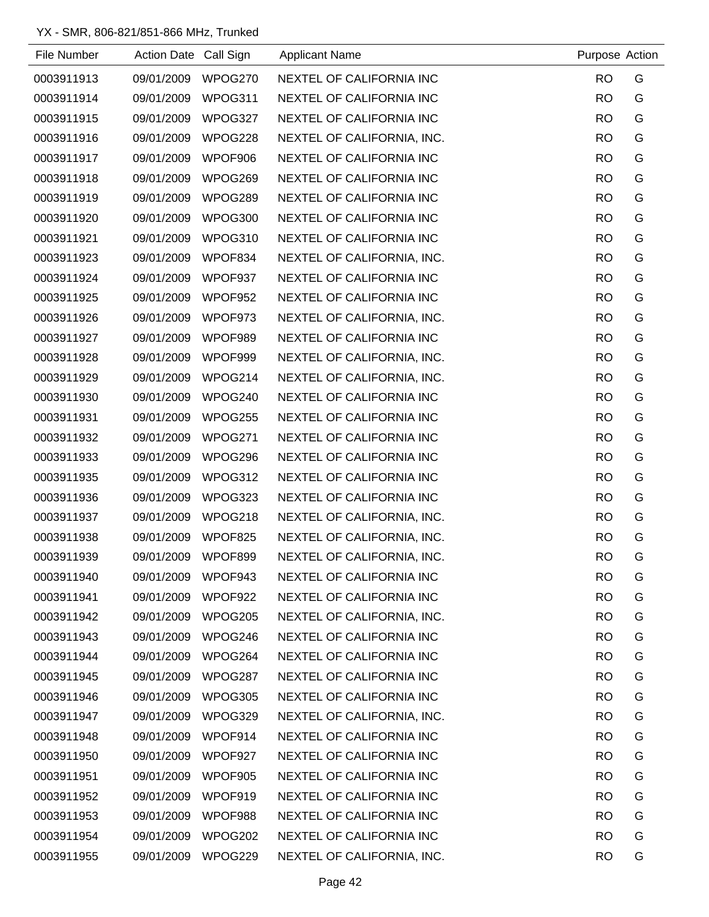YX - SMR, 806-821/851-866 MHz, Trunked

| File Number | Action Date | Call Sign | Applicant Name | Purpose | Action |
|---|---|---|---|---|---|
| 0003911913 | 09/01/2009 | WPOG270 | NEXTEL OF CALIFORNIA INC | RO | G |
| 0003911914 | 09/01/2009 | WPOG311 | NEXTEL OF CALIFORNIA INC | RO | G |
| 0003911915 | 09/01/2009 | WPOG327 | NEXTEL OF CALIFORNIA INC | RO | G |
| 0003911916 | 09/01/2009 | WPOG228 | NEXTEL OF CALIFORNIA, INC. | RO | G |
| 0003911917 | 09/01/2009 | WPOF906 | NEXTEL OF CALIFORNIA INC | RO | G |
| 0003911918 | 09/01/2009 | WPOG269 | NEXTEL OF CALIFORNIA INC | RO | G |
| 0003911919 | 09/01/2009 | WPOG289 | NEXTEL OF CALIFORNIA INC | RO | G |
| 0003911920 | 09/01/2009 | WPOG300 | NEXTEL OF CALIFORNIA INC | RO | G |
| 0003911921 | 09/01/2009 | WPOG310 | NEXTEL OF CALIFORNIA INC | RO | G |
| 0003911923 | 09/01/2009 | WPOF834 | NEXTEL OF CALIFORNIA, INC. | RO | G |
| 0003911924 | 09/01/2009 | WPOF937 | NEXTEL OF CALIFORNIA INC | RO | G |
| 0003911925 | 09/01/2009 | WPOF952 | NEXTEL OF CALIFORNIA INC | RO | G |
| 0003911926 | 09/01/2009 | WPOF973 | NEXTEL OF CALIFORNIA, INC. | RO | G |
| 0003911927 | 09/01/2009 | WPOF989 | NEXTEL OF CALIFORNIA INC | RO | G |
| 0003911928 | 09/01/2009 | WPOF999 | NEXTEL OF CALIFORNIA, INC. | RO | G |
| 0003911929 | 09/01/2009 | WPOG214 | NEXTEL OF CALIFORNIA, INC. | RO | G |
| 0003911930 | 09/01/2009 | WPOG240 | NEXTEL OF CALIFORNIA INC | RO | G |
| 0003911931 | 09/01/2009 | WPOG255 | NEXTEL OF CALIFORNIA INC | RO | G |
| 0003911932 | 09/01/2009 | WPOG271 | NEXTEL OF CALIFORNIA INC | RO | G |
| 0003911933 | 09/01/2009 | WPOG296 | NEXTEL OF CALIFORNIA INC | RO | G |
| 0003911935 | 09/01/2009 | WPOG312 | NEXTEL OF CALIFORNIA INC | RO | G |
| 0003911936 | 09/01/2009 | WPOG323 | NEXTEL OF CALIFORNIA INC | RO | G |
| 0003911937 | 09/01/2009 | WPOG218 | NEXTEL OF CALIFORNIA, INC. | RO | G |
| 0003911938 | 09/01/2009 | WPOF825 | NEXTEL OF CALIFORNIA, INC. | RO | G |
| 0003911939 | 09/01/2009 | WPOF899 | NEXTEL OF CALIFORNIA, INC. | RO | G |
| 0003911940 | 09/01/2009 | WPOF943 | NEXTEL OF CALIFORNIA INC | RO | G |
| 0003911941 | 09/01/2009 | WPOF922 | NEXTEL OF CALIFORNIA INC | RO | G |
| 0003911942 | 09/01/2009 | WPOG205 | NEXTEL OF CALIFORNIA, INC. | RO | G |
| 0003911943 | 09/01/2009 | WPOG246 | NEXTEL OF CALIFORNIA INC | RO | G |
| 0003911944 | 09/01/2009 | WPOG264 | NEXTEL OF CALIFORNIA INC | RO | G |
| 0003911945 | 09/01/2009 | WPOG287 | NEXTEL OF CALIFORNIA INC | RO | G |
| 0003911946 | 09/01/2009 | WPOG305 | NEXTEL OF CALIFORNIA INC | RO | G |
| 0003911947 | 09/01/2009 | WPOG329 | NEXTEL OF CALIFORNIA, INC. | RO | G |
| 0003911948 | 09/01/2009 | WPOF914 | NEXTEL OF CALIFORNIA INC | RO | G |
| 0003911950 | 09/01/2009 | WPOF927 | NEXTEL OF CALIFORNIA INC | RO | G |
| 0003911951 | 09/01/2009 | WPOF905 | NEXTEL OF CALIFORNIA INC | RO | G |
| 0003911952 | 09/01/2009 | WPOF919 | NEXTEL OF CALIFORNIA INC | RO | G |
| 0003911953 | 09/01/2009 | WPOF988 | NEXTEL OF CALIFORNIA INC | RO | G |
| 0003911954 | 09/01/2009 | WPOG202 | NEXTEL OF CALIFORNIA INC | RO | G |
| 0003911955 | 09/01/2009 | WPOG229 | NEXTEL OF CALIFORNIA, INC. | RO | G |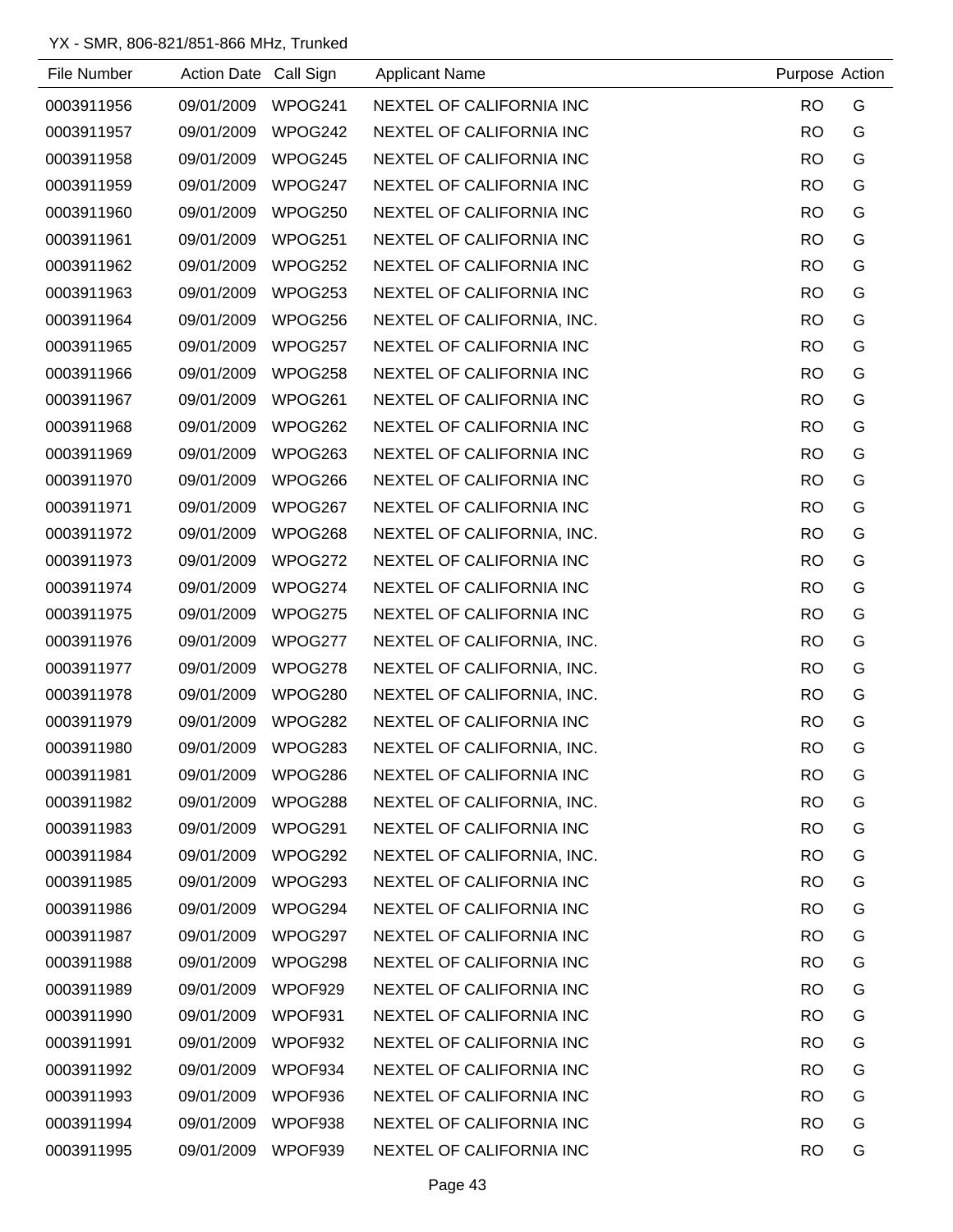YX - SMR, 806-821/851-866 MHz, Trunked

| File Number | Action Date | Call Sign | Applicant Name | Purpose | Action |
|---|---|---|---|---|---|
| 0003911956 | 09/01/2009 | WPOG241 | NEXTEL OF CALIFORNIA INC | RO | G |
| 0003911957 | 09/01/2009 | WPOG242 | NEXTEL OF CALIFORNIA INC | RO | G |
| 0003911958 | 09/01/2009 | WPOG245 | NEXTEL OF CALIFORNIA INC | RO | G |
| 0003911959 | 09/01/2009 | WPOG247 | NEXTEL OF CALIFORNIA INC | RO | G |
| 0003911960 | 09/01/2009 | WPOG250 | NEXTEL OF CALIFORNIA INC | RO | G |
| 0003911961 | 09/01/2009 | WPOG251 | NEXTEL OF CALIFORNIA INC | RO | G |
| 0003911962 | 09/01/2009 | WPOG252 | NEXTEL OF CALIFORNIA INC | RO | G |
| 0003911963 | 09/01/2009 | WPOG253 | NEXTEL OF CALIFORNIA INC | RO | G |
| 0003911964 | 09/01/2009 | WPOG256 | NEXTEL OF CALIFORNIA, INC. | RO | G |
| 0003911965 | 09/01/2009 | WPOG257 | NEXTEL OF CALIFORNIA INC | RO | G |
| 0003911966 | 09/01/2009 | WPOG258 | NEXTEL OF CALIFORNIA INC | RO | G |
| 0003911967 | 09/01/2009 | WPOG261 | NEXTEL OF CALIFORNIA INC | RO | G |
| 0003911968 | 09/01/2009 | WPOG262 | NEXTEL OF CALIFORNIA INC | RO | G |
| 0003911969 | 09/01/2009 | WPOG263 | NEXTEL OF CALIFORNIA INC | RO | G |
| 0003911970 | 09/01/2009 | WPOG266 | NEXTEL OF CALIFORNIA INC | RO | G |
| 0003911971 | 09/01/2009 | WPOG267 | NEXTEL OF CALIFORNIA INC | RO | G |
| 0003911972 | 09/01/2009 | WPOG268 | NEXTEL OF CALIFORNIA, INC. | RO | G |
| 0003911973 | 09/01/2009 | WPOG272 | NEXTEL OF CALIFORNIA INC | RO | G |
| 0003911974 | 09/01/2009 | WPOG274 | NEXTEL OF CALIFORNIA INC | RO | G |
| 0003911975 | 09/01/2009 | WPOG275 | NEXTEL OF CALIFORNIA INC | RO | G |
| 0003911976 | 09/01/2009 | WPOG277 | NEXTEL OF CALIFORNIA, INC. | RO | G |
| 0003911977 | 09/01/2009 | WPOG278 | NEXTEL OF CALIFORNIA, INC. | RO | G |
| 0003911978 | 09/01/2009 | WPOG280 | NEXTEL OF CALIFORNIA, INC. | RO | G |
| 0003911979 | 09/01/2009 | WPOG282 | NEXTEL OF CALIFORNIA INC | RO | G |
| 0003911980 | 09/01/2009 | WPOG283 | NEXTEL OF CALIFORNIA, INC. | RO | G |
| 0003911981 | 09/01/2009 | WPOG286 | NEXTEL OF CALIFORNIA INC | RO | G |
| 0003911982 | 09/01/2009 | WPOG288 | NEXTEL OF CALIFORNIA, INC. | RO | G |
| 0003911983 | 09/01/2009 | WPOG291 | NEXTEL OF CALIFORNIA INC | RO | G |
| 0003911984 | 09/01/2009 | WPOG292 | NEXTEL OF CALIFORNIA, INC. | RO | G |
| 0003911985 | 09/01/2009 | WPOG293 | NEXTEL OF CALIFORNIA INC | RO | G |
| 0003911986 | 09/01/2009 | WPOG294 | NEXTEL OF CALIFORNIA INC | RO | G |
| 0003911987 | 09/01/2009 | WPOG297 | NEXTEL OF CALIFORNIA INC | RO | G |
| 0003911988 | 09/01/2009 | WPOG298 | NEXTEL OF CALIFORNIA INC | RO | G |
| 0003911989 | 09/01/2009 | WPOF929 | NEXTEL OF CALIFORNIA INC | RO | G |
| 0003911990 | 09/01/2009 | WPOF931 | NEXTEL OF CALIFORNIA INC | RO | G |
| 0003911991 | 09/01/2009 | WPOF932 | NEXTEL OF CALIFORNIA INC | RO | G |
| 0003911992 | 09/01/2009 | WPOF934 | NEXTEL OF CALIFORNIA INC | RO | G |
| 0003911993 | 09/01/2009 | WPOF936 | NEXTEL OF CALIFORNIA INC | RO | G |
| 0003911994 | 09/01/2009 | WPOF938 | NEXTEL OF CALIFORNIA INC | RO | G |
| 0003911995 | 09/01/2009 | WPOF939 | NEXTEL OF CALIFORNIA INC | RO | G |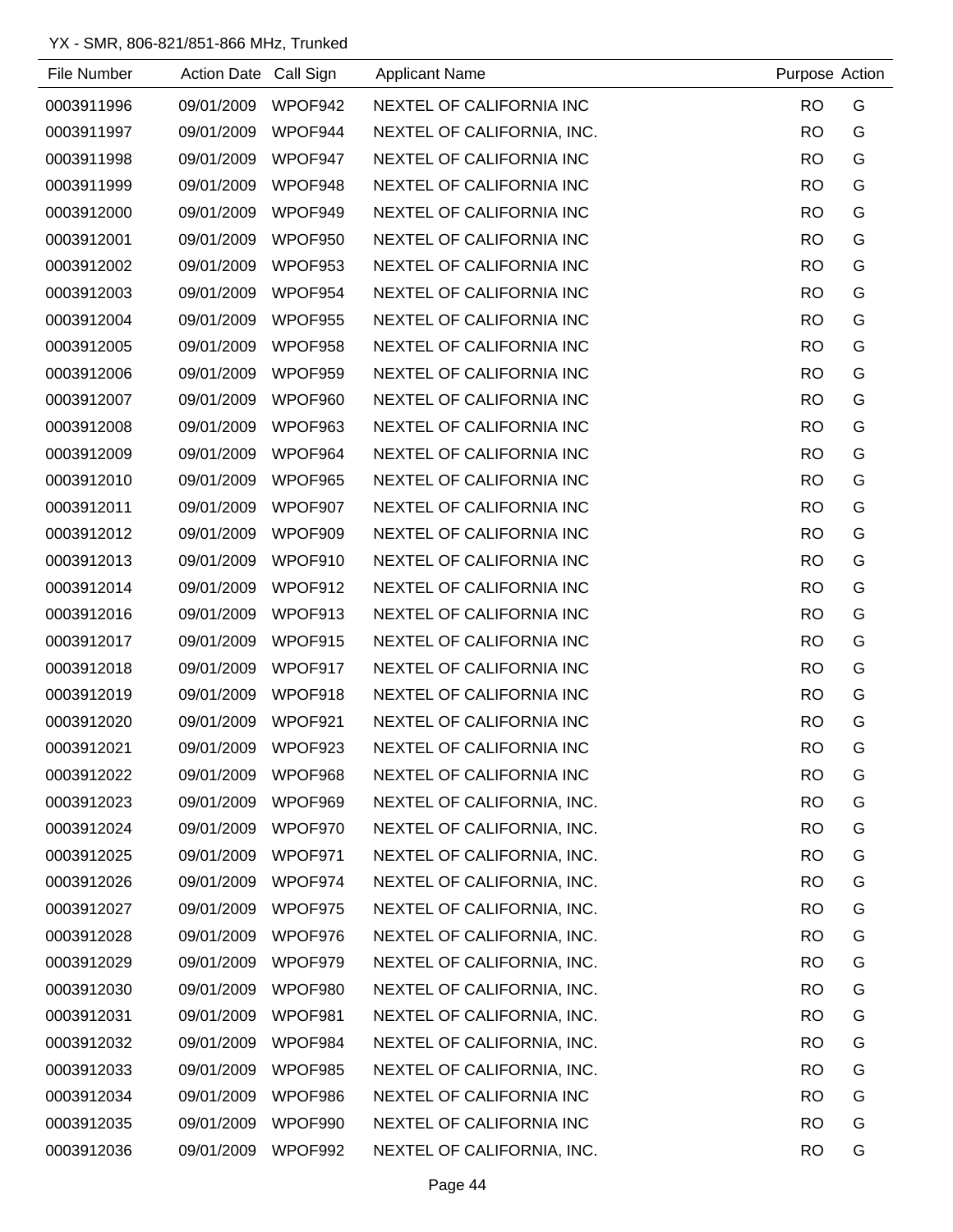YX - SMR, 806-821/851-866 MHz, Trunked

| File Number | Action Date | Call Sign | Applicant Name | Purpose | Action |
|---|---|---|---|---|---|
| 0003911996 | 09/01/2009 | WPOF942 | NEXTEL OF CALIFORNIA INC | RO | G |
| 0003911997 | 09/01/2009 | WPOF944 | NEXTEL OF CALIFORNIA, INC. | RO | G |
| 0003911998 | 09/01/2009 | WPOF947 | NEXTEL OF CALIFORNIA INC | RO | G |
| 0003911999 | 09/01/2009 | WPOF948 | NEXTEL OF CALIFORNIA INC | RO | G |
| 0003912000 | 09/01/2009 | WPOF949 | NEXTEL OF CALIFORNIA INC | RO | G |
| 0003912001 | 09/01/2009 | WPOF950 | NEXTEL OF CALIFORNIA INC | RO | G |
| 0003912002 | 09/01/2009 | WPOF953 | NEXTEL OF CALIFORNIA INC | RO | G |
| 0003912003 | 09/01/2009 | WPOF954 | NEXTEL OF CALIFORNIA INC | RO | G |
| 0003912004 | 09/01/2009 | WPOF955 | NEXTEL OF CALIFORNIA INC | RO | G |
| 0003912005 | 09/01/2009 | WPOF958 | NEXTEL OF CALIFORNIA INC | RO | G |
| 0003912006 | 09/01/2009 | WPOF959 | NEXTEL OF CALIFORNIA INC | RO | G |
| 0003912007 | 09/01/2009 | WPOF960 | NEXTEL OF CALIFORNIA INC | RO | G |
| 0003912008 | 09/01/2009 | WPOF963 | NEXTEL OF CALIFORNIA INC | RO | G |
| 0003912009 | 09/01/2009 | WPOF964 | NEXTEL OF CALIFORNIA INC | RO | G |
| 0003912010 | 09/01/2009 | WPOF965 | NEXTEL OF CALIFORNIA INC | RO | G |
| 0003912011 | 09/01/2009 | WPOF907 | NEXTEL OF CALIFORNIA INC | RO | G |
| 0003912012 | 09/01/2009 | WPOF909 | NEXTEL OF CALIFORNIA INC | RO | G |
| 0003912013 | 09/01/2009 | WPOF910 | NEXTEL OF CALIFORNIA INC | RO | G |
| 0003912014 | 09/01/2009 | WPOF912 | NEXTEL OF CALIFORNIA INC | RO | G |
| 0003912016 | 09/01/2009 | WPOF913 | NEXTEL OF CALIFORNIA INC | RO | G |
| 0003912017 | 09/01/2009 | WPOF915 | NEXTEL OF CALIFORNIA INC | RO | G |
| 0003912018 | 09/01/2009 | WPOF917 | NEXTEL OF CALIFORNIA INC | RO | G |
| 0003912019 | 09/01/2009 | WPOF918 | NEXTEL OF CALIFORNIA INC | RO | G |
| 0003912020 | 09/01/2009 | WPOF921 | NEXTEL OF CALIFORNIA INC | RO | G |
| 0003912021 | 09/01/2009 | WPOF923 | NEXTEL OF CALIFORNIA INC | RO | G |
| 0003912022 | 09/01/2009 | WPOF968 | NEXTEL OF CALIFORNIA INC | RO | G |
| 0003912023 | 09/01/2009 | WPOF969 | NEXTEL OF CALIFORNIA, INC. | RO | G |
| 0003912024 | 09/01/2009 | WPOF970 | NEXTEL OF CALIFORNIA, INC. | RO | G |
| 0003912025 | 09/01/2009 | WPOF971 | NEXTEL OF CALIFORNIA, INC. | RO | G |
| 0003912026 | 09/01/2009 | WPOF974 | NEXTEL OF CALIFORNIA, INC. | RO | G |
| 0003912027 | 09/01/2009 | WPOF975 | NEXTEL OF CALIFORNIA, INC. | RO | G |
| 0003912028 | 09/01/2009 | WPOF976 | NEXTEL OF CALIFORNIA, INC. | RO | G |
| 0003912029 | 09/01/2009 | WPOF979 | NEXTEL OF CALIFORNIA, INC. | RO | G |
| 0003912030 | 09/01/2009 | WPOF980 | NEXTEL OF CALIFORNIA, INC. | RO | G |
| 0003912031 | 09/01/2009 | WPOF981 | NEXTEL OF CALIFORNIA, INC. | RO | G |
| 0003912032 | 09/01/2009 | WPOF984 | NEXTEL OF CALIFORNIA, INC. | RO | G |
| 0003912033 | 09/01/2009 | WPOF985 | NEXTEL OF CALIFORNIA, INC. | RO | G |
| 0003912034 | 09/01/2009 | WPOF986 | NEXTEL OF CALIFORNIA INC | RO | G |
| 0003912035 | 09/01/2009 | WPOF990 | NEXTEL OF CALIFORNIA INC | RO | G |
| 0003912036 | 09/01/2009 | WPOF992 | NEXTEL OF CALIFORNIA, INC. | RO | G |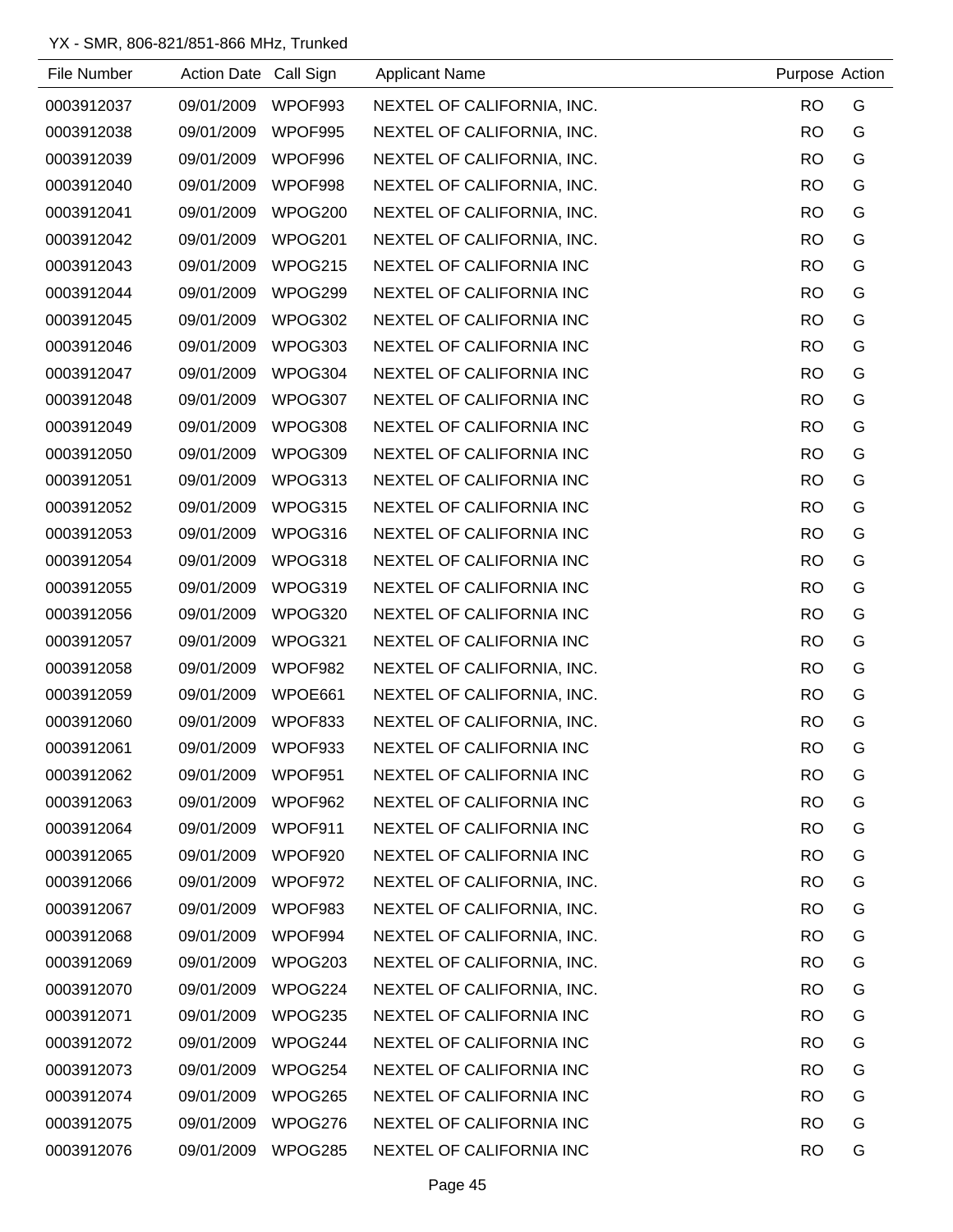YX - SMR, 806-821/851-866 MHz, Trunked

| File Number | Action Date | Call Sign | Applicant Name | Purpose | Action |
|---|---|---|---|---|---|
| 0003912037 | 09/01/2009 | WPOF993 | NEXTEL OF CALIFORNIA, INC. | RO | G |
| 0003912038 | 09/01/2009 | WPOF995 | NEXTEL OF CALIFORNIA, INC. | RO | G |
| 0003912039 | 09/01/2009 | WPOF996 | NEXTEL OF CALIFORNIA, INC. | RO | G |
| 0003912040 | 09/01/2009 | WPOF998 | NEXTEL OF CALIFORNIA, INC. | RO | G |
| 0003912041 | 09/01/2009 | WPOG200 | NEXTEL OF CALIFORNIA, INC. | RO | G |
| 0003912042 | 09/01/2009 | WPOG201 | NEXTEL OF CALIFORNIA, INC. | RO | G |
| 0003912043 | 09/01/2009 | WPOG215 | NEXTEL OF CALIFORNIA INC | RO | G |
| 0003912044 | 09/01/2009 | WPOG299 | NEXTEL OF CALIFORNIA INC | RO | G |
| 0003912045 | 09/01/2009 | WPOG302 | NEXTEL OF CALIFORNIA INC | RO | G |
| 0003912046 | 09/01/2009 | WPOG303 | NEXTEL OF CALIFORNIA INC | RO | G |
| 0003912047 | 09/01/2009 | WPOG304 | NEXTEL OF CALIFORNIA INC | RO | G |
| 0003912048 | 09/01/2009 | WPOG307 | NEXTEL OF CALIFORNIA INC | RO | G |
| 0003912049 | 09/01/2009 | WPOG308 | NEXTEL OF CALIFORNIA INC | RO | G |
| 0003912050 | 09/01/2009 | WPOG309 | NEXTEL OF CALIFORNIA INC | RO | G |
| 0003912051 | 09/01/2009 | WPOG313 | NEXTEL OF CALIFORNIA INC | RO | G |
| 0003912052 | 09/01/2009 | WPOG315 | NEXTEL OF CALIFORNIA INC | RO | G |
| 0003912053 | 09/01/2009 | WPOG316 | NEXTEL OF CALIFORNIA INC | RO | G |
| 0003912054 | 09/01/2009 | WPOG318 | NEXTEL OF CALIFORNIA INC | RO | G |
| 0003912055 | 09/01/2009 | WPOG319 | NEXTEL OF CALIFORNIA INC | RO | G |
| 0003912056 | 09/01/2009 | WPOG320 | NEXTEL OF CALIFORNIA INC | RO | G |
| 0003912057 | 09/01/2009 | WPOG321 | NEXTEL OF CALIFORNIA INC | RO | G |
| 0003912058 | 09/01/2009 | WPOF982 | NEXTEL OF CALIFORNIA, INC. | RO | G |
| 0003912059 | 09/01/2009 | WPOE661 | NEXTEL OF CALIFORNIA, INC. | RO | G |
| 0003912060 | 09/01/2009 | WPOF833 | NEXTEL OF CALIFORNIA, INC. | RO | G |
| 0003912061 | 09/01/2009 | WPOF933 | NEXTEL OF CALIFORNIA INC | RO | G |
| 0003912062 | 09/01/2009 | WPOF951 | NEXTEL OF CALIFORNIA INC | RO | G |
| 0003912063 | 09/01/2009 | WPOF962 | NEXTEL OF CALIFORNIA INC | RO | G |
| 0003912064 | 09/01/2009 | WPOF911 | NEXTEL OF CALIFORNIA INC | RO | G |
| 0003912065 | 09/01/2009 | WPOF920 | NEXTEL OF CALIFORNIA INC | RO | G |
| 0003912066 | 09/01/2009 | WPOF972 | NEXTEL OF CALIFORNIA, INC. | RO | G |
| 0003912067 | 09/01/2009 | WPOF983 | NEXTEL OF CALIFORNIA, INC. | RO | G |
| 0003912068 | 09/01/2009 | WPOF994 | NEXTEL OF CALIFORNIA, INC. | RO | G |
| 0003912069 | 09/01/2009 | WPOG203 | NEXTEL OF CALIFORNIA, INC. | RO | G |
| 0003912070 | 09/01/2009 | WPOG224 | NEXTEL OF CALIFORNIA, INC. | RO | G |
| 0003912071 | 09/01/2009 | WPOG235 | NEXTEL OF CALIFORNIA INC | RO | G |
| 0003912072 | 09/01/2009 | WPOG244 | NEXTEL OF CALIFORNIA INC | RO | G |
| 0003912073 | 09/01/2009 | WPOG254 | NEXTEL OF CALIFORNIA INC | RO | G |
| 0003912074 | 09/01/2009 | WPOG265 | NEXTEL OF CALIFORNIA INC | RO | G |
| 0003912075 | 09/01/2009 | WPOG276 | NEXTEL OF CALIFORNIA INC | RO | G |
| 0003912076 | 09/01/2009 | WPOG285 | NEXTEL OF CALIFORNIA INC | RO | G |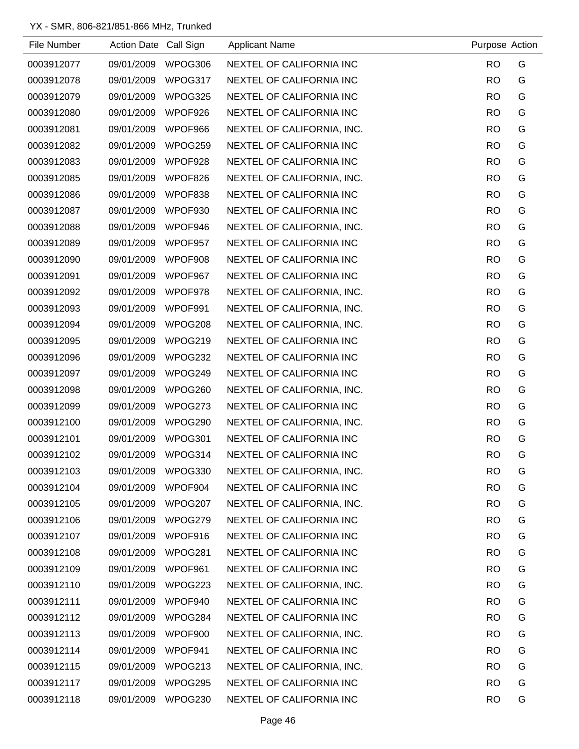YX - SMR, 806-821/851-866 MHz, Trunked

| File Number | Action Date | Call Sign | Applicant Name | Purpose | Action |
|---|---|---|---|---|---|
| 0003912077 | 09/01/2009 | WPOG306 | NEXTEL OF CALIFORNIA INC | RO | G |
| 0003912078 | 09/01/2009 | WPOG317 | NEXTEL OF CALIFORNIA INC | RO | G |
| 0003912079 | 09/01/2009 | WPOG325 | NEXTEL OF CALIFORNIA INC | RO | G |
| 0003912080 | 09/01/2009 | WPOF926 | NEXTEL OF CALIFORNIA INC | RO | G |
| 0003912081 | 09/01/2009 | WPOF966 | NEXTEL OF CALIFORNIA, INC. | RO | G |
| 0003912082 | 09/01/2009 | WPOG259 | NEXTEL OF CALIFORNIA INC | RO | G |
| 0003912083 | 09/01/2009 | WPOF928 | NEXTEL OF CALIFORNIA INC | RO | G |
| 0003912085 | 09/01/2009 | WPOF826 | NEXTEL OF CALIFORNIA, INC. | RO | G |
| 0003912086 | 09/01/2009 | WPOF838 | NEXTEL OF CALIFORNIA INC | RO | G |
| 0003912087 | 09/01/2009 | WPOF930 | NEXTEL OF CALIFORNIA INC | RO | G |
| 0003912088 | 09/01/2009 | WPOF946 | NEXTEL OF CALIFORNIA, INC. | RO | G |
| 0003912089 | 09/01/2009 | WPOF957 | NEXTEL OF CALIFORNIA INC | RO | G |
| 0003912090 | 09/01/2009 | WPOF908 | NEXTEL OF CALIFORNIA INC | RO | G |
| 0003912091 | 09/01/2009 | WPOF967 | NEXTEL OF CALIFORNIA INC | RO | G |
| 0003912092 | 09/01/2009 | WPOF978 | NEXTEL OF CALIFORNIA, INC. | RO | G |
| 0003912093 | 09/01/2009 | WPOF991 | NEXTEL OF CALIFORNIA, INC. | RO | G |
| 0003912094 | 09/01/2009 | WPOG208 | NEXTEL OF CALIFORNIA, INC. | RO | G |
| 0003912095 | 09/01/2009 | WPOG219 | NEXTEL OF CALIFORNIA INC | RO | G |
| 0003912096 | 09/01/2009 | WPOG232 | NEXTEL OF CALIFORNIA INC | RO | G |
| 0003912097 | 09/01/2009 | WPOG249 | NEXTEL OF CALIFORNIA INC | RO | G |
| 0003912098 | 09/01/2009 | WPOG260 | NEXTEL OF CALIFORNIA, INC. | RO | G |
| 0003912099 | 09/01/2009 | WPOG273 | NEXTEL OF CALIFORNIA INC | RO | G |
| 0003912100 | 09/01/2009 | WPOG290 | NEXTEL OF CALIFORNIA, INC. | RO | G |
| 0003912101 | 09/01/2009 | WPOG301 | NEXTEL OF CALIFORNIA INC | RO | G |
| 0003912102 | 09/01/2009 | WPOG314 | NEXTEL OF CALIFORNIA INC | RO | G |
| 0003912103 | 09/01/2009 | WPOG330 | NEXTEL OF CALIFORNIA, INC. | RO | G |
| 0003912104 | 09/01/2009 | WPOF904 | NEXTEL OF CALIFORNIA INC | RO | G |
| 0003912105 | 09/01/2009 | WPOG207 | NEXTEL OF CALIFORNIA, INC. | RO | G |
| 0003912106 | 09/01/2009 | WPOG279 | NEXTEL OF CALIFORNIA INC | RO | G |
| 0003912107 | 09/01/2009 | WPOF916 | NEXTEL OF CALIFORNIA INC | RO | G |
| 0003912108 | 09/01/2009 | WPOG281 | NEXTEL OF CALIFORNIA INC | RO | G |
| 0003912109 | 09/01/2009 | WPOF961 | NEXTEL OF CALIFORNIA INC | RO | G |
| 0003912110 | 09/01/2009 | WPOG223 | NEXTEL OF CALIFORNIA, INC. | RO | G |
| 0003912111 | 09/01/2009 | WPOF940 | NEXTEL OF CALIFORNIA INC | RO | G |
| 0003912112 | 09/01/2009 | WPOG284 | NEXTEL OF CALIFORNIA INC | RO | G |
| 0003912113 | 09/01/2009 | WPOF900 | NEXTEL OF CALIFORNIA, INC. | RO | G |
| 0003912114 | 09/01/2009 | WPOF941 | NEXTEL OF CALIFORNIA INC | RO | G |
| 0003912115 | 09/01/2009 | WPOG213 | NEXTEL OF CALIFORNIA, INC. | RO | G |
| 0003912117 | 09/01/2009 | WPOG295 | NEXTEL OF CALIFORNIA INC | RO | G |
| 0003912118 | 09/01/2009 | WPOG230 | NEXTEL OF CALIFORNIA INC | RO | G |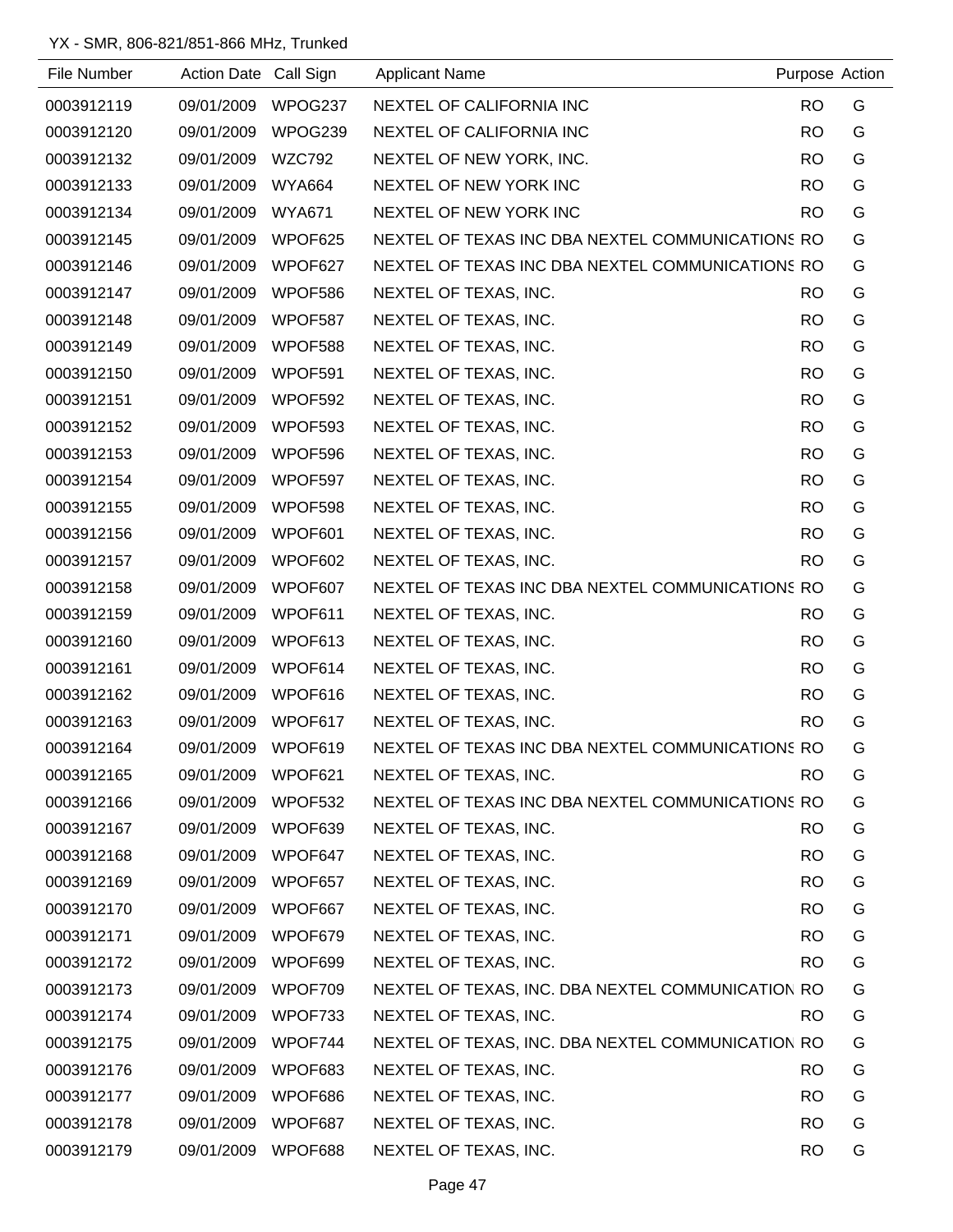YX - SMR, 806-821/851-866 MHz, Trunked

| File Number | Action Date | Call Sign | Applicant Name | Purpose | Action |
|---|---|---|---|---|---|
| 0003912119 | 09/01/2009 | WPOG237 | NEXTEL OF CALIFORNIA INC | RO | G |
| 0003912120 | 09/01/2009 | WPOG239 | NEXTEL OF CALIFORNIA INC | RO | G |
| 0003912132 | 09/01/2009 | WZC792 | NEXTEL OF NEW YORK, INC. | RO | G |
| 0003912133 | 09/01/2009 | WYA664 | NEXTEL OF NEW YORK INC | RO | G |
| 0003912134 | 09/01/2009 | WYA671 | NEXTEL OF NEW YORK INC | RO | G |
| 0003912145 | 09/01/2009 | WPOF625 | NEXTEL OF TEXAS INC DBA NEXTEL COMMUNICATIONS | RO | G |
| 0003912146 | 09/01/2009 | WPOF627 | NEXTEL OF TEXAS INC DBA NEXTEL COMMUNICATIONS | RO | G |
| 0003912147 | 09/01/2009 | WPOF586 | NEXTEL OF TEXAS, INC. | RO | G |
| 0003912148 | 09/01/2009 | WPOF587 | NEXTEL OF TEXAS, INC. | RO | G |
| 0003912149 | 09/01/2009 | WPOF588 | NEXTEL OF TEXAS, INC. | RO | G |
| 0003912150 | 09/01/2009 | WPOF591 | NEXTEL OF TEXAS, INC. | RO | G |
| 0003912151 | 09/01/2009 | WPOF592 | NEXTEL OF TEXAS, INC. | RO | G |
| 0003912152 | 09/01/2009 | WPOF593 | NEXTEL OF TEXAS, INC. | RO | G |
| 0003912153 | 09/01/2009 | WPOF596 | NEXTEL OF TEXAS, INC. | RO | G |
| 0003912154 | 09/01/2009 | WPOF597 | NEXTEL OF TEXAS, INC. | RO | G |
| 0003912155 | 09/01/2009 | WPOF598 | NEXTEL OF TEXAS, INC. | RO | G |
| 0003912156 | 09/01/2009 | WPOF601 | NEXTEL OF TEXAS, INC. | RO | G |
| 0003912157 | 09/01/2009 | WPOF602 | NEXTEL OF TEXAS, INC. | RO | G |
| 0003912158 | 09/01/2009 | WPOF607 | NEXTEL OF TEXAS INC DBA NEXTEL COMMUNICATIONS | RO | G |
| 0003912159 | 09/01/2009 | WPOF611 | NEXTEL OF TEXAS, INC. | RO | G |
| 0003912160 | 09/01/2009 | WPOF613 | NEXTEL OF TEXAS, INC. | RO | G |
| 0003912161 | 09/01/2009 | WPOF614 | NEXTEL OF TEXAS, INC. | RO | G |
| 0003912162 | 09/01/2009 | WPOF616 | NEXTEL OF TEXAS, INC. | RO | G |
| 0003912163 | 09/01/2009 | WPOF617 | NEXTEL OF TEXAS, INC. | RO | G |
| 0003912164 | 09/01/2009 | WPOF619 | NEXTEL OF TEXAS INC DBA NEXTEL COMMUNICATIONS | RO | G |
| 0003912165 | 09/01/2009 | WPOF621 | NEXTEL OF TEXAS, INC. | RO | G |
| 0003912166 | 09/01/2009 | WPOF532 | NEXTEL OF TEXAS INC DBA NEXTEL COMMUNICATIONS | RO | G |
| 0003912167 | 09/01/2009 | WPOF639 | NEXTEL OF TEXAS, INC. | RO | G |
| 0003912168 | 09/01/2009 | WPOF647 | NEXTEL OF TEXAS, INC. | RO | G |
| 0003912169 | 09/01/2009 | WPOF657 | NEXTEL OF TEXAS, INC. | RO | G |
| 0003912170 | 09/01/2009 | WPOF667 | NEXTEL OF TEXAS, INC. | RO | G |
| 0003912171 | 09/01/2009 | WPOF679 | NEXTEL OF TEXAS, INC. | RO | G |
| 0003912172 | 09/01/2009 | WPOF699 | NEXTEL OF TEXAS, INC. | RO | G |
| 0003912173 | 09/01/2009 | WPOF709 | NEXTEL OF TEXAS, INC. DBA NEXTEL COMMUNICATION | RO | G |
| 0003912174 | 09/01/2009 | WPOF733 | NEXTEL OF TEXAS, INC. | RO | G |
| 0003912175 | 09/01/2009 | WPOF744 | NEXTEL OF TEXAS, INC. DBA NEXTEL COMMUNICATION | RO | G |
| 0003912176 | 09/01/2009 | WPOF683 | NEXTEL OF TEXAS, INC. | RO | G |
| 0003912177 | 09/01/2009 | WPOF686 | NEXTEL OF TEXAS, INC. | RO | G |
| 0003912178 | 09/01/2009 | WPOF687 | NEXTEL OF TEXAS, INC. | RO | G |
| 0003912179 | 09/01/2009 | WPOF688 | NEXTEL OF TEXAS, INC. | RO | G |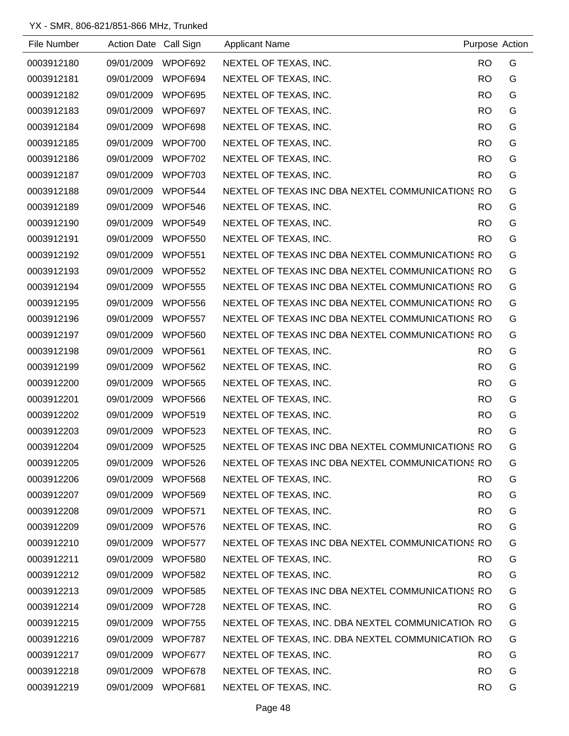YX - SMR, 806-821/851-866 MHz, Trunked

| File Number | Action Date | Call Sign | Applicant Name | Purpose | Action |
|---|---|---|---|---|---|
| 0003912180 | 09/01/2009 | WPOF692 | NEXTEL OF TEXAS, INC. | RO | G |
| 0003912181 | 09/01/2009 | WPOF694 | NEXTEL OF TEXAS, INC. | RO | G |
| 0003912182 | 09/01/2009 | WPOF695 | NEXTEL OF TEXAS, INC. | RO | G |
| 0003912183 | 09/01/2009 | WPOF697 | NEXTEL OF TEXAS, INC. | RO | G |
| 0003912184 | 09/01/2009 | WPOF698 | NEXTEL OF TEXAS, INC. | RO | G |
| 0003912185 | 09/01/2009 | WPOF700 | NEXTEL OF TEXAS, INC. | RO | G |
| 0003912186 | 09/01/2009 | WPOF702 | NEXTEL OF TEXAS, INC. | RO | G |
| 0003912187 | 09/01/2009 | WPOF703 | NEXTEL OF TEXAS, INC. | RO | G |
| 0003912188 | 09/01/2009 | WPOF544 | NEXTEL OF TEXAS INC DBA NEXTEL COMMUNICATIONS | RO | G |
| 0003912189 | 09/01/2009 | WPOF546 | NEXTEL OF TEXAS, INC. | RO | G |
| 0003912190 | 09/01/2009 | WPOF549 | NEXTEL OF TEXAS, INC. | RO | G |
| 0003912191 | 09/01/2009 | WPOF550 | NEXTEL OF TEXAS, INC. | RO | G |
| 0003912192 | 09/01/2009 | WPOF551 | NEXTEL OF TEXAS INC DBA NEXTEL COMMUNICATIONS | RO | G |
| 0003912193 | 09/01/2009 | WPOF552 | NEXTEL OF TEXAS INC DBA NEXTEL COMMUNICATIONS | RO | G |
| 0003912194 | 09/01/2009 | WPOF555 | NEXTEL OF TEXAS INC DBA NEXTEL COMMUNICATIONS | RO | G |
| 0003912195 | 09/01/2009 | WPOF556 | NEXTEL OF TEXAS INC DBA NEXTEL COMMUNICATIONS | RO | G |
| 0003912196 | 09/01/2009 | WPOF557 | NEXTEL OF TEXAS INC DBA NEXTEL COMMUNICATIONS | RO | G |
| 0003912197 | 09/01/2009 | WPOF560 | NEXTEL OF TEXAS INC DBA NEXTEL COMMUNICATIONS | RO | G |
| 0003912198 | 09/01/2009 | WPOF561 | NEXTEL OF TEXAS, INC. | RO | G |
| 0003912199 | 09/01/2009 | WPOF562 | NEXTEL OF TEXAS, INC. | RO | G |
| 0003912200 | 09/01/2009 | WPOF565 | NEXTEL OF TEXAS, INC. | RO | G |
| 0003912201 | 09/01/2009 | WPOF566 | NEXTEL OF TEXAS, INC. | RO | G |
| 0003912202 | 09/01/2009 | WPOF519 | NEXTEL OF TEXAS, INC. | RO | G |
| 0003912203 | 09/01/2009 | WPOF523 | NEXTEL OF TEXAS, INC. | RO | G |
| 0003912204 | 09/01/2009 | WPOF525 | NEXTEL OF TEXAS INC DBA NEXTEL COMMUNICATIONS | RO | G |
| 0003912205 | 09/01/2009 | WPOF526 | NEXTEL OF TEXAS INC DBA NEXTEL COMMUNICATIONS | RO | G |
| 0003912206 | 09/01/2009 | WPOF568 | NEXTEL OF TEXAS, INC. | RO | G |
| 0003912207 | 09/01/2009 | WPOF569 | NEXTEL OF TEXAS, INC. | RO | G |
| 0003912208 | 09/01/2009 | WPOF571 | NEXTEL OF TEXAS, INC. | RO | G |
| 0003912209 | 09/01/2009 | WPOF576 | NEXTEL OF TEXAS, INC. | RO | G |
| 0003912210 | 09/01/2009 | WPOF577 | NEXTEL OF TEXAS INC DBA NEXTEL COMMUNICATIONS | RO | G |
| 0003912211 | 09/01/2009 | WPOF580 | NEXTEL OF TEXAS, INC. | RO | G |
| 0003912212 | 09/01/2009 | WPOF582 | NEXTEL OF TEXAS, INC. | RO | G |
| 0003912213 | 09/01/2009 | WPOF585 | NEXTEL OF TEXAS INC DBA NEXTEL COMMUNICATIONS | RO | G |
| 0003912214 | 09/01/2009 | WPOF728 | NEXTEL OF TEXAS, INC. | RO | G |
| 0003912215 | 09/01/2009 | WPOF755 | NEXTEL OF TEXAS, INC. DBA NEXTEL COMMUNICATION | RO | G |
| 0003912216 | 09/01/2009 | WPOF787 | NEXTEL OF TEXAS, INC. DBA NEXTEL COMMUNICATION | RO | G |
| 0003912217 | 09/01/2009 | WPOF677 | NEXTEL OF TEXAS, INC. | RO | G |
| 0003912218 | 09/01/2009 | WPOF678 | NEXTEL OF TEXAS, INC. | RO | G |
| 0003912219 | 09/01/2009 | WPOF681 | NEXTEL OF TEXAS, INC. | RO | G |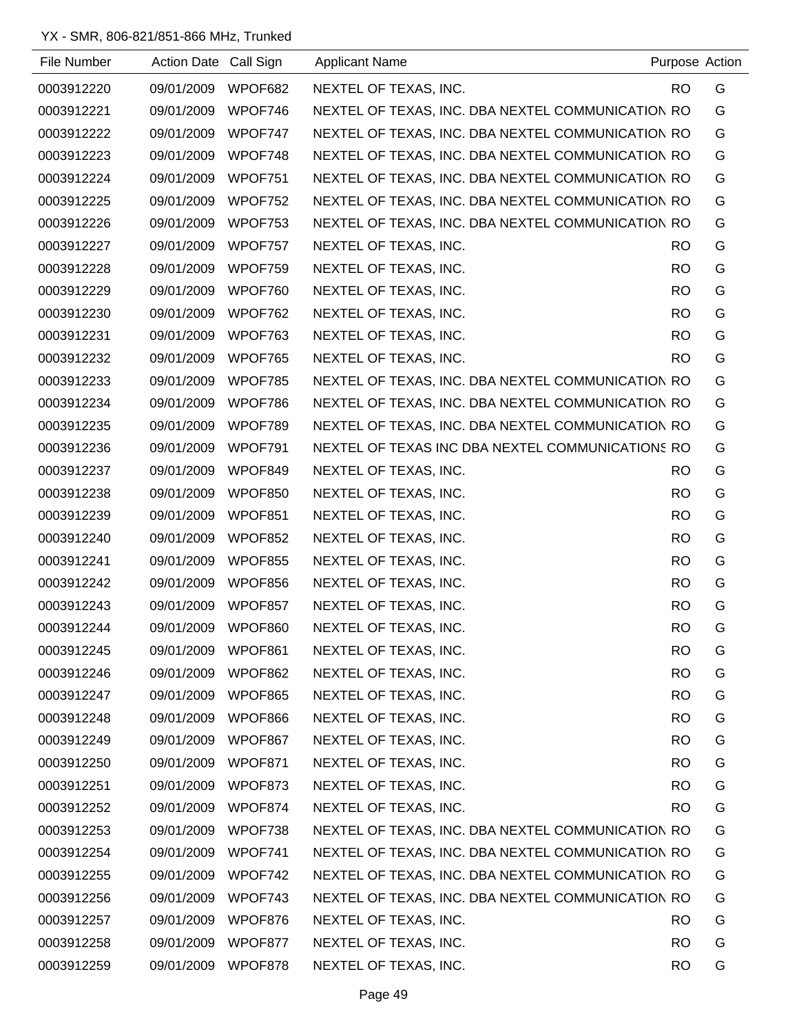YX - SMR, 806-821/851-866 MHz, Trunked

| File Number | Action Date | Call Sign | Applicant Name | Purpose | Action |
|---|---|---|---|---|---|
| 0003912220 | 09/01/2009 | WPOF682 | NEXTEL OF TEXAS, INC. | RO | G |
| 0003912221 | 09/01/2009 | WPOF746 | NEXTEL OF TEXAS, INC. DBA NEXTEL COMMUNICATION | RO | G |
| 0003912222 | 09/01/2009 | WPOF747 | NEXTEL OF TEXAS, INC. DBA NEXTEL COMMUNICATION | RO | G |
| 0003912223 | 09/01/2009 | WPOF748 | NEXTEL OF TEXAS, INC. DBA NEXTEL COMMUNICATION | RO | G |
| 0003912224 | 09/01/2009 | WPOF751 | NEXTEL OF TEXAS, INC. DBA NEXTEL COMMUNICATION | RO | G |
| 0003912225 | 09/01/2009 | WPOF752 | NEXTEL OF TEXAS, INC. DBA NEXTEL COMMUNICATION | RO | G |
| 0003912226 | 09/01/2009 | WPOF753 | NEXTEL OF TEXAS, INC. DBA NEXTEL COMMUNICATION | RO | G |
| 0003912227 | 09/01/2009 | WPOF757 | NEXTEL OF TEXAS, INC. | RO | G |
| 0003912228 | 09/01/2009 | WPOF759 | NEXTEL OF TEXAS, INC. | RO | G |
| 0003912229 | 09/01/2009 | WPOF760 | NEXTEL OF TEXAS, INC. | RO | G |
| 0003912230 | 09/01/2009 | WPOF762 | NEXTEL OF TEXAS, INC. | RO | G |
| 0003912231 | 09/01/2009 | WPOF763 | NEXTEL OF TEXAS, INC. | RO | G |
| 0003912232 | 09/01/2009 | WPOF765 | NEXTEL OF TEXAS, INC. | RO | G |
| 0003912233 | 09/01/2009 | WPOF785 | NEXTEL OF TEXAS, INC. DBA NEXTEL COMMUNICATION | RO | G |
| 0003912234 | 09/01/2009 | WPOF786 | NEXTEL OF TEXAS, INC. DBA NEXTEL COMMUNICATION | RO | G |
| 0003912235 | 09/01/2009 | WPOF789 | NEXTEL OF TEXAS, INC. DBA NEXTEL COMMUNICATION | RO | G |
| 0003912236 | 09/01/2009 | WPOF791 | NEXTEL OF TEXAS INC DBA NEXTEL COMMUNICATIONS | RO | G |
| 0003912237 | 09/01/2009 | WPOF849 | NEXTEL OF TEXAS, INC. | RO | G |
| 0003912238 | 09/01/2009 | WPOF850 | NEXTEL OF TEXAS, INC. | RO | G |
| 0003912239 | 09/01/2009 | WPOF851 | NEXTEL OF TEXAS, INC. | RO | G |
| 0003912240 | 09/01/2009 | WPOF852 | NEXTEL OF TEXAS, INC. | RO | G |
| 0003912241 | 09/01/2009 | WPOF855 | NEXTEL OF TEXAS, INC. | RO | G |
| 0003912242 | 09/01/2009 | WPOF856 | NEXTEL OF TEXAS, INC. | RO | G |
| 0003912243 | 09/01/2009 | WPOF857 | NEXTEL OF TEXAS, INC. | RO | G |
| 0003912244 | 09/01/2009 | WPOF860 | NEXTEL OF TEXAS, INC. | RO | G |
| 0003912245 | 09/01/2009 | WPOF861 | NEXTEL OF TEXAS, INC. | RO | G |
| 0003912246 | 09/01/2009 | WPOF862 | NEXTEL OF TEXAS, INC. | RO | G |
| 0003912247 | 09/01/2009 | WPOF865 | NEXTEL OF TEXAS, INC. | RO | G |
| 0003912248 | 09/01/2009 | WPOF866 | NEXTEL OF TEXAS, INC. | RO | G |
| 0003912249 | 09/01/2009 | WPOF867 | NEXTEL OF TEXAS, INC. | RO | G |
| 0003912250 | 09/01/2009 | WPOF871 | NEXTEL OF TEXAS, INC. | RO | G |
| 0003912251 | 09/01/2009 | WPOF873 | NEXTEL OF TEXAS, INC. | RO | G |
| 0003912252 | 09/01/2009 | WPOF874 | NEXTEL OF TEXAS, INC. | RO | G |
| 0003912253 | 09/01/2009 | WPOF738 | NEXTEL OF TEXAS, INC. DBA NEXTEL COMMUNICATION | RO | G |
| 0003912254 | 09/01/2009 | WPOF741 | NEXTEL OF TEXAS, INC. DBA NEXTEL COMMUNICATION | RO | G |
| 0003912255 | 09/01/2009 | WPOF742 | NEXTEL OF TEXAS, INC. DBA NEXTEL COMMUNICATION | RO | G |
| 0003912256 | 09/01/2009 | WPOF743 | NEXTEL OF TEXAS, INC. DBA NEXTEL COMMUNICATION | RO | G |
| 0003912257 | 09/01/2009 | WPOF876 | NEXTEL OF TEXAS, INC. | RO | G |
| 0003912258 | 09/01/2009 | WPOF877 | NEXTEL OF TEXAS, INC. | RO | G |
| 0003912259 | 09/01/2009 | WPOF878 | NEXTEL OF TEXAS, INC. | RO | G |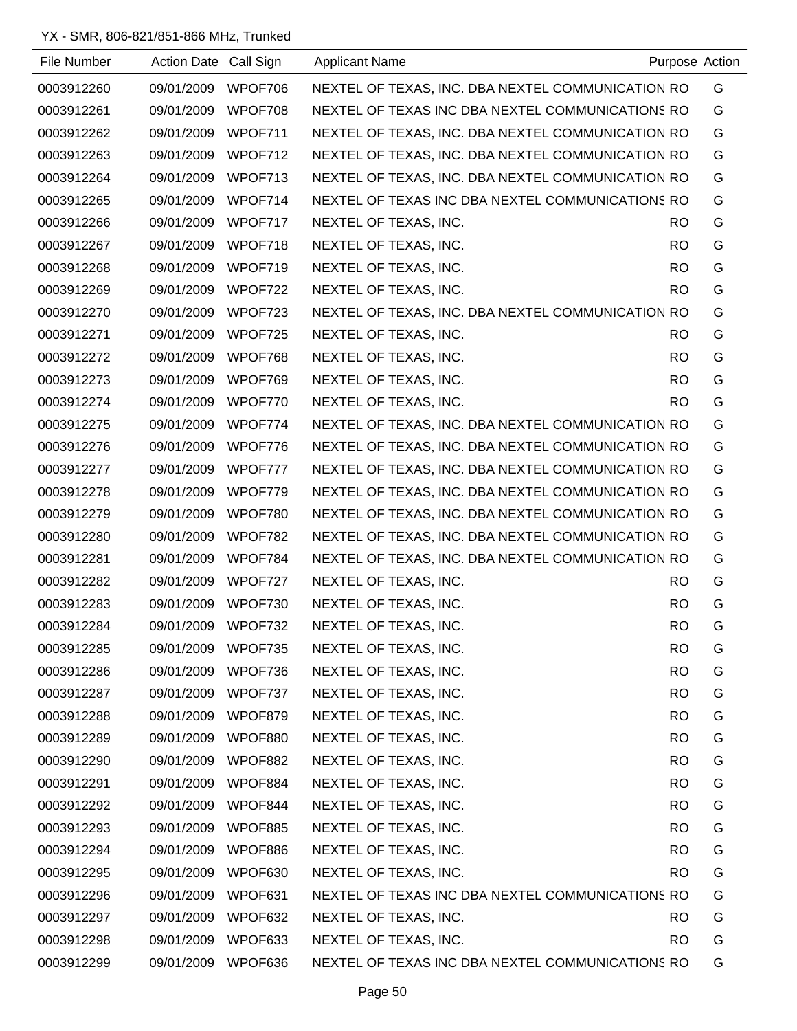YX - SMR, 806-821/851-866 MHz, Trunked

| File Number | Action Date | Call Sign | Applicant Name | Purpose | Action |
|---|---|---|---|---|---|
| 0003912260 | 09/01/2009 | WPOF706 | NEXTEL OF TEXAS, INC. DBA NEXTEL COMMUNICATION | RO | G |
| 0003912261 | 09/01/2009 | WPOF708 | NEXTEL OF TEXAS INC DBA NEXTEL COMMUNICATIONS | RO | G |
| 0003912262 | 09/01/2009 | WPOF711 | NEXTEL OF TEXAS, INC. DBA NEXTEL COMMUNICATION | RO | G |
| 0003912263 | 09/01/2009 | WPOF712 | NEXTEL OF TEXAS, INC. DBA NEXTEL COMMUNICATION | RO | G |
| 0003912264 | 09/01/2009 | WPOF713 | NEXTEL OF TEXAS, INC. DBA NEXTEL COMMUNICATION | RO | G |
| 0003912265 | 09/01/2009 | WPOF714 | NEXTEL OF TEXAS INC DBA NEXTEL COMMUNICATIONS | RO | G |
| 0003912266 | 09/01/2009 | WPOF717 | NEXTEL OF TEXAS, INC. | RO | G |
| 0003912267 | 09/01/2009 | WPOF718 | NEXTEL OF TEXAS, INC. | RO | G |
| 0003912268 | 09/01/2009 | WPOF719 | NEXTEL OF TEXAS, INC. | RO | G |
| 0003912269 | 09/01/2009 | WPOF722 | NEXTEL OF TEXAS, INC. | RO | G |
| 0003912270 | 09/01/2009 | WPOF723 | NEXTEL OF TEXAS, INC. DBA NEXTEL COMMUNICATION | RO | G |
| 0003912271 | 09/01/2009 | WPOF725 | NEXTEL OF TEXAS, INC. | RO | G |
| 0003912272 | 09/01/2009 | WPOF768 | NEXTEL OF TEXAS, INC. | RO | G |
| 0003912273 | 09/01/2009 | WPOF769 | NEXTEL OF TEXAS, INC. | RO | G |
| 0003912274 | 09/01/2009 | WPOF770 | NEXTEL OF TEXAS, INC. | RO | G |
| 0003912275 | 09/01/2009 | WPOF774 | NEXTEL OF TEXAS, INC. DBA NEXTEL COMMUNICATION | RO | G |
| 0003912276 | 09/01/2009 | WPOF776 | NEXTEL OF TEXAS, INC. DBA NEXTEL COMMUNICATION | RO | G |
| 0003912277 | 09/01/2009 | WPOF777 | NEXTEL OF TEXAS, INC. DBA NEXTEL COMMUNICATION | RO | G |
| 0003912278 | 09/01/2009 | WPOF779 | NEXTEL OF TEXAS, INC. DBA NEXTEL COMMUNICATION | RO | G |
| 0003912279 | 09/01/2009 | WPOF780 | NEXTEL OF TEXAS, INC. DBA NEXTEL COMMUNICATION | RO | G |
| 0003912280 | 09/01/2009 | WPOF782 | NEXTEL OF TEXAS, INC. DBA NEXTEL COMMUNICATION | RO | G |
| 0003912281 | 09/01/2009 | WPOF784 | NEXTEL OF TEXAS, INC. DBA NEXTEL COMMUNICATION | RO | G |
| 0003912282 | 09/01/2009 | WPOF727 | NEXTEL OF TEXAS, INC. | RO | G |
| 0003912283 | 09/01/2009 | WPOF730 | NEXTEL OF TEXAS, INC. | RO | G |
| 0003912284 | 09/01/2009 | WPOF732 | NEXTEL OF TEXAS, INC. | RO | G |
| 0003912285 | 09/01/2009 | WPOF735 | NEXTEL OF TEXAS, INC. | RO | G |
| 0003912286 | 09/01/2009 | WPOF736 | NEXTEL OF TEXAS, INC. | RO | G |
| 0003912287 | 09/01/2009 | WPOF737 | NEXTEL OF TEXAS, INC. | RO | G |
| 0003912288 | 09/01/2009 | WPOF879 | NEXTEL OF TEXAS, INC. | RO | G |
| 0003912289 | 09/01/2009 | WPOF880 | NEXTEL OF TEXAS, INC. | RO | G |
| 0003912290 | 09/01/2009 | WPOF882 | NEXTEL OF TEXAS, INC. | RO | G |
| 0003912291 | 09/01/2009 | WPOF884 | NEXTEL OF TEXAS, INC. | RO | G |
| 0003912292 | 09/01/2009 | WPOF844 | NEXTEL OF TEXAS, INC. | RO | G |
| 0003912293 | 09/01/2009 | WPOF885 | NEXTEL OF TEXAS, INC. | RO | G |
| 0003912294 | 09/01/2009 | WPOF886 | NEXTEL OF TEXAS, INC. | RO | G |
| 0003912295 | 09/01/2009 | WPOF630 | NEXTEL OF TEXAS, INC. | RO | G |
| 0003912296 | 09/01/2009 | WPOF631 | NEXTEL OF TEXAS INC DBA NEXTEL COMMUNICATIONS | RO | G |
| 0003912297 | 09/01/2009 | WPOF632 | NEXTEL OF TEXAS, INC. | RO | G |
| 0003912298 | 09/01/2009 | WPOF633 | NEXTEL OF TEXAS, INC. | RO | G |
| 0003912299 | 09/01/2009 | WPOF636 | NEXTEL OF TEXAS INC DBA NEXTEL COMMUNICATIONS | RO | G |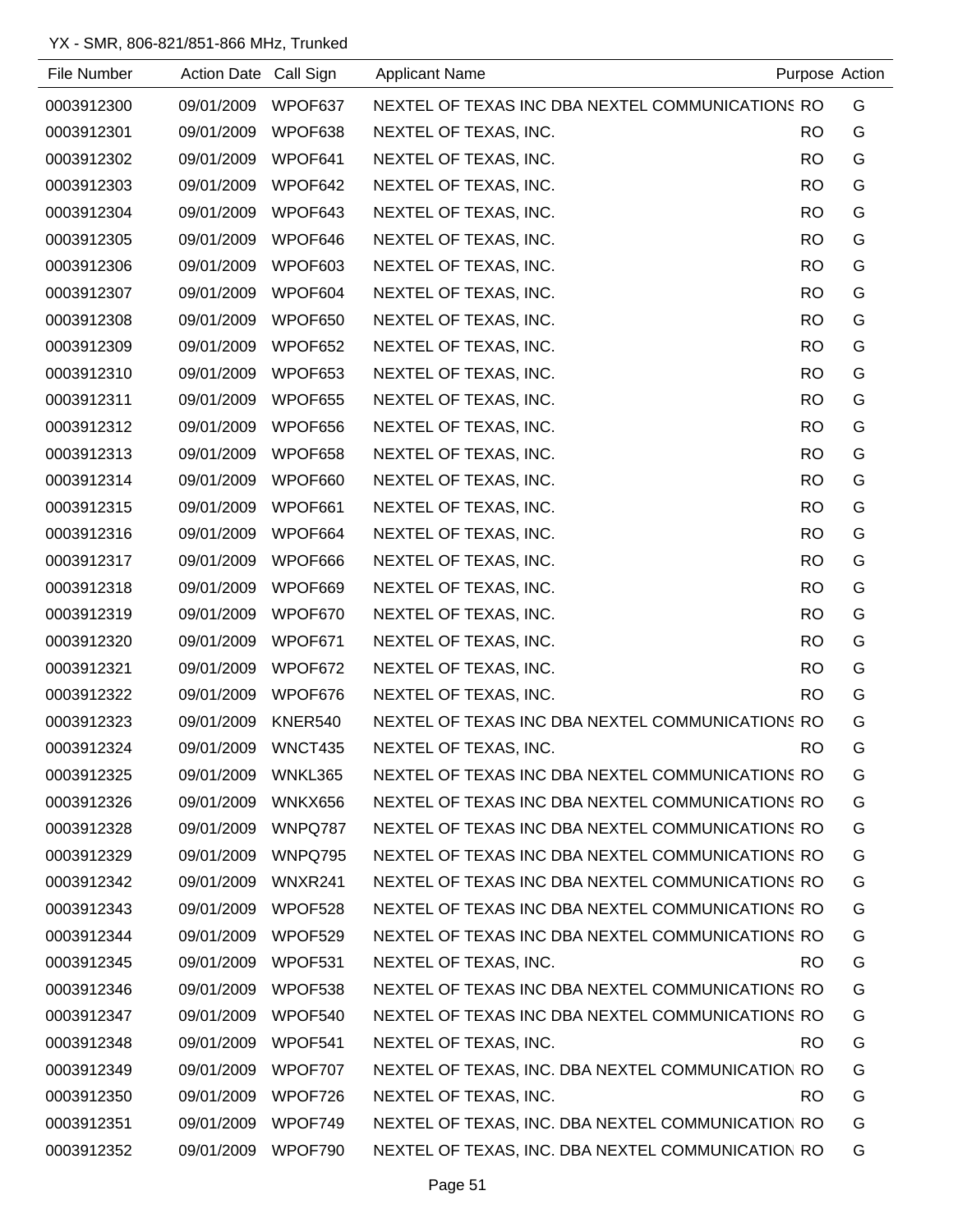YX - SMR, 806-821/851-866 MHz, Trunked

| File Number | Action Date | Call Sign | Applicant Name | Purpose | Action |
|---|---|---|---|---|---|
| 0003912300 | 09/01/2009 | WPOF637 | NEXTEL OF TEXAS INC DBA NEXTEL COMMUNICATIONS | RO | G |
| 0003912301 | 09/01/2009 | WPOF638 | NEXTEL OF TEXAS, INC. | RO | G |
| 0003912302 | 09/01/2009 | WPOF641 | NEXTEL OF TEXAS, INC. | RO | G |
| 0003912303 | 09/01/2009 | WPOF642 | NEXTEL OF TEXAS, INC. | RO | G |
| 0003912304 | 09/01/2009 | WPOF643 | NEXTEL OF TEXAS, INC. | RO | G |
| 0003912305 | 09/01/2009 | WPOF646 | NEXTEL OF TEXAS, INC. | RO | G |
| 0003912306 | 09/01/2009 | WPOF603 | NEXTEL OF TEXAS, INC. | RO | G |
| 0003912307 | 09/01/2009 | WPOF604 | NEXTEL OF TEXAS, INC. | RO | G |
| 0003912308 | 09/01/2009 | WPOF650 | NEXTEL OF TEXAS, INC. | RO | G |
| 0003912309 | 09/01/2009 | WPOF652 | NEXTEL OF TEXAS, INC. | RO | G |
| 0003912310 | 09/01/2009 | WPOF653 | NEXTEL OF TEXAS, INC. | RO | G |
| 0003912311 | 09/01/2009 | WPOF655 | NEXTEL OF TEXAS, INC. | RO | G |
| 0003912312 | 09/01/2009 | WPOF656 | NEXTEL OF TEXAS, INC. | RO | G |
| 0003912313 | 09/01/2009 | WPOF658 | NEXTEL OF TEXAS, INC. | RO | G |
| 0003912314 | 09/01/2009 | WPOF660 | NEXTEL OF TEXAS, INC. | RO | G |
| 0003912315 | 09/01/2009 | WPOF661 | NEXTEL OF TEXAS, INC. | RO | G |
| 0003912316 | 09/01/2009 | WPOF664 | NEXTEL OF TEXAS, INC. | RO | G |
| 0003912317 | 09/01/2009 | WPOF666 | NEXTEL OF TEXAS, INC. | RO | G |
| 0003912318 | 09/01/2009 | WPOF669 | NEXTEL OF TEXAS, INC. | RO | G |
| 0003912319 | 09/01/2009 | WPOF670 | NEXTEL OF TEXAS, INC. | RO | G |
| 0003912320 | 09/01/2009 | WPOF671 | NEXTEL OF TEXAS, INC. | RO | G |
| 0003912321 | 09/01/2009 | WPOF672 | NEXTEL OF TEXAS, INC. | RO | G |
| 0003912322 | 09/01/2009 | WPOF676 | NEXTEL OF TEXAS, INC. | RO | G |
| 0003912323 | 09/01/2009 | KNER540 | NEXTEL OF TEXAS INC DBA NEXTEL COMMUNICATIONS | RO | G |
| 0003912324 | 09/01/2009 | WNCT435 | NEXTEL OF TEXAS, INC. | RO | G |
| 0003912325 | 09/01/2009 | WNKL365 | NEXTEL OF TEXAS INC DBA NEXTEL COMMUNICATIONS | RO | G |
| 0003912326 | 09/01/2009 | WNKX656 | NEXTEL OF TEXAS INC DBA NEXTEL COMMUNICATIONS | RO | G |
| 0003912328 | 09/01/2009 | WNPQ787 | NEXTEL OF TEXAS INC DBA NEXTEL COMMUNICATIONS | RO | G |
| 0003912329 | 09/01/2009 | WNPQ795 | NEXTEL OF TEXAS INC DBA NEXTEL COMMUNICATIONS | RO | G |
| 0003912342 | 09/01/2009 | WNXR241 | NEXTEL OF TEXAS INC DBA NEXTEL COMMUNICATIONS | RO | G |
| 0003912343 | 09/01/2009 | WPOF528 | NEXTEL OF TEXAS INC DBA NEXTEL COMMUNICATIONS | RO | G |
| 0003912344 | 09/01/2009 | WPOF529 | NEXTEL OF TEXAS INC DBA NEXTEL COMMUNICATIONS | RO | G |
| 0003912345 | 09/01/2009 | WPOF531 | NEXTEL OF TEXAS, INC. | RO | G |
| 0003912346 | 09/01/2009 | WPOF538 | NEXTEL OF TEXAS INC DBA NEXTEL COMMUNICATIONS | RO | G |
| 0003912347 | 09/01/2009 | WPOF540 | NEXTEL OF TEXAS INC DBA NEXTEL COMMUNICATIONS | RO | G |
| 0003912348 | 09/01/2009 | WPOF541 | NEXTEL OF TEXAS, INC. | RO | G |
| 0003912349 | 09/01/2009 | WPOF707 | NEXTEL OF TEXAS, INC. DBA NEXTEL COMMUNICATION | RO | G |
| 0003912350 | 09/01/2009 | WPOF726 | NEXTEL OF TEXAS, INC. | RO | G |
| 0003912351 | 09/01/2009 | WPOF749 | NEXTEL OF TEXAS, INC. DBA NEXTEL COMMUNICATION | RO | G |
| 0003912352 | 09/01/2009 | WPOF790 | NEXTEL OF TEXAS, INC. DBA NEXTEL COMMUNICATION | RO | G |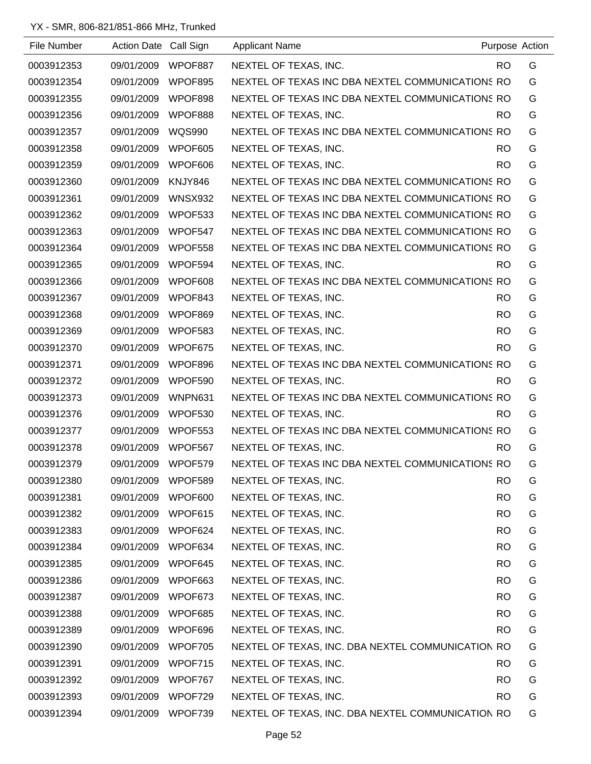YX - SMR, 806-821/851-866 MHz, Trunked

| File Number | Action Date | Call Sign | Applicant Name | Purpose | Action |
|---|---|---|---|---|---|
| 0003912353 | 09/01/2009 | WPOF887 | NEXTEL OF TEXAS, INC. | RO | G |
| 0003912354 | 09/01/2009 | WPOF895 | NEXTEL OF TEXAS INC DBA NEXTEL COMMUNICATIONS | RO | G |
| 0003912355 | 09/01/2009 | WPOF898 | NEXTEL OF TEXAS INC DBA NEXTEL COMMUNICATIONS | RO | G |
| 0003912356 | 09/01/2009 | WPOF888 | NEXTEL OF TEXAS, INC. | RO | G |
| 0003912357 | 09/01/2009 | WQS990 | NEXTEL OF TEXAS INC DBA NEXTEL COMMUNICATIONS | RO | G |
| 0003912358 | 09/01/2009 | WPOF605 | NEXTEL OF TEXAS, INC. | RO | G |
| 0003912359 | 09/01/2009 | WPOF606 | NEXTEL OF TEXAS, INC. | RO | G |
| 0003912360 | 09/01/2009 | KNJY846 | NEXTEL OF TEXAS INC DBA NEXTEL COMMUNICATIONS | RO | G |
| 0003912361 | 09/01/2009 | WNSX932 | NEXTEL OF TEXAS INC DBA NEXTEL COMMUNICATIONS | RO | G |
| 0003912362 | 09/01/2009 | WPOF533 | NEXTEL OF TEXAS INC DBA NEXTEL COMMUNICATIONS | RO | G |
| 0003912363 | 09/01/2009 | WPOF547 | NEXTEL OF TEXAS INC DBA NEXTEL COMMUNICATIONS | RO | G |
| 0003912364 | 09/01/2009 | WPOF558 | NEXTEL OF TEXAS INC DBA NEXTEL COMMUNICATIONS | RO | G |
| 0003912365 | 09/01/2009 | WPOF594 | NEXTEL OF TEXAS, INC. | RO | G |
| 0003912366 | 09/01/2009 | WPOF608 | NEXTEL OF TEXAS INC DBA NEXTEL COMMUNICATIONS | RO | G |
| 0003912367 | 09/01/2009 | WPOF843 | NEXTEL OF TEXAS, INC. | RO | G |
| 0003912368 | 09/01/2009 | WPOF869 | NEXTEL OF TEXAS, INC. | RO | G |
| 0003912369 | 09/01/2009 | WPOF583 | NEXTEL OF TEXAS, INC. | RO | G |
| 0003912370 | 09/01/2009 | WPOF675 | NEXTEL OF TEXAS, INC. | RO | G |
| 0003912371 | 09/01/2009 | WPOF896 | NEXTEL OF TEXAS INC DBA NEXTEL COMMUNICATIONS | RO | G |
| 0003912372 | 09/01/2009 | WPOF590 | NEXTEL OF TEXAS, INC. | RO | G |
| 0003912373 | 09/01/2009 | WNPN631 | NEXTEL OF TEXAS INC DBA NEXTEL COMMUNICATIONS | RO | G |
| 0003912376 | 09/01/2009 | WPOF530 | NEXTEL OF TEXAS, INC. | RO | G |
| 0003912377 | 09/01/2009 | WPOF553 | NEXTEL OF TEXAS INC DBA NEXTEL COMMUNICATIONS | RO | G |
| 0003912378 | 09/01/2009 | WPOF567 | NEXTEL OF TEXAS, INC. | RO | G |
| 0003912379 | 09/01/2009 | WPOF579 | NEXTEL OF TEXAS INC DBA NEXTEL COMMUNICATIONS | RO | G |
| 0003912380 | 09/01/2009 | WPOF589 | NEXTEL OF TEXAS, INC. | RO | G |
| 0003912381 | 09/01/2009 | WPOF600 | NEXTEL OF TEXAS, INC. | RO | G |
| 0003912382 | 09/01/2009 | WPOF615 | NEXTEL OF TEXAS, INC. | RO | G |
| 0003912383 | 09/01/2009 | WPOF624 | NEXTEL OF TEXAS, INC. | RO | G |
| 0003912384 | 09/01/2009 | WPOF634 | NEXTEL OF TEXAS, INC. | RO | G |
| 0003912385 | 09/01/2009 | WPOF645 | NEXTEL OF TEXAS, INC. | RO | G |
| 0003912386 | 09/01/2009 | WPOF663 | NEXTEL OF TEXAS, INC. | RO | G |
| 0003912387 | 09/01/2009 | WPOF673 | NEXTEL OF TEXAS, INC. | RO | G |
| 0003912388 | 09/01/2009 | WPOF685 | NEXTEL OF TEXAS, INC. | RO | G |
| 0003912389 | 09/01/2009 | WPOF696 | NEXTEL OF TEXAS, INC. | RO | G |
| 0003912390 | 09/01/2009 | WPOF705 | NEXTEL OF TEXAS, INC. DBA NEXTEL COMMUNICATION | RO | G |
| 0003912391 | 09/01/2009 | WPOF715 | NEXTEL OF TEXAS, INC. | RO | G |
| 0003912392 | 09/01/2009 | WPOF767 | NEXTEL OF TEXAS, INC. | RO | G |
| 0003912393 | 09/01/2009 | WPOF729 | NEXTEL OF TEXAS, INC. | RO | G |
| 0003912394 | 09/01/2009 | WPOF739 | NEXTEL OF TEXAS, INC. DBA NEXTEL COMMUNICATION | RO | G |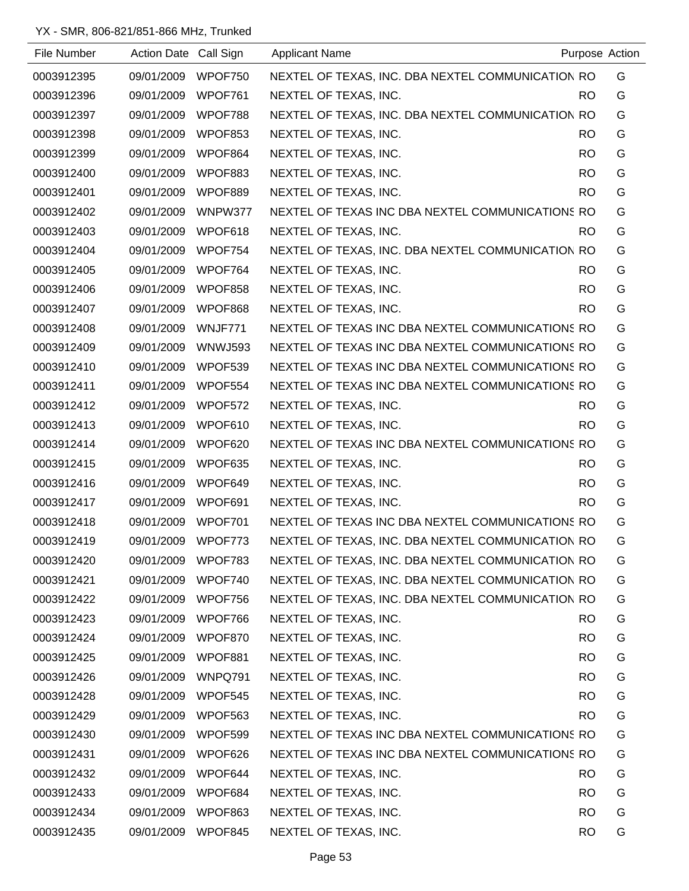YX - SMR, 806-821/851-866 MHz, Trunked

| File Number | Action Date | Call Sign | Applicant Name | Purpose | Action |
|---|---|---|---|---|---|
| 0003912395 | 09/01/2009 | WPOF750 | NEXTEL OF TEXAS, INC. DBA NEXTEL COMMUNICATION | RO | G |
| 0003912396 | 09/01/2009 | WPOF761 | NEXTEL OF TEXAS, INC. | RO | G |
| 0003912397 | 09/01/2009 | WPOF788 | NEXTEL OF TEXAS, INC. DBA NEXTEL COMMUNICATION | RO | G |
| 0003912398 | 09/01/2009 | WPOF853 | NEXTEL OF TEXAS, INC. | RO | G |
| 0003912399 | 09/01/2009 | WPOF864 | NEXTEL OF TEXAS, INC. | RO | G |
| 0003912400 | 09/01/2009 | WPOF883 | NEXTEL OF TEXAS, INC. | RO | G |
| 0003912401 | 09/01/2009 | WPOF889 | NEXTEL OF TEXAS, INC. | RO | G |
| 0003912402 | 09/01/2009 | WNPW377 | NEXTEL OF TEXAS INC DBA NEXTEL COMMUNICATIONS | RO | G |
| 0003912403 | 09/01/2009 | WPOF618 | NEXTEL OF TEXAS, INC. | RO | G |
| 0003912404 | 09/01/2009 | WPOF754 | NEXTEL OF TEXAS, INC. DBA NEXTEL COMMUNICATION | RO | G |
| 0003912405 | 09/01/2009 | WPOF764 | NEXTEL OF TEXAS, INC. | RO | G |
| 0003912406 | 09/01/2009 | WPOF858 | NEXTEL OF TEXAS, INC. | RO | G |
| 0003912407 | 09/01/2009 | WPOF868 | NEXTEL OF TEXAS, INC. | RO | G |
| 0003912408 | 09/01/2009 | WNJF771 | NEXTEL OF TEXAS INC DBA NEXTEL COMMUNICATIONS | RO | G |
| 0003912409 | 09/01/2009 | WNWJ593 | NEXTEL OF TEXAS INC DBA NEXTEL COMMUNICATIONS | RO | G |
| 0003912410 | 09/01/2009 | WPOF539 | NEXTEL OF TEXAS INC DBA NEXTEL COMMUNICATIONS | RO | G |
| 0003912411 | 09/01/2009 | WPOF554 | NEXTEL OF TEXAS INC DBA NEXTEL COMMUNICATIONS | RO | G |
| 0003912412 | 09/01/2009 | WPOF572 | NEXTEL OF TEXAS, INC. | RO | G |
| 0003912413 | 09/01/2009 | WPOF610 | NEXTEL OF TEXAS, INC. | RO | G |
| 0003912414 | 09/01/2009 | WPOF620 | NEXTEL OF TEXAS INC DBA NEXTEL COMMUNICATIONS | RO | G |
| 0003912415 | 09/01/2009 | WPOF635 | NEXTEL OF TEXAS, INC. | RO | G |
| 0003912416 | 09/01/2009 | WPOF649 | NEXTEL OF TEXAS, INC. | RO | G |
| 0003912417 | 09/01/2009 | WPOF691 | NEXTEL OF TEXAS, INC. | RO | G |
| 0003912418 | 09/01/2009 | WPOF701 | NEXTEL OF TEXAS INC DBA NEXTEL COMMUNICATIONS | RO | G |
| 0003912419 | 09/01/2009 | WPOF773 | NEXTEL OF TEXAS, INC. DBA NEXTEL COMMUNICATION | RO | G |
| 0003912420 | 09/01/2009 | WPOF783 | NEXTEL OF TEXAS, INC. DBA NEXTEL COMMUNICATION | RO | G |
| 0003912421 | 09/01/2009 | WPOF740 | NEXTEL OF TEXAS, INC. DBA NEXTEL COMMUNICATION | RO | G |
| 0003912422 | 09/01/2009 | WPOF756 | NEXTEL OF TEXAS, INC. DBA NEXTEL COMMUNICATION | RO | G |
| 0003912423 | 09/01/2009 | WPOF766 | NEXTEL OF TEXAS, INC. | RO | G |
| 0003912424 | 09/01/2009 | WPOF870 | NEXTEL OF TEXAS, INC. | RO | G |
| 0003912425 | 09/01/2009 | WPOF881 | NEXTEL OF TEXAS, INC. | RO | G |
| 0003912426 | 09/01/2009 | WNPQ791 | NEXTEL OF TEXAS, INC. | RO | G |
| 0003912428 | 09/01/2009 | WPOF545 | NEXTEL OF TEXAS, INC. | RO | G |
| 0003912429 | 09/01/2009 | WPOF563 | NEXTEL OF TEXAS, INC. | RO | G |
| 0003912430 | 09/01/2009 | WPOF599 | NEXTEL OF TEXAS INC DBA NEXTEL COMMUNICATIONS | RO | G |
| 0003912431 | 09/01/2009 | WPOF626 | NEXTEL OF TEXAS INC DBA NEXTEL COMMUNICATIONS | RO | G |
| 0003912432 | 09/01/2009 | WPOF644 | NEXTEL OF TEXAS, INC. | RO | G |
| 0003912433 | 09/01/2009 | WPOF684 | NEXTEL OF TEXAS, INC. | RO | G |
| 0003912434 | 09/01/2009 | WPOF863 | NEXTEL OF TEXAS, INC. | RO | G |
| 0003912435 | 09/01/2009 | WPOF845 | NEXTEL OF TEXAS, INC. | RO | G |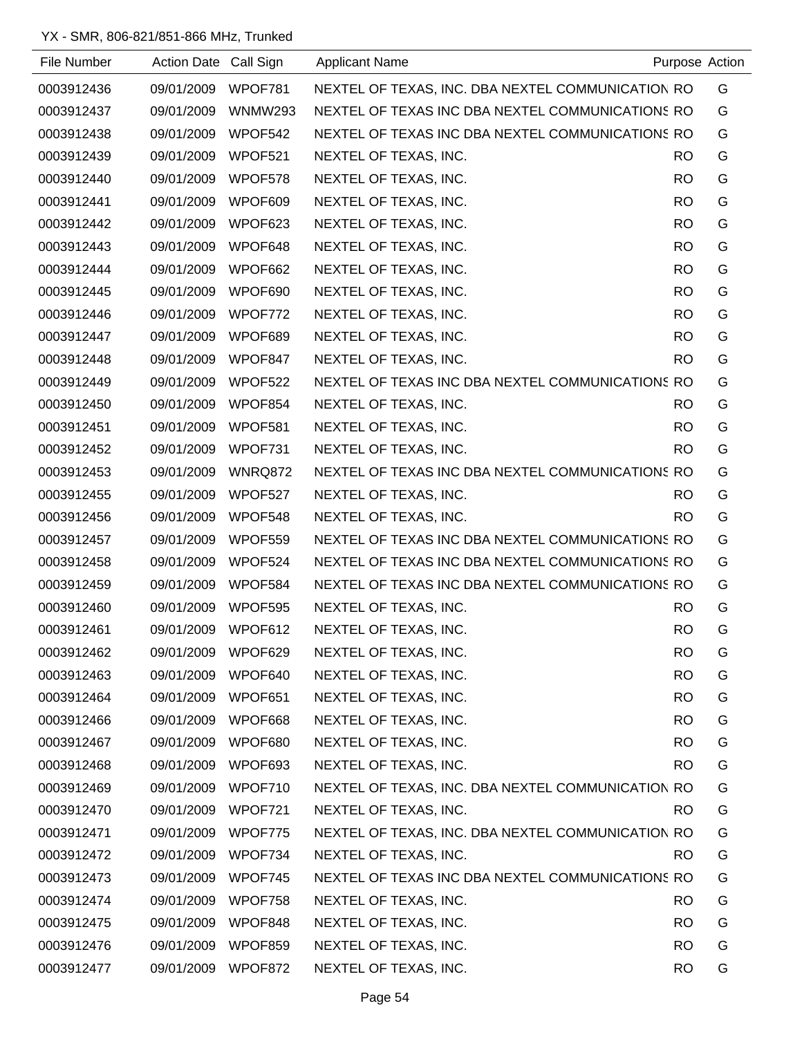YX - SMR, 806-821/851-866 MHz, Trunked

| File Number | Action Date | Call Sign | Applicant Name | Purpose | Action |
|---|---|---|---|---|---|
| 0003912436 | 09/01/2009 | WPOF781 | NEXTEL OF TEXAS, INC. DBA NEXTEL COMMUNICATION | RO | G |
| 0003912437 | 09/01/2009 | WNMW293 | NEXTEL OF TEXAS INC DBA NEXTEL COMMUNICATIONS | RO | G |
| 0003912438 | 09/01/2009 | WPOF542 | NEXTEL OF TEXAS INC DBA NEXTEL COMMUNICATIONS | RO | G |
| 0003912439 | 09/01/2009 | WPOF521 | NEXTEL OF TEXAS, INC. | RO | G |
| 0003912440 | 09/01/2009 | WPOF578 | NEXTEL OF TEXAS, INC. | RO | G |
| 0003912441 | 09/01/2009 | WPOF609 | NEXTEL OF TEXAS, INC. | RO | G |
| 0003912442 | 09/01/2009 | WPOF623 | NEXTEL OF TEXAS, INC. | RO | G |
| 0003912443 | 09/01/2009 | WPOF648 | NEXTEL OF TEXAS, INC. | RO | G |
| 0003912444 | 09/01/2009 | WPOF662 | NEXTEL OF TEXAS, INC. | RO | G |
| 0003912445 | 09/01/2009 | WPOF690 | NEXTEL OF TEXAS, INC. | RO | G |
| 0003912446 | 09/01/2009 | WPOF772 | NEXTEL OF TEXAS, INC. | RO | G |
| 0003912447 | 09/01/2009 | WPOF689 | NEXTEL OF TEXAS, INC. | RO | G |
| 0003912448 | 09/01/2009 | WPOF847 | NEXTEL OF TEXAS, INC. | RO | G |
| 0003912449 | 09/01/2009 | WPOF522 | NEXTEL OF TEXAS INC DBA NEXTEL COMMUNICATIONS | RO | G |
| 0003912450 | 09/01/2009 | WPOF854 | NEXTEL OF TEXAS, INC. | RO | G |
| 0003912451 | 09/01/2009 | WPOF581 | NEXTEL OF TEXAS, INC. | RO | G |
| 0003912452 | 09/01/2009 | WPOF731 | NEXTEL OF TEXAS, INC. | RO | G |
| 0003912453 | 09/01/2009 | WNRQ872 | NEXTEL OF TEXAS INC DBA NEXTEL COMMUNICATIONS | RO | G |
| 0003912455 | 09/01/2009 | WPOF527 | NEXTEL OF TEXAS, INC. | RO | G |
| 0003912456 | 09/01/2009 | WPOF548 | NEXTEL OF TEXAS, INC. | RO | G |
| 0003912457 | 09/01/2009 | WPOF559 | NEXTEL OF TEXAS INC DBA NEXTEL COMMUNICATIONS | RO | G |
| 0003912458 | 09/01/2009 | WPOF524 | NEXTEL OF TEXAS INC DBA NEXTEL COMMUNICATIONS | RO | G |
| 0003912459 | 09/01/2009 | WPOF584 | NEXTEL OF TEXAS INC DBA NEXTEL COMMUNICATIONS | RO | G |
| 0003912460 | 09/01/2009 | WPOF595 | NEXTEL OF TEXAS, INC. | RO | G |
| 0003912461 | 09/01/2009 | WPOF612 | NEXTEL OF TEXAS, INC. | RO | G |
| 0003912462 | 09/01/2009 | WPOF629 | NEXTEL OF TEXAS, INC. | RO | G |
| 0003912463 | 09/01/2009 | WPOF640 | NEXTEL OF TEXAS, INC. | RO | G |
| 0003912464 | 09/01/2009 | WPOF651 | NEXTEL OF TEXAS, INC. | RO | G |
| 0003912466 | 09/01/2009 | WPOF668 | NEXTEL OF TEXAS, INC. | RO | G |
| 0003912467 | 09/01/2009 | WPOF680 | NEXTEL OF TEXAS, INC. | RO | G |
| 0003912468 | 09/01/2009 | WPOF693 | NEXTEL OF TEXAS, INC. | RO | G |
| 0003912469 | 09/01/2009 | WPOF710 | NEXTEL OF TEXAS, INC. DBA NEXTEL COMMUNICATION | RO | G |
| 0003912470 | 09/01/2009 | WPOF721 | NEXTEL OF TEXAS, INC. | RO | G |
| 0003912471 | 09/01/2009 | WPOF775 | NEXTEL OF TEXAS, INC. DBA NEXTEL COMMUNICATION | RO | G |
| 0003912472 | 09/01/2009 | WPOF734 | NEXTEL OF TEXAS, INC. | RO | G |
| 0003912473 | 09/01/2009 | WPOF745 | NEXTEL OF TEXAS INC DBA NEXTEL COMMUNICATIONS | RO | G |
| 0003912474 | 09/01/2009 | WPOF758 | NEXTEL OF TEXAS, INC. | RO | G |
| 0003912475 | 09/01/2009 | WPOF848 | NEXTEL OF TEXAS, INC. | RO | G |
| 0003912476 | 09/01/2009 | WPOF859 | NEXTEL OF TEXAS, INC. | RO | G |
| 0003912477 | 09/01/2009 | WPOF872 | NEXTEL OF TEXAS, INC. | RO | G |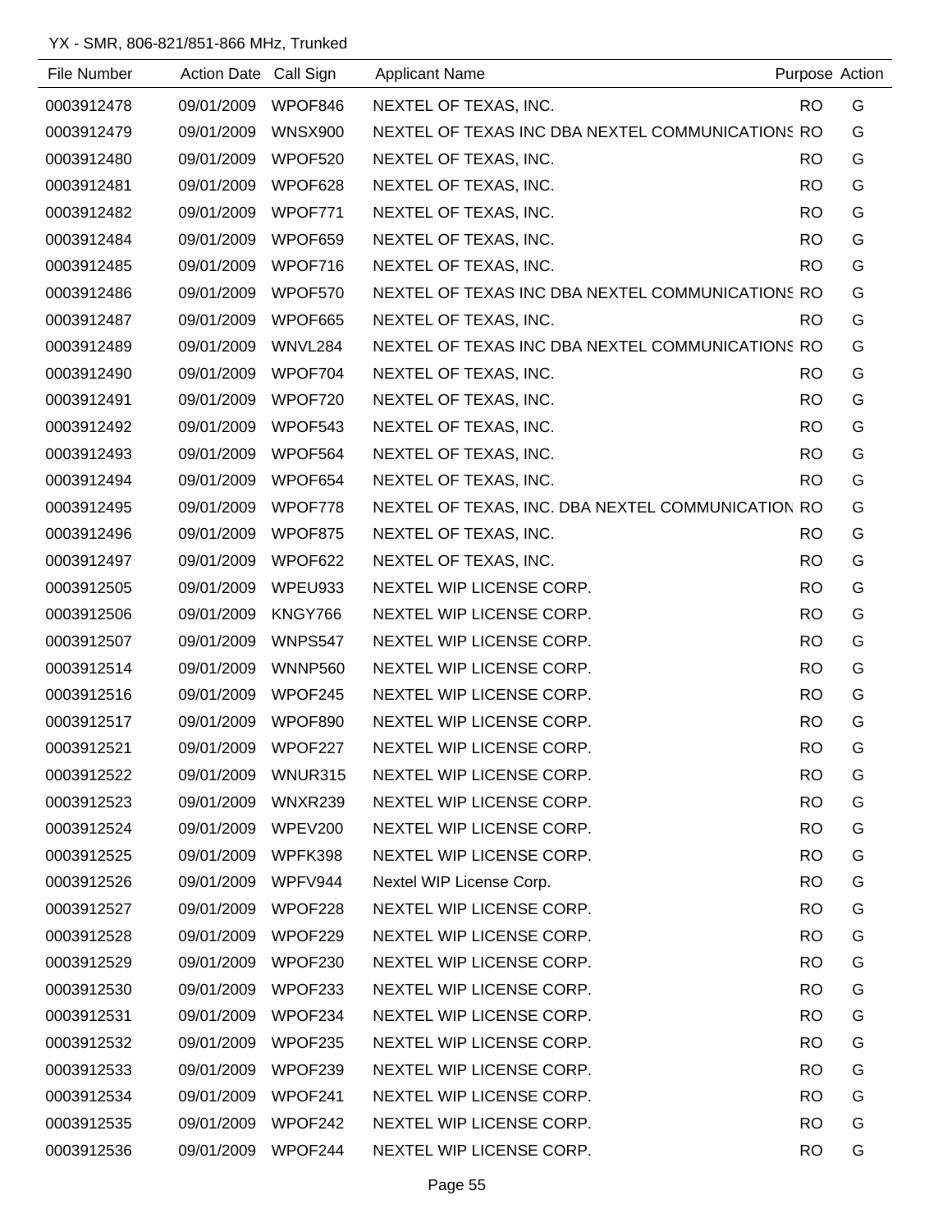YX - SMR, 806-821/851-866 MHz, Trunked

| File Number | Action Date | Call Sign | Applicant Name | Purpose | Action |
|---|---|---|---|---|---|
| 0003912478 | 09/01/2009 | WPOF846 | NEXTEL OF TEXAS, INC. | RO | G |
| 0003912479 | 09/01/2009 | WNSX900 | NEXTEL OF TEXAS INC DBA NEXTEL COMMUNICATIONS | RO | G |
| 0003912480 | 09/01/2009 | WPOF520 | NEXTEL OF TEXAS, INC. | RO | G |
| 0003912481 | 09/01/2009 | WPOF628 | NEXTEL OF TEXAS, INC. | RO | G |
| 0003912482 | 09/01/2009 | WPOF771 | NEXTEL OF TEXAS, INC. | RO | G |
| 0003912484 | 09/01/2009 | WPOF659 | NEXTEL OF TEXAS, INC. | RO | G |
| 0003912485 | 09/01/2009 | WPOF716 | NEXTEL OF TEXAS, INC. | RO | G |
| 0003912486 | 09/01/2009 | WPOF570 | NEXTEL OF TEXAS INC DBA NEXTEL COMMUNICATIONS | RO | G |
| 0003912487 | 09/01/2009 | WPOF665 | NEXTEL OF TEXAS, INC. | RO | G |
| 0003912489 | 09/01/2009 | WNVL284 | NEXTEL OF TEXAS INC DBA NEXTEL COMMUNICATIONS | RO | G |
| 0003912490 | 09/01/2009 | WPOF704 | NEXTEL OF TEXAS, INC. | RO | G |
| 0003912491 | 09/01/2009 | WPOF720 | NEXTEL OF TEXAS, INC. | RO | G |
| 0003912492 | 09/01/2009 | WPOF543 | NEXTEL OF TEXAS, INC. | RO | G |
| 0003912493 | 09/01/2009 | WPOF564 | NEXTEL OF TEXAS, INC. | RO | G |
| 0003912494 | 09/01/2009 | WPOF654 | NEXTEL OF TEXAS, INC. | RO | G |
| 0003912495 | 09/01/2009 | WPOF778 | NEXTEL OF TEXAS, INC. DBA NEXTEL COMMUNICATION | RO | G |
| 0003912496 | 09/01/2009 | WPOF875 | NEXTEL OF TEXAS, INC. | RO | G |
| 0003912497 | 09/01/2009 | WPOF622 | NEXTEL OF TEXAS, INC. | RO | G |
| 0003912505 | 09/01/2009 | WPEU933 | NEXTEL WIP LICENSE CORP. | RO | G |
| 0003912506 | 09/01/2009 | KNGY766 | NEXTEL WIP LICENSE CORP. | RO | G |
| 0003912507 | 09/01/2009 | WNPS547 | NEXTEL WIP LICENSE CORP. | RO | G |
| 0003912514 | 09/01/2009 | WNNP560 | NEXTEL WIP LICENSE CORP. | RO | G |
| 0003912516 | 09/01/2009 | WPOF245 | NEXTEL WIP LICENSE CORP. | RO | G |
| 0003912517 | 09/01/2009 | WPOF890 | NEXTEL WIP LICENSE CORP. | RO | G |
| 0003912521 | 09/01/2009 | WPOF227 | NEXTEL WIP LICENSE CORP. | RO | G |
| 0003912522 | 09/01/2009 | WNUR315 | NEXTEL WIP LICENSE CORP. | RO | G |
| 0003912523 | 09/01/2009 | WNXR239 | NEXTEL WIP LICENSE CORP. | RO | G |
| 0003912524 | 09/01/2009 | WPEV200 | NEXTEL WIP LICENSE CORP. | RO | G |
| 0003912525 | 09/01/2009 | WPFK398 | NEXTEL WIP LICENSE CORP. | RO | G |
| 0003912526 | 09/01/2009 | WPFV944 | Nextel WIP License Corp. | RO | G |
| 0003912527 | 09/01/2009 | WPOF228 | NEXTEL WIP LICENSE CORP. | RO | G |
| 0003912528 | 09/01/2009 | WPOF229 | NEXTEL WIP LICENSE CORP. | RO | G |
| 0003912529 | 09/01/2009 | WPOF230 | NEXTEL WIP LICENSE CORP. | RO | G |
| 0003912530 | 09/01/2009 | WPOF233 | NEXTEL WIP LICENSE CORP. | RO | G |
| 0003912531 | 09/01/2009 | WPOF234 | NEXTEL WIP LICENSE CORP. | RO | G |
| 0003912532 | 09/01/2009 | WPOF235 | NEXTEL WIP LICENSE CORP. | RO | G |
| 0003912533 | 09/01/2009 | WPOF239 | NEXTEL WIP LICENSE CORP. | RO | G |
| 0003912534 | 09/01/2009 | WPOF241 | NEXTEL WIP LICENSE CORP. | RO | G |
| 0003912535 | 09/01/2009 | WPOF242 | NEXTEL WIP LICENSE CORP. | RO | G |
| 0003912536 | 09/01/2009 | WPOF244 | NEXTEL WIP LICENSE CORP. | RO | G |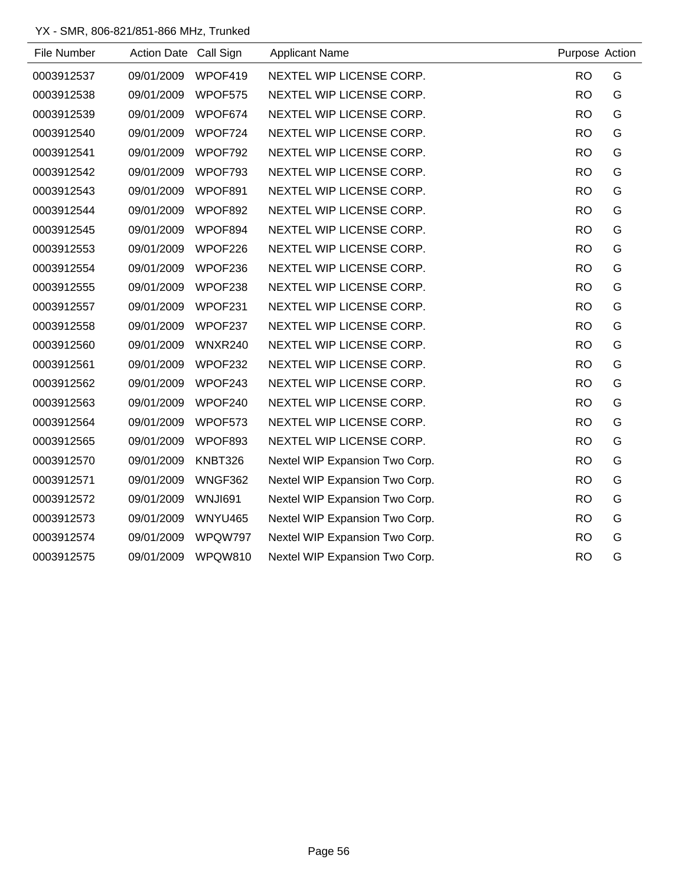YX - SMR, 806-821/851-866 MHz, Trunked

| File Number | Action Date | Call Sign | Applicant Name | Purpose | Action |
|---|---|---|---|---|---|
| 0003912537 | 09/01/2009 | WPOF419 | NEXTEL WIP LICENSE CORP. | RO | G |
| 0003912538 | 09/01/2009 | WPOF575 | NEXTEL WIP LICENSE CORP. | RO | G |
| 0003912539 | 09/01/2009 | WPOF674 | NEXTEL WIP LICENSE CORP. | RO | G |
| 0003912540 | 09/01/2009 | WPOF724 | NEXTEL WIP LICENSE CORP. | RO | G |
| 0003912541 | 09/01/2009 | WPOF792 | NEXTEL WIP LICENSE CORP. | RO | G |
| 0003912542 | 09/01/2009 | WPOF793 | NEXTEL WIP LICENSE CORP. | RO | G |
| 0003912543 | 09/01/2009 | WPOF891 | NEXTEL WIP LICENSE CORP. | RO | G |
| 0003912544 | 09/01/2009 | WPOF892 | NEXTEL WIP LICENSE CORP. | RO | G |
| 0003912545 | 09/01/2009 | WPOF894 | NEXTEL WIP LICENSE CORP. | RO | G |
| 0003912553 | 09/01/2009 | WPOF226 | NEXTEL WIP LICENSE CORP. | RO | G |
| 0003912554 | 09/01/2009 | WPOF236 | NEXTEL WIP LICENSE CORP. | RO | G |
| 0003912555 | 09/01/2009 | WPOF238 | NEXTEL WIP LICENSE CORP. | RO | G |
| 0003912557 | 09/01/2009 | WPOF231 | NEXTEL WIP LICENSE CORP. | RO | G |
| 0003912558 | 09/01/2009 | WPOF237 | NEXTEL WIP LICENSE CORP. | RO | G |
| 0003912560 | 09/01/2009 | WNXR240 | NEXTEL WIP LICENSE CORP. | RO | G |
| 0003912561 | 09/01/2009 | WPOF232 | NEXTEL WIP LICENSE CORP. | RO | G |
| 0003912562 | 09/01/2009 | WPOF243 | NEXTEL WIP LICENSE CORP. | RO | G |
| 0003912563 | 09/01/2009 | WPOF240 | NEXTEL WIP LICENSE CORP. | RO | G |
| 0003912564 | 09/01/2009 | WPOF573 | NEXTEL WIP LICENSE CORP. | RO | G |
| 0003912565 | 09/01/2009 | WPOF893 | NEXTEL WIP LICENSE CORP. | RO | G |
| 0003912570 | 09/01/2009 | KNBT326 | Nextel WIP Expansion Two Corp. | RO | G |
| 0003912571 | 09/01/2009 | WNGF362 | Nextel WIP Expansion Two Corp. | RO | G |
| 0003912572 | 09/01/2009 | WNJI691 | Nextel WIP Expansion Two Corp. | RO | G |
| 0003912573 | 09/01/2009 | WNYU465 | Nextel WIP Expansion Two Corp. | RO | G |
| 0003912574 | 09/01/2009 | WPQW797 | Nextel WIP Expansion Two Corp. | RO | G |
| 0003912575 | 09/01/2009 | WPQW810 | Nextel WIP Expansion Two Corp. | RO | G |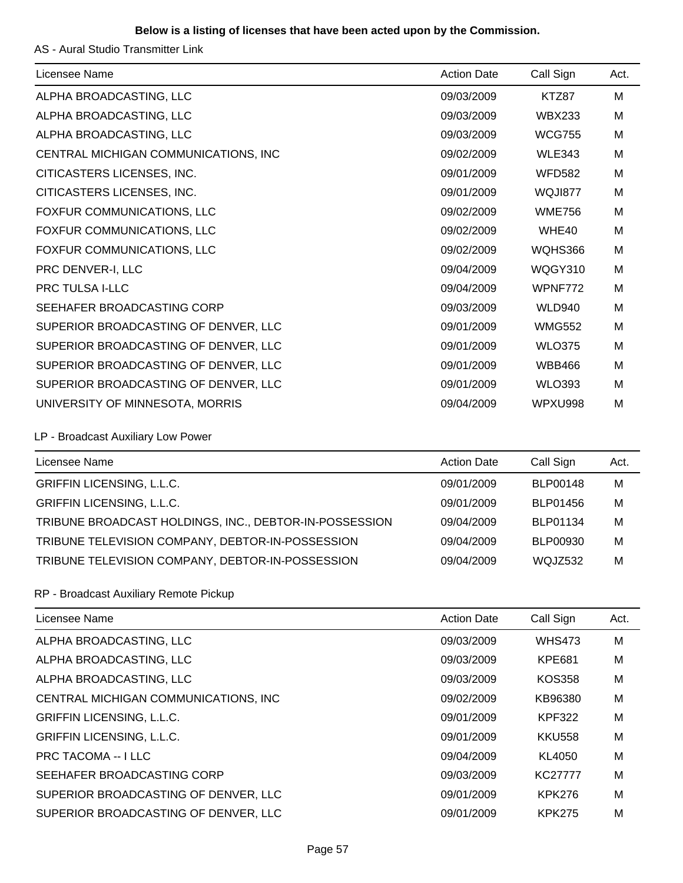**Below is a listing of licenses that have been acted upon by the Commission.**

AS - Aural Studio Transmitter Link

| Licensee Name | Action Date | Call Sign | Act. |
|---|---|---|---|
| ALPHA BROADCASTING, LLC | 09/03/2009 | KTZ87 | M |
| ALPHA BROADCASTING, LLC | 09/03/2009 | WBX233 | M |
| ALPHA BROADCASTING, LLC | 09/03/2009 | WCG755 | M |
| CENTRAL MICHIGAN COMMUNICATIONS, INC | 09/02/2009 | WLE343 | M |
| CITICASTERS LICENSES, INC. | 09/01/2009 | WFD582 | M |
| CITICASTERS LICENSES, INC. | 09/01/2009 | WQJI877 | M |
| FOXFUR COMMUNICATIONS, LLC | 09/02/2009 | WME756 | M |
| FOXFUR COMMUNICATIONS, LLC | 09/02/2009 | WHE40 | M |
| FOXFUR COMMUNICATIONS, LLC | 09/02/2009 | WQHS366 | M |
| PRC DENVER-I, LLC | 09/04/2009 | WQGY310 | M |
| PRC TULSA I-LLC | 09/04/2009 | WPNF772 | M |
| SEEHAFER BROADCASTING CORP | 09/03/2009 | WLD940 | M |
| SUPERIOR BROADCASTING OF DENVER, LLC | 09/01/2009 | WMG552 | M |
| SUPERIOR BROADCASTING OF DENVER, LLC | 09/01/2009 | WLO375 | M |
| SUPERIOR BROADCASTING OF DENVER, LLC | 09/01/2009 | WBB466 | M |
| SUPERIOR BROADCASTING OF DENVER, LLC | 09/01/2009 | WLO393 | M |
| UNIVERSITY OF MINNESOTA, MORRIS | 09/04/2009 | WPXU998 | M |

LP - Broadcast Auxiliary Low Power

| Licensee Name | Action Date | Call Sign | Act. |
|---|---|---|---|
| GRIFFIN LICENSING, L.L.C. | 09/01/2009 | BLP00148 | M |
| GRIFFIN LICENSING, L.L.C. | 09/01/2009 | BLP01456 | M |
| TRIBUNE BROADCAST HOLDINGS, INC., DEBTOR-IN-POSSESSION | 09/04/2009 | BLP01134 | M |
| TRIBUNE TELEVISION COMPANY, DEBTOR-IN-POSSESSION | 09/04/2009 | BLP00930 | M |
| TRIBUNE TELEVISION COMPANY, DEBTOR-IN-POSSESSION | 09/04/2009 | WQJZ532 | M |

RP - Broadcast Auxiliary Remote Pickup

| Licensee Name | Action Date | Call Sign | Act. |
|---|---|---|---|
| ALPHA BROADCASTING, LLC | 09/03/2009 | WHS473 | M |
| ALPHA BROADCASTING, LLC | 09/03/2009 | KPE681 | M |
| ALPHA BROADCASTING, LLC | 09/03/2009 | KOS358 | M |
| CENTRAL MICHIGAN COMMUNICATIONS, INC | 09/02/2009 | KB96380 | M |
| GRIFFIN LICENSING, L.L.C. | 09/01/2009 | KPF322 | M |
| GRIFFIN LICENSING, L.L.C. | 09/01/2009 | KKU558 | M |
| PRC TACOMA -- I LLC | 09/04/2009 | KL4050 | M |
| SEEHAFER BROADCASTING CORP | 09/03/2009 | KC27777 | M |
| SUPERIOR BROADCASTING OF DENVER, LLC | 09/01/2009 | KPK276 | M |
| SUPERIOR BROADCASTING OF DENVER, LLC | 09/01/2009 | KPK275 | M |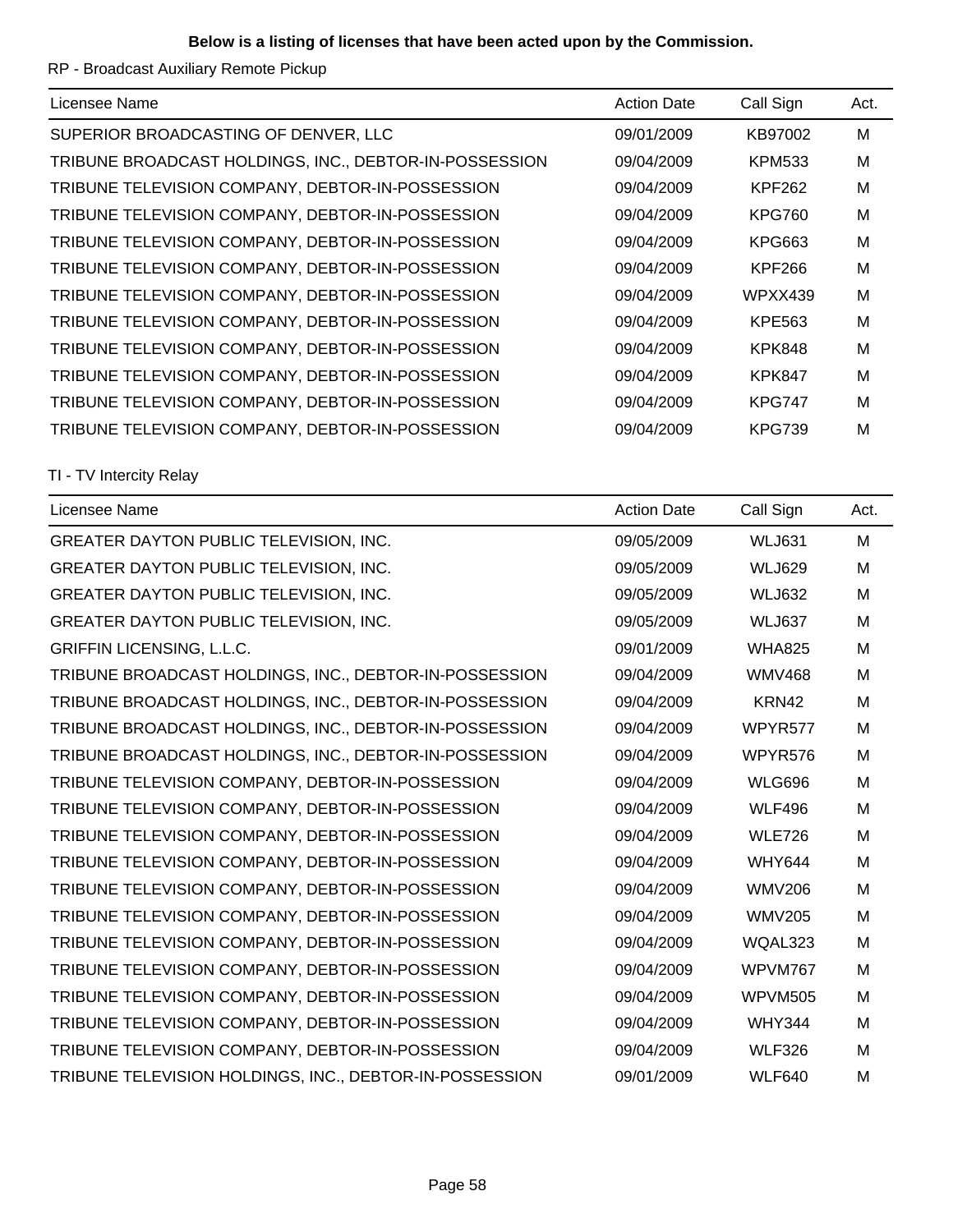**Below is a listing of licenses that have been acted upon by the Commission.**

RP - Broadcast Auxiliary Remote Pickup

| Licensee Name | Action Date | Call Sign | Act. |
|---|---|---|---|
| SUPERIOR BROADCASTING OF DENVER, LLC | 09/01/2009 | KB97002 | M |
| TRIBUNE BROADCAST HOLDINGS, INC., DEBTOR-IN-POSSESSION | 09/04/2009 | KPM533 | M |
| TRIBUNE TELEVISION COMPANY, DEBTOR-IN-POSSESSION | 09/04/2009 | KPF262 | M |
| TRIBUNE TELEVISION COMPANY, DEBTOR-IN-POSSESSION | 09/04/2009 | KPG760 | M |
| TRIBUNE TELEVISION COMPANY, DEBTOR-IN-POSSESSION | 09/04/2009 | KPG663 | M |
| TRIBUNE TELEVISION COMPANY, DEBTOR-IN-POSSESSION | 09/04/2009 | KPF266 | M |
| TRIBUNE TELEVISION COMPANY, DEBTOR-IN-POSSESSION | 09/04/2009 | WPXX439 | M |
| TRIBUNE TELEVISION COMPANY, DEBTOR-IN-POSSESSION | 09/04/2009 | KPE563 | M |
| TRIBUNE TELEVISION COMPANY, DEBTOR-IN-POSSESSION | 09/04/2009 | KPK848 | M |
| TRIBUNE TELEVISION COMPANY, DEBTOR-IN-POSSESSION | 09/04/2009 | KPK847 | M |
| TRIBUNE TELEVISION COMPANY, DEBTOR-IN-POSSESSION | 09/04/2009 | KPG747 | M |
| TRIBUNE TELEVISION COMPANY, DEBTOR-IN-POSSESSION | 09/04/2009 | KPG739 | M |

TI - TV Intercity Relay

| Licensee Name | Action Date | Call Sign | Act. |
|---|---|---|---|
| GREATER DAYTON PUBLIC TELEVISION, INC. | 09/05/2009 | WLJ631 | M |
| GREATER DAYTON PUBLIC TELEVISION, INC. | 09/05/2009 | WLJ629 | M |
| GREATER DAYTON PUBLIC TELEVISION, INC. | 09/05/2009 | WLJ632 | M |
| GREATER DAYTON PUBLIC TELEVISION, INC. | 09/05/2009 | WLJ637 | M |
| GRIFFIN LICENSING, L.L.C. | 09/01/2009 | WHA825 | M |
| TRIBUNE BROADCAST HOLDINGS, INC., DEBTOR-IN-POSSESSION | 09/04/2009 | WMV468 | M |
| TRIBUNE BROADCAST HOLDINGS, INC., DEBTOR-IN-POSSESSION | 09/04/2009 | KRN42 | M |
| TRIBUNE BROADCAST HOLDINGS, INC., DEBTOR-IN-POSSESSION | 09/04/2009 | WPYR577 | M |
| TRIBUNE BROADCAST HOLDINGS, INC., DEBTOR-IN-POSSESSION | 09/04/2009 | WPYR576 | M |
| TRIBUNE TELEVISION COMPANY, DEBTOR-IN-POSSESSION | 09/04/2009 | WLG696 | M |
| TRIBUNE TELEVISION COMPANY, DEBTOR-IN-POSSESSION | 09/04/2009 | WLF496 | M |
| TRIBUNE TELEVISION COMPANY, DEBTOR-IN-POSSESSION | 09/04/2009 | WLE726 | M |
| TRIBUNE TELEVISION COMPANY, DEBTOR-IN-POSSESSION | 09/04/2009 | WHY644 | M |
| TRIBUNE TELEVISION COMPANY, DEBTOR-IN-POSSESSION | 09/04/2009 | WMV206 | M |
| TRIBUNE TELEVISION COMPANY, DEBTOR-IN-POSSESSION | 09/04/2009 | WMV205 | M |
| TRIBUNE TELEVISION COMPANY, DEBTOR-IN-POSSESSION | 09/04/2009 | WQAL323 | M |
| TRIBUNE TELEVISION COMPANY, DEBTOR-IN-POSSESSION | 09/04/2009 | WPVM767 | M |
| TRIBUNE TELEVISION COMPANY, DEBTOR-IN-POSSESSION | 09/04/2009 | WPVM505 | M |
| TRIBUNE TELEVISION COMPANY, DEBTOR-IN-POSSESSION | 09/04/2009 | WHY344 | M |
| TRIBUNE TELEVISION COMPANY, DEBTOR-IN-POSSESSION | 09/04/2009 | WLF326 | M |
| TRIBUNE TELEVISION HOLDINGS, INC., DEBTOR-IN-POSSESSION | 09/01/2009 | WLF640 | M |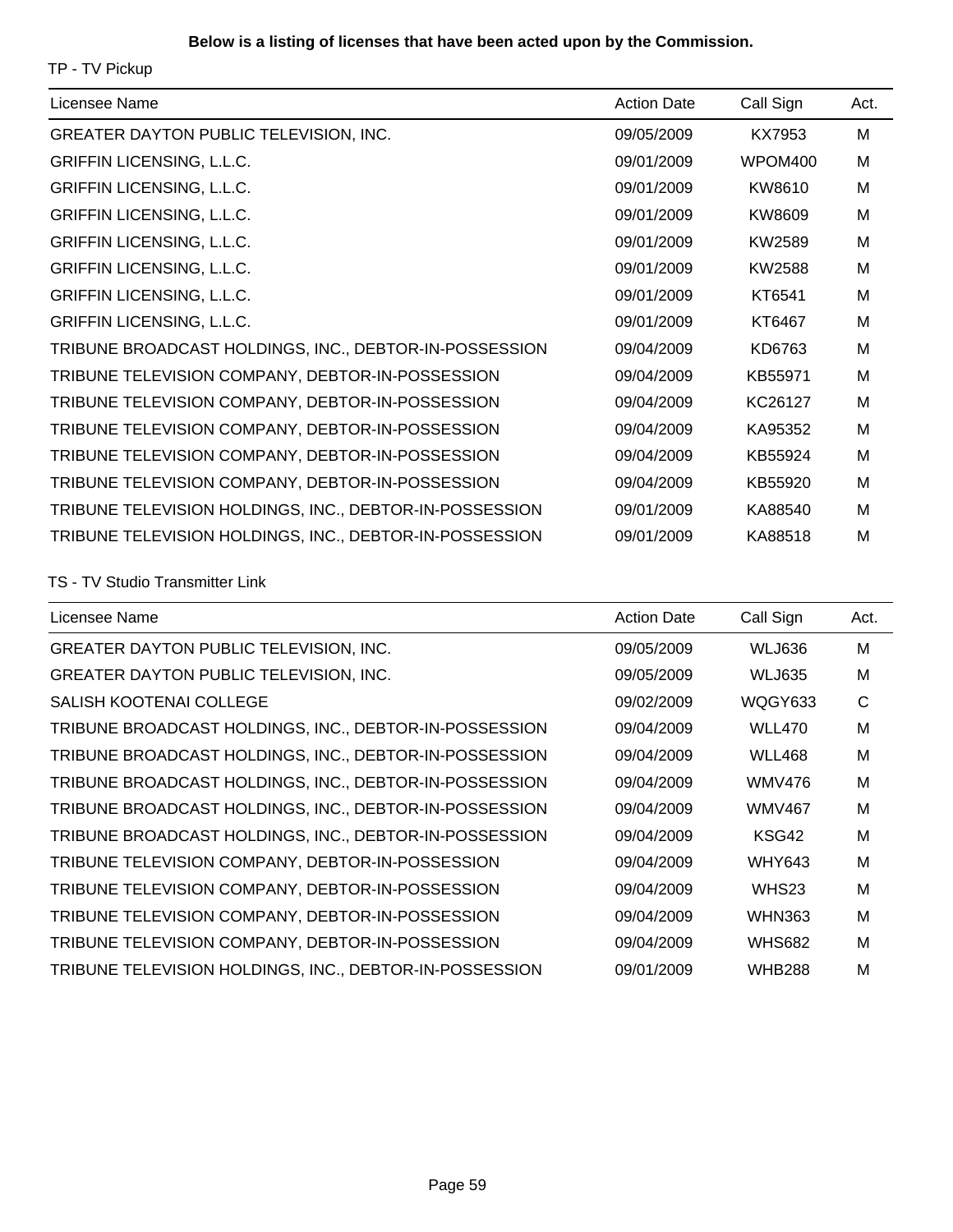**Below is a listing of licenses that have been acted upon by the Commission.**

TP - TV Pickup

| Licensee Name | Action Date | Call Sign | Act. |
|---|---|---|---|
| GREATER DAYTON PUBLIC TELEVISION, INC. | 09/05/2009 | KX7953 | M |
| GRIFFIN LICENSING, L.L.C. | 09/01/2009 | WPOM400 | M |
| GRIFFIN LICENSING, L.L.C. | 09/01/2009 | KW8610 | M |
| GRIFFIN LICENSING, L.L.C. | 09/01/2009 | KW8609 | M |
| GRIFFIN LICENSING, L.L.C. | 09/01/2009 | KW2589 | M |
| GRIFFIN LICENSING, L.L.C. | 09/01/2009 | KW2588 | M |
| GRIFFIN LICENSING, L.L.C. | 09/01/2009 | KT6541 | M |
| GRIFFIN LICENSING, L.L.C. | 09/01/2009 | KT6467 | M |
| TRIBUNE BROADCAST HOLDINGS, INC., DEBTOR-IN-POSSESSION | 09/04/2009 | KD6763 | M |
| TRIBUNE TELEVISION COMPANY, DEBTOR-IN-POSSESSION | 09/04/2009 | KB55971 | M |
| TRIBUNE TELEVISION COMPANY, DEBTOR-IN-POSSESSION | 09/04/2009 | KC26127 | M |
| TRIBUNE TELEVISION COMPANY, DEBTOR-IN-POSSESSION | 09/04/2009 | KA95352 | M |
| TRIBUNE TELEVISION COMPANY, DEBTOR-IN-POSSESSION | 09/04/2009 | KB55924 | M |
| TRIBUNE TELEVISION COMPANY, DEBTOR-IN-POSSESSION | 09/04/2009 | KB55920 | M |
| TRIBUNE TELEVISION HOLDINGS, INC., DEBTOR-IN-POSSESSION | 09/01/2009 | KA88540 | M |
| TRIBUNE TELEVISION HOLDINGS, INC., DEBTOR-IN-POSSESSION | 09/01/2009 | KA88518 | M |

TS - TV Studio Transmitter Link

| Licensee Name | Action Date | Call Sign | Act. |
|---|---|---|---|
| GREATER DAYTON PUBLIC TELEVISION, INC. | 09/05/2009 | WLJ636 | M |
| GREATER DAYTON PUBLIC TELEVISION, INC. | 09/05/2009 | WLJ635 | M |
| SALISH KOOTENAI COLLEGE | 09/02/2009 | WQGY633 | C |
| TRIBUNE BROADCAST HOLDINGS, INC., DEBTOR-IN-POSSESSION | 09/04/2009 | WLL470 | M |
| TRIBUNE BROADCAST HOLDINGS, INC., DEBTOR-IN-POSSESSION | 09/04/2009 | WLL468 | M |
| TRIBUNE BROADCAST HOLDINGS, INC., DEBTOR-IN-POSSESSION | 09/04/2009 | WMV476 | M |
| TRIBUNE BROADCAST HOLDINGS, INC., DEBTOR-IN-POSSESSION | 09/04/2009 | WMV467 | M |
| TRIBUNE BROADCAST HOLDINGS, INC., DEBTOR-IN-POSSESSION | 09/04/2009 | KSG42 | M |
| TRIBUNE TELEVISION COMPANY, DEBTOR-IN-POSSESSION | 09/04/2009 | WHY643 | M |
| TRIBUNE TELEVISION COMPANY, DEBTOR-IN-POSSESSION | 09/04/2009 | WHS23 | M |
| TRIBUNE TELEVISION COMPANY, DEBTOR-IN-POSSESSION | 09/04/2009 | WHN363 | M |
| TRIBUNE TELEVISION COMPANY, DEBTOR-IN-POSSESSION | 09/04/2009 | WHS682 | M |
| TRIBUNE TELEVISION HOLDINGS, INC., DEBTOR-IN-POSSESSION | 09/01/2009 | WHB288 | M |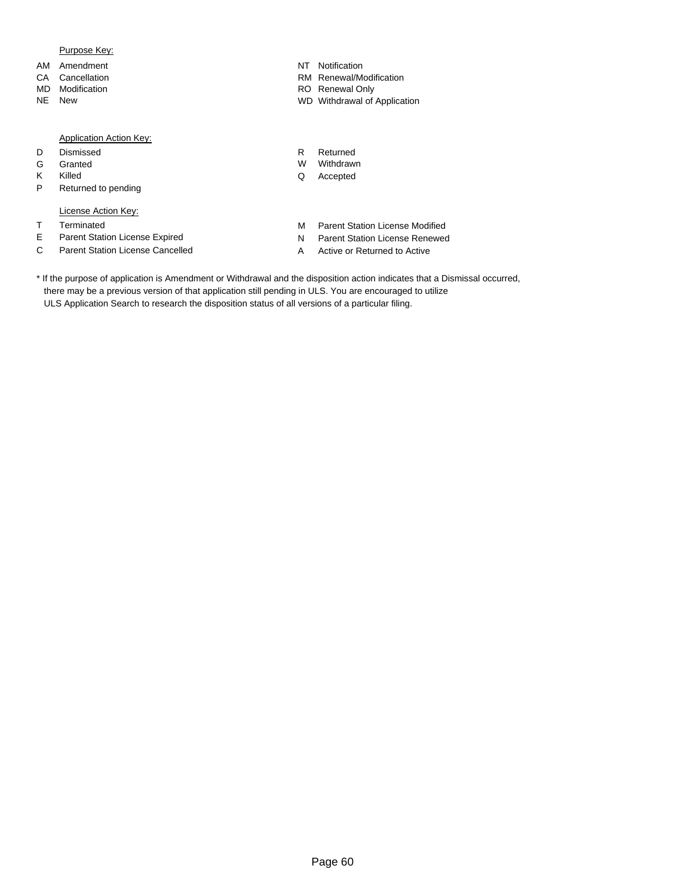Purpose Key:

AM Amendment
CA Cancellation
MD Modification
NE New
NT Notification
RM Renewal/Modification
RO Renewal Only
WD Withdrawal of Application

Application Action Key:

D Dismissed
G Granted
K Killed
P Returned to pending
R Returned
W Withdrawn
Q Accepted

License Action Key:

T Terminated
E Parent Station License Expired
C Parent Station License Cancelled
M Parent Station License Modified
N Parent Station License Renewed
A Active or Returned to Active

* If the purpose of application is Amendment or Withdrawal and the disposition action indicates that a Dismissal occurred, there may be a previous version of that application still pending in ULS. You are encouraged to utilize ULS Application Search to research the disposition status of all versions of a particular filing.